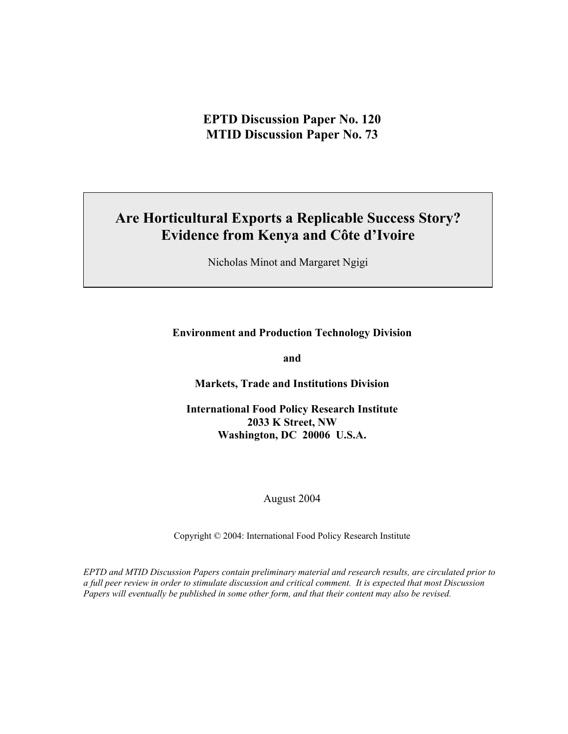**EPTD Discussion Paper No. 120**
**MTID Discussion Paper No. 73**

# Are Horticultural Exports a Replicable Success Story? Evidence from Kenya and Côte d'Ivoire

Nicholas Minot and Margaret Ngigi

**Environment and Production Technology Division**

**and**

**Markets, Trade and Institutions Division**

**International Food Policy Research Institute**
**2033 K Street, NW**
**Washington, DC 20006 U.S.A.**

August 2004

Copyright © 2004: International Food Policy Research Institute

*EPTD and MTID Discussion Papers contain preliminary material and research results, are circulated prior to a full peer review in order to stimulate discussion and critical comment. It is expected that most Discussion Papers will eventually be published in some other form, and that their content may also be revised.*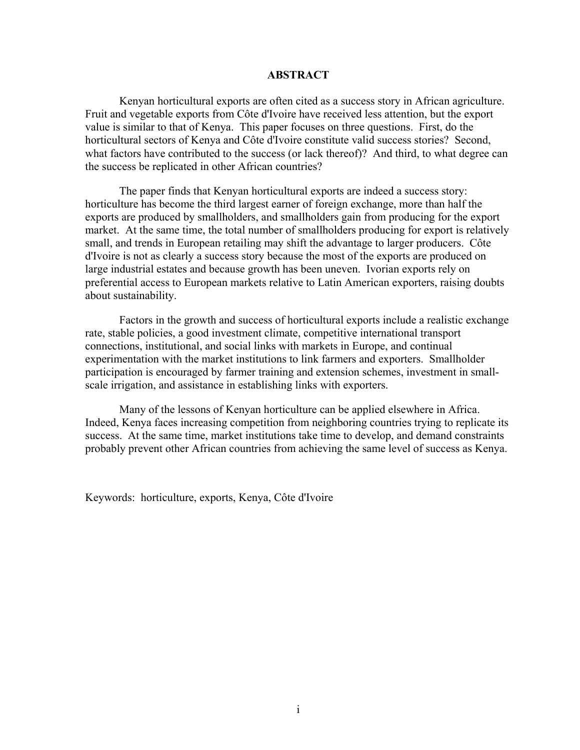## ABSTRACT

Kenyan horticultural exports are often cited as a success story in African agriculture. Fruit and vegetable exports from Côte d'Ivoire have received less attention, but the export value is similar to that of Kenya. This paper focuses on three questions. First, do the horticultural sectors of Kenya and Côte d'Ivoire constitute valid success stories? Second, what factors have contributed to the success (or lack thereof)? And third, to what degree can the success be replicated in other African countries?

The paper finds that Kenyan horticultural exports are indeed a success story: horticulture has become the third largest earner of foreign exchange, more than half the exports are produced by smallholders, and smallholders gain from producing for the export market. At the same time, the total number of smallholders producing for export is relatively small, and trends in European retailing may shift the advantage to larger producers. Côte d'Ivoire is not as clearly a success story because the most of the exports are produced on large industrial estates and because growth has been uneven. Ivorian exports rely on preferential access to European markets relative to Latin American exporters, raising doubts about sustainability.

Factors in the growth and success of horticultural exports include a realistic exchange rate, stable policies, a good investment climate, competitive international transport connections, institutional, and social links with markets in Europe, and continual experimentation with the market institutions to link farmers and exporters. Smallholder participation is encouraged by farmer training and extension schemes, investment in small-scale irrigation, and assistance in establishing links with exporters.

Many of the lessons of Kenyan horticulture can be applied elsewhere in Africa. Indeed, Kenya faces increasing competition from neighboring countries trying to replicate its success. At the same time, market institutions take time to develop, and demand constraints probably prevent other African countries from achieving the same level of success as Kenya.

Keywords: horticulture, exports, Kenya, Côte d'Ivoire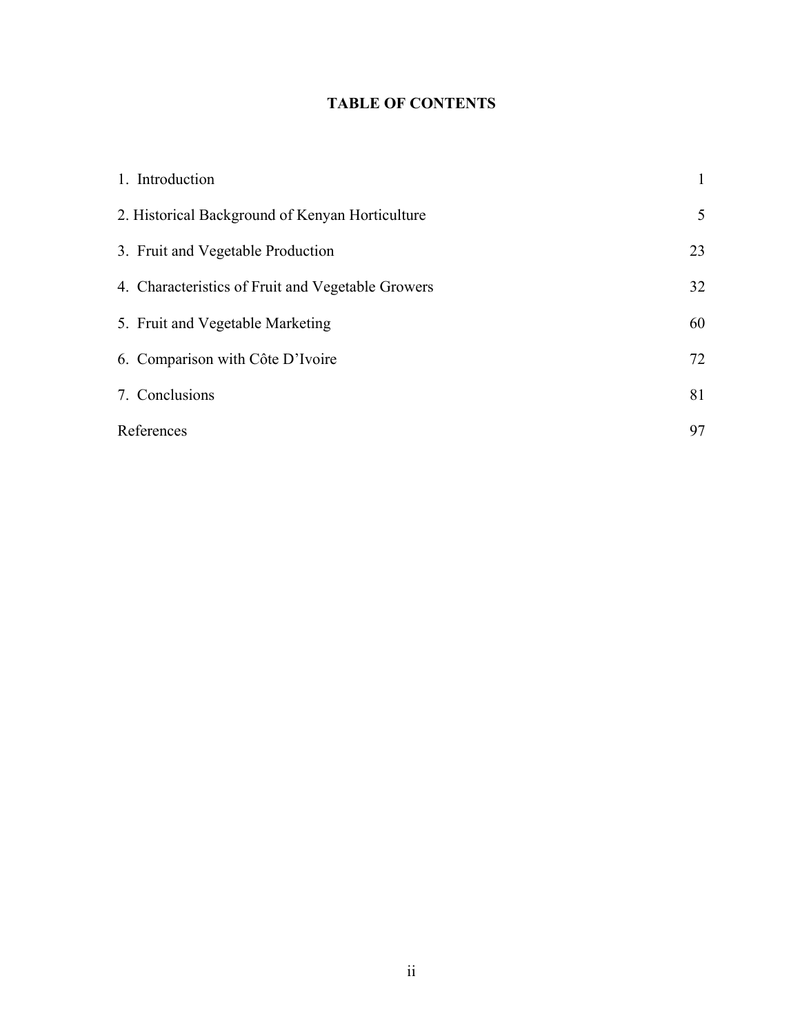# TABLE OF CONTENTS

| | |
|---|---|
| 1. Introduction | 1 |
| 2. Historical Background of Kenyan Horticulture | 5 |
| 3. Fruit and Vegetable Production | 23 |
| 4. Characteristics of Fruit and Vegetable Growers | 32 |
| 5. Fruit and Vegetable Marketing | 60 |
| 6. Comparison with Côte D'Ivoire | 72 |
| 7. Conclusions | 81 |
| References | 97 |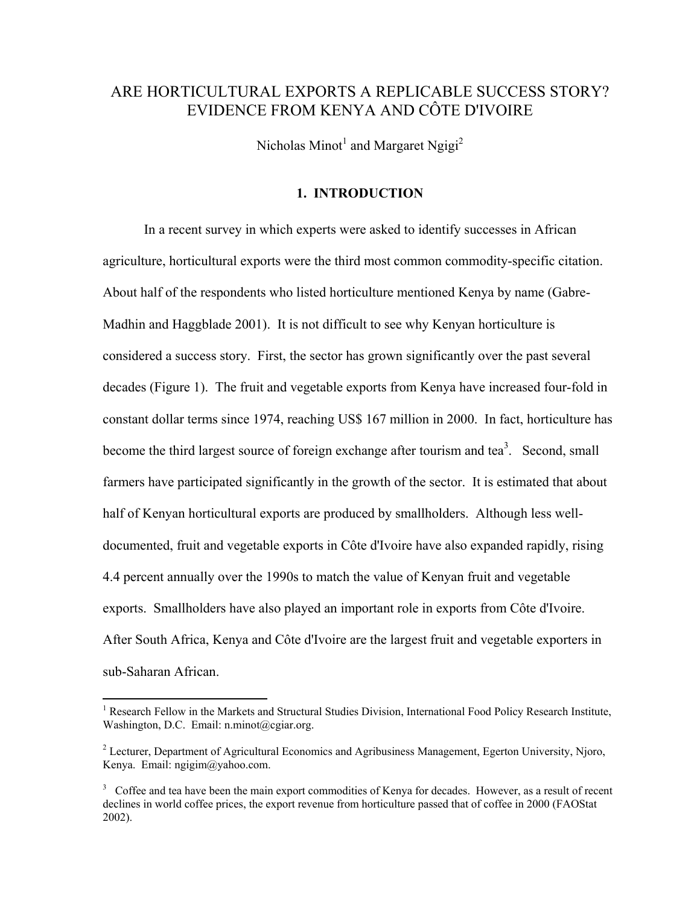# ARE HORTICULTURAL EXPORTS A REPLICABLE SUCCESS STORY? EVIDENCE FROM KENYA AND CÔTE D'IVOIRE

Nicholas Minot[1] and Margaret Ngigi[2]

## 1. INTRODUCTION

In a recent survey in which experts were asked to identify successes in African agriculture, horticultural exports were the third most common commodity-specific citation. About half of the respondents who listed horticulture mentioned Kenya by name (Gabre-Madhin and Haggblade 2001). It is not difficult to see why Kenyan horticulture is considered a success story. First, the sector has grown significantly over the past several decades (Figure 1). The fruit and vegetable exports from Kenya have increased four-fold in constant dollar terms since 1974, reaching US$ 167 million in 2000. In fact, horticulture has become the third largest source of foreign exchange after tourism and tea[3]. Second, small farmers have participated significantly in the growth of the sector. It is estimated that about half of Kenyan horticultural exports are produced by smallholders. Although less well-documented, fruit and vegetable exports in Côte d'Ivoire have also expanded rapidly, rising 4.4 percent annually over the 1990s to match the value of Kenyan fruit and vegetable exports. Smallholders have also played an important role in exports from Côte d'Ivoire. After South Africa, Kenya and Côte d'Ivoire are the largest fruit and vegetable exporters in sub-Saharan African.

---

[1] Research Fellow in the Markets and Structural Studies Division, International Food Policy Research Institute, Washington, D.C. Email: n.minot@cgiar.org.

[2] Lecturer, Department of Agricultural Economics and Agribusiness Management, Egerton University, Njoro, Kenya. Email: ngigim@yahoo.com.

[3] Coffee and tea have been the main export commodities of Kenya for decades. However, as a result of recent declines in world coffee prices, the export revenue from horticulture passed that of coffee in 2000 (FAOStat 2002).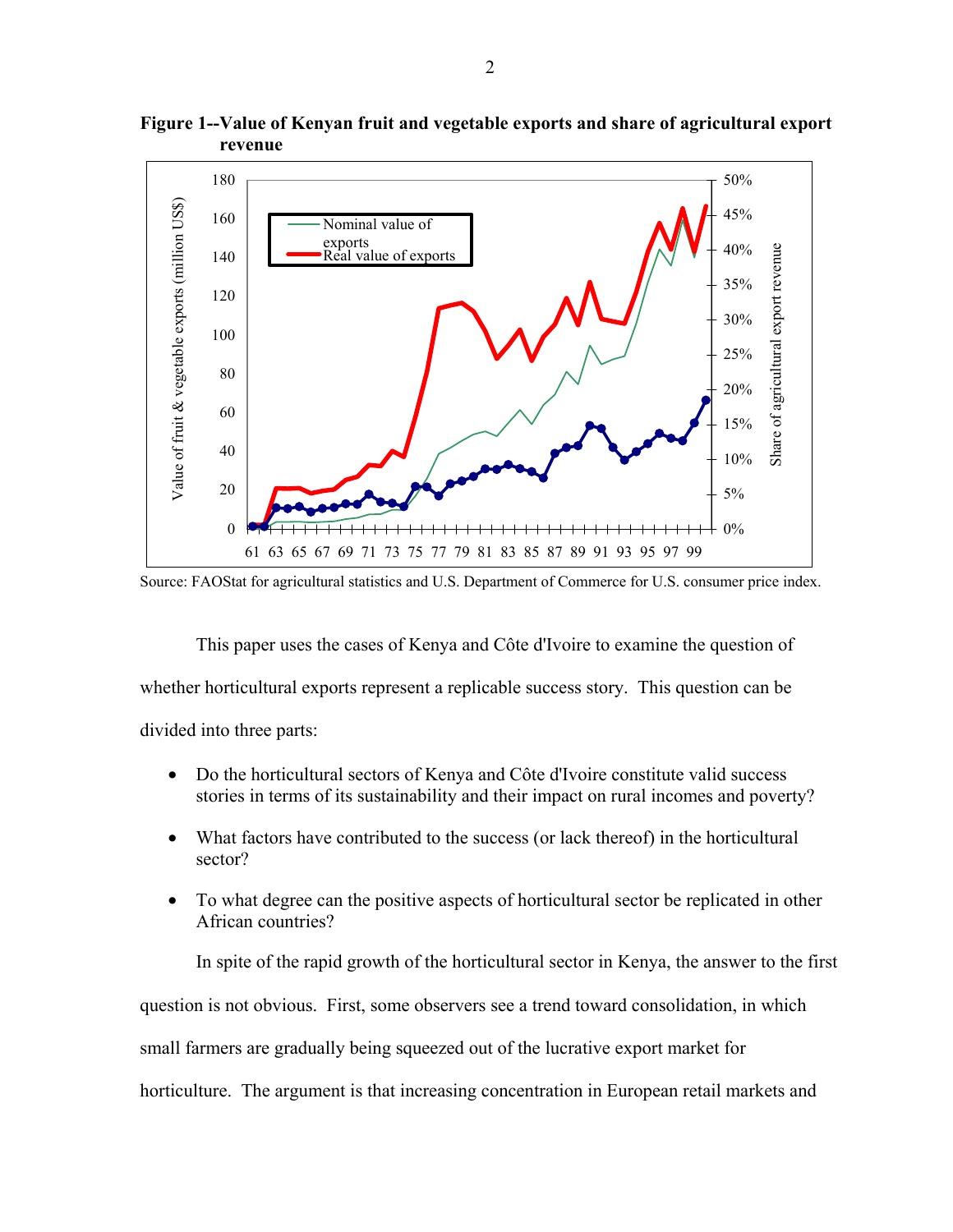**Figure 1--Value of Kenyan fruit and vegetable exports and share of agricultural export revenue**

Source: FAOStat for agricultural statistics and U.S. Department of Commerce for U.S. consumer price index.

This paper uses the cases of Kenya and Côte d'Ivoire to examine the question of whether horticultural exports represent a replicable success story. This question can be divided into three parts:

- Do the horticultural sectors of Kenya and Côte d'Ivoire constitute valid success stories in terms of its sustainability and their impact on rural incomes and poverty?
- What factors have contributed to the success (or lack thereof) in the horticultural sector?
- To what degree can the positive aspects of horticultural sector be replicated in other African countries?

In spite of the rapid growth of the horticultural sector in Kenya, the answer to the first question is not obvious. First, some observers see a trend toward consolidation, in which small farmers are gradually being squeezed out of the lucrative export market for horticulture. The argument is that increasing concentration in European retail markets and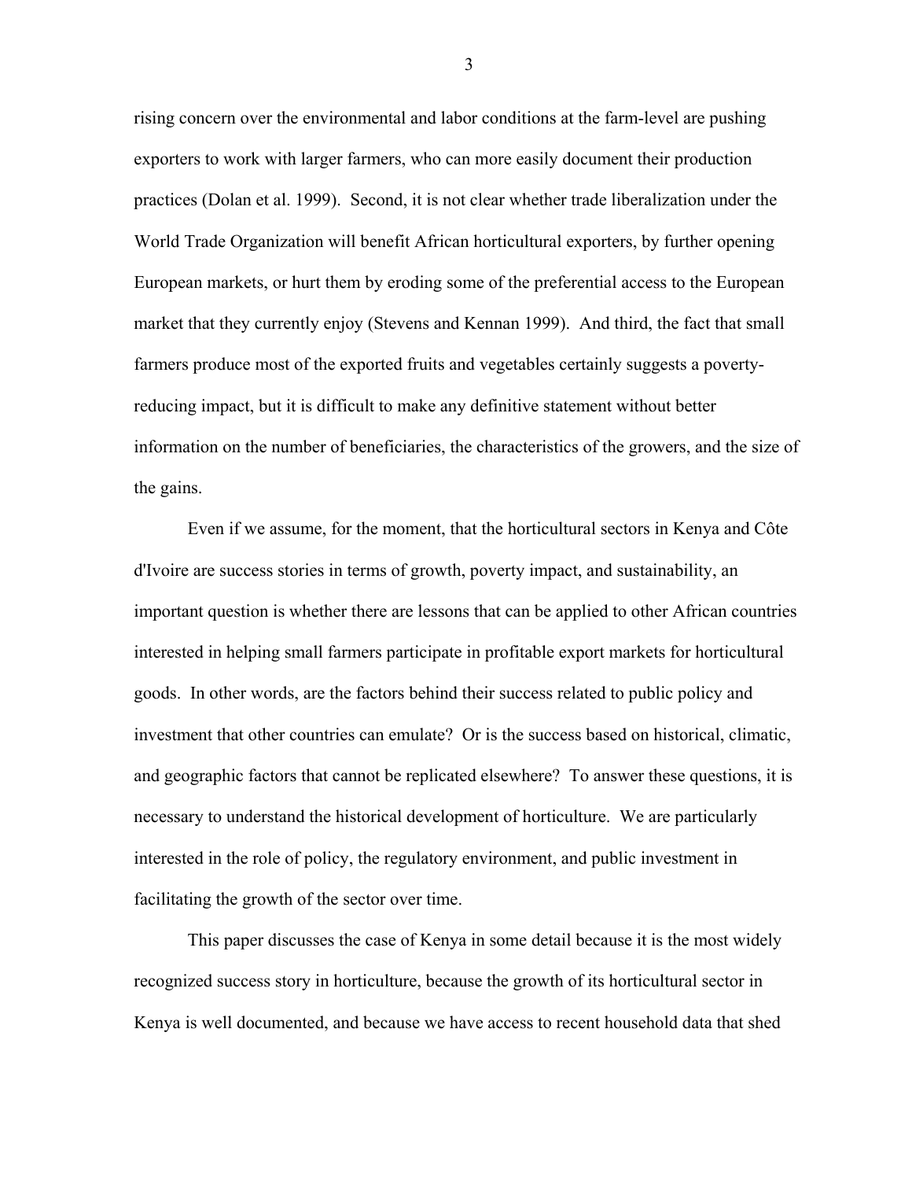rising concern over the environmental and labor conditions at the farm-level are pushing exporters to work with larger farmers, who can more easily document their production practices (Dolan et al. 1999). Second, it is not clear whether trade liberalization under the World Trade Organization will benefit African horticultural exporters, by further opening European markets, or hurt them by eroding some of the preferential access to the European market that they currently enjoy (Stevens and Kennan 1999). And third, the fact that small farmers produce most of the exported fruits and vegetables certainly suggests a poverty-reducing impact, but it is difficult to make any definitive statement without better information on the number of beneficiaries, the characteristics of the growers, and the size of the gains.

Even if we assume, for the moment, that the horticultural sectors in Kenya and Côte d'Ivoire are success stories in terms of growth, poverty impact, and sustainability, an important question is whether there are lessons that can be applied to other African countries interested in helping small farmers participate in profitable export markets for horticultural goods. In other words, are the factors behind their success related to public policy and investment that other countries can emulate? Or is the success based on historical, climatic, and geographic factors that cannot be replicated elsewhere? To answer these questions, it is necessary to understand the historical development of horticulture. We are particularly interested in the role of policy, the regulatory environment, and public investment in facilitating the growth of the sector over time.

This paper discusses the case of Kenya in some detail because it is the most widely recognized success story in horticulture, because the growth of its horticultural sector in Kenya is well documented, and because we have access to recent household data that shed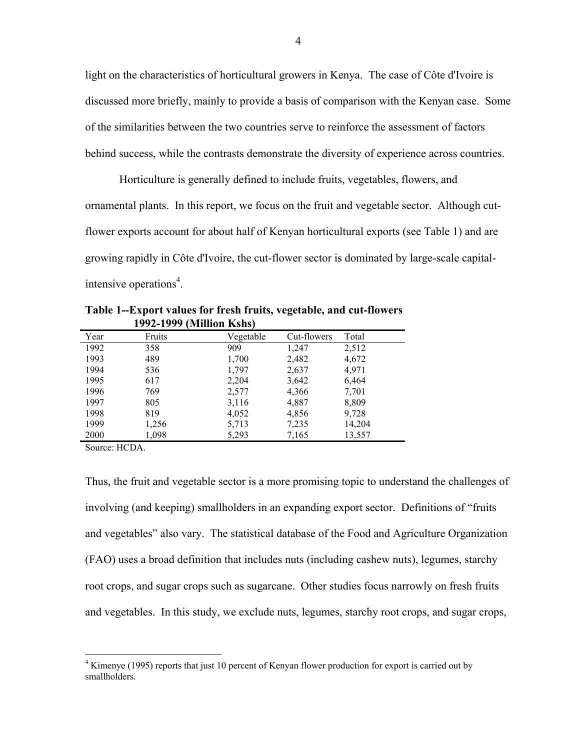light on the characteristics of horticultural growers in Kenya. The case of Côte d'Ivoire is discussed more briefly, mainly to provide a basis of comparison with the Kenyan case. Some of the similarities between the two countries serve to reinforce the assessment of factors behind success, while the contrasts demonstrate the diversity of experience across countries.

Horticulture is generally defined to include fruits, vegetables, flowers, and ornamental plants. In this report, we focus on the fruit and vegetable sector. Although cut-flower exports account for about half of Kenyan horticultural exports (see Table 1) and are growing rapidly in Côte d'Ivoire, the cut-flower sector is dominated by large-scale capital-intensive operations[4].

**Table 1--Export values for fresh fruits, vegetable, and cut-flowers 1992-1999 (Million Kshs)**

| Year | Fruits | Vegetable | Cut-flowers | Total |
|---|---|---|---|---|
| 1992 | 358 | 909 | 1,247 | 2,512 |
| 1993 | 489 | 1,700 | 2,482 | 4,672 |
| 1994 | 536 | 1,797 | 2,637 | 4,971 |
| 1995 | 617 | 2,204 | 3,642 | 6,464 |
| 1996 | 769 | 2,577 | 4,366 | 7,701 |
| 1997 | 805 | 3,116 | 4,887 | 8,809 |
| 1998 | 819 | 4,052 | 4,856 | 9,728 |
| 1999 | 1,256 | 5,713 | 7,235 | 14,204 |
| 2000 | 1,098 | 5,293 | 7,165 | 13,557 |

Source: HCDA.

Thus, the fruit and vegetable sector is a more promising topic to understand the challenges of involving (and keeping) smallholders in an expanding export sector. Definitions of "fruits and vegetables" also vary. The statistical database of the Food and Agriculture Organization (FAO) uses a broad definition that includes nuts (including cashew nuts), legumes, starchy root crops, and sugar crops such as sugarcane. Other studies focus narrowly on fresh fruits and vegetables. In this study, we exclude nuts, legumes, starchy root crops, and sugar crops,

[4] Kimenye (1995) reports that just 10 percent of Kenyan flower production for export is carried out by smallholders.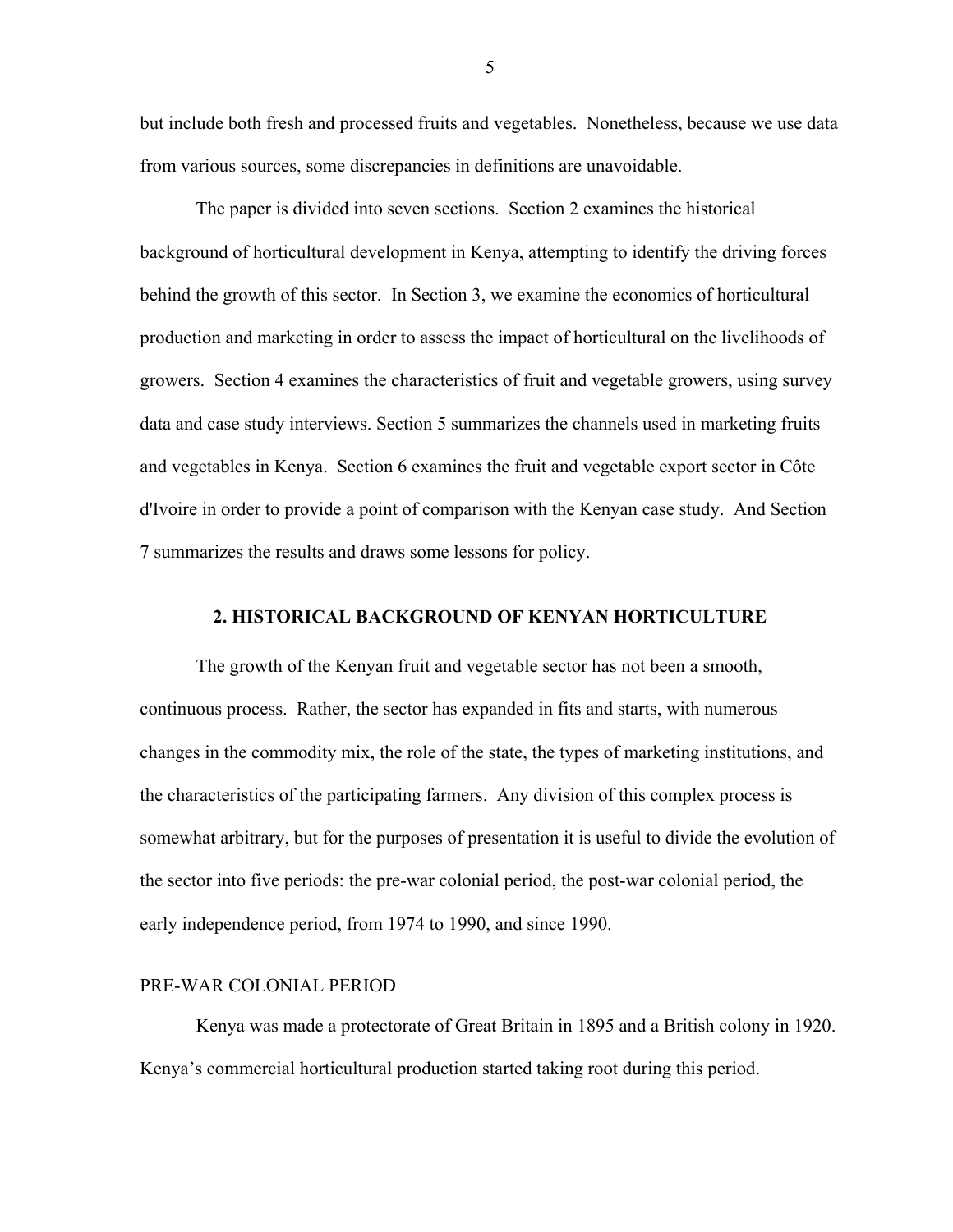but include both fresh and processed fruits and vegetables. Nonetheless, because we use data from various sources, some discrepancies in definitions are unavoidable.

The paper is divided into seven sections. Section 2 examines the historical background of horticultural development in Kenya, attempting to identify the driving forces behind the growth of this sector. In Section 3, we examine the economics of horticultural production and marketing in order to assess the impact of horticultural on the livelihoods of growers. Section 4 examines the characteristics of fruit and vegetable growers, using survey data and case study interviews. Section 5 summarizes the channels used in marketing fruits and vegetables in Kenya. Section 6 examines the fruit and vegetable export sector in Côte d'Ivoire in order to provide a point of comparison with the Kenyan case study. And Section 7 summarizes the results and draws some lessons for policy.

## 2. HISTORICAL BACKGROUND OF KENYAN HORTICULTURE

The growth of the Kenyan fruit and vegetable sector has not been a smooth, continuous process. Rather, the sector has expanded in fits and starts, with numerous changes in the commodity mix, the role of the state, the types of marketing institutions, and the characteristics of the participating farmers. Any division of this complex process is somewhat arbitrary, but for the purposes of presentation it is useful to divide the evolution of the sector into five periods: the pre-war colonial period, the post-war colonial period, the early independence period, from 1974 to 1990, and since 1990.

### PRE-WAR COLONIAL PERIOD

Kenya was made a protectorate of Great Britain in 1895 and a British colony in 1920. Kenya's commercial horticultural production started taking root during this period.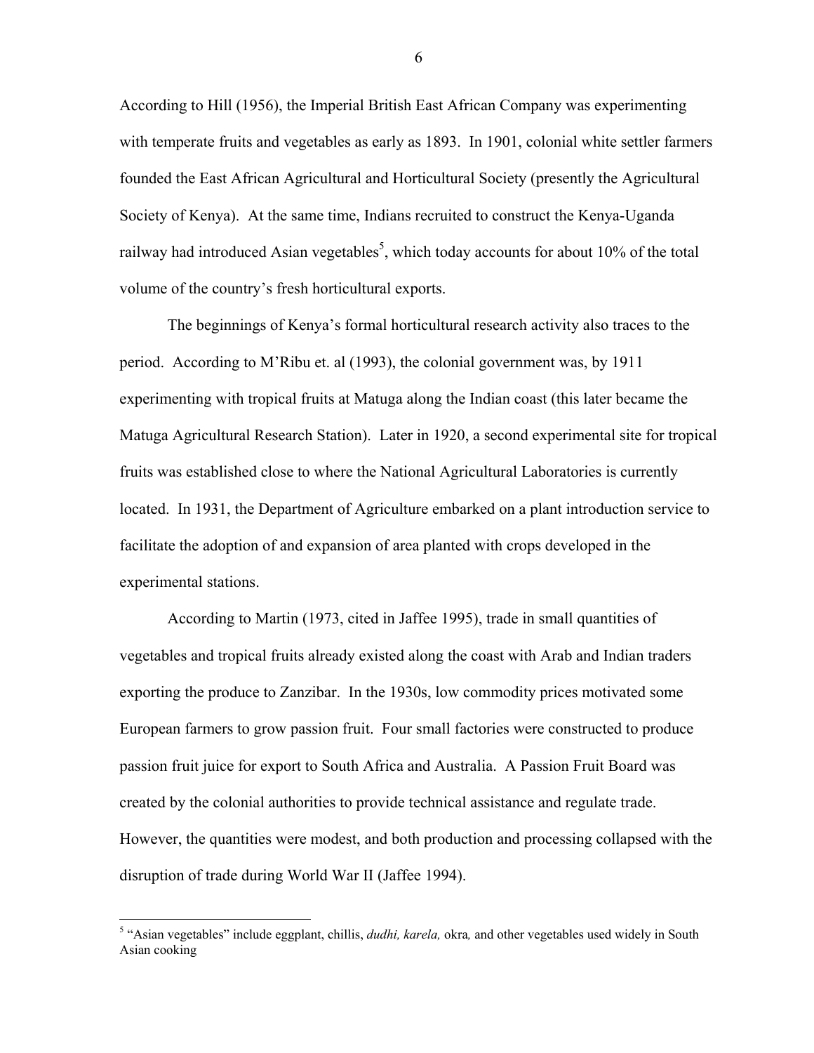According to Hill (1956), the Imperial British East African Company was experimenting with temperate fruits and vegetables as early as 1893. In 1901, colonial white settler farmers founded the East African Agricultural and Horticultural Society (presently the Agricultural Society of Kenya). At the same time, Indians recruited to construct the Kenya-Uganda railway had introduced Asian vegetables[5], which today accounts for about 10% of the total volume of the country's fresh horticultural exports.

The beginnings of Kenya's formal horticultural research activity also traces to the period. According to M'Ribu et. al (1993), the colonial government was, by 1911 experimenting with tropical fruits at Matuga along the Indian coast (this later became the Matuga Agricultural Research Station). Later in 1920, a second experimental site for tropical fruits was established close to where the National Agricultural Laboratories is currently located. In 1931, the Department of Agriculture embarked on a plant introduction service to facilitate the adoption of and expansion of area planted with crops developed in the experimental stations.

According to Martin (1973, cited in Jaffee 1995), trade in small quantities of vegetables and tropical fruits already existed along the coast with Arab and Indian traders exporting the produce to Zanzibar. In the 1930s, low commodity prices motivated some European farmers to grow passion fruit. Four small factories were constructed to produce passion fruit juice for export to South Africa and Australia. A Passion Fruit Board was created by the colonial authorities to provide technical assistance and regulate trade. However, the quantities were modest, and both production and processing collapsed with the disruption of trade during World War II (Jaffee 1994).

[5] "Asian vegetables" include eggplant, chillis, *dudhi, karela,* okra*,* and other vegetables used widely in South Asian cooking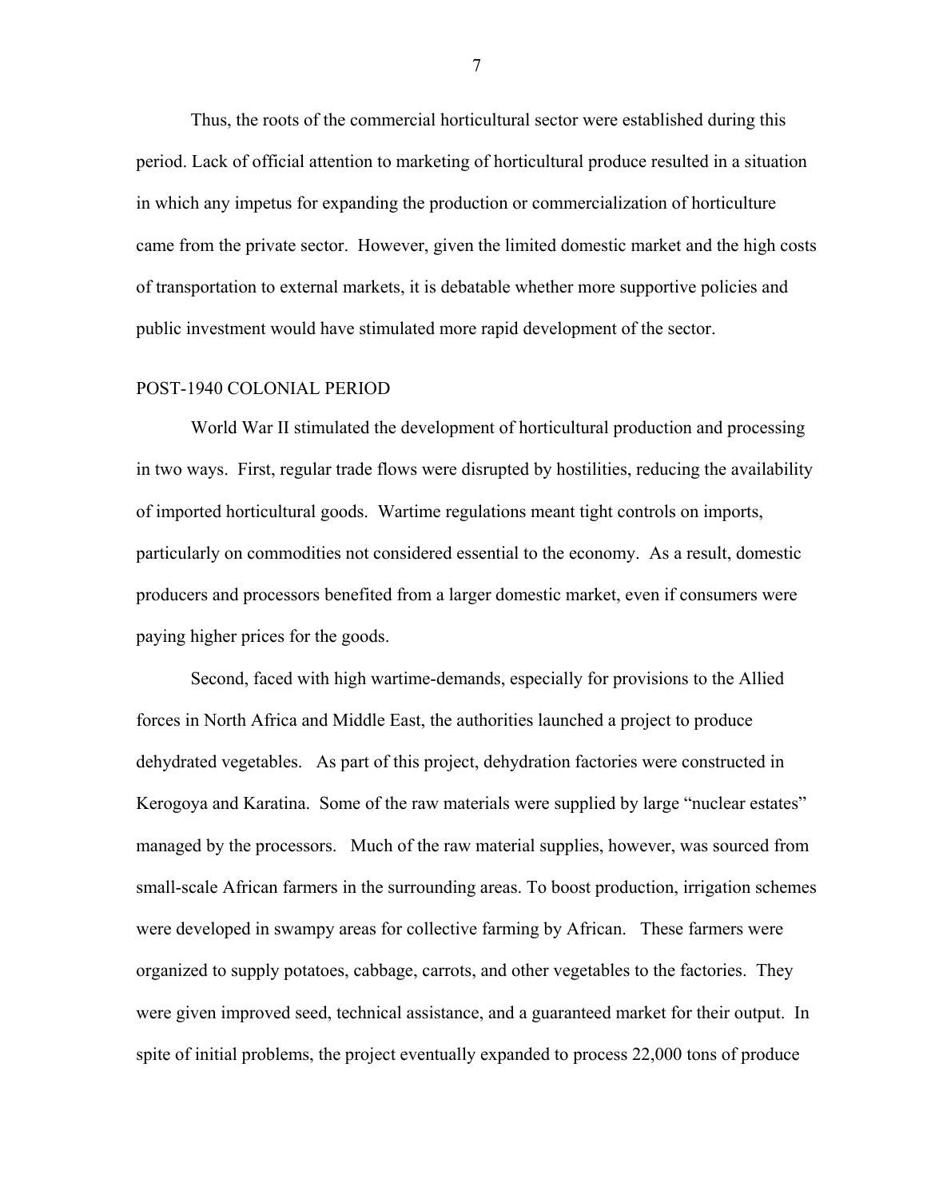Thus, the roots of the commercial horticultural sector were established during this period. Lack of official attention to marketing of horticultural produce resulted in a situation in which any impetus for expanding the production or commercialization of horticulture came from the private sector. However, given the limited domestic market and the high costs of transportation to external markets, it is debatable whether more supportive policies and public investment would have stimulated more rapid development of the sector.

## POST-1940 COLONIAL PERIOD

World War II stimulated the development of horticultural production and processing in two ways. First, regular trade flows were disrupted by hostilities, reducing the availability of imported horticultural goods. Wartime regulations meant tight controls on imports, particularly on commodities not considered essential to the economy. As a result, domestic producers and processors benefited from a larger domestic market, even if consumers were paying higher prices for the goods.

Second, faced with high wartime-demands, especially for provisions to the Allied forces in North Africa and Middle East, the authorities launched a project to produce dehydrated vegetables. As part of this project, dehydration factories were constructed in Kerogoya and Karatina. Some of the raw materials were supplied by large "nuclear estates" managed by the processors. Much of the raw material supplies, however, was sourced from small-scale African farmers in the surrounding areas. To boost production, irrigation schemes were developed in swampy areas for collective farming by African. These farmers were organized to supply potatoes, cabbage, carrots, and other vegetables to the factories. They were given improved seed, technical assistance, and a guaranteed market for their output. In spite of initial problems, the project eventually expanded to process 22,000 tons of produce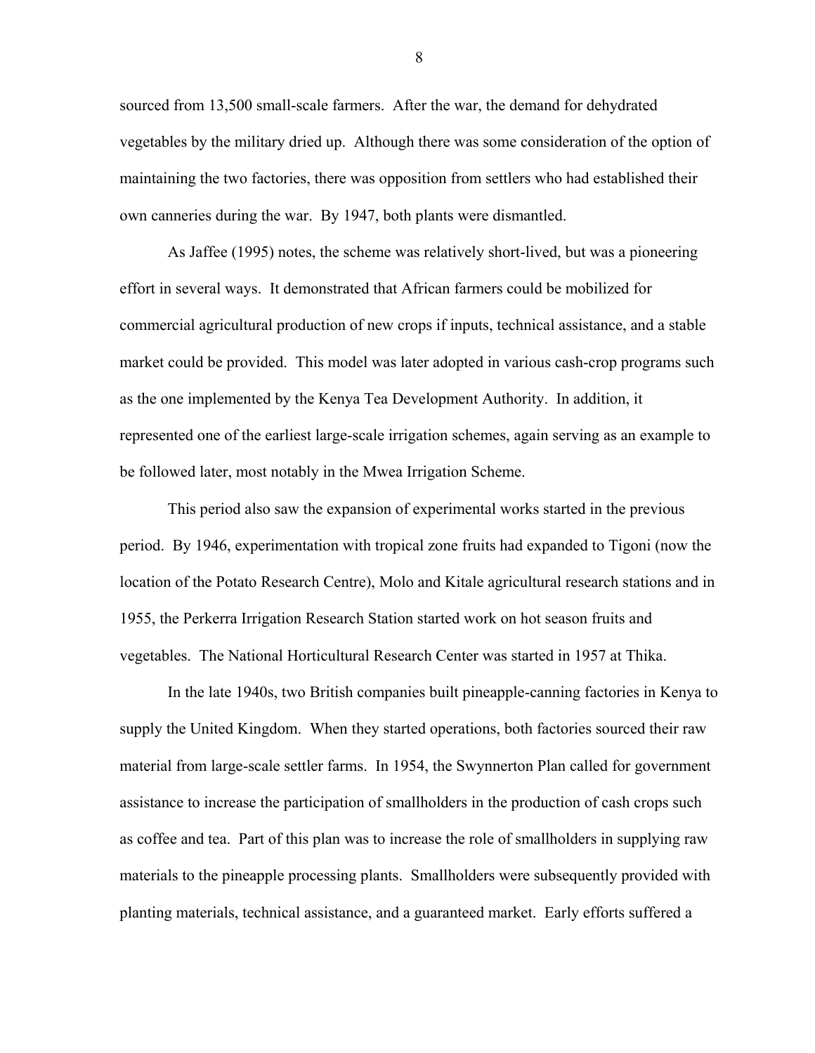sourced from 13,500 small-scale farmers. After the war, the demand for dehydrated vegetables by the military dried up. Although there was some consideration of the option of maintaining the two factories, there was opposition from settlers who had established their own canneries during the war. By 1947, both plants were dismantled.

As Jaffee (1995) notes, the scheme was relatively short-lived, but was a pioneering effort in several ways. It demonstrated that African farmers could be mobilized for commercial agricultural production of new crops if inputs, technical assistance, and a stable market could be provided. This model was later adopted in various cash-crop programs such as the one implemented by the Kenya Tea Development Authority. In addition, it represented one of the earliest large-scale irrigation schemes, again serving as an example to be followed later, most notably in the Mwea Irrigation Scheme.

This period also saw the expansion of experimental works started in the previous period. By 1946, experimentation with tropical zone fruits had expanded to Tigoni (now the location of the Potato Research Centre), Molo and Kitale agricultural research stations and in 1955, the Perkerra Irrigation Research Station started work on hot season fruits and vegetables. The National Horticultural Research Center was started in 1957 at Thika.

In the late 1940s, two British companies built pineapple-canning factories in Kenya to supply the United Kingdom. When they started operations, both factories sourced their raw material from large-scale settler farms. In 1954, the Swynnerton Plan called for government assistance to increase the participation of smallholders in the production of cash crops such as coffee and tea. Part of this plan was to increase the role of smallholders in supplying raw materials to the pineapple processing plants. Smallholders were subsequently provided with planting materials, technical assistance, and a guaranteed market. Early efforts suffered a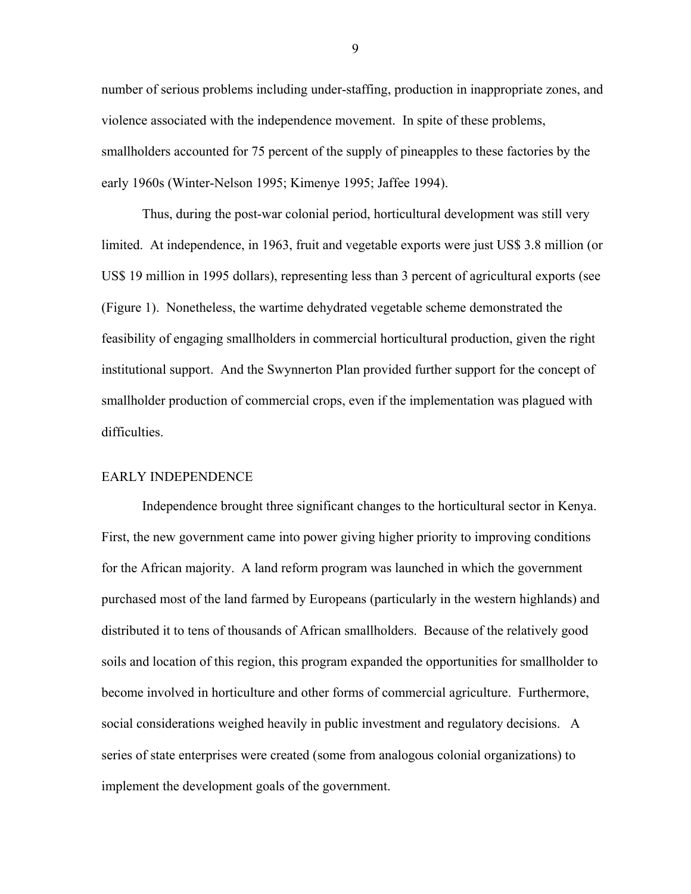number of serious problems including under-staffing, production in inappropriate zones, and violence associated with the independence movement. In spite of these problems, smallholders accounted for 75 percent of the supply of pineapples to these factories by the early 1960s (Winter-Nelson 1995; Kimenye 1995; Jaffee 1994).

Thus, during the post-war colonial period, horticultural development was still very limited. At independence, in 1963, fruit and vegetable exports were just US$ 3.8 million (or US$ 19 million in 1995 dollars), representing less than 3 percent of agricultural exports (see (Figure 1). Nonetheless, the wartime dehydrated vegetable scheme demonstrated the feasibility of engaging smallholders in commercial horticultural production, given the right institutional support. And the Swynnerton Plan provided further support for the concept of smallholder production of commercial crops, even if the implementation was plagued with difficulties.

## EARLY INDEPENDENCE

Independence brought three significant changes to the horticultural sector in Kenya. First, the new government came into power giving higher priority to improving conditions for the African majority. A land reform program was launched in which the government purchased most of the land farmed by Europeans (particularly in the western highlands) and distributed it to tens of thousands of African smallholders. Because of the relatively good soils and location of this region, this program expanded the opportunities for smallholder to become involved in horticulture and other forms of commercial agriculture. Furthermore, social considerations weighed heavily in public investment and regulatory decisions. A series of state enterprises were created (some from analogous colonial organizations) to implement the development goals of the government.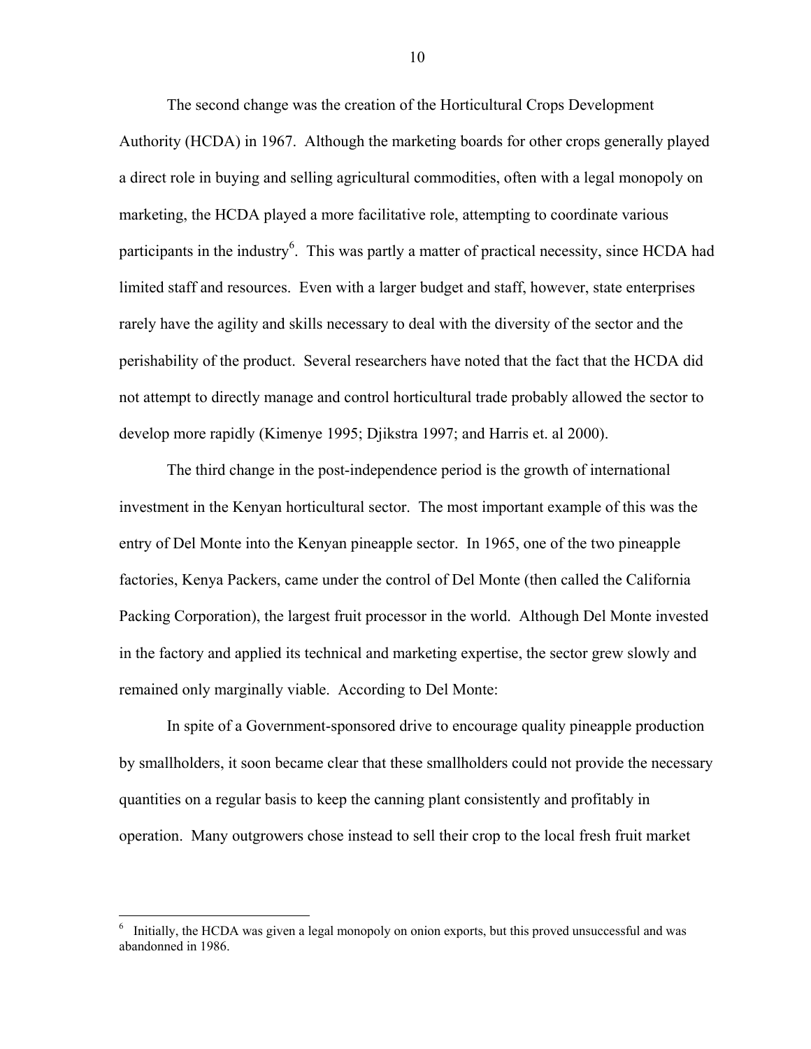The second change was the creation of the Horticultural Crops Development Authority (HCDA) in 1967. Although the marketing boards for other crops generally played a direct role in buying and selling agricultural commodities, often with a legal monopoly on marketing, the HCDA played a more facilitative role, attempting to coordinate various participants in the industry[6]. This was partly a matter of practical necessity, since HCDA had limited staff and resources. Even with a larger budget and staff, however, state enterprises rarely have the agility and skills necessary to deal with the diversity of the sector and the perishability of the product. Several researchers have noted that the fact that the HCDA did not attempt to directly manage and control horticultural trade probably allowed the sector to develop more rapidly (Kimenye 1995; Djikstra 1997; and Harris et. al 2000).

The third change in the post-independence period is the growth of international investment in the Kenyan horticultural sector. The most important example of this was the entry of Del Monte into the Kenyan pineapple sector. In 1965, one of the two pineapple factories, Kenya Packers, came under the control of Del Monte (then called the California Packing Corporation), the largest fruit processor in the world. Although Del Monte invested in the factory and applied its technical and marketing expertise, the sector grew slowly and remained only marginally viable. According to Del Monte:

In spite of a Government-sponsored drive to encourage quality pineapple production by smallholders, it soon became clear that these smallholders could not provide the necessary quantities on a regular basis to keep the canning plant consistently and profitably in operation. Many outgrowers chose instead to sell their crop to the local fresh fruit market

---

[6] Initially, the HCDA was given a legal monopoly on onion exports, but this proved unsuccessful and was abandonned in 1986.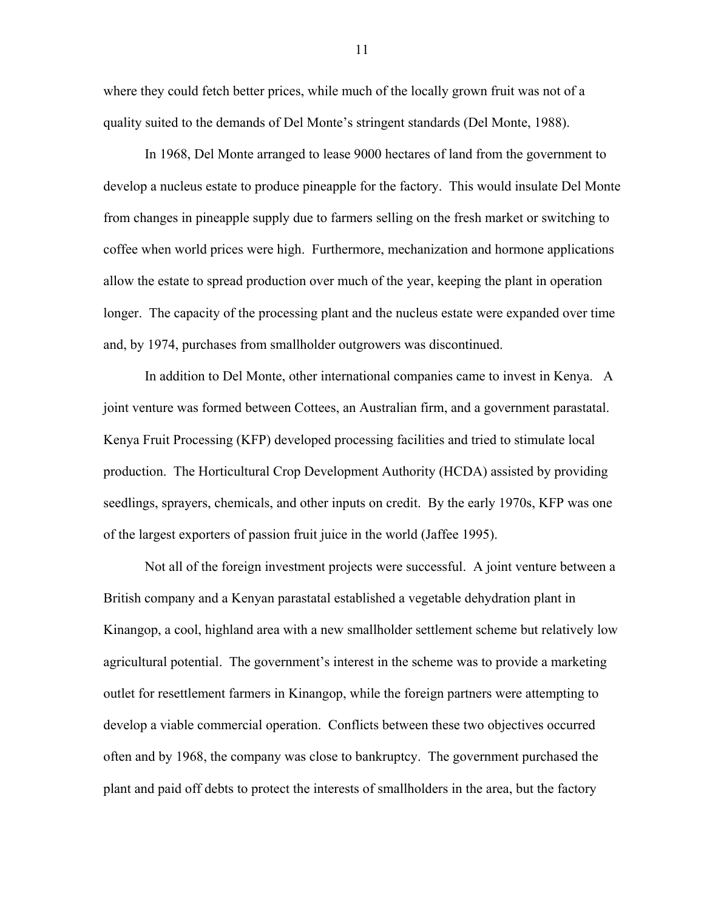where they could fetch better prices, while much of the locally grown fruit was not of a quality suited to the demands of Del Monte's stringent standards (Del Monte, 1988).

In 1968, Del Monte arranged to lease 9000 hectares of land from the government to develop a nucleus estate to produce pineapple for the factory. This would insulate Del Monte from changes in pineapple supply due to farmers selling on the fresh market or switching to coffee when world prices were high. Furthermore, mechanization and hormone applications allow the estate to spread production over much of the year, keeping the plant in operation longer. The capacity of the processing plant and the nucleus estate were expanded over time and, by 1974, purchases from smallholder outgrowers was discontinued.

In addition to Del Monte, other international companies came to invest in Kenya. A joint venture was formed between Cottees, an Australian firm, and a government parastatal. Kenya Fruit Processing (KFP) developed processing facilities and tried to stimulate local production. The Horticultural Crop Development Authority (HCDA) assisted by providing seedlings, sprayers, chemicals, and other inputs on credit. By the early 1970s, KFP was one of the largest exporters of passion fruit juice in the world (Jaffee 1995).

Not all of the foreign investment projects were successful. A joint venture between a British company and a Kenyan parastatal established a vegetable dehydration plant in Kinangop, a cool, highland area with a new smallholder settlement scheme but relatively low agricultural potential. The government's interest in the scheme was to provide a marketing outlet for resettlement farmers in Kinangop, while the foreign partners were attempting to develop a viable commercial operation. Conflicts between these two objectives occurred often and by 1968, the company was close to bankruptcy. The government purchased the plant and paid off debts to protect the interests of smallholders in the area, but the factory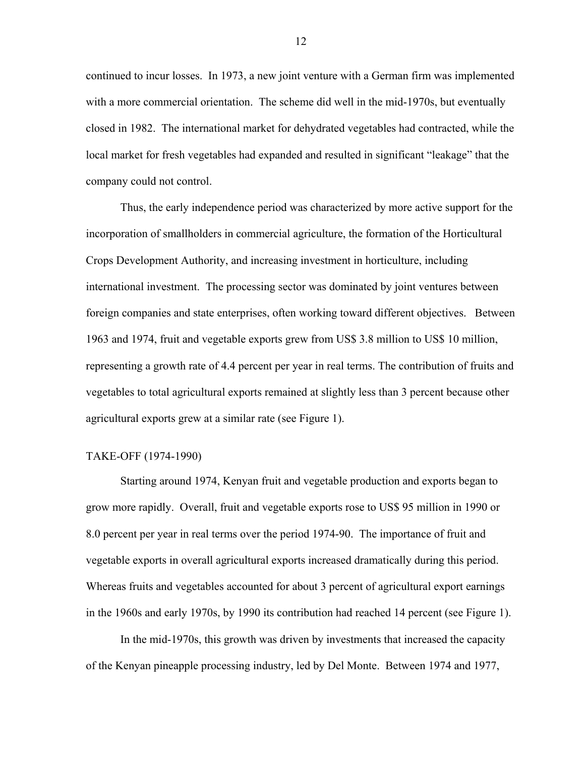continued to incur losses. In 1973, a new joint venture with a German firm was implemented with a more commercial orientation. The scheme did well in the mid-1970s, but eventually closed in 1982. The international market for dehydrated vegetables had contracted, while the local market for fresh vegetables had expanded and resulted in significant "leakage" that the company could not control.

Thus, the early independence period was characterized by more active support for the incorporation of smallholders in commercial agriculture, the formation of the Horticultural Crops Development Authority, and increasing investment in horticulture, including international investment. The processing sector was dominated by joint ventures between foreign companies and state enterprises, often working toward different objectives. Between 1963 and 1974, fruit and vegetable exports grew from US$ 3.8 million to US$ 10 million, representing a growth rate of 4.4 percent per year in real terms. The contribution of fruits and vegetables to total agricultural exports remained at slightly less than 3 percent because other agricultural exports grew at a similar rate (see Figure 1).

## TAKE-OFF (1974-1990)

Starting around 1974, Kenyan fruit and vegetable production and exports began to grow more rapidly. Overall, fruit and vegetable exports rose to US$ 95 million in 1990 or 8.0 percent per year in real terms over the period 1974-90. The importance of fruit and vegetable exports in overall agricultural exports increased dramatically during this period. Whereas fruits and vegetables accounted for about 3 percent of agricultural export earnings in the 1960s and early 1970s, by 1990 its contribution had reached 14 percent (see Figure 1).

In the mid-1970s, this growth was driven by investments that increased the capacity of the Kenyan pineapple processing industry, led by Del Monte. Between 1974 and 1977,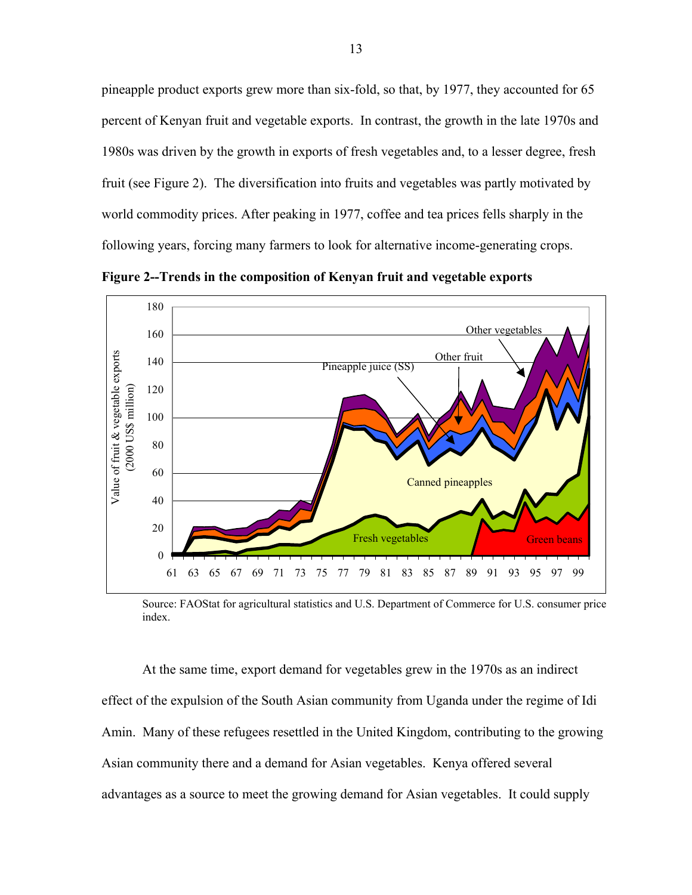pineapple product exports grew more than six-fold, so that, by 1977, they accounted for 65 percent of Kenyan fruit and vegetable exports. In contrast, the growth in the late 1970s and 1980s was driven by the growth in exports of fresh vegetables and, to a lesser degree, fresh fruit (see Figure 2). The diversification into fruits and vegetables was partly motivated by world commodity prices. After peaking in 1977, coffee and tea prices fells sharply in the following years, forcing many farmers to look for alternative income-generating crops.

**Figure 2--Trends in the composition of Kenyan fruit and vegetable exports**

Source: FAOStat for agricultural statistics and U.S. Department of Commerce for U.S. consumer price index.

At the same time, export demand for vegetables grew in the 1970s as an indirect effect of the expulsion of the South Asian community from Uganda under the regime of Idi Amin. Many of these refugees resettled in the United Kingdom, contributing to the growing Asian community there and a demand for Asian vegetables. Kenya offered several advantages as a source to meet the growing demand for Asian vegetables. It could supply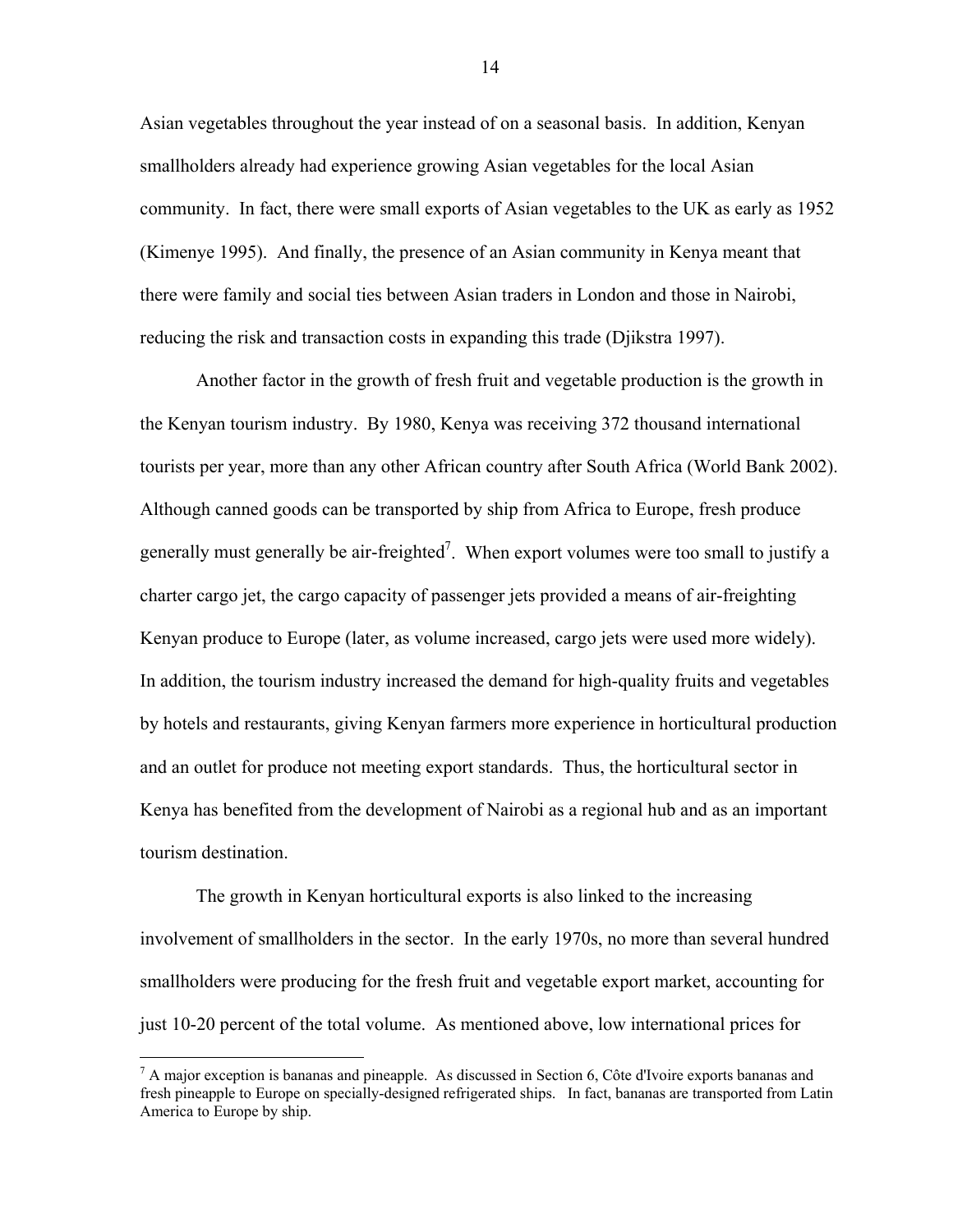Asian vegetables throughout the year instead of on a seasonal basis. In addition, Kenyan smallholders already had experience growing Asian vegetables for the local Asian community. In fact, there were small exports of Asian vegetables to the UK as early as 1952 (Kimenye 1995). And finally, the presence of an Asian community in Kenya meant that there were family and social ties between Asian traders in London and those in Nairobi, reducing the risk and transaction costs in expanding this trade (Djikstra 1997).

Another factor in the growth of fresh fruit and vegetable production is the growth in the Kenyan tourism industry. By 1980, Kenya was receiving 372 thousand international tourists per year, more than any other African country after South Africa (World Bank 2002). Although canned goods can be transported by ship from Africa to Europe, fresh produce generally must generally be air-freighted[7]. When export volumes were too small to justify a charter cargo jet, the cargo capacity of passenger jets provided a means of air-freighting Kenyan produce to Europe (later, as volume increased, cargo jets were used more widely). In addition, the tourism industry increased the demand for high-quality fruits and vegetables by hotels and restaurants, giving Kenyan farmers more experience in horticultural production and an outlet for produce not meeting export standards. Thus, the horticultural sector in Kenya has benefited from the development of Nairobi as a regional hub and as an important tourism destination.

The growth in Kenyan horticultural exports is also linked to the increasing involvement of smallholders in the sector. In the early 1970s, no more than several hundred smallholders were producing for the fresh fruit and vegetable export market, accounting for just 10-20 percent of the total volume. As mentioned above, low international prices for

[7] A major exception is bananas and pineapple. As discussed in Section 6, Côte d'Ivoire exports bananas and fresh pineapple to Europe on specially-designed refrigerated ships. In fact, bananas are transported from Latin America to Europe by ship.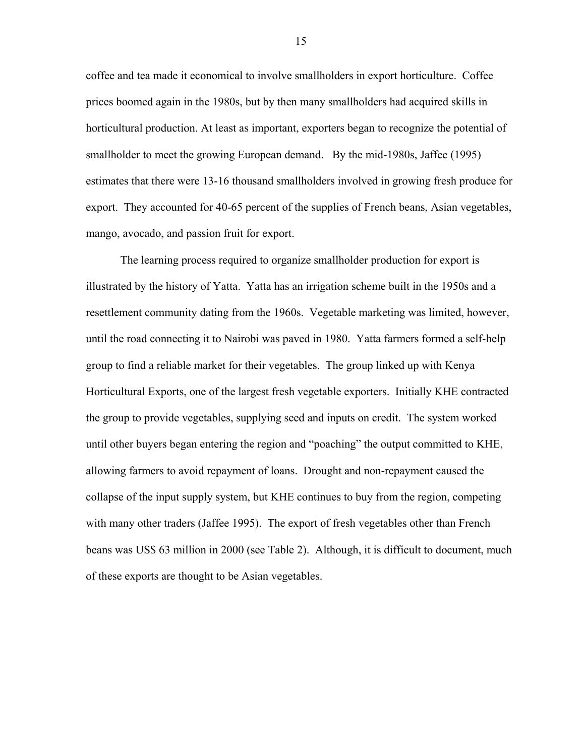coffee and tea made it economical to involve smallholders in export horticulture. Coffee prices boomed again in the 1980s, but by then many smallholders had acquired skills in horticultural production. At least as important, exporters began to recognize the potential of smallholder to meet the growing European demand. By the mid-1980s, Jaffee (1995) estimates that there were 13-16 thousand smallholders involved in growing fresh produce for export. They accounted for 40-65 percent of the supplies of French beans, Asian vegetables, mango, avocado, and passion fruit for export.

The learning process required to organize smallholder production for export is illustrated by the history of Yatta. Yatta has an irrigation scheme built in the 1950s and a resettlement community dating from the 1960s. Vegetable marketing was limited, however, until the road connecting it to Nairobi was paved in 1980. Yatta farmers formed a self-help group to find a reliable market for their vegetables. The group linked up with Kenya Horticultural Exports, one of the largest fresh vegetable exporters. Initially KHE contracted the group to provide vegetables, supplying seed and inputs on credit. The system worked until other buyers began entering the region and "poaching" the output committed to KHE, allowing farmers to avoid repayment of loans. Drought and non-repayment caused the collapse of the input supply system, but KHE continues to buy from the region, competing with many other traders (Jaffee 1995). The export of fresh vegetables other than French beans was US$ 63 million in 2000 (see Table 2). Although, it is difficult to document, much of these exports are thought to be Asian vegetables.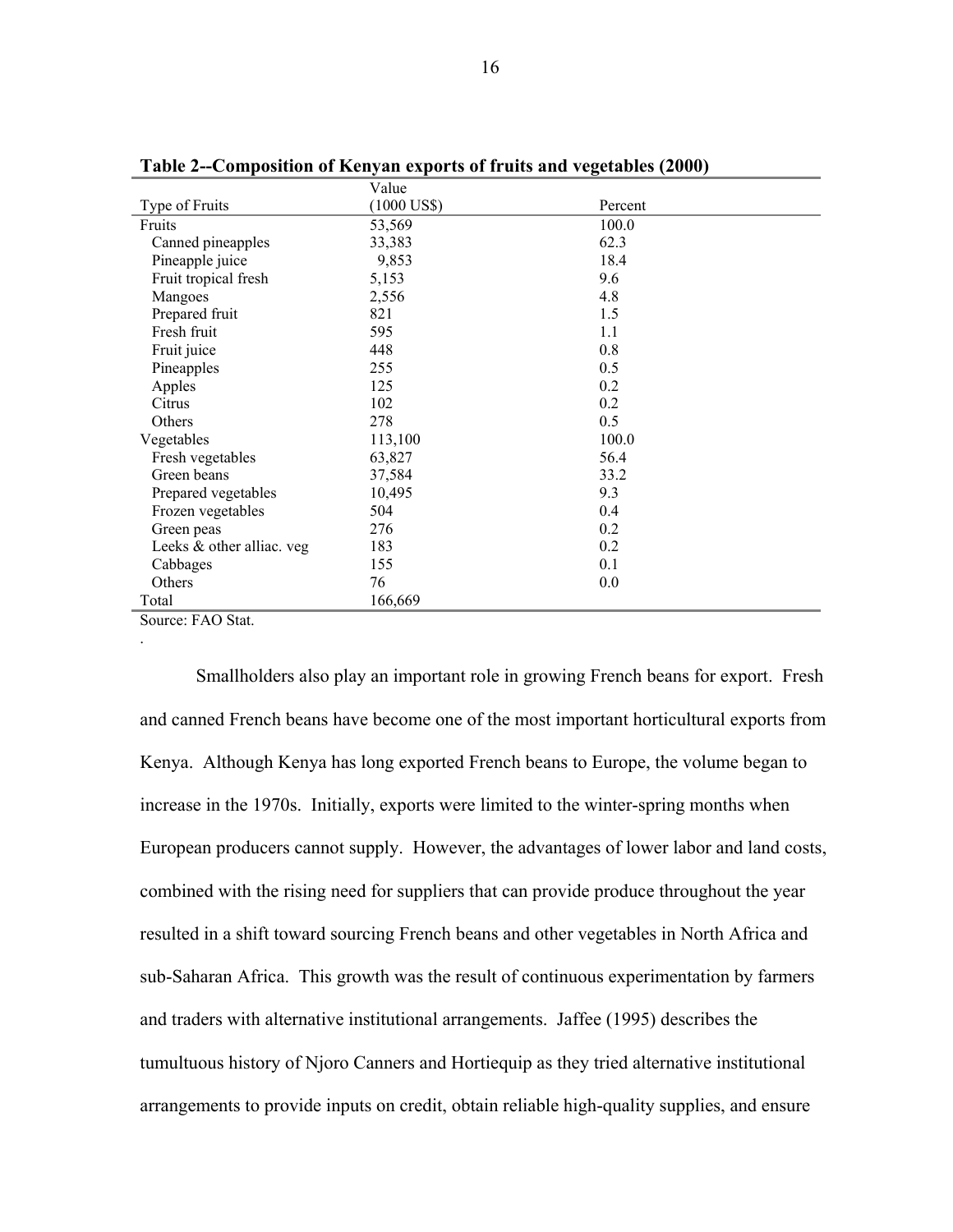**Table 2--Composition of Kenyan exports of fruits and vegetables (2000)**

| Type of Fruits | Value (1000 US$) | Percent |
|---|---|---|
| Fruits | 53,569 | 100.0 |
| Canned pineapples | 33,383 | 62.3 |
| Pineapple juice | 9,853 | 18.4 |
| Fruit tropical fresh | 5,153 | 9.6 |
| Mangoes | 2,556 | 4.8 |
| Prepared fruit | 821 | 1.5 |
| Fresh fruit | 595 | 1.1 |
| Fruit juice | 448 | 0.8 |
| Pineapples | 255 | 0.5 |
| Apples | 125 | 0.2 |
| Citrus | 102 | 0.2 |
| Others | 278 | 0.5 |
| Vegetables | 113,100 | 100.0 |
| Fresh vegetables | 63,827 | 56.4 |
| Green beans | 37,584 | 33.2 |
| Prepared vegetables | 10,495 | 9.3 |
| Frozen vegetables | 504 | 0.4 |
| Green peas | 276 | 0.2 |
| Leeks & other alliac. veg | 183 | 0.2 |
| Cabbages | 155 | 0.1 |
| Others | 76 | 0.0 |
| Total | 166,669 | |

Source: FAO Stat.

.

Smallholders also play an important role in growing French beans for export. Fresh and canned French beans have become one of the most important horticultural exports from Kenya. Although Kenya has long exported French beans to Europe, the volume began to increase in the 1970s. Initially, exports were limited to the winter-spring months when European producers cannot supply. However, the advantages of lower labor and land costs, combined with the rising need for suppliers that can provide produce throughout the year resulted in a shift toward sourcing French beans and other vegetables in North Africa and sub-Saharan Africa. This growth was the result of continuous experimentation by farmers and traders with alternative institutional arrangements. Jaffee (1995) describes the tumultuous history of Njoro Canners and Hortiequip as they tried alternative institutional arrangements to provide inputs on credit, obtain reliable high-quality supplies, and ensure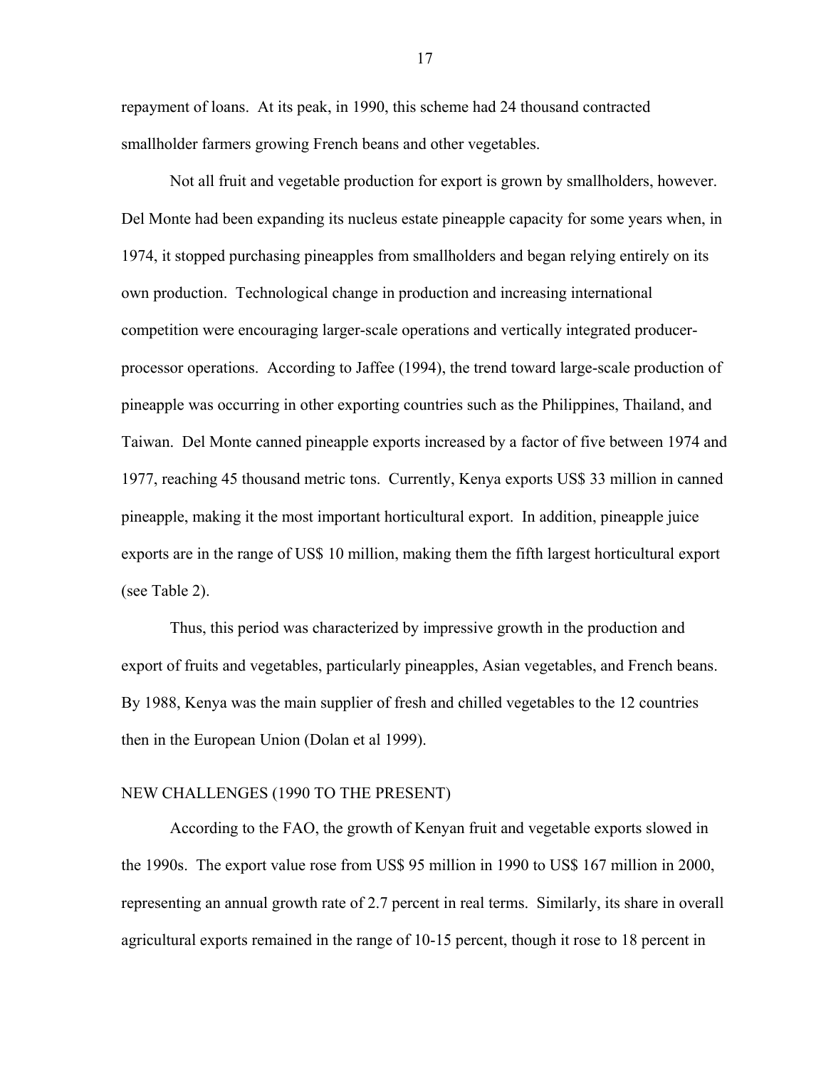repayment of loans. At its peak, in 1990, this scheme had 24 thousand contracted smallholder farmers growing French beans and other vegetables.

Not all fruit and vegetable production for export is grown by smallholders, however. Del Monte had been expanding its nucleus estate pineapple capacity for some years when, in 1974, it stopped purchasing pineapples from smallholders and began relying entirely on its own production. Technological change in production and increasing international competition were encouraging larger-scale operations and vertically integrated producer-processor operations. According to Jaffee (1994), the trend toward large-scale production of pineapple was occurring in other exporting countries such as the Philippines, Thailand, and Taiwan. Del Monte canned pineapple exports increased by a factor of five between 1974 and 1977, reaching 45 thousand metric tons. Currently, Kenya exports US$ 33 million in canned pineapple, making it the most important horticultural export. In addition, pineapple juice exports are in the range of US$ 10 million, making them the fifth largest horticultural export (see Table 2).

Thus, this period was characterized by impressive growth in the production and export of fruits and vegetables, particularly pineapples, Asian vegetables, and French beans. By 1988, Kenya was the main supplier of fresh and chilled vegetables to the 12 countries then in the European Union (Dolan et al 1999).

## NEW CHALLENGES (1990 TO THE PRESENT)

According to the FAO, the growth of Kenyan fruit and vegetable exports slowed in the 1990s. The export value rose from US$ 95 million in 1990 to US$ 167 million in 2000, representing an annual growth rate of 2.7 percent in real terms. Similarly, its share in overall agricultural exports remained in the range of 10-15 percent, though it rose to 18 percent in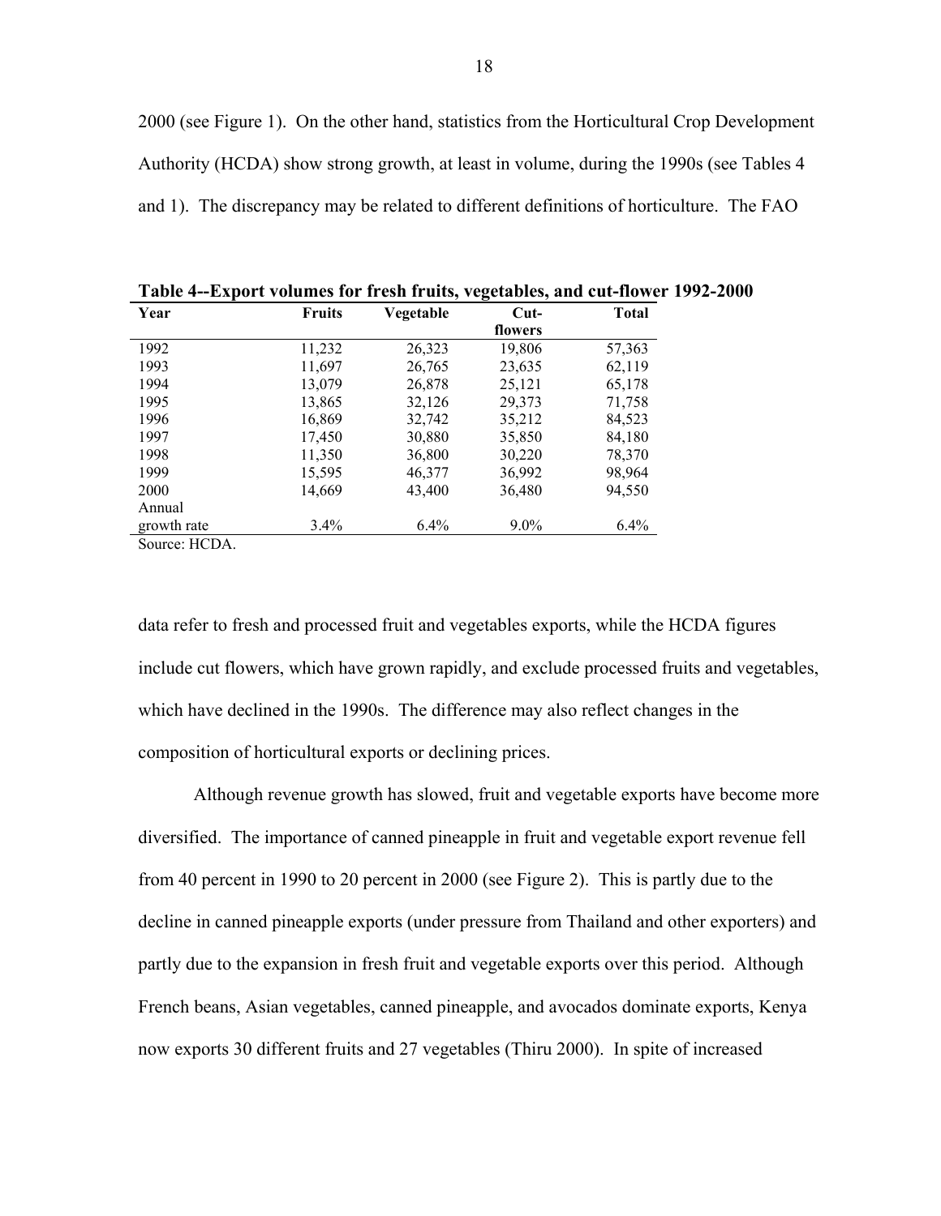2000 (see Figure 1). On the other hand, statistics from the Horticultural Crop Development Authority (HCDA) show strong growth, at least in volume, during the 1990s (see Tables 4 and 1). The discrepancy may be related to different definitions of horticulture. The FAO

**Table 4--Export volumes for fresh fruits, vegetables, and cut-flower 1992-2000**

| Year | Fruits | Vegetable | Cut-flowers | Total |
|---|---|---|---|---|
| 1992 | 11,232 | 26,323 | 19,806 | 57,363 |
| 1993 | 11,697 | 26,765 | 23,635 | 62,119 |
| 1994 | 13,079 | 26,878 | 25,121 | 65,178 |
| 1995 | 13,865 | 32,126 | 29,373 | 71,758 |
| 1996 | 16,869 | 32,742 | 35,212 | 84,523 |
| 1997 | 17,450 | 30,880 | 35,850 | 84,180 |
| 1998 | 11,350 | 36,800 | 30,220 | 78,370 |
| 1999 | 15,595 | 46,377 | 36,992 | 98,964 |
| 2000 | 14,669 | 43,400 | 36,480 | 94,550 |
| Annual growth rate | 3.4% | 6.4% | 9.0% | 6.4% |

Source: HCDA.

data refer to fresh and processed fruit and vegetables exports, while the HCDA figures include cut flowers, which have grown rapidly, and exclude processed fruits and vegetables, which have declined in the 1990s. The difference may also reflect changes in the composition of horticultural exports or declining prices.

Although revenue growth has slowed, fruit and vegetable exports have become more diversified. The importance of canned pineapple in fruit and vegetable export revenue fell from 40 percent in 1990 to 20 percent in 2000 (see Figure 2). This is partly due to the decline in canned pineapple exports (under pressure from Thailand and other exporters) and partly due to the expansion in fresh fruit and vegetable exports over this period. Although French beans, Asian vegetables, canned pineapple, and avocados dominate exports, Kenya now exports 30 different fruits and 27 vegetables (Thiru 2000). In spite of increased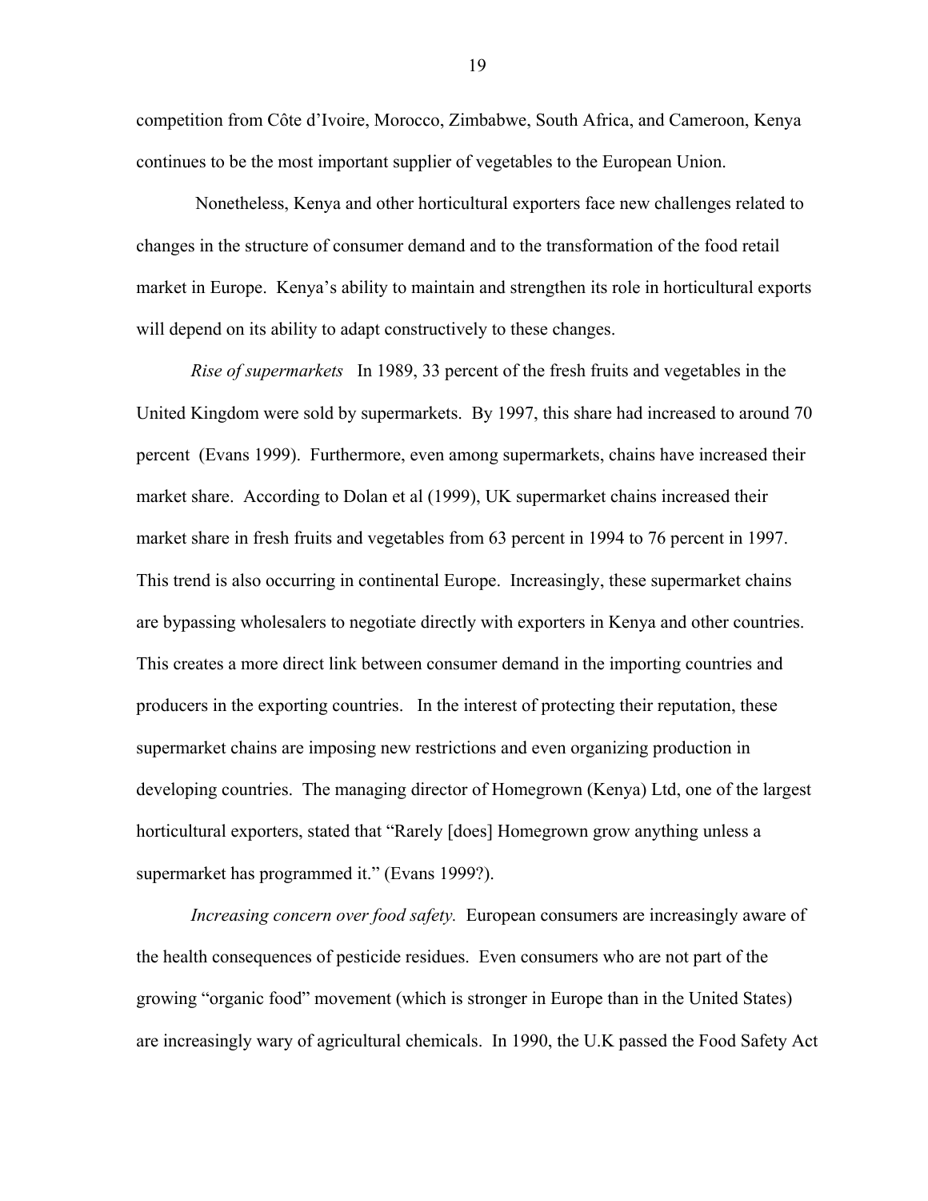competition from Côte d'Ivoire, Morocco, Zimbabwe, South Africa, and Cameroon, Kenya continues to be the most important supplier of vegetables to the European Union.

Nonetheless, Kenya and other horticultural exporters face new challenges related to changes in the structure of consumer demand and to the transformation of the food retail market in Europe. Kenya's ability to maintain and strengthen its role in horticultural exports will depend on its ability to adapt constructively to these changes.

*Rise of supermarkets* In 1989, 33 percent of the fresh fruits and vegetables in the United Kingdom were sold by supermarkets. By 1997, this share had increased to around 70 percent (Evans 1999). Furthermore, even among supermarkets, chains have increased their market share. According to Dolan et al (1999), UK supermarket chains increased their market share in fresh fruits and vegetables from 63 percent in 1994 to 76 percent in 1997. This trend is also occurring in continental Europe. Increasingly, these supermarket chains are bypassing wholesalers to negotiate directly with exporters in Kenya and other countries. This creates a more direct link between consumer demand in the importing countries and producers in the exporting countries. In the interest of protecting their reputation, these supermarket chains are imposing new restrictions and even organizing production in developing countries. The managing director of Homegrown (Kenya) Ltd, one of the largest horticultural exporters, stated that "Rarely [does] Homegrown grow anything unless a supermarket has programmed it." (Evans 1999?).

*Increasing concern over food safety.* European consumers are increasingly aware of the health consequences of pesticide residues. Even consumers who are not part of the growing "organic food" movement (which is stronger in Europe than in the United States) are increasingly wary of agricultural chemicals. In 1990, the U.K passed the Food Safety Act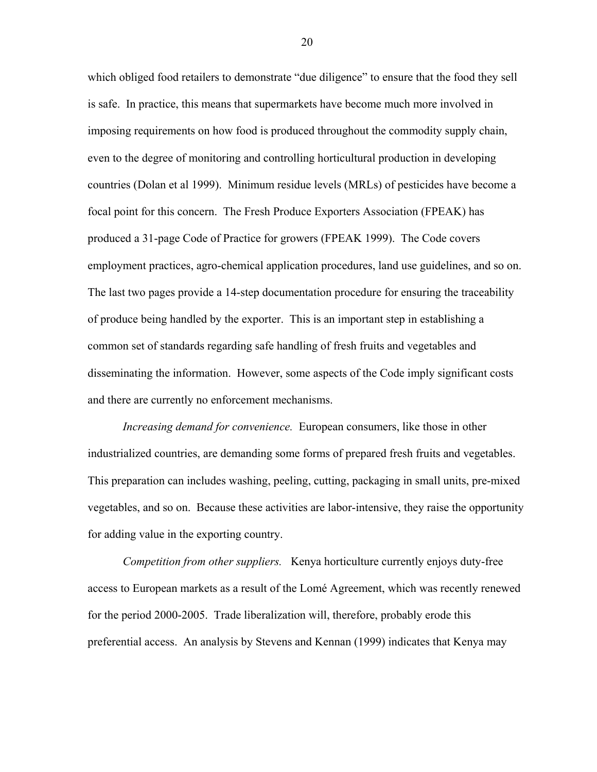which obliged food retailers to demonstrate "due diligence" to ensure that the food they sell is safe. In practice, this means that supermarkets have become much more involved in imposing requirements on how food is produced throughout the commodity supply chain, even to the degree of monitoring and controlling horticultural production in developing countries (Dolan et al 1999). Minimum residue levels (MRLs) of pesticides have become a focal point for this concern. The Fresh Produce Exporters Association (FPEAK) has produced a 31-page Code of Practice for growers (FPEAK 1999). The Code covers employment practices, agro-chemical application procedures, land use guidelines, and so on. The last two pages provide a 14-step documentation procedure for ensuring the traceability of produce being handled by the exporter. This is an important step in establishing a common set of standards regarding safe handling of fresh fruits and vegetables and disseminating the information. However, some aspects of the Code imply significant costs and there are currently no enforcement mechanisms.

*Increasing demand for convenience.* European consumers, like those in other industrialized countries, are demanding some forms of prepared fresh fruits and vegetables. This preparation can includes washing, peeling, cutting, packaging in small units, pre-mixed vegetables, and so on. Because these activities are labor-intensive, they raise the opportunity for adding value in the exporting country.

*Competition from other suppliers.* Kenya horticulture currently enjoys duty-free access to European markets as a result of the Lomé Agreement, which was recently renewed for the period 2000-2005. Trade liberalization will, therefore, probably erode this preferential access. An analysis by Stevens and Kennan (1999) indicates that Kenya may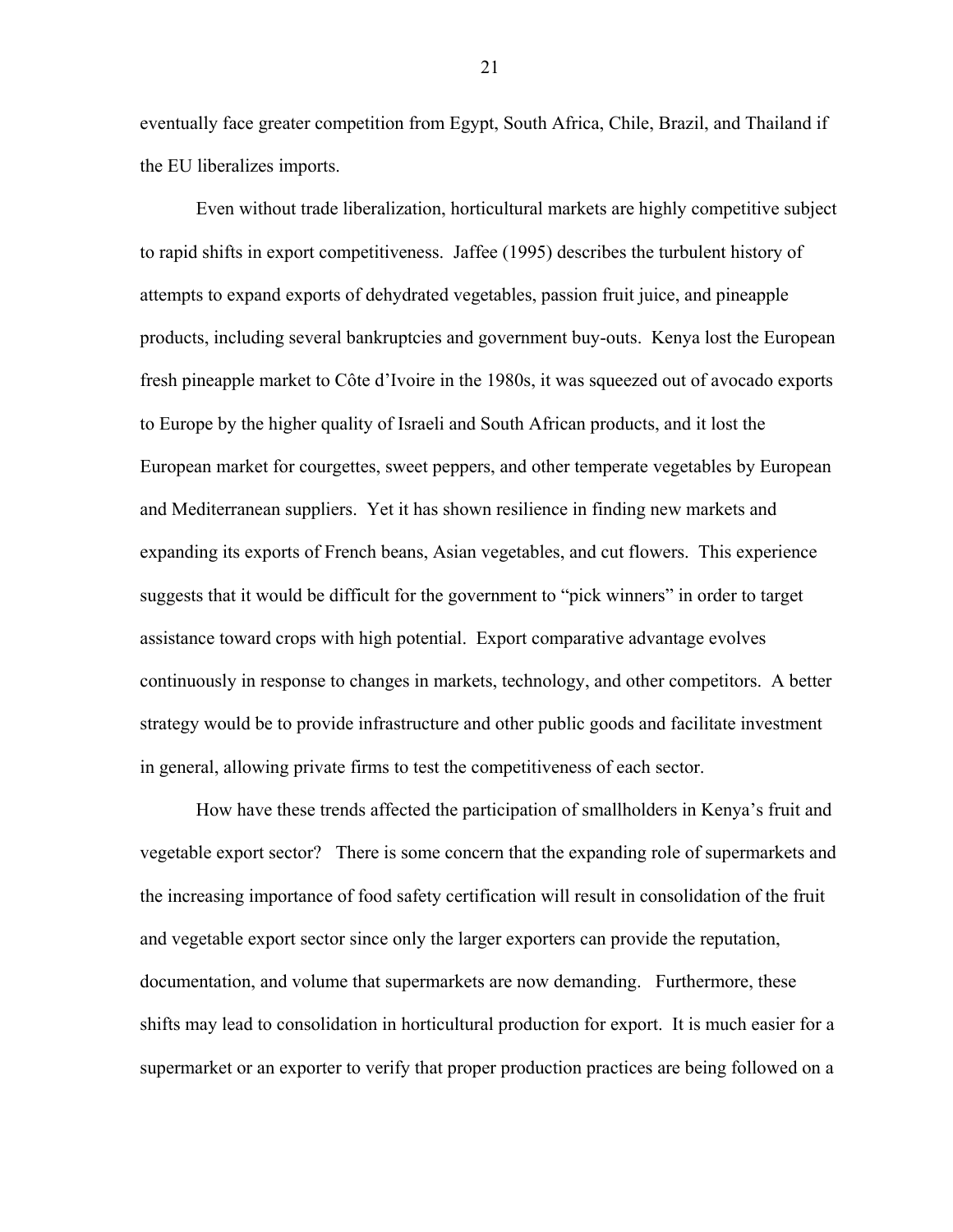eventually face greater competition from Egypt, South Africa, Chile, Brazil, and Thailand if the EU liberalizes imports.

Even without trade liberalization, horticultural markets are highly competitive subject to rapid shifts in export competitiveness. Jaffee (1995) describes the turbulent history of attempts to expand exports of dehydrated vegetables, passion fruit juice, and pineapple products, including several bankruptcies and government buy-outs. Kenya lost the European fresh pineapple market to Côte d'Ivoire in the 1980s, it was squeezed out of avocado exports to Europe by the higher quality of Israeli and South African products, and it lost the European market for courgettes, sweet peppers, and other temperate vegetables by European and Mediterranean suppliers. Yet it has shown resilience in finding new markets and expanding its exports of French beans, Asian vegetables, and cut flowers. This experience suggests that it would be difficult for the government to "pick winners" in order to target assistance toward crops with high potential. Export comparative advantage evolves continuously in response to changes in markets, technology, and other competitors. A better strategy would be to provide infrastructure and other public goods and facilitate investment in general, allowing private firms to test the competitiveness of each sector.

How have these trends affected the participation of smallholders in Kenya's fruit and vegetable export sector? There is some concern that the expanding role of supermarkets and the increasing importance of food safety certification will result in consolidation of the fruit and vegetable export sector since only the larger exporters can provide the reputation, documentation, and volume that supermarkets are now demanding. Furthermore, these shifts may lead to consolidation in horticultural production for export. It is much easier for a supermarket or an exporter to verify that proper production practices are being followed on a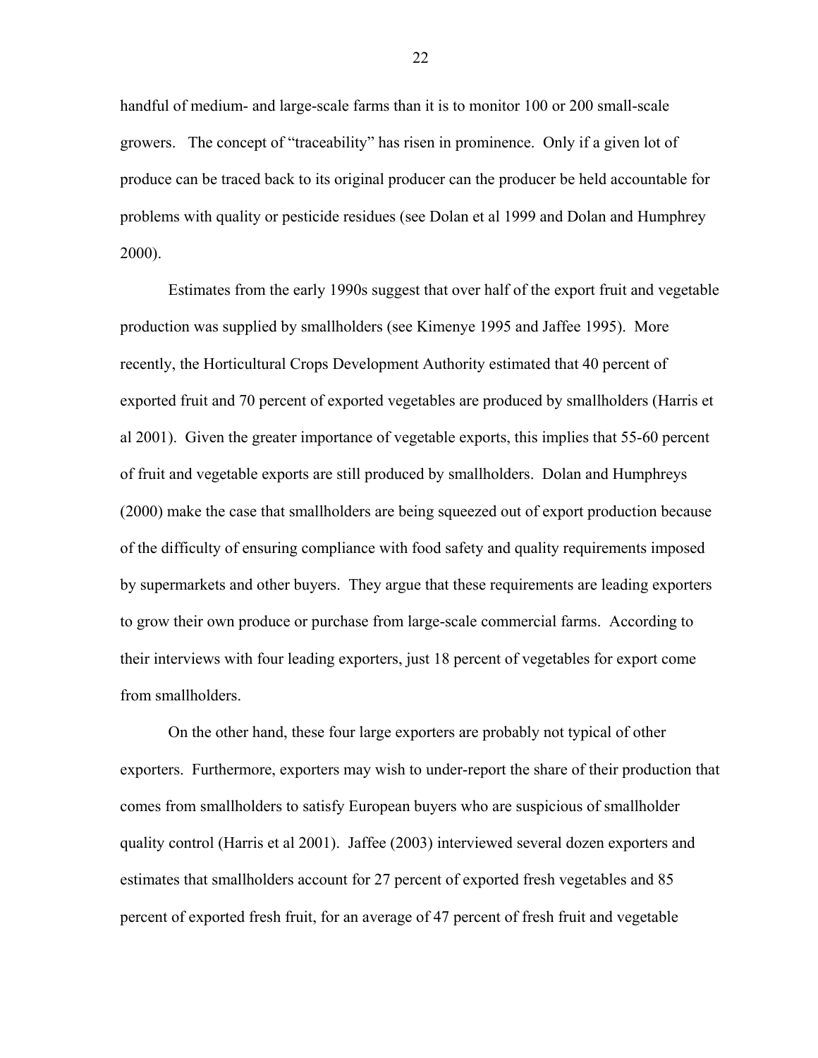handful of medium- and large-scale farms than it is to monitor 100 or 200 small-scale growers. The concept of "traceability" has risen in prominence. Only if a given lot of produce can be traced back to its original producer can the producer be held accountable for problems with quality or pesticide residues (see Dolan et al 1999 and Dolan and Humphrey 2000).

Estimates from the early 1990s suggest that over half of the export fruit and vegetable production was supplied by smallholders (see Kimenye 1995 and Jaffee 1995). More recently, the Horticultural Crops Development Authority estimated that 40 percent of exported fruit and 70 percent of exported vegetables are produced by smallholders (Harris et al 2001). Given the greater importance of vegetable exports, this implies that 55-60 percent of fruit and vegetable exports are still produced by smallholders. Dolan and Humphreys (2000) make the case that smallholders are being squeezed out of export production because of the difficulty of ensuring compliance with food safety and quality requirements imposed by supermarkets and other buyers. They argue that these requirements are leading exporters to grow their own produce or purchase from large-scale commercial farms. According to their interviews with four leading exporters, just 18 percent of vegetables for export come from smallholders.

On the other hand, these four large exporters are probably not typical of other exporters. Furthermore, exporters may wish to under-report the share of their production that comes from smallholders to satisfy European buyers who are suspicious of smallholder quality control (Harris et al 2001). Jaffee (2003) interviewed several dozen exporters and estimates that smallholders account for 27 percent of exported fresh vegetables and 85 percent of exported fresh fruit, for an average of 47 percent of fresh fruit and vegetable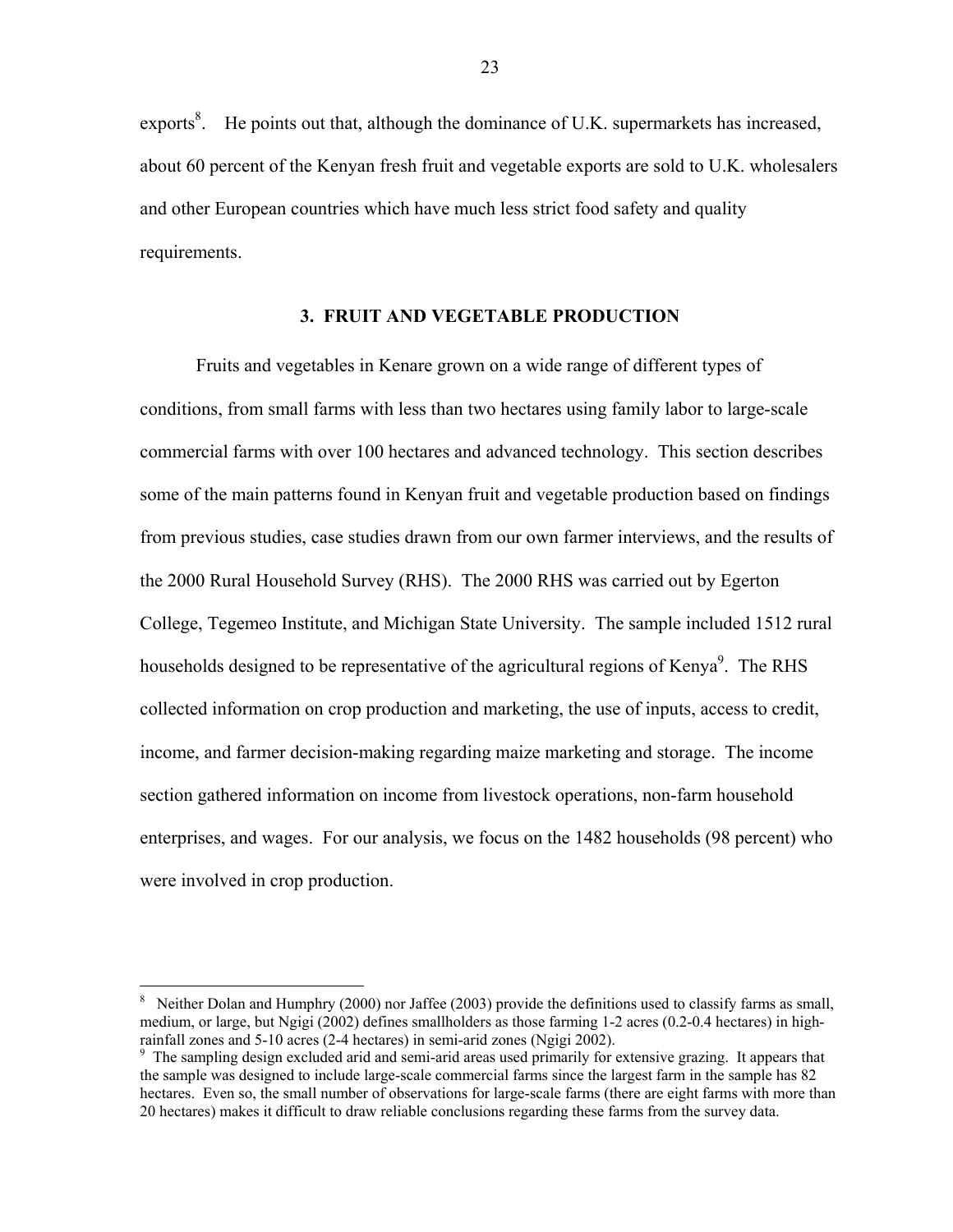exports[8]. He points out that, although the dominance of U.K. supermarkets has increased, about 60 percent of the Kenyan fresh fruit and vegetable exports are sold to U.K. wholesalers and other European countries which have much less strict food safety and quality requirements.

## 3. FRUIT AND VEGETABLE PRODUCTION

Fruits and vegetables in Kenare grown on a wide range of different types of conditions, from small farms with less than two hectares using family labor to large-scale commercial farms with over 100 hectares and advanced technology. This section describes some of the main patterns found in Kenyan fruit and vegetable production based on findings from previous studies, case studies drawn from our own farmer interviews, and the results of the 2000 Rural Household Survey (RHS). The 2000 RHS was carried out by Egerton College, Tegemeo Institute, and Michigan State University. The sample included 1512 rural households designed to be representative of the agricultural regions of Kenya[9]. The RHS collected information on crop production and marketing, the use of inputs, access to credit, income, and farmer decision-making regarding maize marketing and storage. The income section gathered information on income from livestock operations, non-farm household enterprises, and wages. For our analysis, we focus on the 1482 households (98 percent) who were involved in crop production.

---

[8] Neither Dolan and Humphry (2000) nor Jaffee (2003) provide the definitions used to classify farms as small, medium, or large, but Ngigi (2002) defines smallholders as those farming 1-2 acres (0.2-0.4 hectares) in high-rainfall zones and 5-10 acres (2-4 hectares) in semi-arid zones (Ngigi 2002).

[9] The sampling design excluded arid and semi-arid areas used primarily for extensive grazing. It appears that the sample was designed to include large-scale commercial farms since the largest farm in the sample has 82 hectares. Even so, the small number of observations for large-scale farms (there are eight farms with more than 20 hectares) makes it difficult to draw reliable conclusions regarding these farms from the survey data.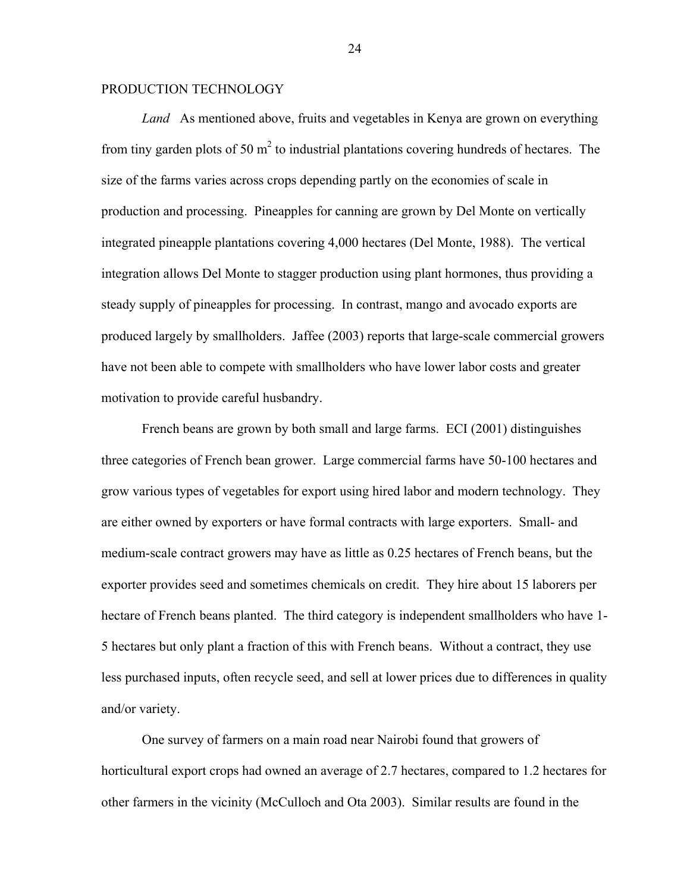PRODUCTION TECHNOLOGY

*Land* As mentioned above, fruits and vegetables in Kenya are grown on everything from tiny garden plots of 50 $m^2$ to industrial plantations covering hundreds of hectares. The size of the farms varies across crops depending partly on the economies of scale in production and processing. Pineapples for canning are grown by Del Monte on vertically integrated pineapple plantations covering 4,000 hectares (Del Monte, 1988). The vertical integration allows Del Monte to stagger production using plant hormones, thus providing a steady supply of pineapples for processing. In contrast, mango and avocado exports are produced largely by smallholders. Jaffee (2003) reports that large-scale commercial growers have not been able to compete with smallholders who have lower labor costs and greater motivation to provide careful husbandry.

French beans are grown by both small and large farms. ECI (2001) distinguishes three categories of French bean grower. Large commercial farms have 50-100 hectares and grow various types of vegetables for export using hired labor and modern technology. They are either owned by exporters or have formal contracts with large exporters. Small- and medium-scale contract growers may have as little as 0.25 hectares of French beans, but the exporter provides seed and sometimes chemicals on credit. They hire about 15 laborers per hectare of French beans planted. The third category is independent smallholders who have 1-5 hectares but only plant a fraction of this with French beans. Without a contract, they use less purchased inputs, often recycle seed, and sell at lower prices due to differences in quality and/or variety.

One survey of farmers on a main road near Nairobi found that growers of horticultural export crops had owned an average of 2.7 hectares, compared to 1.2 hectares for other farmers in the vicinity (McCulloch and Ota 2003). Similar results are found in the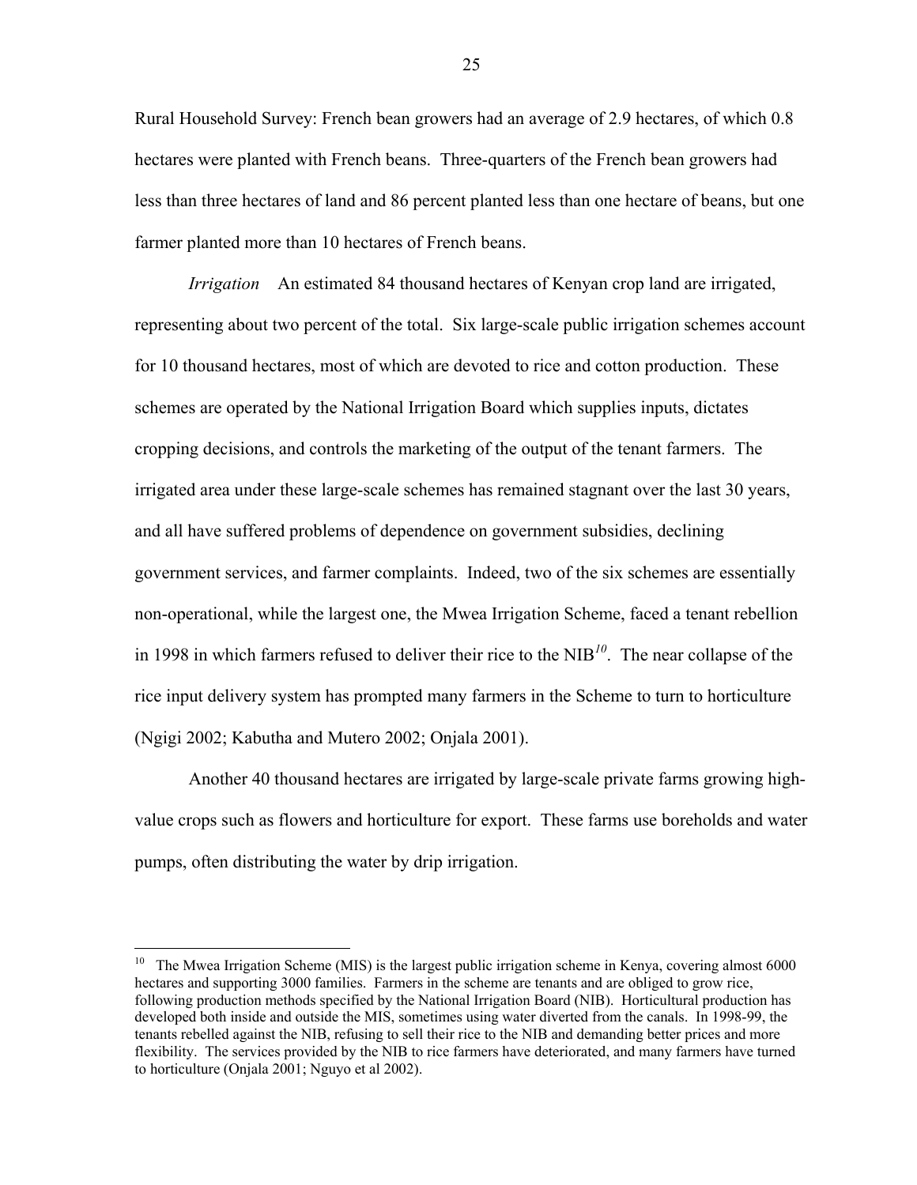Rural Household Survey: French bean growers had an average of 2.9 hectares, of which 0.8 hectares were planted with French beans. Three-quarters of the French bean growers had less than three hectares of land and 86 percent planted less than one hectare of beans, but one farmer planted more than 10 hectares of French beans.

*Irrigation* An estimated 84 thousand hectares of Kenyan crop land are irrigated, representing about two percent of the total. Six large-scale public irrigation schemes account for 10 thousand hectares, most of which are devoted to rice and cotton production. These schemes are operated by the National Irrigation Board which supplies inputs, dictates cropping decisions, and controls the marketing of the output of the tenant farmers. The irrigated area under these large-scale schemes has remained stagnant over the last 30 years, and all have suffered problems of dependence on government subsidies, declining government services, and farmer complaints. Indeed, two of the six schemes are essentially non-operational, while the largest one, the Mwea Irrigation Scheme, faced a tenant rebellion in 1998 in which farmers refused to deliver their rice to the NIB[10]. The near collapse of the rice input delivery system has prompted many farmers in the Scheme to turn to horticulture (Ngigi 2002; Kabutha and Mutero 2002; Onjala 2001).

Another 40 thousand hectares are irrigated by large-scale private farms growing high-value crops such as flowers and horticulture for export. These farms use boreholes and water pumps, often distributing the water by drip irrigation.

---

[10] The Mwea Irrigation Scheme (MIS) is the largest public irrigation scheme in Kenya, covering almost 6000 hectares and supporting 3000 families. Farmers in the scheme are tenants and are obliged to grow rice, following production methods specified by the National Irrigation Board (NIB). Horticultural production has developed both inside and outside the MIS, sometimes using water diverted from the canals. In 1998-99, the tenants rebelled against the NIB, refusing to sell their rice to the NIB and demanding better prices and more flexibility. The services provided by the NIB to rice farmers have deteriorated, and many farmers have turned to horticulture (Onjala 2001; Nguyo et al 2002).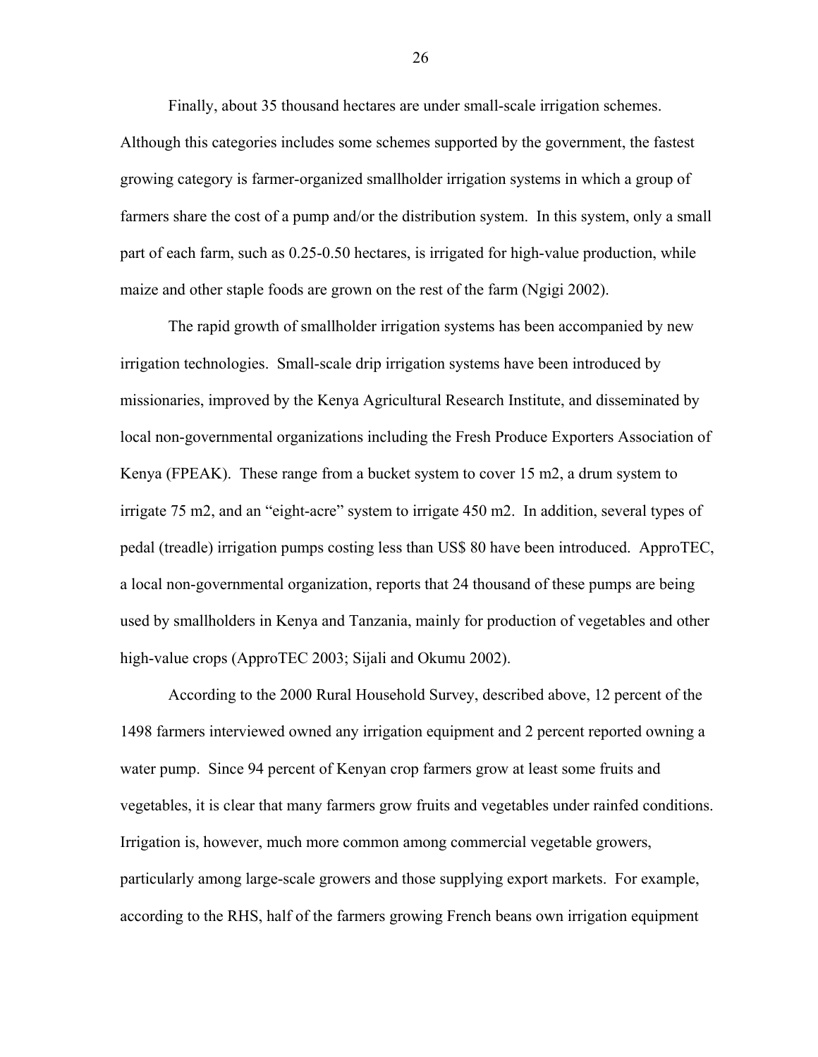Finally, about 35 thousand hectares are under small-scale irrigation schemes. Although this categories includes some schemes supported by the government, the fastest growing category is farmer-organized smallholder irrigation systems in which a group of farmers share the cost of a pump and/or the distribution system. In this system, only a small part of each farm, such as 0.25-0.50 hectares, is irrigated for high-value production, while maize and other staple foods are grown on the rest of the farm (Ngigi 2002).

The rapid growth of smallholder irrigation systems has been accompanied by new irrigation technologies. Small-scale drip irrigation systems have been introduced by missionaries, improved by the Kenya Agricultural Research Institute, and disseminated by local non-governmental organizations including the Fresh Produce Exporters Association of Kenya (FPEAK). These range from a bucket system to cover 15 m2, a drum system to irrigate 75 m2, and an "eight-acre" system to irrigate 450 m2. In addition, several types of pedal (treadle) irrigation pumps costing less than US$ 80 have been introduced. ApproTEC, a local non-governmental organization, reports that 24 thousand of these pumps are being used by smallholders in Kenya and Tanzania, mainly for production of vegetables and other high-value crops (ApproTEC 2003; Sijali and Okumu 2002).

According to the 2000 Rural Household Survey, described above, 12 percent of the 1498 farmers interviewed owned any irrigation equipment and 2 percent reported owning a water pump. Since 94 percent of Kenyan crop farmers grow at least some fruits and vegetables, it is clear that many farmers grow fruits and vegetables under rainfed conditions. Irrigation is, however, much more common among commercial vegetable growers, particularly among large-scale growers and those supplying export markets. For example, according to the RHS, half of the farmers growing French beans own irrigation equipment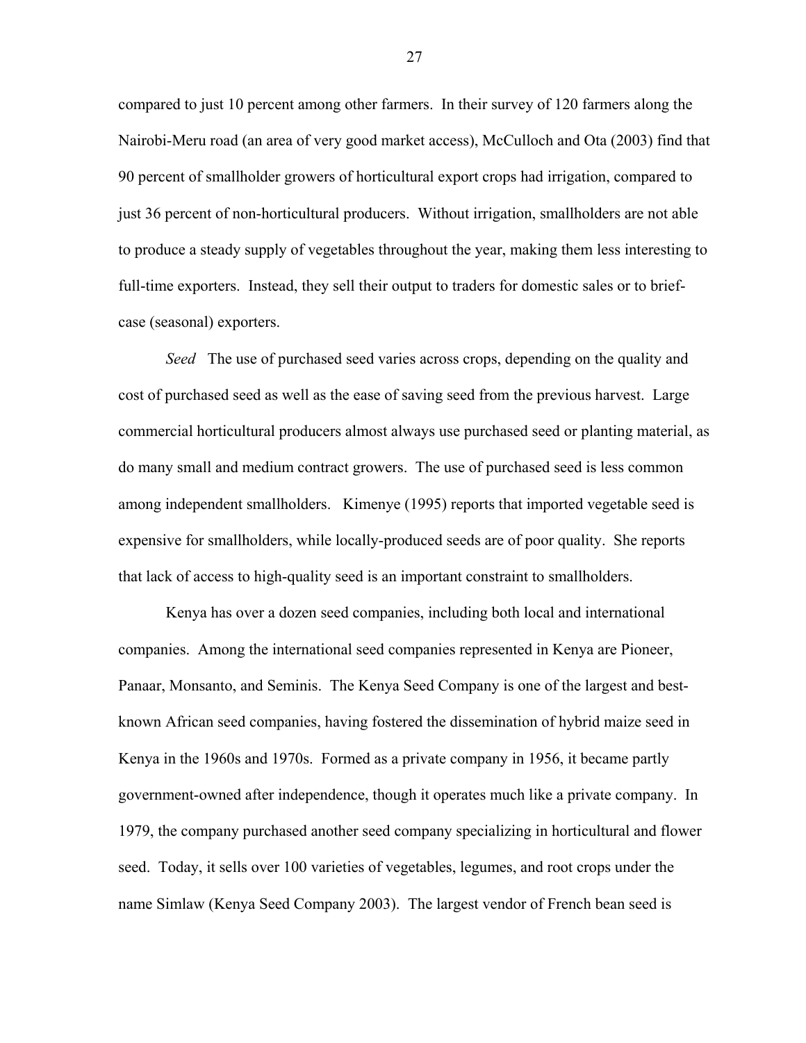compared to just 10 percent among other farmers. In their survey of 120 farmers along the Nairobi-Meru road (an area of very good market access), McCulloch and Ota (2003) find that 90 percent of smallholder growers of horticultural export crops had irrigation, compared to just 36 percent of non-horticultural producers. Without irrigation, smallholders are not able to produce a steady supply of vegetables throughout the year, making them less interesting to full-time exporters. Instead, they sell their output to traders for domestic sales or to brief-case (seasonal) exporters.

*Seed* The use of purchased seed varies across crops, depending on the quality and cost of purchased seed as well as the ease of saving seed from the previous harvest. Large commercial horticultural producers almost always use purchased seed or planting material, as do many small and medium contract growers. The use of purchased seed is less common among independent smallholders. Kimenye (1995) reports that imported vegetable seed is expensive for smallholders, while locally-produced seeds are of poor quality. She reports that lack of access to high-quality seed is an important constraint to smallholders.

Kenya has over a dozen seed companies, including both local and international companies. Among the international seed companies represented in Kenya are Pioneer, Panaar, Monsanto, and Seminis. The Kenya Seed Company is one of the largest and best-known African seed companies, having fostered the dissemination of hybrid maize seed in Kenya in the 1960s and 1970s. Formed as a private company in 1956, it became partly government-owned after independence, though it operates much like a private company. In 1979, the company purchased another seed company specializing in horticultural and flower seed. Today, it sells over 100 varieties of vegetables, legumes, and root crops under the name Simlaw (Kenya Seed Company 2003). The largest vendor of French bean seed is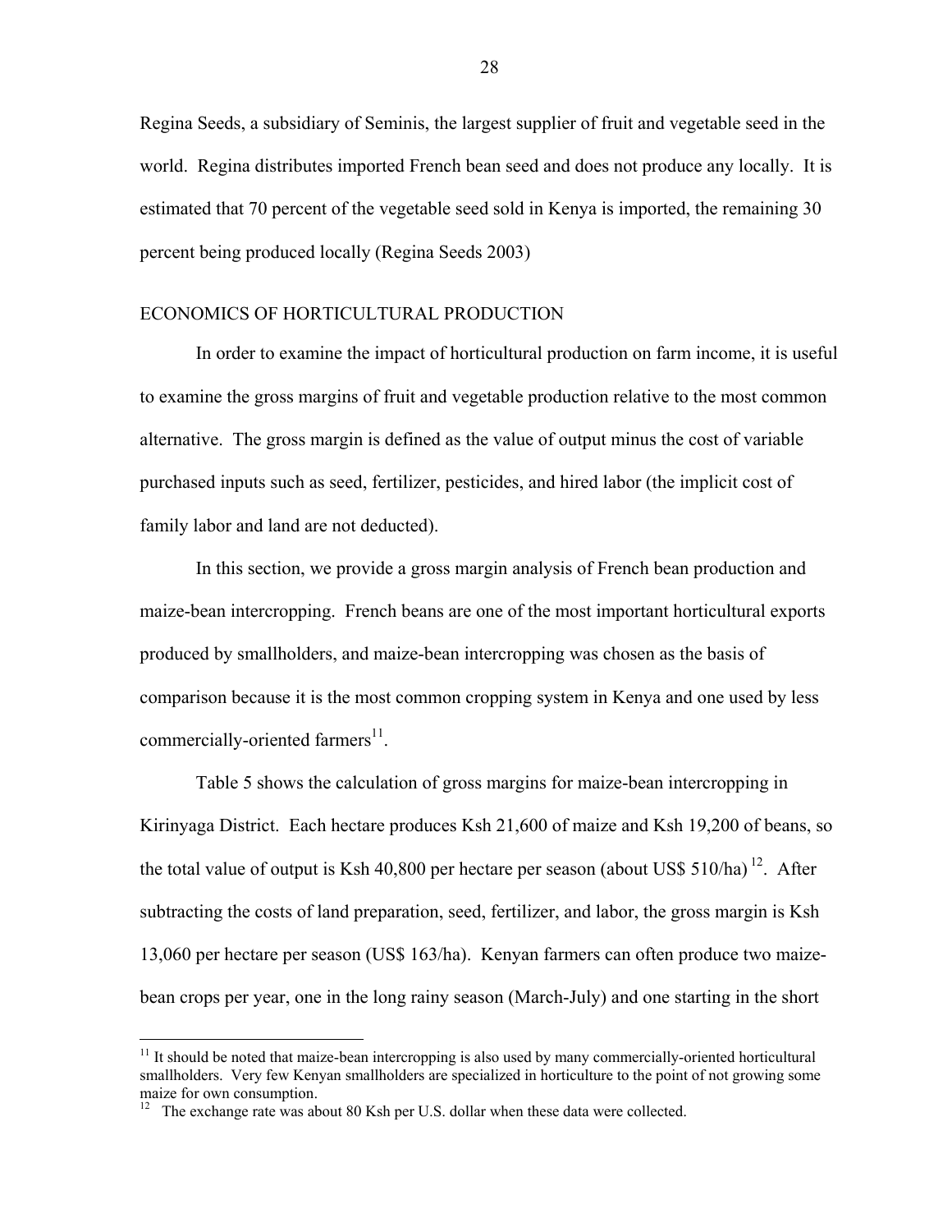Regina Seeds, a subsidiary of Seminis, the largest supplier of fruit and vegetable seed in the world. Regina distributes imported French bean seed and does not produce any locally. It is estimated that 70 percent of the vegetable seed sold in Kenya is imported, the remaining 30 percent being produced locally (Regina Seeds 2003)

## ECONOMICS OF HORTICULTURAL PRODUCTION

In order to examine the impact of horticultural production on farm income, it is useful to examine the gross margins of fruit and vegetable production relative to the most common alternative. The gross margin is defined as the value of output minus the cost of variable purchased inputs such as seed, fertilizer, pesticides, and hired labor (the implicit cost of family labor and land are not deducted).

In this section, we provide a gross margin analysis of French bean production and maize-bean intercropping. French beans are one of the most important horticultural exports produced by smallholders, and maize-bean intercropping was chosen as the basis of comparison because it is the most common cropping system in Kenya and one used by less commercially-oriented farmers[11].

Table 5 shows the calculation of gross margins for maize-bean intercropping in Kirinyaga District. Each hectare produces Ksh 21,600 of maize and Ksh 19,200 of beans, so the total value of output is Ksh 40,800 per hectare per season (about US$ 510/ha)[12]. After subtracting the costs of land preparation, seed, fertilizer, and labor, the gross margin is Ksh 13,060 per hectare per season (US$ 163/ha). Kenyan farmers can often produce two maize-bean crops per year, one in the long rainy season (March-July) and one starting in the short

[11] It should be noted that maize-bean intercropping is also used by many commercially-oriented horticultural smallholders. Very few Kenyan smallholders are specialized in horticulture to the point of not growing some maize for own consumption.

[12] The exchange rate was about 80 Ksh per U.S. dollar when these data were collected.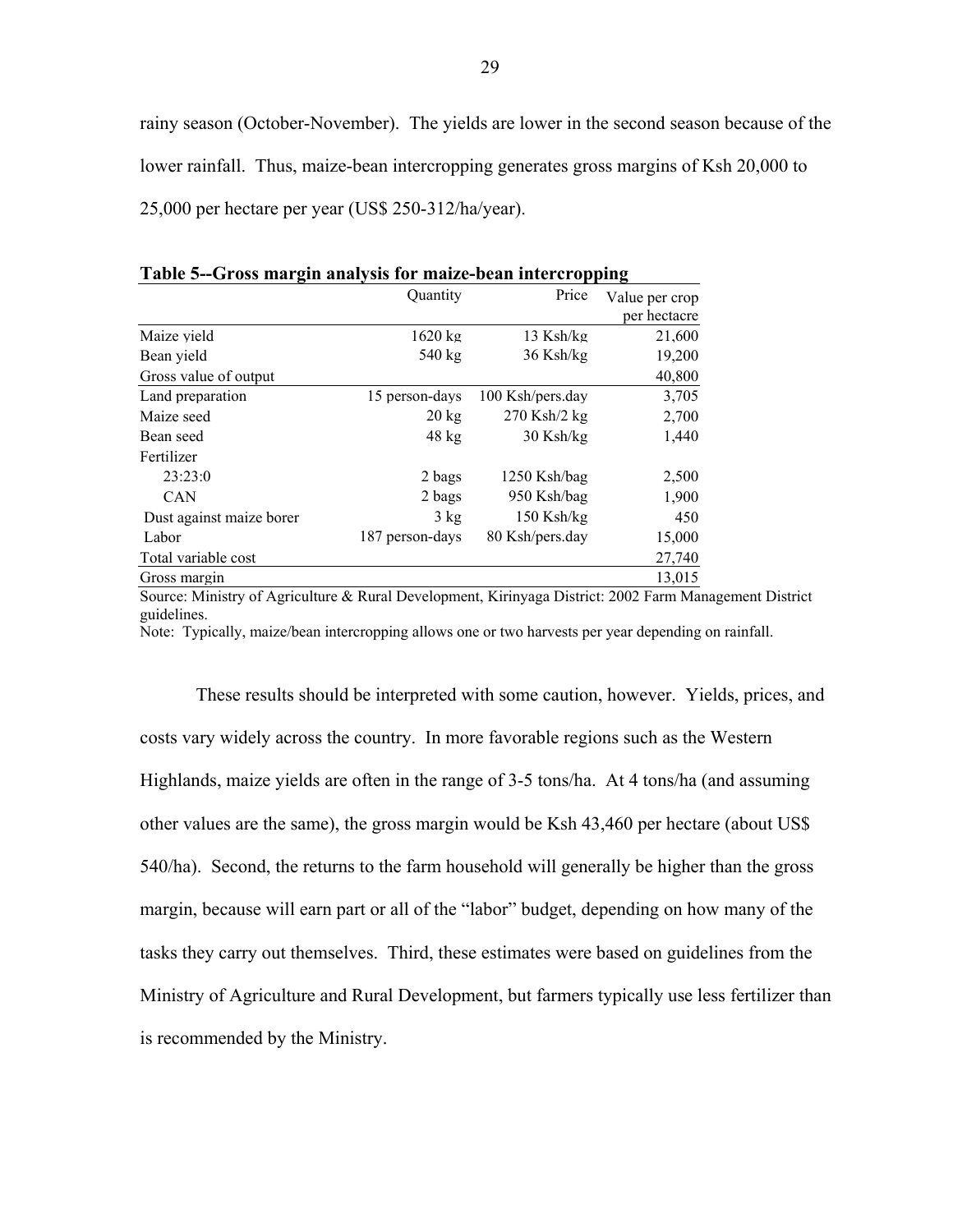rainy season (October-November). The yields are lower in the second season because of the lower rainfall. Thus, maize-bean intercropping generates gross margins of Ksh 20,000 to 25,000 per hectare per year (US$ 250-312/ha/year).

**Table 5--Gross margin analysis for maize-bean intercropping**

| | Quantity | Price | Value per crop per hectacre |
|---|---|---|---|
| Maize yield | 1620 kg | 13 Ksh/kg | 21,600 |
| Bean yield | 540 kg | 36 Ksh/kg | 19,200 |
| Gross value of output | | | 40,800 |
| Land preparation | 15 person-days | 100 Ksh/pers.day | 3,705 |
| Maize seed | 20 kg | 270 Ksh/2 kg | 2,700 |
| Bean seed | 48 kg | 30 Ksh/kg | 1,440 |
| Fertilizer | | | |
| 23:23:0 | 2 bags | 1250 Ksh/bag | 2,500 |
| CAN | 2 bags | 950 Ksh/bag | 1,900 |
| Dust against maize borer | 3 kg | 150 Ksh/kg | 450 |
| Labor | 187 person-days | 80 Ksh/pers.day | 15,000 |
| Total variable cost | | | 27,740 |
| Gross margin | | | 13,015 |

Source: Ministry of Agriculture & Rural Development, Kirinyaga District: 2002 Farm Management District guidelines.

Note: Typically, maize/bean intercropping allows one or two harvests per year depending on rainfall.

These results should be interpreted with some caution, however. Yields, prices, and costs vary widely across the country. In more favorable regions such as the Western Highlands, maize yields are often in the range of 3-5 tons/ha. At 4 tons/ha (and assuming other values are the same), the gross margin would be Ksh 43,460 per hectare (about US$ 540/ha). Second, the returns to the farm household will generally be higher than the gross margin, because will earn part or all of the "labor" budget, depending on how many of the tasks they carry out themselves. Third, these estimates were based on guidelines from the Ministry of Agriculture and Rural Development, but farmers typically use less fertilizer than is recommended by the Ministry.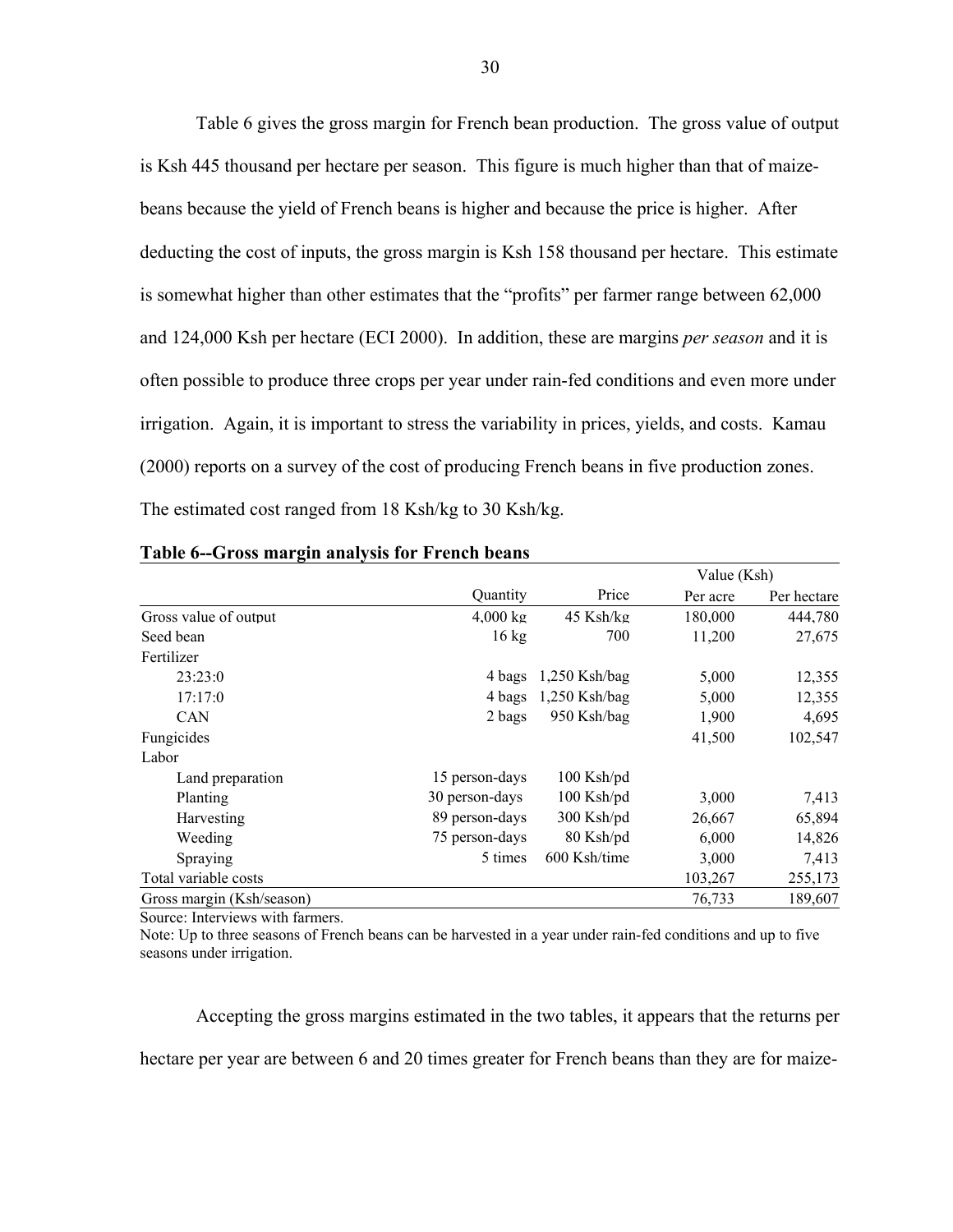Table 6 gives the gross margin for French bean production. The gross value of output is Ksh 445 thousand per hectare per season. This figure is much higher than that of maize-beans because the yield of French beans is higher and because the price is higher. After deducting the cost of inputs, the gross margin is Ksh 158 thousand per hectare. This estimate is somewhat higher than other estimates that the "profits" per farmer range between 62,000 and 124,000 Ksh per hectare (ECI 2000). In addition, these are margins *per season* and it is often possible to produce three crops per year under rain-fed conditions and even more under irrigation. Again, it is important to stress the variability in prices, yields, and costs. Kamau (2000) reports on a survey of the cost of producing French beans in five production zones. The estimated cost ranged from 18 Ksh/kg to 30 Ksh/kg.

**Table 6--Gross margin analysis for French beans**

| | | | Value (Ksh) | |
|---|---|---|---|---|
| | Quantity | Price | Per acre | Per hectare |
| Gross value of output | 4,000 kg | 45 Ksh/kg | 180,000 | 444,780 |
| Seed bean | 16 kg | 700 | 11,200 | 27,675 |
| Fertilizer | | | | |
| 23:23:0 | 4 bags | 1,250 Ksh/bag | 5,000 | 12,355 |
| 17:17:0 | 4 bags | 1,250 Ksh/bag | 5,000 | 12,355 |
| CAN | 2 bags | 950 Ksh/bag | 1,900 | 4,695 |
| Fungicides | | | 41,500 | 102,547 |
| Labor | | | | |
| Land preparation | 15 person-days | 100 Ksh/pd | | |
| Planting | 30 person-days | 100 Ksh/pd | 3,000 | 7,413 |
| Harvesting | 89 person-days | 300 Ksh/pd | 26,667 | 65,894 |
| Weeding | 75 person-days | 80 Ksh/pd | 6,000 | 14,826 |
| Spraying | 5 times | 600 Ksh/time | 3,000 | 7,413 |
| Total variable costs | | | 103,267 | 255,173 |
| Gross margin (Ksh/season) | | | 76,733 | 189,607 |

Source: Interviews with farmers.

Note: Up to three seasons of French beans can be harvested in a year under rain-fed conditions and up to five seasons under irrigation.

Accepting the gross margins estimated in the two tables, it appears that the returns per hectare per year are between 6 and 20 times greater for French beans than they are for maize-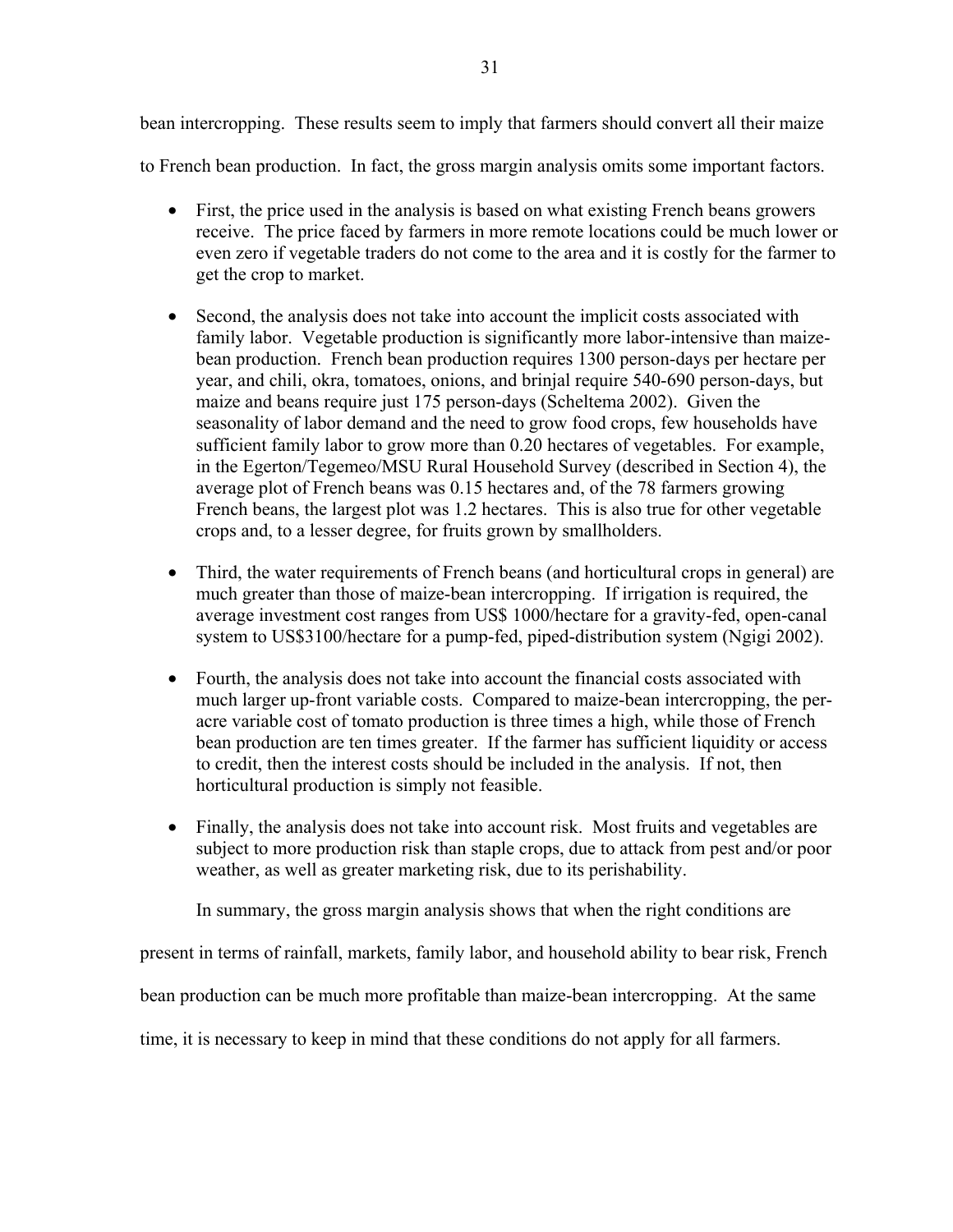bean intercropping. These results seem to imply that farmers should convert all their maize to French bean production. In fact, the gross margin analysis omits some important factors.

- First, the price used in the analysis is based on what existing French beans growers receive. The price faced by farmers in more remote locations could be much lower or even zero if vegetable traders do not come to the area and it is costly for the farmer to get the crop to market.

- Second, the analysis does not take into account the implicit costs associated with family labor. Vegetable production is significantly more labor-intensive than maize-bean production. French bean production requires 1300 person-days per hectare per year, and chili, okra, tomatoes, onions, and brinjal require 540-690 person-days, but maize and beans require just 175 person-days (Scheltema 2002). Given the seasonality of labor demand and the need to grow food crops, few households have sufficient family labor to grow more than 0.20 hectares of vegetables. For example, in the Egerton/Tegemeo/MSU Rural Household Survey (described in Section 4), the average plot of French beans was 0.15 hectares and, of the 78 farmers growing French beans, the largest plot was 1.2 hectares. This is also true for other vegetable crops and, to a lesser degree, for fruits grown by smallholders.

- Third, the water requirements of French beans (and horticultural crops in general) are much greater than those of maize-bean intercropping. If irrigation is required, the average investment cost ranges from US$ 1000/hectare for a gravity-fed, open-canal system to US$3100/hectare for a pump-fed, piped-distribution system (Ngigi 2002).

- Fourth, the analysis does not take into account the financial costs associated with much larger up-front variable costs. Compared to maize-bean intercropping, the per-acre variable cost of tomato production is three times a high, while those of French bean production are ten times greater. If the farmer has sufficient liquidity or access to credit, then the interest costs should be included in the analysis. If not, then horticultural production is simply not feasible.

- Finally, the analysis does not take into account risk. Most fruits and vegetables are subject to more production risk than staple crops, due to attack from pest and/or poor weather, as well as greater marketing risk, due to its perishability.

In summary, the gross margin analysis shows that when the right conditions are present in terms of rainfall, markets, family labor, and household ability to bear risk, French bean production can be much more profitable than maize-bean intercropping. At the same time, it is necessary to keep in mind that these conditions do not apply for all farmers.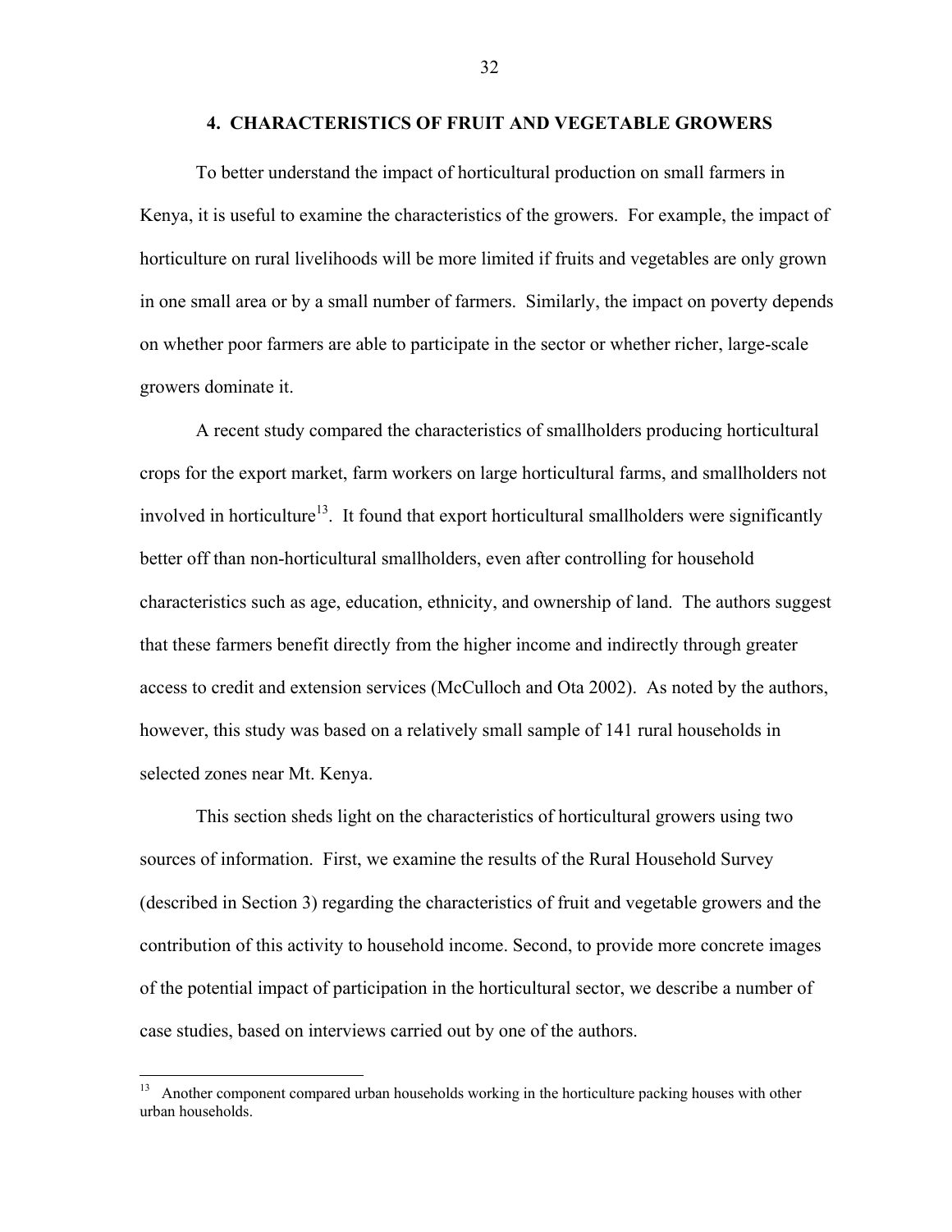# 4. CHARACTERISTICS OF FRUIT AND VEGETABLE GROWERS

To better understand the impact of horticultural production on small farmers in Kenya, it is useful to examine the characteristics of the growers. For example, the impact of horticulture on rural livelihoods will be more limited if fruits and vegetables are only grown in one small area or by a small number of farmers. Similarly, the impact on poverty depends on whether poor farmers are able to participate in the sector or whether richer, large-scale growers dominate it.

A recent study compared the characteristics of smallholders producing horticultural crops for the export market, farm workers on large horticultural farms, and smallholders not involved in horticulture[13]. It found that export horticultural smallholders were significantly better off than non-horticultural smallholders, even after controlling for household characteristics such as age, education, ethnicity, and ownership of land. The authors suggest that these farmers benefit directly from the higher income and indirectly through greater access to credit and extension services (McCulloch and Ota 2002). As noted by the authors, however, this study was based on a relatively small sample of 141 rural households in selected zones near Mt. Kenya.

This section sheds light on the characteristics of horticultural growers using two sources of information. First, we examine the results of the Rural Household Survey (described in Section 3) regarding the characteristics of fruit and vegetable growers and the contribution of this activity to household income. Second, to provide more concrete images of the potential impact of participation in the horticultural sector, we describe a number of case studies, based on interviews carried out by one of the authors.

---

[13] Another component compared urban households working in the horticulture packing houses with other urban households.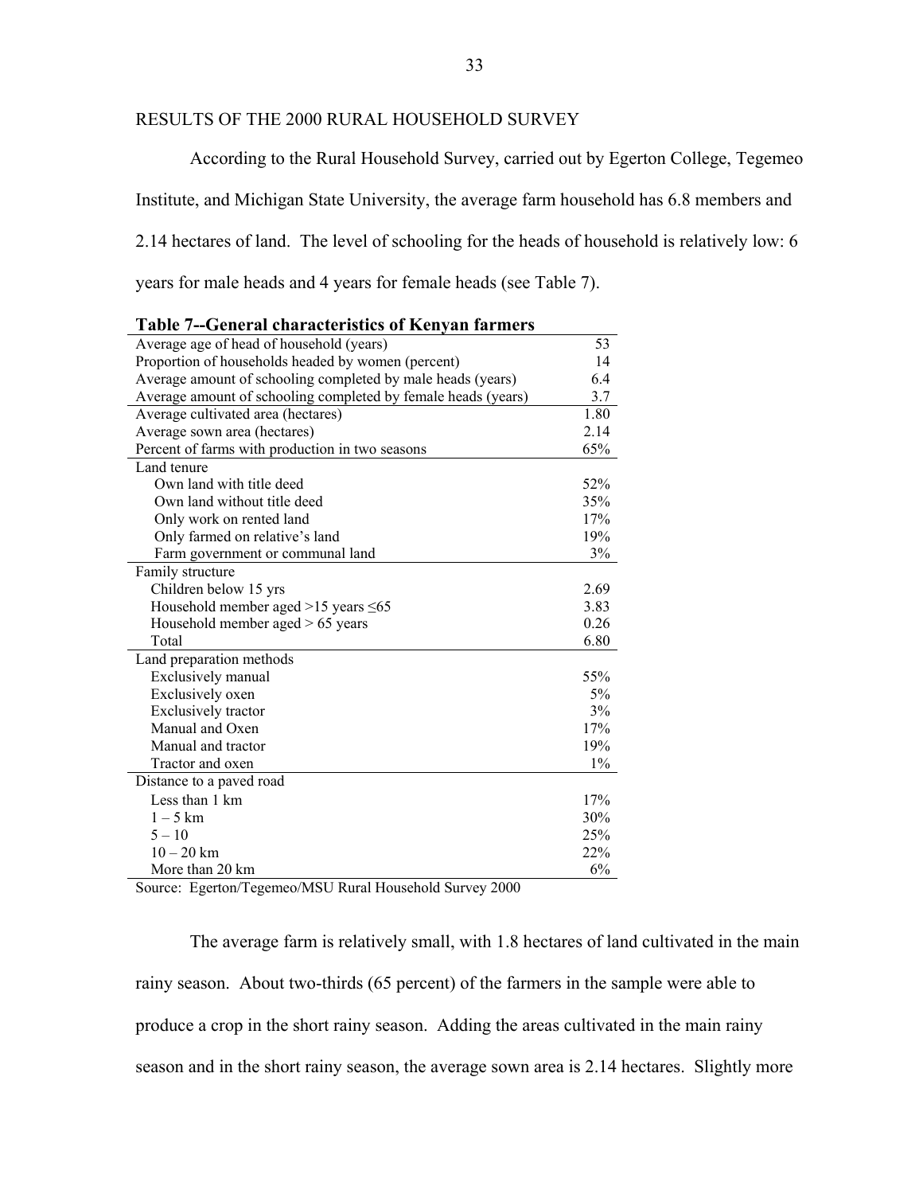## RESULTS OF THE 2000 RURAL HOUSEHOLD SURVEY

According to the Rural Household Survey, carried out by Egerton College, Tegemeo Institute, and Michigan State University, the average farm household has 6.8 members and 2.14 hectares of land. The level of schooling for the heads of household is relatively low: 6 years for male heads and 4 years for female heads (see Table 7).

**Table 7--General characteristics of Kenyan farmers**

| | |
|---|---|
| Average age of head of household (years) | 53 |
| Proportion of households headed by women (percent) | 14 |
| Average amount of schooling completed by male heads (years) | 6.4 |
| Average amount of schooling completed by female heads (years) | 3.7 |
| Average cultivated area (hectares) | 1.80 |
| Average sown area (hectares) | 2.14 |
| Percent of farms with production in two seasons | 65% |
| Land tenure | |
| Own land with title deed | 52% |
| Own land without title deed | 35% |
| Only work on rented land | 17% |
| Only farmed on relative's land | 19% |
| Farm government or communal land | 3% |
| Family structure | |
| Children below 15 yrs | 2.69 |
| Household member aged >15 years ≤65 | 3.83 |
| Household member aged > 65 years | 0.26 |
| Total | 6.80 |
| Land preparation methods | |
| Exclusively manual | 55% |
| Exclusively oxen | 5% |
| Exclusively tractor | 3% |
| Manual and Oxen | 17% |
| Manual and tractor | 19% |
| Tractor and oxen | 1% |
| Distance to a paved road | |
| Less than 1 km | 17% |
| 1 – 5 km | 30% |
| 5 – 10 | 25% |
| 10 – 20 km | 22% |
| More than 20 km | 6% |

Source: Egerton/Tegemeo/MSU Rural Household Survey 2000

The average farm is relatively small, with 1.8 hectares of land cultivated in the main rainy season. About two-thirds (65 percent) of the farmers in the sample were able to produce a crop in the short rainy season. Adding the areas cultivated in the main rainy season and in the short rainy season, the average sown area is 2.14 hectares. Slightly more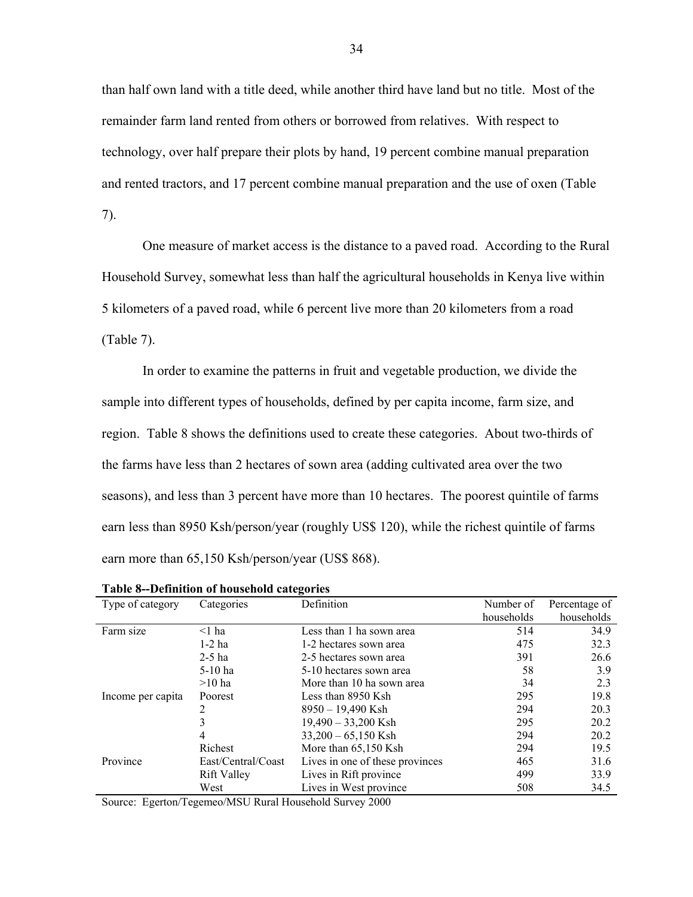than half own land with a title deed, while another third have land but no title. Most of the remainder farm land rented from others or borrowed from relatives. With respect to technology, over half prepare their plots by hand, 19 percent combine manual preparation and rented tractors, and 17 percent combine manual preparation and the use of oxen (Table 7).

One measure of market access is the distance to a paved road. According to the Rural Household Survey, somewhat less than half the agricultural households in Kenya live within 5 kilometers of a paved road, while 6 percent live more than 20 kilometers from a road (Table 7).

In order to examine the patterns in fruit and vegetable production, we divide the sample into different types of households, defined by per capita income, farm size, and region. Table 8 shows the definitions used to create these categories. About two-thirds of the farms have less than 2 hectares of sown area (adding cultivated area over the two seasons), and less than 3 percent have more than 10 hectares. The poorest quintile of farms earn less than 8950 Ksh/person/year (roughly US$ 120), while the richest quintile of farms earn more than 65,150 Ksh/person/year (US$ 868).

**Table 8--Definition of household categories**

| Type of category | Categories | Definition | Number of households | Percentage of households |
|---|---|---|---|---|
| Farm size | <1 ha | Less than 1 ha sown area | 514 | 34.9 |
| | 1-2 ha | 1-2 hectares sown area | 475 | 32.3 |
| | 2-5 ha | 2-5 hectares sown area | 391 | 26.6 |
| | 5-10 ha | 5-10 hectares sown area | 58 | 3.9 |
| | >10 ha | More than 10 ha sown area | 34 | 2.3 |
| Income per capita | Poorest | Less than 8950 Ksh | 295 | 19.8 |
| | 2 | 8950 – 19,490 Ksh | 294 | 20.3 |
| | 3 | 19,490 – 33,200 Ksh | 295 | 20.2 |
| | 4 | 33,200 – 65,150 Ksh | 294 | 20.2 |
| | Richest | More than 65,150 Ksh | 294 | 19.5 |
| Province | East/Central/Coast | Lives in one of these provinces | 465 | 31.6 |
| | Rift Valley | Lives in Rift province | 499 | 33.9 |
| | West | Lives in West province | 508 | 34.5 |

Source: Egerton/Tegemeo/MSU Rural Household Survey 2000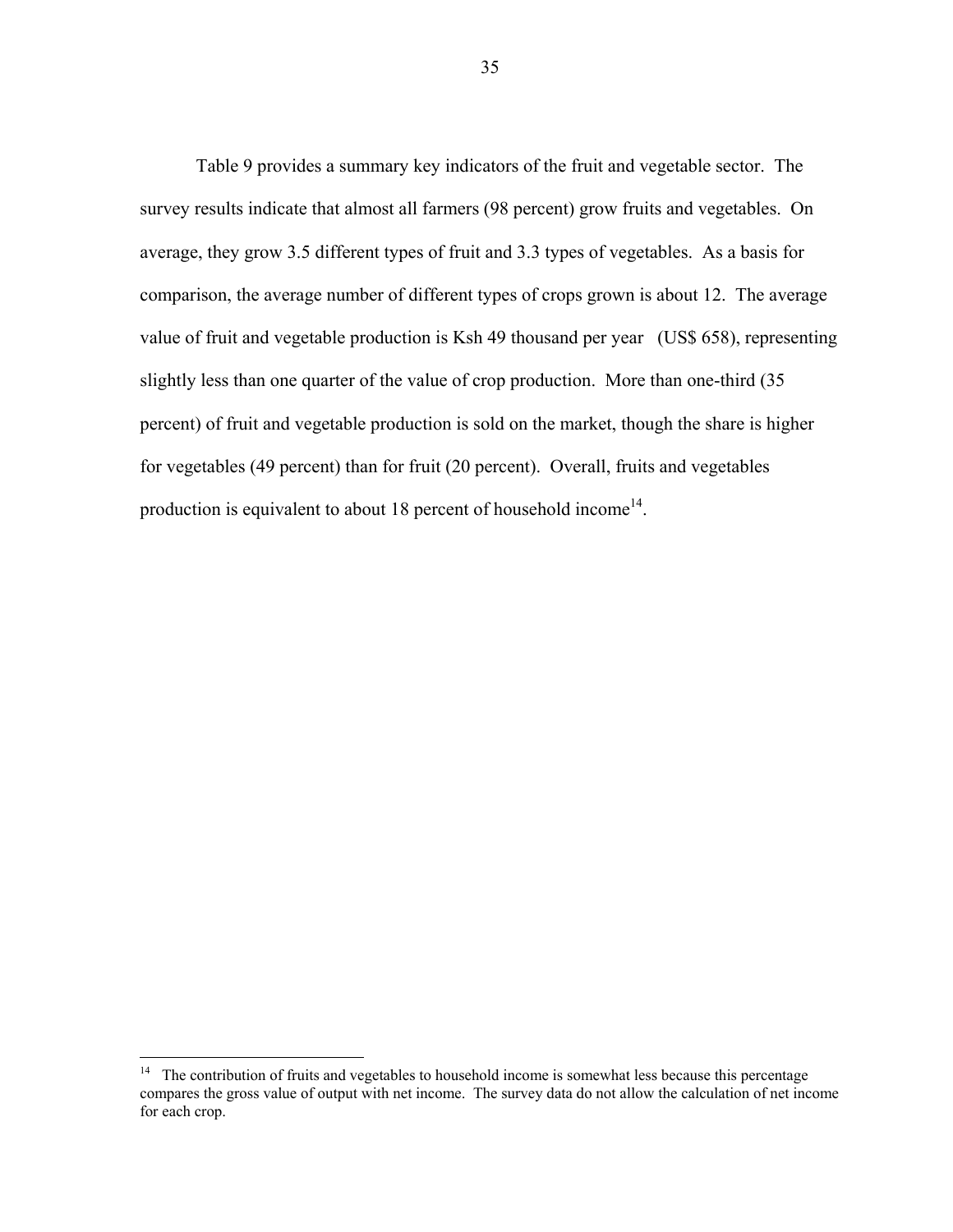Table 9 provides a summary key indicators of the fruit and vegetable sector. The survey results indicate that almost all farmers (98 percent) grow fruits and vegetables. On average, they grow 3.5 different types of fruit and 3.3 types of vegetables. As a basis for comparison, the average number of different types of crops grown is about 12. The average value of fruit and vegetable production is Ksh 49 thousand per year (US$ 658), representing slightly less than one quarter of the value of crop production. More than one-third (35 percent) of fruit and vegetable production is sold on the market, though the share is higher for vegetables (49 percent) than for fruit (20 percent). Overall, fruits and vegetables production is equivalent to about 18 percent of household income[14].

[14] The contribution of fruits and vegetables to household income is somewhat less because this percentage compares the gross value of output with net income. The survey data do not allow the calculation of net income for each crop.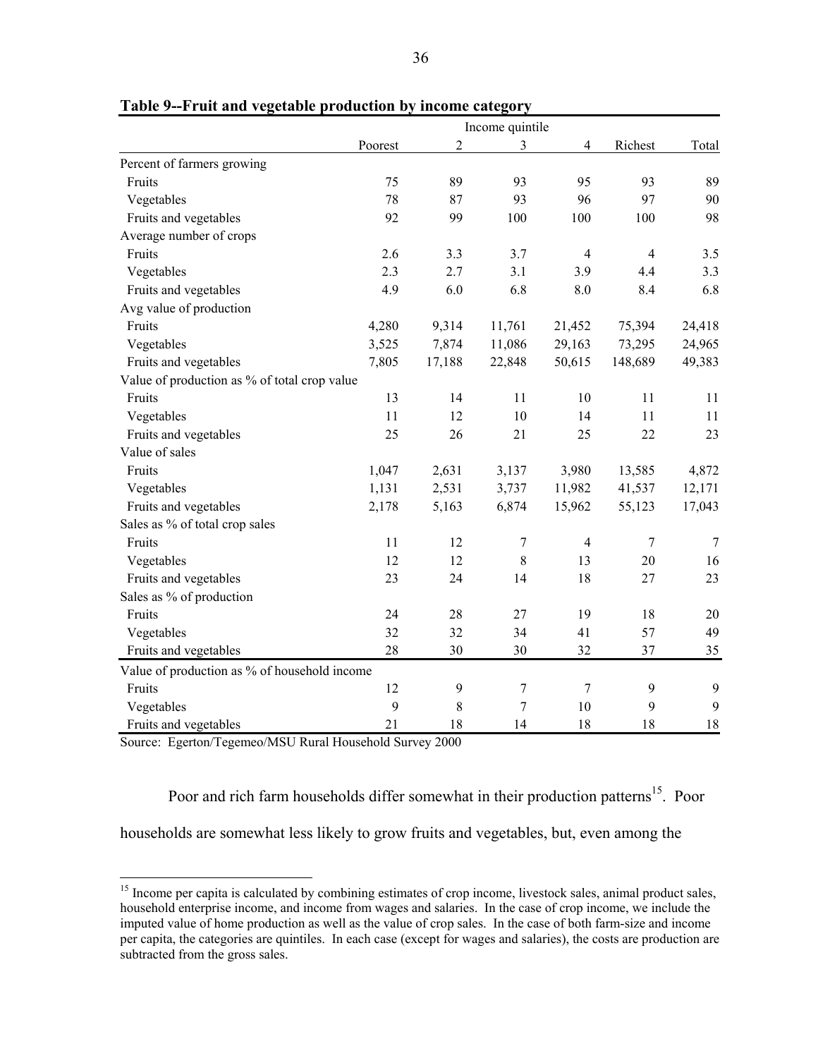**Table 9--Fruit and vegetable production by income category**

| | Income quintile | | | | | |
|---|---|---|---|---|---|---|
| | Poorest | 2 | 3 | 4 | Richest | Total |
| Percent of farmers growing | | | | | | |
| Fruits | 75 | 89 | 93 | 95 | 93 | 89 |
| Vegetables | 78 | 87 | 93 | 96 | 97 | 90 |
| Fruits and vegetables | 92 | 99 | 100 | 100 | 100 | 98 |
| Average number of crops | | | | | | |
| Fruits | 2.6 | 3.3 | 3.7 | 4 | 4 | 3.5 |
| Vegetables | 2.3 | 2.7 | 3.1 | 3.9 | 4.4 | 3.3 |
| Fruits and vegetables | 4.9 | 6.0 | 6.8 | 8.0 | 8.4 | 6.8 |
| Avg value of production | | | | | | |
| Fruits | 4,280 | 9,314 | 11,761 | 21,452 | 75,394 | 24,418 |
| Vegetables | 3,525 | 7,874 | 11,086 | 29,163 | 73,295 | 24,965 |
| Fruits and vegetables | 7,805 | 17,188 | 22,848 | 50,615 | 148,689 | 49,383 |
| Value of production as % of total crop value | | | | | | |
| Fruits | 13 | 14 | 11 | 10 | 11 | 11 |
| Vegetables | 11 | 12 | 10 | 14 | 11 | 11 |
| Fruits and vegetables | 25 | 26 | 21 | 25 | 22 | 23 |
| Value of sales | | | | | | |
| Fruits | 1,047 | 2,631 | 3,137 | 3,980 | 13,585 | 4,872 |
| Vegetables | 1,131 | 2,531 | 3,737 | 11,982 | 41,537 | 12,171 |
| Fruits and vegetables | 2,178 | 5,163 | 6,874 | 15,962 | 55,123 | 17,043 |
| Sales as % of total crop sales | | | | | | |
| Fruits | 11 | 12 | 7 | 4 | 7 | 7 |
| Vegetables | 12 | 12 | 8 | 13 | 20 | 16 |
| Fruits and vegetables | 23 | 24 | 14 | 18 | 27 | 23 |
| Sales as % of production | | | | | | |
| Fruits | 24 | 28 | 27 | 19 | 18 | 20 |
| Vegetables | 32 | 32 | 34 | 41 | 57 | 49 |
| Fruits and vegetables | 28 | 30 | 30 | 32 | 37 | 35 |
| Value of production as % of household income | | | | | | |
| Fruits | 12 | 9 | 7 | 7 | 9 | 9 |
| Vegetables | 9 | 8 | 7 | 10 | 9 | 9 |
| Fruits and vegetables | 21 | 18 | 14 | 18 | 18 | 18 |

Source: Egerton/Tegemeo/MSU Rural Household Survey 2000

Poor and rich farm households differ somewhat in their production patterns[15]. Poor households are somewhat less likely to grow fruits and vegetables, but, even among the

[15] Income per capita is calculated by combining estimates of crop income, livestock sales, animal product sales, household enterprise income, and income from wages and salaries. In the case of crop income, we include the imputed value of home production as well as the value of crop sales. In the case of both farm-size and income per capita, the categories are quintiles. In each case (except for wages and salaries), the costs are production are subtracted from the gross sales.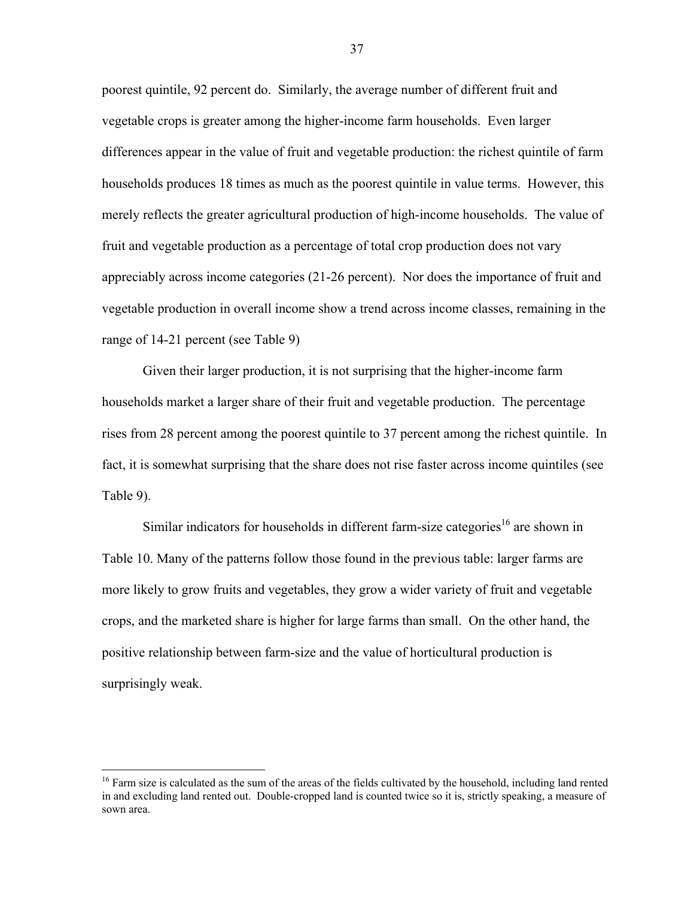poorest quintile, 92 percent do. Similarly, the average number of different fruit and vegetable crops is greater among the higher-income farm households. Even larger differences appear in the value of fruit and vegetable production: the richest quintile of farm households produces 18 times as much as the poorest quintile in value terms. However, this merely reflects the greater agricultural production of high-income households. The value of fruit and vegetable production as a percentage of total crop production does not vary appreciably across income categories (21-26 percent). Nor does the importance of fruit and vegetable production in overall income show a trend across income classes, remaining in the range of 14-21 percent (see Table 9)

Given their larger production, it is not surprising that the higher-income farm households market a larger share of their fruit and vegetable production. The percentage rises from 28 percent among the poorest quintile to 37 percent among the richest quintile. In fact, it is somewhat surprising that the share does not rise faster across income quintiles (see Table 9).

Similar indicators for households in different farm-size categories[16] are shown in Table 10. Many of the patterns follow those found in the previous table: larger farms are more likely to grow fruits and vegetables, they grow a wider variety of fruit and vegetable crops, and the marketed share is higher for large farms than small. On the other hand, the positive relationship between farm-size and the value of horticultural production is surprisingly weak.

[16] Farm size is calculated as the sum of the areas of the fields cultivated by the household, including land rented in and excluding land rented out. Double-cropped land is counted twice so it is, strictly speaking, a measure of sown area.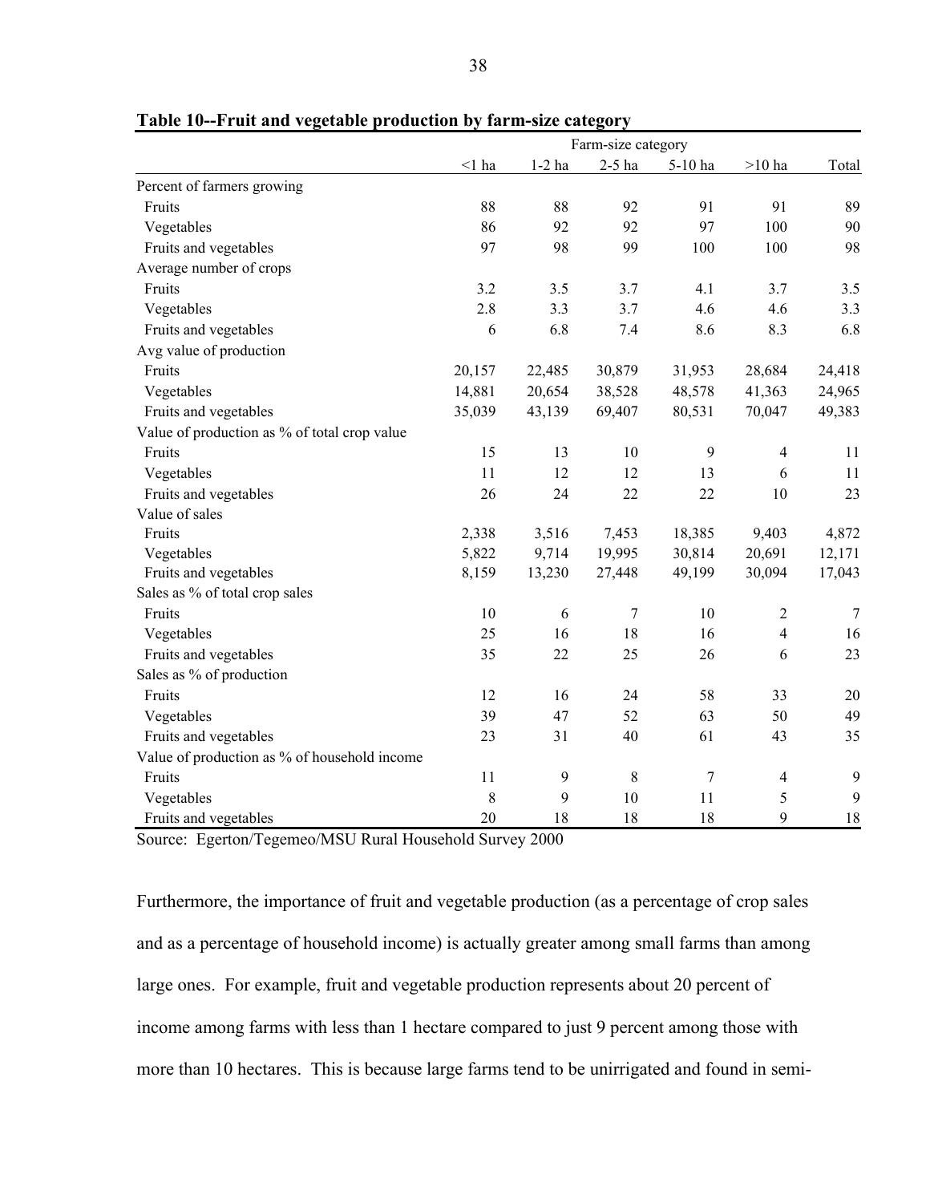**Table 10--Fruit and vegetable production by farm-size category**

| | Farm-size category | | | | | |
|---|---|---|---|---|---|---|
| | <1 ha | 1-2 ha | 2-5 ha | 5-10 ha | >10 ha | Total |
| Percent of farmers growing | | | | | | |
| Fruits | 88 | 88 | 92 | 91 | 91 | 89 |
| Vegetables | 86 | 92 | 92 | 97 | 100 | 90 |
| Fruits and vegetables | 97 | 98 | 99 | 100 | 100 | 98 |
| Average number of crops | | | | | | |
| Fruits | 3.2 | 3.5 | 3.7 | 4.1 | 3.7 | 3.5 |
| Vegetables | 2.8 | 3.3 | 3.7 | 4.6 | 4.6 | 3.3 |
| Fruits and vegetables | 6 | 6.8 | 7.4 | 8.6 | 8.3 | 6.8 |
| Avg value of production | | | | | | |
| Fruits | 20,157 | 22,485 | 30,879 | 31,953 | 28,684 | 24,418 |
| Vegetables | 14,881 | 20,654 | 38,528 | 48,578 | 41,363 | 24,965 |
| Fruits and vegetables | 35,039 | 43,139 | 69,407 | 80,531 | 70,047 | 49,383 |
| Value of production as % of total crop value | | | | | | |
| Fruits | 15 | 13 | 10 | 9 | 4 | 11 |
| Vegetables | 11 | 12 | 12 | 13 | 6 | 11 |
| Fruits and vegetables | 26 | 24 | 22 | 22 | 10 | 23 |
| Value of sales | | | | | | |
| Fruits | 2,338 | 3,516 | 7,453 | 18,385 | 9,403 | 4,872 |
| Vegetables | 5,822 | 9,714 | 19,995 | 30,814 | 20,691 | 12,171 |
| Fruits and vegetables | 8,159 | 13,230 | 27,448 | 49,199 | 30,094 | 17,043 |
| Sales as % of total crop sales | | | | | | |
| Fruits | 10 | 6 | 7 | 10 | 2 | 7 |
| Vegetables | 25 | 16 | 18 | 16 | 4 | 16 |
| Fruits and vegetables | 35 | 22 | 25 | 26 | 6 | 23 |
| Sales as % of production | | | | | | |
| Fruits | 12 | 16 | 24 | 58 | 33 | 20 |
| Vegetables | 39 | 47 | 52 | 63 | 50 | 49 |
| Fruits and vegetables | 23 | 31 | 40 | 61 | 43 | 35 |
| Value of production as % of household income | | | | | | |
| Fruits | 11 | 9 | 8 | 7 | 4 | 9 |
| Vegetables | 8 | 9 | 10 | 11 | 5 | 9 |
| Fruits and vegetables | 20 | 18 | 18 | 18 | 9 | 18 |

Source: Egerton/Tegemeo/MSU Rural Household Survey 2000

Furthermore, the importance of fruit and vegetable production (as a percentage of crop sales and as a percentage of household income) is actually greater among small farms than among large ones. For example, fruit and vegetable production represents about 20 percent of income among farms with less than 1 hectare compared to just 9 percent among those with more than 10 hectares. This is because large farms tend to be unirrigated and found in semi-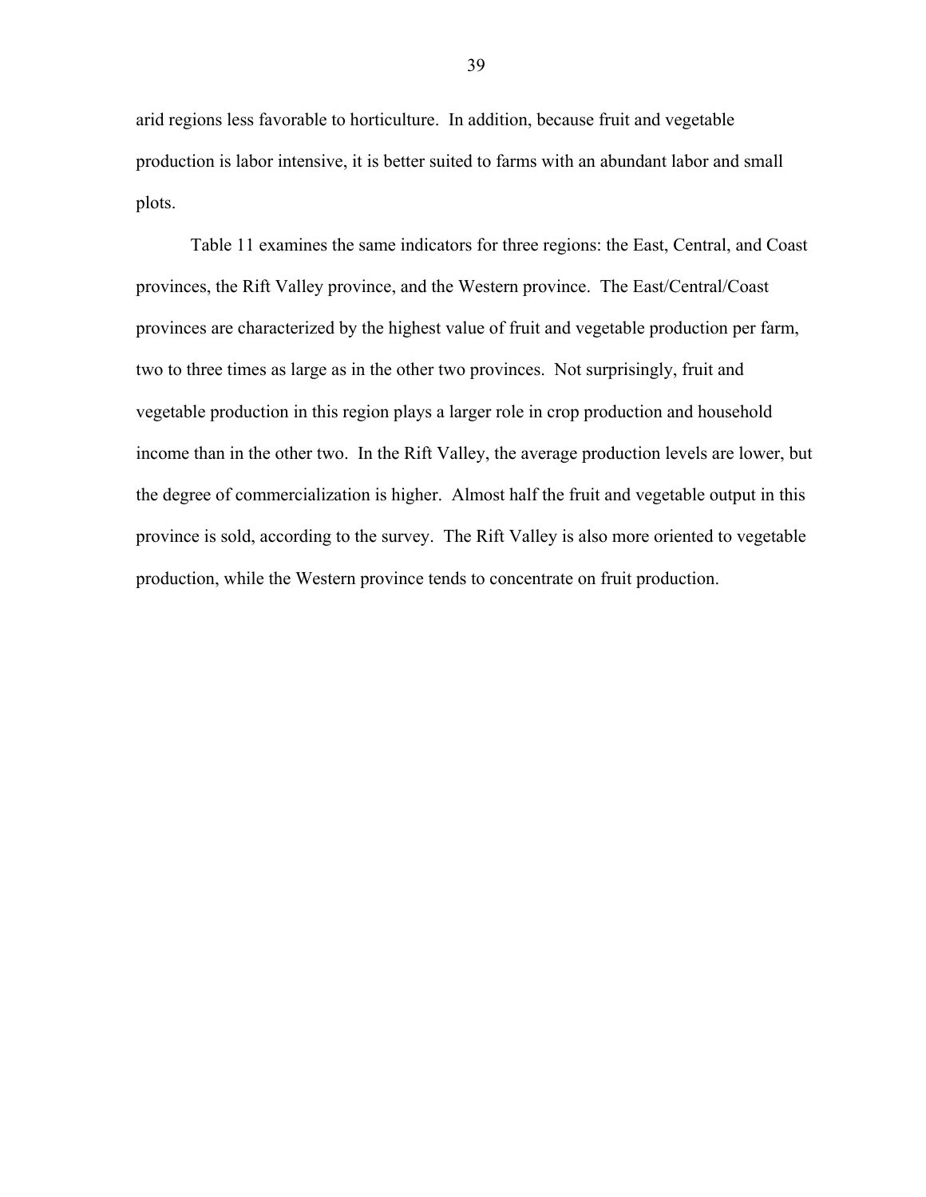arid regions less favorable to horticulture. In addition, because fruit and vegetable production is labor intensive, it is better suited to farms with an abundant labor and small plots.

Table 11 examines the same indicators for three regions: the East, Central, and Coast provinces, the Rift Valley province, and the Western province. The East/Central/Coast provinces are characterized by the highest value of fruit and vegetable production per farm, two to three times as large as in the other two provinces. Not surprisingly, fruit and vegetable production in this region plays a larger role in crop production and household income than in the other two. In the Rift Valley, the average production levels are lower, but the degree of commercialization is higher. Almost half the fruit and vegetable output in this province is sold, according to the survey. The Rift Valley is also more oriented to vegetable production, while the Western province tends to concentrate on fruit production.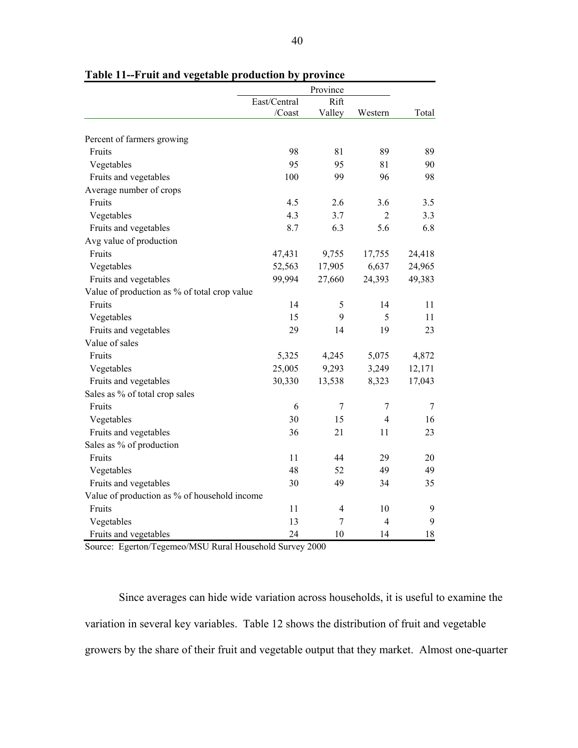**Table 11--Fruit and vegetable production by province**

| | Province | | | |
|---|---|---|---|---|
| | East/Central /Coast | Rift Valley | Western | Total |
| Percent of farmers growing | | | | |
| Fruits | 98 | 81 | 89 | 89 |
| Vegetables | 95 | 95 | 81 | 90 |
| Fruits and vegetables | 100 | 99 | 96 | 98 |
| Average number of crops | | | | |
| Fruits | 4.5 | 2.6 | 3.6 | 3.5 |
| Vegetables | 4.3 | 3.7 | 2 | 3.3 |
| Fruits and vegetables | 8.7 | 6.3 | 5.6 | 6.8 |
| Avg value of production | | | | |
| Fruits | 47,431 | 9,755 | 17,755 | 24,418 |
| Vegetables | 52,563 | 17,905 | 6,637 | 24,965 |
| Fruits and vegetables | 99,994 | 27,660 | 24,393 | 49,383 |
| Value of production as % of total crop value | | | | |
| Fruits | 14 | 5 | 14 | 11 |
| Vegetables | 15 | 9 | 5 | 11 |
| Fruits and vegetables | 29 | 14 | 19 | 23 |
| Value of sales | | | | |
| Fruits | 5,325 | 4,245 | 5,075 | 4,872 |
| Vegetables | 25,005 | 9,293 | 3,249 | 12,171 |
| Fruits and vegetables | 30,330 | 13,538 | 8,323 | 17,043 |
| Sales as % of total crop sales | | | | |
| Fruits | 6 | 7 | 7 | 7 |
| Vegetables | 30 | 15 | 4 | 16 |
| Fruits and vegetables | 36 | 21 | 11 | 23 |
| Sales as % of production | | | | |
| Fruits | 11 | 44 | 29 | 20 |
| Vegetables | 48 | 52 | 49 | 49 |
| Fruits and vegetables | 30 | 49 | 34 | 35 |
| Value of production as % of household income | | | | |
| Fruits | 11 | 4 | 10 | 9 |
| Vegetables | 13 | 7 | 4 | 9 |
| Fruits and vegetables | 24 | 10 | 14 | 18 |

Source: Egerton/Tegemeo/MSU Rural Household Survey 2000

Since averages can hide wide variation across households, it is useful to examine the variation in several key variables. Table 12 shows the distribution of fruit and vegetable growers by the share of their fruit and vegetable output that they market. Almost one-quarter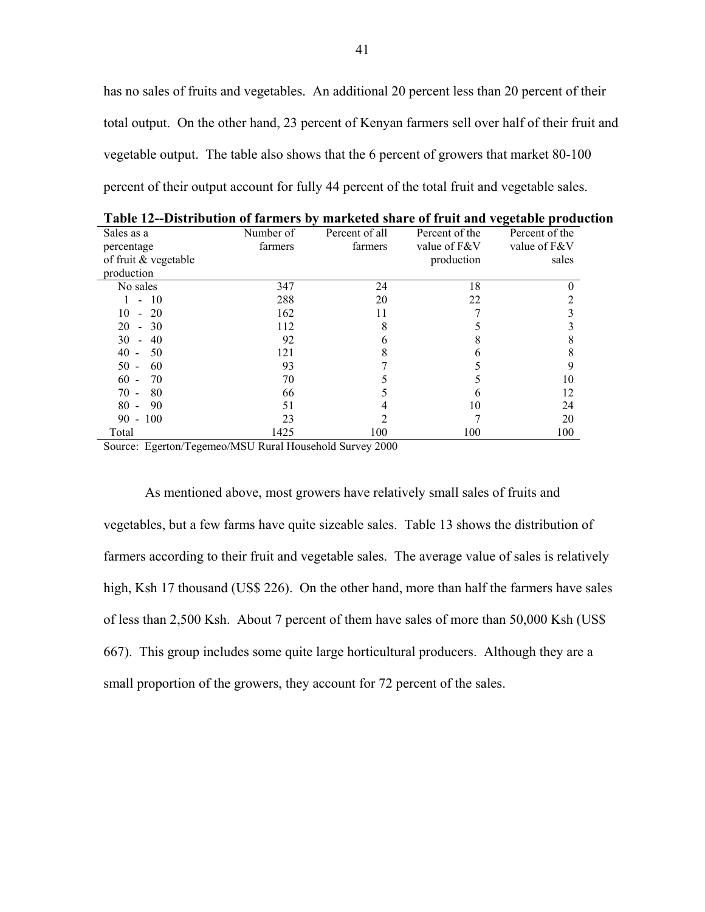has no sales of fruits and vegetables. An additional 20 percent less than 20 percent of their total output. On the other hand, 23 percent of Kenyan farmers sell over half of their fruit and vegetable output. The table also shows that the 6 percent of growers that market 80-100 percent of their output account for fully 44 percent of the total fruit and vegetable sales.

**Table 12--Distribution of farmers by marketed share of fruit and vegetable production**

| Sales as a percentage of fruit & vegetable production | Number of farmers | Percent of all farmers | Percent of the value of F&V production | Percent of the value of F&V sales |
|---|---|---|---|---|
| No sales | 347 | 24 | 18 | 0 |
| 1 - 10 | 288 | 20 | 22 | 2 |
| 10 - 20 | 162 | 11 | 7 | 3 |
| 20 - 30 | 112 | 8 | 5 | 3 |
| 30 - 40 | 92 | 6 | 8 | 8 |
| 40 - 50 | 121 | 8 | 6 | 8 |
| 50 - 60 | 93 | 7 | 5 | 9 |
| 60 - 70 | 70 | 5 | 5 | 10 |
| 70 - 80 | 66 | 5 | 6 | 12 |
| 80 - 90 | 51 | 4 | 10 | 24 |
| 90 - 100 | 23 | 2 | 7 | 20 |
| Total | 1425 | 100 | 100 | 100 |

Source: Egerton/Tegemeo/MSU Rural Household Survey 2000

As mentioned above, most growers have relatively small sales of fruits and vegetables, but a few farms have quite sizeable sales. Table 13 shows the distribution of farmers according to their fruit and vegetable sales. The average value of sales is relatively high, Ksh 17 thousand (US$ 226). On the other hand, more than half the farmers have sales of less than 2,500 Ksh. About 7 percent of them have sales of more than 50,000 Ksh (US$ 667). This group includes some quite large horticultural producers. Although they are a small proportion of the growers, they account for 72 percent of the sales.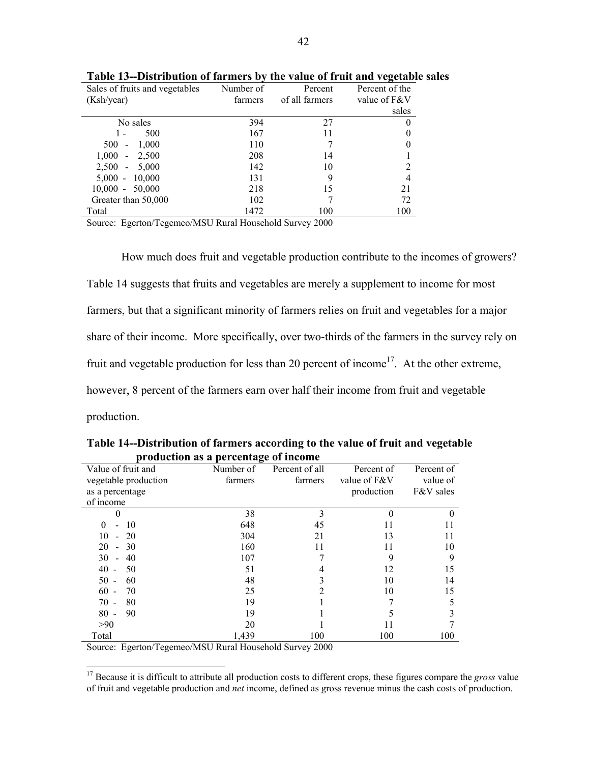**Table 13--Distribution of farmers by the value of fruit and vegetable sales**

| Sales of fruits and vegetables (Ksh/year) | Number of farmers | Percent of all farmers | Percent of the value of F&V sales |
|---|---|---|---|
| No sales | 394 | 27 | 0 |
| 1 - 500 | 167 | 11 | 0 |
| 500 - 1,000 | 110 | 7 | 0 |
| 1,000 - 2,500 | 208 | 14 | 1 |
| 2,500 - 5,000 | 142 | 10 | 2 |
| 5,000 - 10,000 | 131 | 9 | 4 |
| 10,000 - 50,000 | 218 | 15 | 21 |
| Greater than 50,000 | 102 | 7 | 72 |
| Total | 1472 | 100 | 100 |

Source: Egerton/Tegemeo/MSU Rural Household Survey 2000

How much does fruit and vegetable production contribute to the incomes of growers? Table 14 suggests that fruits and vegetables are merely a supplement to income for most farmers, but that a significant minority of farmers relies on fruit and vegetables for a major share of their income. More specifically, over two-thirds of the farmers in the survey rely on fruit and vegetable production for less than 20 percent of income[17]. At the other extreme, however, 8 percent of the farmers earn over half their income from fruit and vegetable production.

**Table 14--Distribution of farmers according to the value of fruit and vegetable production as a percentage of income**

| Value of fruit and vegetable production as a percentage of income | Number of farmers | Percent of all farmers | Percent of value of F&V production | Percent of value of F&V sales |
|---|---|---|---|---|
| 0 | 38 | 3 | 0 | 0 |
| 0 - 10 | 648 | 45 | 11 | 11 |
| 10 - 20 | 304 | 21 | 13 | 11 |
| 20 - 30 | 160 | 11 | 11 | 10 |
| 30 - 40 | 107 | 7 | 9 | 9 |
| 40 - 50 | 51 | 4 | 12 | 15 |
| 50 - 60 | 48 | 3 | 10 | 14 |
| 60 - 70 | 25 | 2 | 10 | 15 |
| 70 - 80 | 19 | 1 | 7 | 5 |
| 80 - 90 | 19 | 1 | 5 | 3 |
| >90 | 20 | 1 | 11 | 7 |
| Total | 1,439 | 100 | 100 | 100 |

Source: Egerton/Tegemeo/MSU Rural Household Survey 2000

[17] Because it is difficult to attribute all production costs to different crops, these figures compare the *gross* value of fruit and vegetable production and *net* income, defined as gross revenue minus the cash costs of production.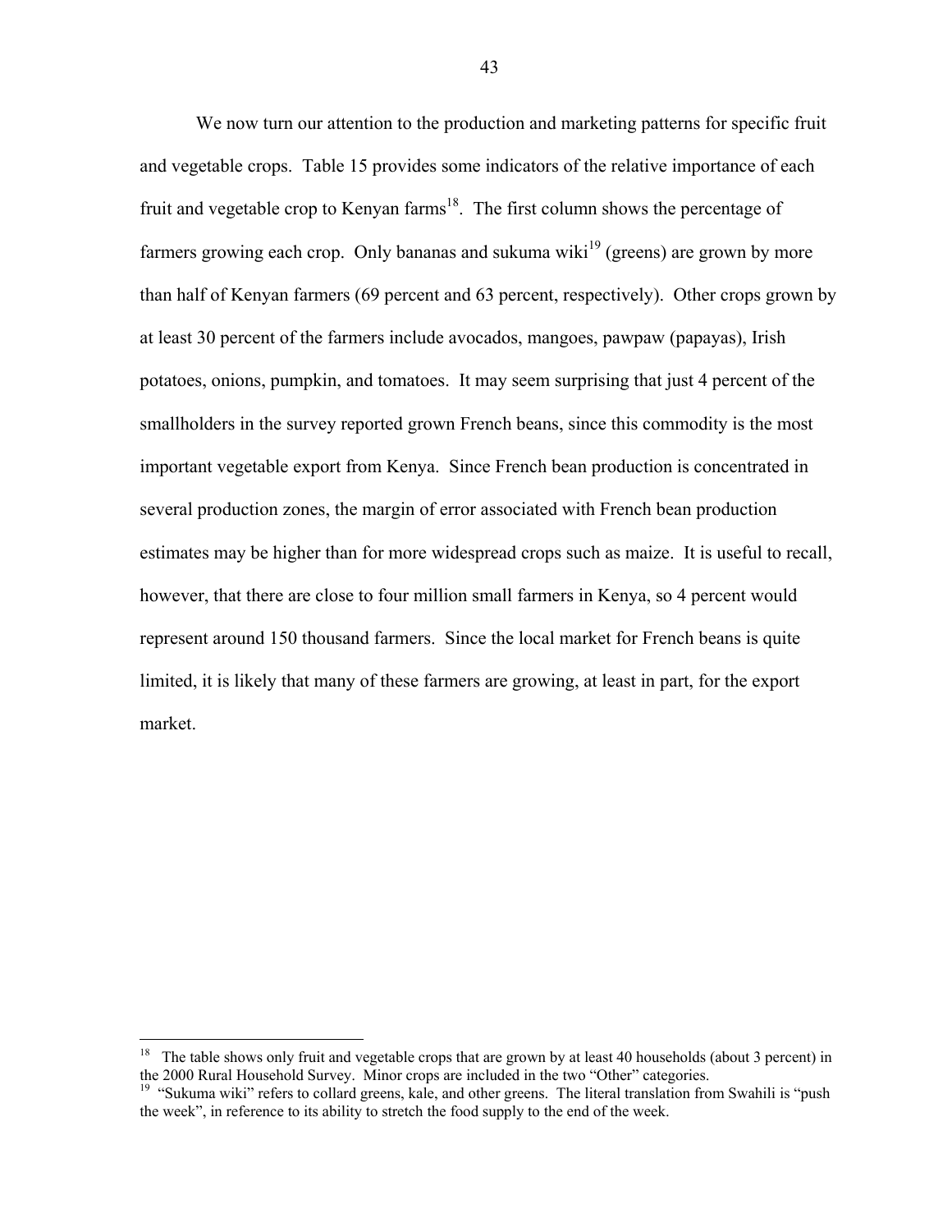We now turn our attention to the production and marketing patterns for specific fruit and vegetable crops. Table 15 provides some indicators of the relative importance of each fruit and vegetable crop to Kenyan farms[18]. The first column shows the percentage of farmers growing each crop. Only bananas and sukuma wiki[19] (greens) are grown by more than half of Kenyan farmers (69 percent and 63 percent, respectively). Other crops grown by at least 30 percent of the farmers include avocados, mangoes, pawpaw (papayas), Irish potatoes, onions, pumpkin, and tomatoes. It may seem surprising that just 4 percent of the smallholders in the survey reported grown French beans, since this commodity is the most important vegetable export from Kenya. Since French bean production is concentrated in several production zones, the margin of error associated with French bean production estimates may be higher than for more widespread crops such as maize. It is useful to recall, however, that there are close to four million small farmers in Kenya, so 4 percent would represent around 150 thousand farmers. Since the local market for French beans is quite limited, it is likely that many of these farmers are growing, at least in part, for the export market.

---

[18] The table shows only fruit and vegetable crops that are grown by at least 40 households (about 3 percent) in the 2000 Rural Household Survey. Minor crops are included in the two "Other" categories.

[19] "Sukuma wiki" refers to collard greens, kale, and other greens. The literal translation from Swahili is "push the week", in reference to its ability to stretch the food supply to the end of the week.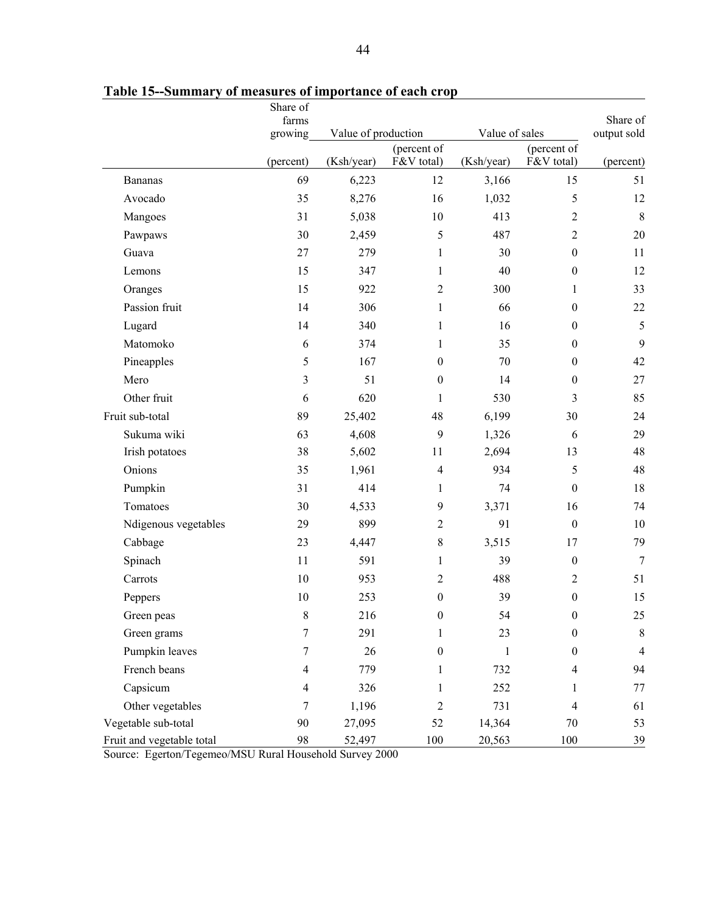**Table 15--Summary of measures of importance of each crop**

| | Share of farms growing | Value of production | | Value of sales | | Share of output sold |
|---|---|---|---|---|---|---|
| | (percent) | (Ksh/year) | (percent of F&V total) | (Ksh/year) | (percent of F&V total) | (percent) |
| Bananas | 69 | 6,223 | 12 | 3,166 | 15 | 51 |
| Avocado | 35 | 8,276 | 16 | 1,032 | 5 | 12 |
| Mangoes | 31 | 5,038 | 10 | 413 | 2 | 8 |
| Pawpaws | 30 | 2,459 | 5 | 487 | 2 | 20 |
| Guava | 27 | 279 | 1 | 30 | 0 | 11 |
| Lemons | 15 | 347 | 1 | 40 | 0 | 12 |
| Oranges | 15 | 922 | 2 | 300 | 1 | 33 |
| Passion fruit | 14 | 306 | 1 | 66 | 0 | 22 |
| Lugard | 14 | 340 | 1 | 16 | 0 | 5 |
| Matomoko | 6 | 374 | 1 | 35 | 0 | 9 |
| Pineapples | 5 | 167 | 0 | 70 | 0 | 42 |
| Mero | 3 | 51 | 0 | 14 | 0 | 27 |
| Other fruit | 6 | 620 | 1 | 530 | 3 | 85 |
| Fruit sub-total | 89 | 25,402 | 48 | 6,199 | 30 | 24 |
| Sukuma wiki | 63 | 4,608 | 9 | 1,326 | 6 | 29 |
| Irish potatoes | 38 | 5,602 | 11 | 2,694 | 13 | 48 |
| Onions | 35 | 1,961 | 4 | 934 | 5 | 48 |
| Pumpkin | 31 | 414 | 1 | 74 | 0 | 18 |
| Tomatoes | 30 | 4,533 | 9 | 3,371 | 16 | 74 |
| Ndigenous vegetables | 29 | 899 | 2 | 91 | 0 | 10 |
| Cabbage | 23 | 4,447 | 8 | 3,515 | 17 | 79 |
| Spinach | 11 | 591 | 1 | 39 | 0 | 7 |
| Carrots | 10 | 953 | 2 | 488 | 2 | 51 |
| Peppers | 10 | 253 | 0 | 39 | 0 | 15 |
| Green peas | 8 | 216 | 0 | 54 | 0 | 25 |
| Green grams | 7 | 291 | 1 | 23 | 0 | 8 |
| Pumpkin leaves | 7 | 26 | 0 | 1 | 0 | 4 |
| French beans | 4 | 779 | 1 | 732 | 4 | 94 |
| Capsicum | 4 | 326 | 1 | 252 | 1 | 77 |
| Other vegetables | 7 | 1,196 | 2 | 731 | 4 | 61 |
| Vegetable sub-total | 90 | 27,095 | 52 | 14,364 | 70 | 53 |
| Fruit and vegetable total | 98 | 52,497 | 100 | 20,563 | 100 | 39 |

Source: Egerton/Tegemeo/MSU Rural Household Survey 2000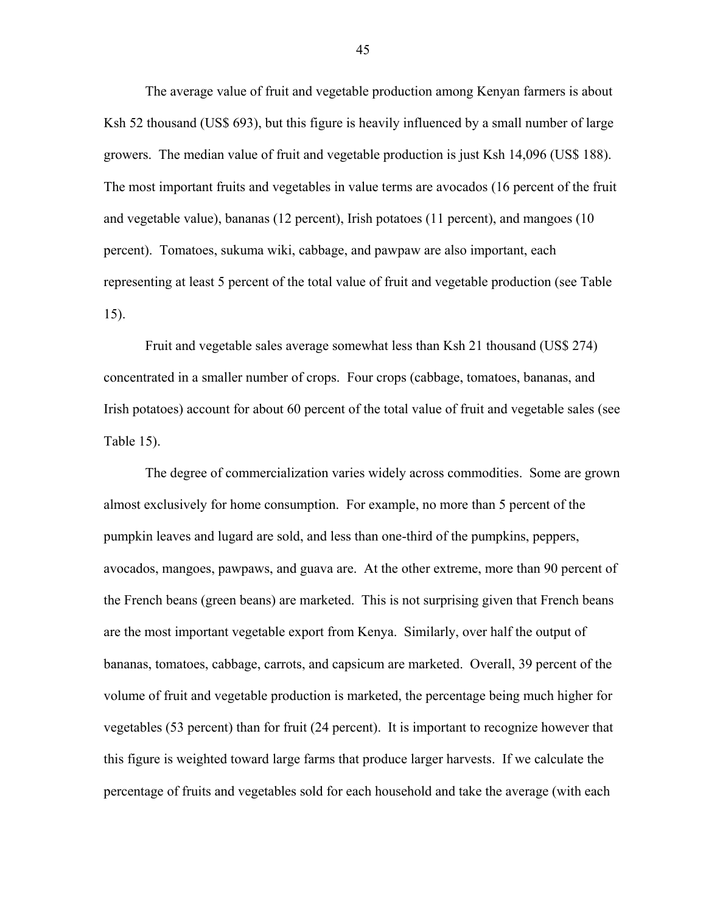The average value of fruit and vegetable production among Kenyan farmers is about Ksh 52 thousand (US$ 693), but this figure is heavily influenced by a small number of large growers. The median value of fruit and vegetable production is just Ksh 14,096 (US$ 188). The most important fruits and vegetables in value terms are avocados (16 percent of the fruit and vegetable value), bananas (12 percent), Irish potatoes (11 percent), and mangoes (10 percent). Tomatoes, sukuma wiki, cabbage, and pawpaw are also important, each representing at least 5 percent of the total value of fruit and vegetable production (see Table 15).

Fruit and vegetable sales average somewhat less than Ksh 21 thousand (US$ 274) concentrated in a smaller number of crops. Four crops (cabbage, tomatoes, bananas, and Irish potatoes) account for about 60 percent of the total value of fruit and vegetable sales (see Table 15).

The degree of commercialization varies widely across commodities. Some are grown almost exclusively for home consumption. For example, no more than 5 percent of the pumpkin leaves and lugard are sold, and less than one-third of the pumpkins, peppers, avocados, mangoes, pawpaws, and guava are. At the other extreme, more than 90 percent of the French beans (green beans) are marketed. This is not surprising given that French beans are the most important vegetable export from Kenya. Similarly, over half the output of bananas, tomatoes, cabbage, carrots, and capsicum are marketed. Overall, 39 percent of the volume of fruit and vegetable production is marketed, the percentage being much higher for vegetables (53 percent) than for fruit (24 percent). It is important to recognize however that this figure is weighted toward large farms that produce larger harvests. If we calculate the percentage of fruits and vegetables sold for each household and take the average (with each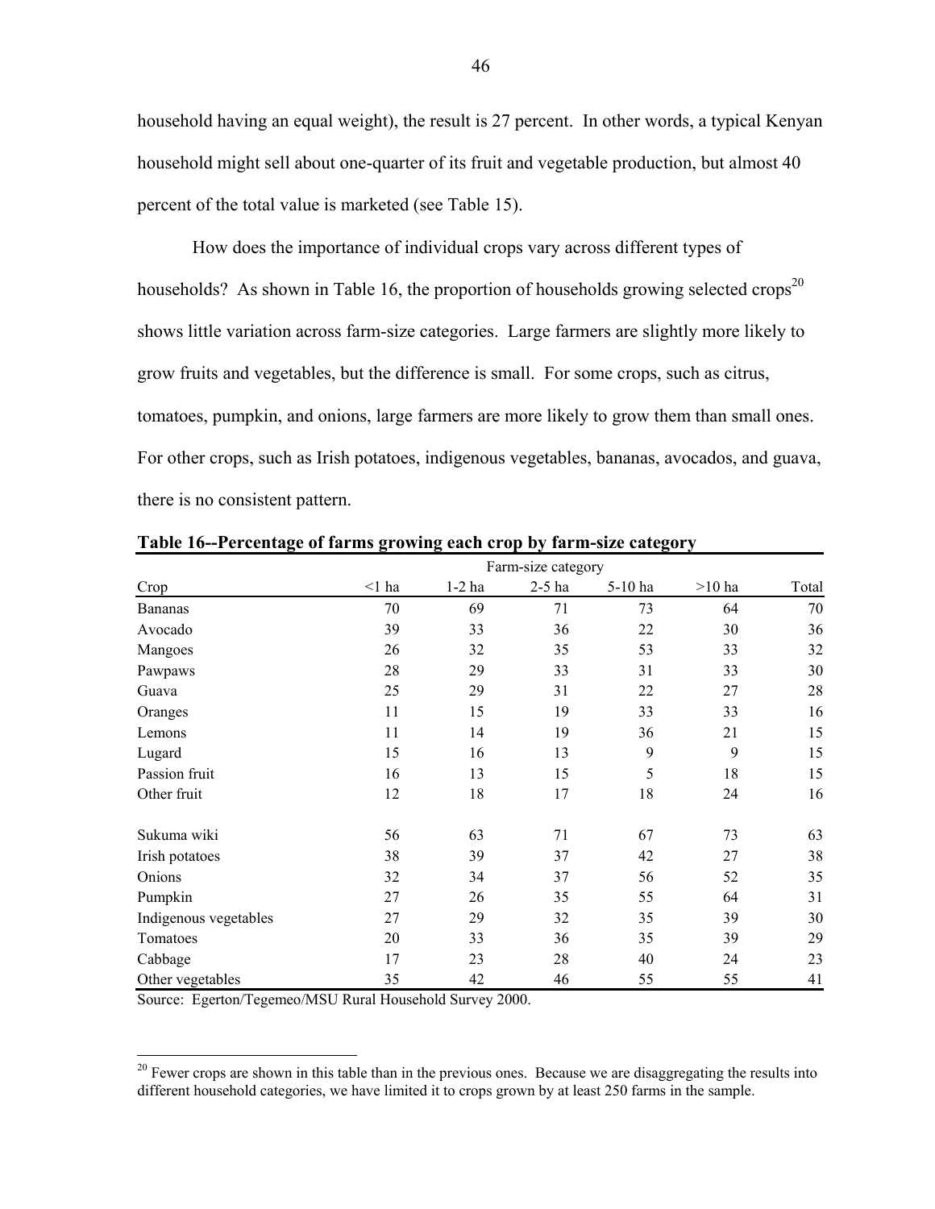household having an equal weight), the result is 27 percent. In other words, a typical Kenyan household might sell about one-quarter of its fruit and vegetable production, but almost 40 percent of the total value is marketed (see Table 15).

How does the importance of individual crops vary across different types of households? As shown in Table 16, the proportion of households growing selected crops[20] shows little variation across farm-size categories. Large farmers are slightly more likely to grow fruits and vegetables, but the difference is small. For some crops, such as citrus, tomatoes, pumpkin, and onions, large farmers are more likely to grow them than small ones. For other crops, such as Irish potatoes, indigenous vegetables, bananas, avocados, and guava, there is no consistent pattern.

**Table 16--Percentage of farms growing each crop by farm-size category**

| | Farm-size category | | | | | |
|---|---|---|---|---|---|---|
| Crop | <1 ha | 1-2 ha | 2-5 ha | 5-10 ha | >10 ha | Total |
| Bananas | 70 | 69 | 71 | 73 | 64 | 70 |
| Avocado | 39 | 33 | 36 | 22 | 30 | 36 |
| Mangoes | 26 | 32 | 35 | 53 | 33 | 32 |
| Pawpaws | 28 | 29 | 33 | 31 | 33 | 30 |
| Guava | 25 | 29 | 31 | 22 | 27 | 28 |
| Oranges | 11 | 15 | 19 | 33 | 33 | 16 |
| Lemons | 11 | 14 | 19 | 36 | 21 | 15 |
| Lugard | 15 | 16 | 13 | 9 | 9 | 15 |
| Passion fruit | 16 | 13 | 15 | 5 | 18 | 15 |
| Other fruit | 12 | 18 | 17 | 18 | 24 | 16 |
| | | | | | | |
| Sukuma wiki | 56 | 63 | 71 | 67 | 73 | 63 |
| Irish potatoes | 38 | 39 | 37 | 42 | 27 | 38 |
| Onions | 32 | 34 | 37 | 56 | 52 | 35 |
| Pumpkin | 27 | 26 | 35 | 55 | 64 | 31 |
| Indigenous vegetables | 27 | 29 | 32 | 35 | 39 | 30 |
| Tomatoes | 20 | 33 | 36 | 35 | 39 | 29 |
| Cabbage | 17 | 23 | 28 | 40 | 24 | 23 |
| Other vegetables | 35 | 42 | 46 | 55 | 55 | 41 |

Source: Egerton/Tegemeo/MSU Rural Household Survey 2000.

[20] Fewer crops are shown in this table than in the previous ones. Because we are disaggregating the results into different household categories, we have limited it to crops grown by at least 250 farms in the sample.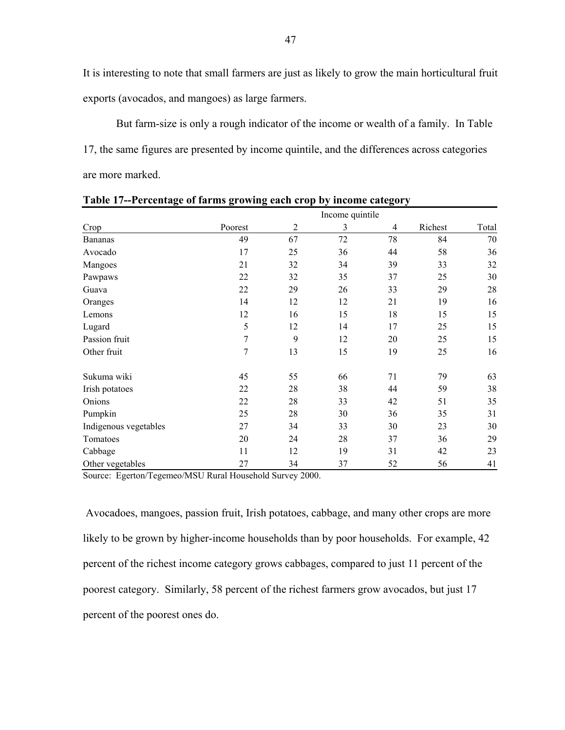It is interesting to note that small farmers are just as likely to grow the main horticultural fruit exports (avocados, and mangoes) as large farmers.

But farm-size is only a rough indicator of the income or wealth of a family. In Table 17, the same figures are presented by income quintile, and the differences across categories are more marked.

**Table 17--Percentage of farms growing each crop by income category**

| | Income quintile | | | | | |
|---|---|---|---|---|---|---|
| Crop | Poorest | 2 | 3 | 4 | Richest | Total |
| Bananas | 49 | 67 | 72 | 78 | 84 | 70 |
| Avocado | 17 | 25 | 36 | 44 | 58 | 36 |
| Mangoes | 21 | 32 | 34 | 39 | 33 | 32 |
| Pawpaws | 22 | 32 | 35 | 37 | 25 | 30 |
| Guava | 22 | 29 | 26 | 33 | 29 | 28 |
| Oranges | 14 | 12 | 12 | 21 | 19 | 16 |
| Lemons | 12 | 16 | 15 | 18 | 15 | 15 |
| Lugard | 5 | 12 | 14 | 17 | 25 | 15 |
| Passion fruit | 7 | 9 | 12 | 20 | 25 | 15 |
| Other fruit | 7 | 13 | 15 | 19 | 25 | 16 |
| | | | | | | |
| Sukuma wiki | 45 | 55 | 66 | 71 | 79 | 63 |
| Irish potatoes | 22 | 28 | 38 | 44 | 59 | 38 |
| Onions | 22 | 28 | 33 | 42 | 51 | 35 |
| Pumpkin | 25 | 28 | 30 | 36 | 35 | 31 |
| Indigenous vegetables | 27 | 34 | 33 | 30 | 23 | 30 |
| Tomatoes | 20 | 24 | 28 | 37 | 36 | 29 |
| Cabbage | 11 | 12 | 19 | 31 | 42 | 23 |
| Other vegetables | 27 | 34 | 37 | 52 | 56 | 41 |

Source: Egerton/Tegemeo/MSU Rural Household Survey 2000.

Avocadoes, mangoes, passion fruit, Irish potatoes, cabbage, and many other crops are more likely to be grown by higher-income households than by poor households. For example, 42 percent of the richest income category grows cabbages, compared to just 11 percent of the poorest category. Similarly, 58 percent of the richest farmers grow avocados, but just 17 percent of the poorest ones do.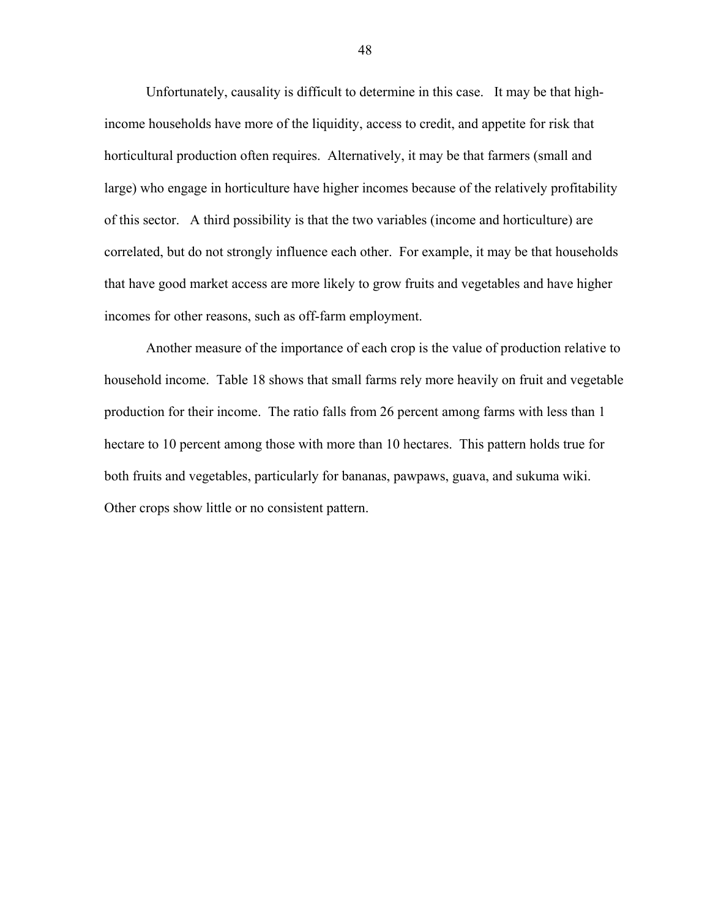Unfortunately, causality is difficult to determine in this case. It may be that high-income households have more of the liquidity, access to credit, and appetite for risk that horticultural production often requires. Alternatively, it may be that farmers (small and large) who engage in horticulture have higher incomes because of the relatively profitability of this sector. A third possibility is that the two variables (income and horticulture) are correlated, but do not strongly influence each other. For example, it may be that households that have good market access are more likely to grow fruits and vegetables and have higher incomes for other reasons, such as off-farm employment.

Another measure of the importance of each crop is the value of production relative to household income. Table 18 shows that small farms rely more heavily on fruit and vegetable production for their income. The ratio falls from 26 percent among farms with less than 1 hectare to 10 percent among those with more than 10 hectares. This pattern holds true for both fruits and vegetables, particularly for bananas, pawpaws, guava, and sukuma wiki. Other crops show little or no consistent pattern.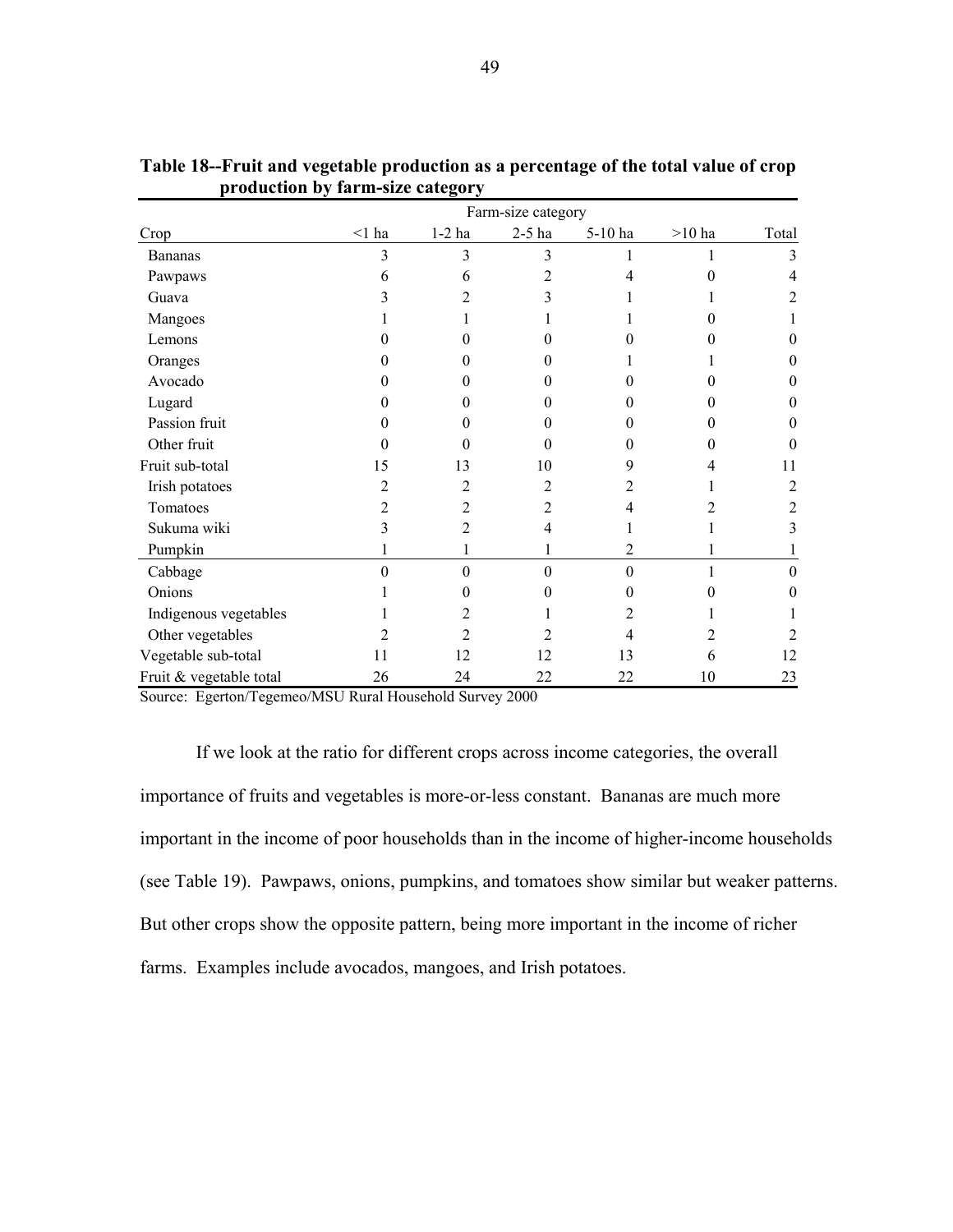**Table 18--Fruit and vegetable production as a percentage of the total value of crop production by farm-size category**

| | Farm-size category | | | | | |
|---|---|---|---|---|---|---|
| Crop | <1 ha | 1-2 ha | 2-5 ha | 5-10 ha | >10 ha | Total |
| Bananas | 3 | 3 | 3 | 1 | 1 | 3 |
| Pawpaws | 6 | 6 | 2 | 4 | 0 | 4 |
| Guava | 3 | 2 | 3 | 1 | 1 | 2 |
| Mangoes | 1 | 1 | 1 | 1 | 0 | 1 |
| Lemons | 0 | 0 | 0 | 0 | 0 | 0 |
| Oranges | 0 | 0 | 0 | 1 | 1 | 0 |
| Avocado | 0 | 0 | 0 | 0 | 0 | 0 |
| Lugard | 0 | 0 | 0 | 0 | 0 | 0 |
| Passion fruit | 0 | 0 | 0 | 0 | 0 | 0 |
| Other fruit | 0 | 0 | 0 | 0 | 0 | 0 |
| Fruit sub-total | 15 | 13 | 10 | 9 | 4 | 11 |
| Irish potatoes | 2 | 2 | 2 | 2 | 1 | 2 |
| Tomatoes | 2 | 2 | 2 | 4 | 2 | 2 |
| Sukuma wiki | 3 | 2 | 4 | 1 | 1 | 3 |
| Pumpkin | 1 | 1 | 1 | 2 | 1 | 1 |
| Cabbage | 0 | 0 | 0 | 0 | 1 | 0 |
| Onions | 1 | 0 | 0 | 0 | 0 | 0 |
| Indigenous vegetables | 1 | 2 | 1 | 2 | 1 | 1 |
| Other vegetables | 2 | 2 | 2 | 4 | 2 | 2 |
| Vegetable sub-total | 11 | 12 | 12 | 13 | 6 | 12 |
| Fruit & vegetable total | 26 | 24 | 22 | 22 | 10 | 23 |

Source: Egerton/Tegemeo/MSU Rural Household Survey 2000

If we look at the ratio for different crops across income categories, the overall importance of fruits and vegetables is more-or-less constant. Bananas are much more important in the income of poor households than in the income of higher-income households (see Table 19). Pawpaws, onions, pumpkins, and tomatoes show similar but weaker patterns. But other crops show the opposite pattern, being more important in the income of richer farms. Examples include avocados, mangoes, and Irish potatoes.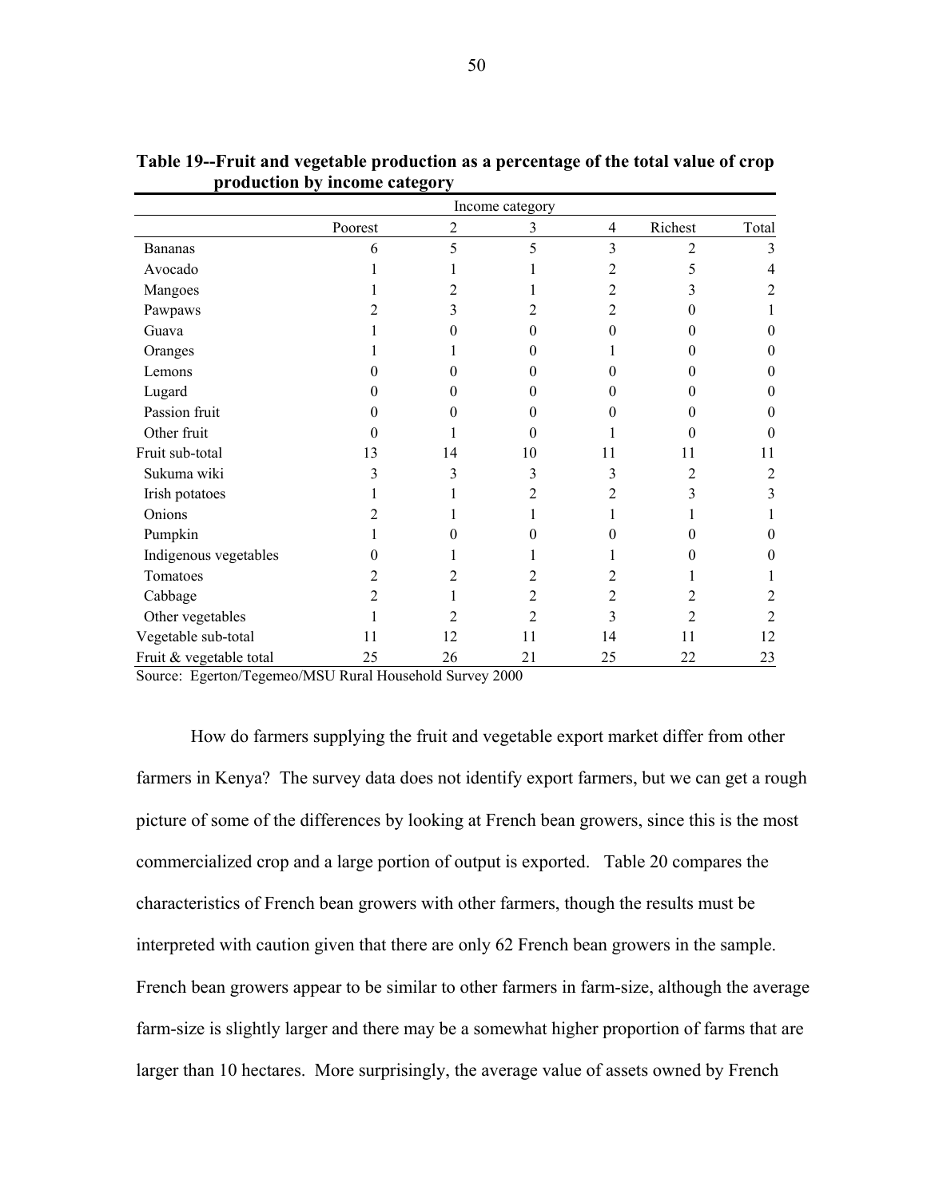**Table 19--Fruit and vegetable production as a percentage of the total value of crop production by income category**

| | Income category | | | | | |
|---|---|---|---|---|---|---|
| | Poorest | 2 | 3 | 4 | Richest | Total |
| Bananas | 6 | 5 | 5 | 3 | 2 | 3 |
| Avocado | 1 | 1 | 1 | 2 | 5 | 4 |
| Mangoes | 1 | 2 | 1 | 2 | 3 | 2 |
| Pawpaws | 2 | 3 | 2 | 2 | 0 | 1 |
| Guava | 1 | 0 | 0 | 0 | 0 | 0 |
| Oranges | 1 | 1 | 0 | 1 | 0 | 0 |
| Lemons | 0 | 0 | 0 | 0 | 0 | 0 |
| Lugard | 0 | 0 | 0 | 0 | 0 | 0 |
| Passion fruit | 0 | 0 | 0 | 0 | 0 | 0 |
| Other fruit | 0 | 1 | 0 | 1 | 0 | 0 |
| Fruit sub-total | 13 | 14 | 10 | 11 | 11 | 11 |
| Sukuma wiki | 3 | 3 | 3 | 3 | 2 | 2 |
| Irish potatoes | 1 | 1 | 2 | 2 | 3 | 3 |
| Onions | 2 | 1 | 1 | 1 | 1 | 1 |
| Pumpkin | 1 | 0 | 0 | 0 | 0 | 0 |
| Indigenous vegetables | 0 | 1 | 1 | 1 | 0 | 0 |
| Tomatoes | 2 | 2 | 2 | 2 | 1 | 1 |
| Cabbage | 2 | 1 | 2 | 2 | 2 | 2 |
| Other vegetables | 1 | 2 | 2 | 3 | 2 | 2 |
| Vegetable sub-total | 11 | 12 | 11 | 14 | 11 | 12 |
| Fruit & vegetable total | 25 | 26 | 21 | 25 | 22 | 23 |

Source: Egerton/Tegemeo/MSU Rural Household Survey 2000

How do farmers supplying the fruit and vegetable export market differ from other farmers in Kenya? The survey data does not identify export farmers, but we can get a rough picture of some of the differences by looking at French bean growers, since this is the most commercialized crop and a large portion of output is exported. Table 20 compares the characteristics of French bean growers with other farmers, though the results must be interpreted with caution given that there are only 62 French bean growers in the sample. French bean growers appear to be similar to other farmers in farm-size, although the average farm-size is slightly larger and there may be a somewhat higher proportion of farms that are larger than 10 hectares. More surprisingly, the average value of assets owned by French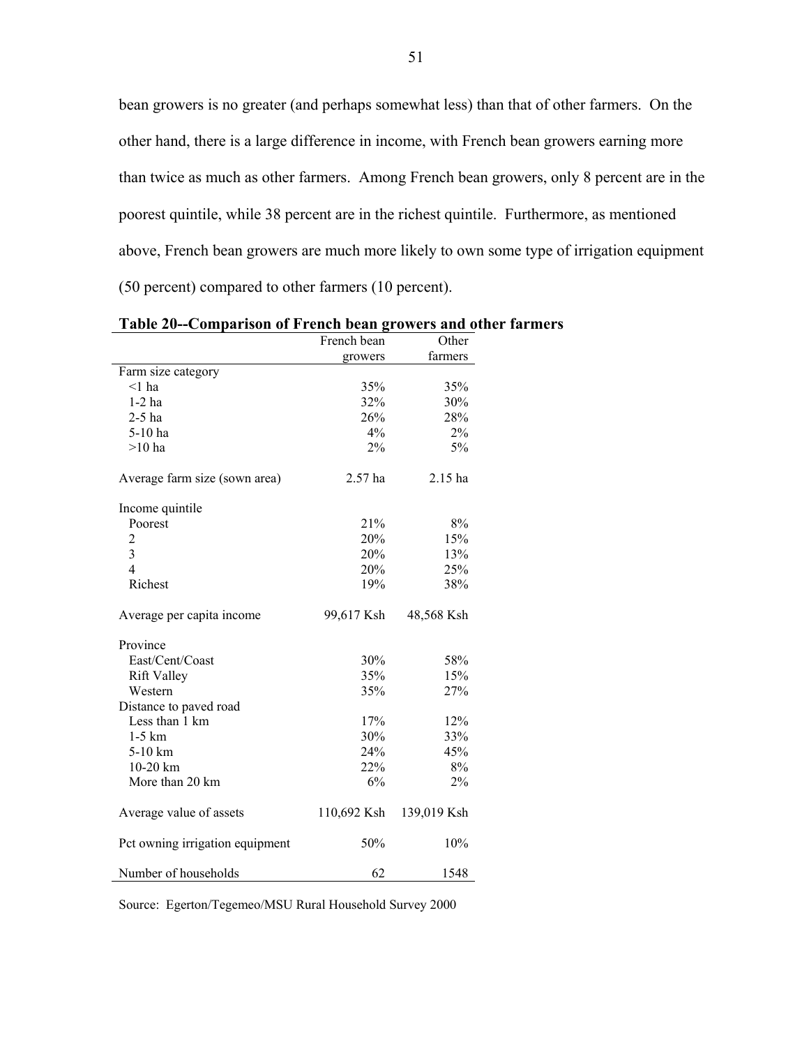bean growers is no greater (and perhaps somewhat less) than that of other farmers. On the other hand, there is a large difference in income, with French bean growers earning more than twice as much as other farmers. Among French bean growers, only 8 percent are in the poorest quintile, while 38 percent are in the richest quintile. Furthermore, as mentioned above, French bean growers are much more likely to own some type of irrigation equipment (50 percent) compared to other farmers (10 percent).

**Table 20--Comparison of French bean growers and other farmers**

| | French bean growers | Other farmers |
|---|---:|---:|
| Farm size category | | |
| <1 ha | 35% | 35% |
| 1-2 ha | 32% | 30% |
| 2-5 ha | 26% | 28% |
| 5-10 ha | 4% | 2% |
| >10 ha | 2% | 5% |
| | | |
| Average farm size (sown area) | 2.57 ha | 2.15 ha |
| | | |
| Income quintile | | |
| Poorest | 21% | 8% |
| 2 | 20% | 15% |
| 3 | 20% | 13% |
| 4 | 20% | 25% |
| Richest | 19% | 38% |
| | | |
| Average per capita income | 99,617 Ksh | 48,568 Ksh |
| | | |
| Province | | |
| East/Cent/Coast | 30% | 58% |
| Rift Valley | 35% | 15% |
| Western | 35% | 27% |
| Distance to paved road | | |
| Less than 1 km | 17% | 12% |
| 1-5 km | 30% | 33% |
| 5-10 km | 24% | 45% |
| 10-20 km | 22% | 8% |
| More than 20 km | 6% | 2% |
| | | |
| Average value of assets | 110,692 Ksh | 139,019 Ksh |
| | | |
| Pct owning irrigation equipment | 50% | 10% |
| | | |
| Number of households | 62 | 1548 |

Source: Egerton/Tegemeo/MSU Rural Household Survey 2000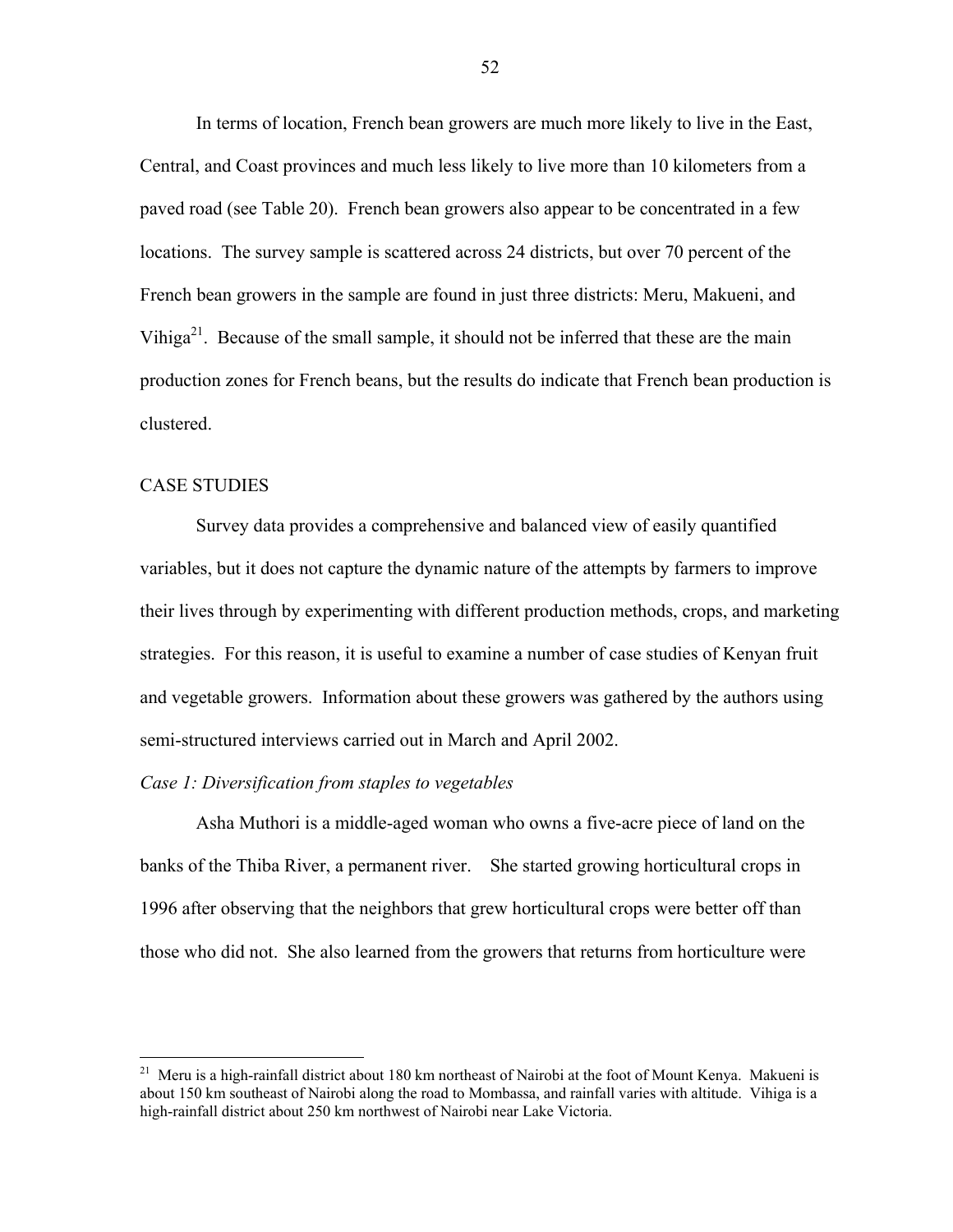In terms of location, French bean growers are much more likely to live in the East, Central, and Coast provinces and much less likely to live more than 10 kilometers from a paved road (see Table 20). French bean growers also appear to be concentrated in a few locations. The survey sample is scattered across 24 districts, but over 70 percent of the French bean growers in the sample are found in just three districts: Meru, Makueni, and Vihiga[21]. Because of the small sample, it should not be inferred that these are the main production zones for French beans, but the results do indicate that French bean production is clustered.

## CASE STUDIES

Survey data provides a comprehensive and balanced view of easily quantified variables, but it does not capture the dynamic nature of the attempts by farmers to improve their lives through by experimenting with different production methods, crops, and marketing strategies. For this reason, it is useful to examine a number of case studies of Kenyan fruit and vegetable growers. Information about these growers was gathered by the authors using semi-structured interviews carried out in March and April 2002.

### *Case 1: Diversification from staples to vegetables*

Asha Muthori is a middle-aged woman who owns a five-acre piece of land on the banks of the Thiba River, a permanent river. She started growing horticultural crops in 1996 after observing that the neighbors that grew horticultural crops were better off than those who did not. She also learned from the growers that returns from horticulture were

---

[21] Meru is a high-rainfall district about 180 km northeast of Nairobi at the foot of Mount Kenya. Makueni is about 150 km southeast of Nairobi along the road to Mombassa, and rainfall varies with altitude. Vihiga is a high-rainfall district about 250 km northwest of Nairobi near Lake Victoria.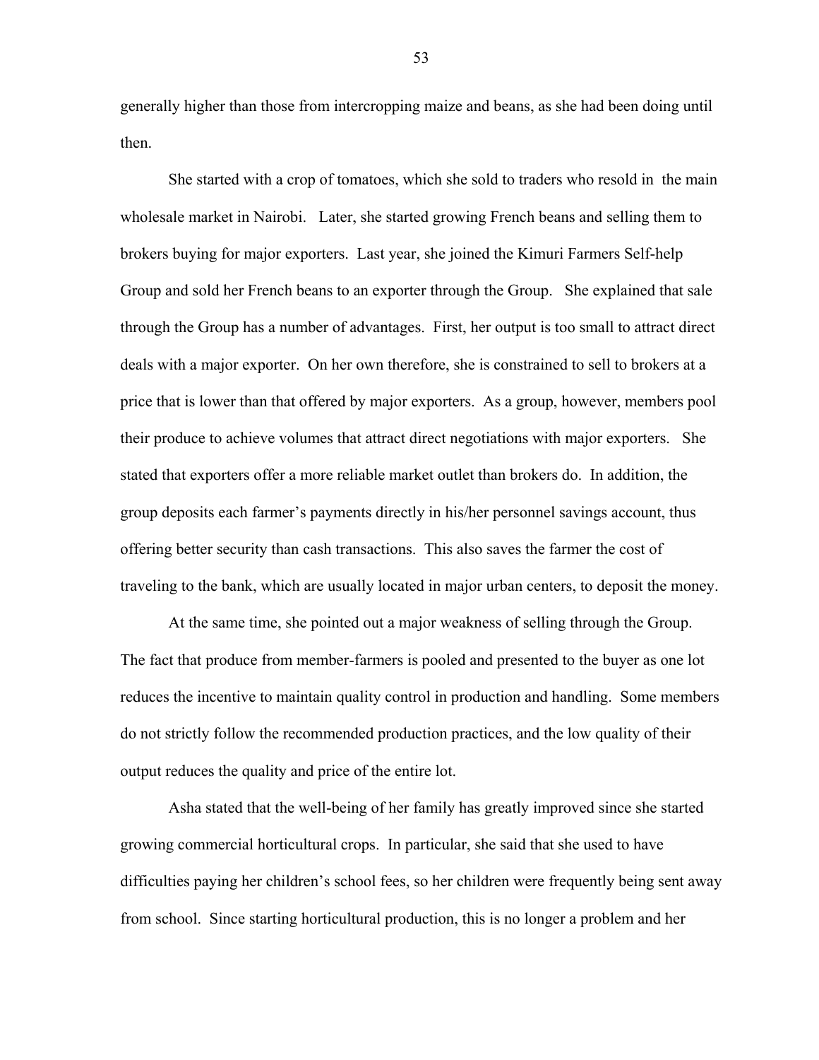generally higher than those from intercropping maize and beans, as she had been doing until then.

She started with a crop of tomatoes, which she sold to traders who resold in the main wholesale market in Nairobi. Later, she started growing French beans and selling them to brokers buying for major exporters. Last year, she joined the Kimuri Farmers Self-help Group and sold her French beans to an exporter through the Group. She explained that sale through the Group has a number of advantages. First, her output is too small to attract direct deals with a major exporter. On her own therefore, she is constrained to sell to brokers at a price that is lower than that offered by major exporters. As a group, however, members pool their produce to achieve volumes that attract direct negotiations with major exporters. She stated that exporters offer a more reliable market outlet than brokers do. In addition, the group deposits each farmer's payments directly in his/her personnel savings account, thus offering better security than cash transactions. This also saves the farmer the cost of traveling to the bank, which are usually located in major urban centers, to deposit the money.

At the same time, she pointed out a major weakness of selling through the Group. The fact that produce from member-farmers is pooled and presented to the buyer as one lot reduces the incentive to maintain quality control in production and handling. Some members do not strictly follow the recommended production practices, and the low quality of their output reduces the quality and price of the entire lot.

Asha stated that the well-being of her family has greatly improved since she started growing commercial horticultural crops. In particular, she said that she used to have difficulties paying her children's school fees, so her children were frequently being sent away from school. Since starting horticultural production, this is no longer a problem and her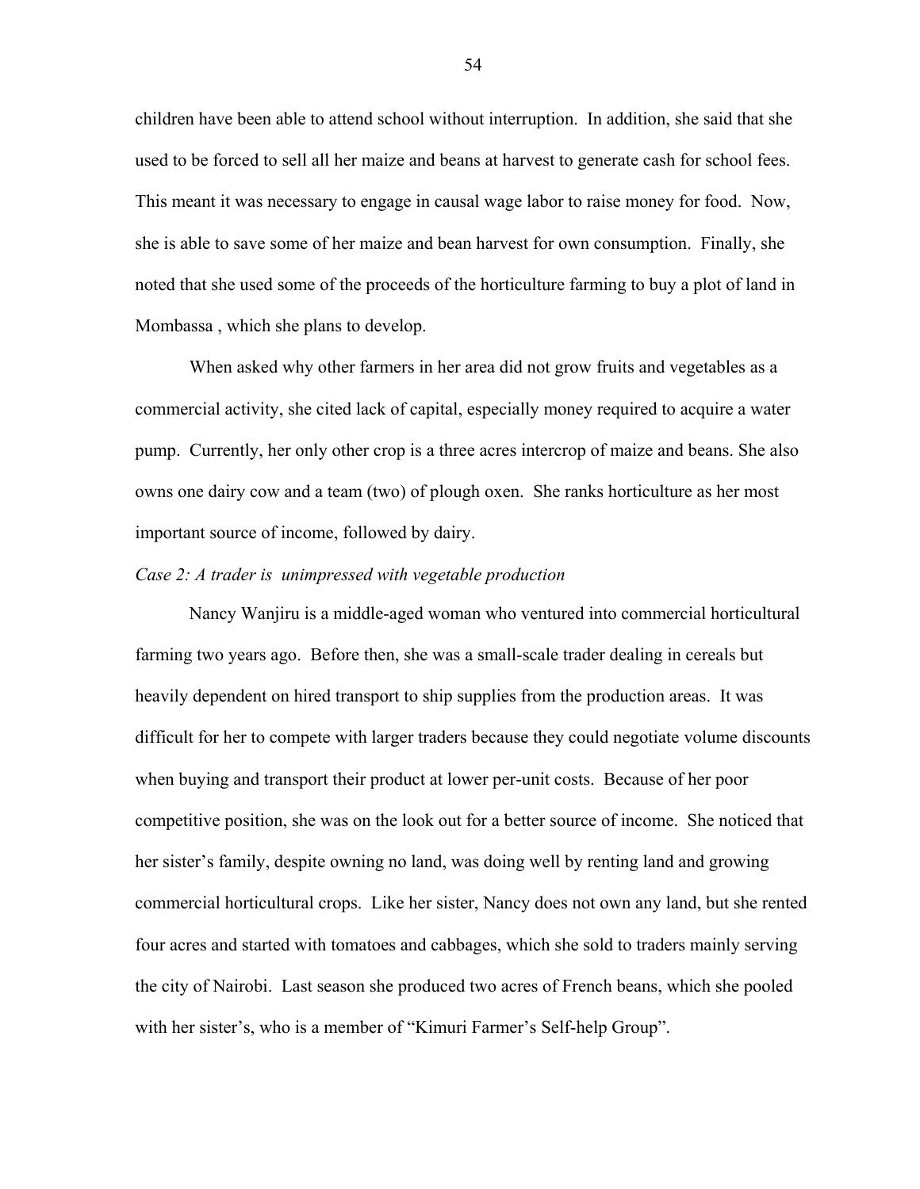children have been able to attend school without interruption. In addition, she said that she used to be forced to sell all her maize and beans at harvest to generate cash for school fees. This meant it was necessary to engage in causal wage labor to raise money for food. Now, she is able to save some of her maize and bean harvest for own consumption. Finally, she noted that she used some of the proceeds of the horticulture farming to buy a plot of land in Mombassa , which she plans to develop.

When asked why other farmers in her area did not grow fruits and vegetables as a commercial activity, she cited lack of capital, especially money required to acquire a water pump. Currently, her only other crop is a three acres intercrop of maize and beans. She also owns one dairy cow and a team (two) of plough oxen. She ranks horticulture as her most important source of income, followed by dairy.

*Case 2: A trader is unimpressed with vegetable production*

Nancy Wanjiru is a middle-aged woman who ventured into commercial horticultural farming two years ago. Before then, she was a small-scale trader dealing in cereals but heavily dependent on hired transport to ship supplies from the production areas. It was difficult for her to compete with larger traders because they could negotiate volume discounts when buying and transport their product at lower per-unit costs. Because of her poor competitive position, she was on the look out for a better source of income. She noticed that her sister's family, despite owning no land, was doing well by renting land and growing commercial horticultural crops. Like her sister, Nancy does not own any land, but she rented four acres and started with tomatoes and cabbages, which she sold to traders mainly serving the city of Nairobi. Last season she produced two acres of French beans, which she pooled with her sister's, who is a member of "Kimuri Farmer's Self-help Group".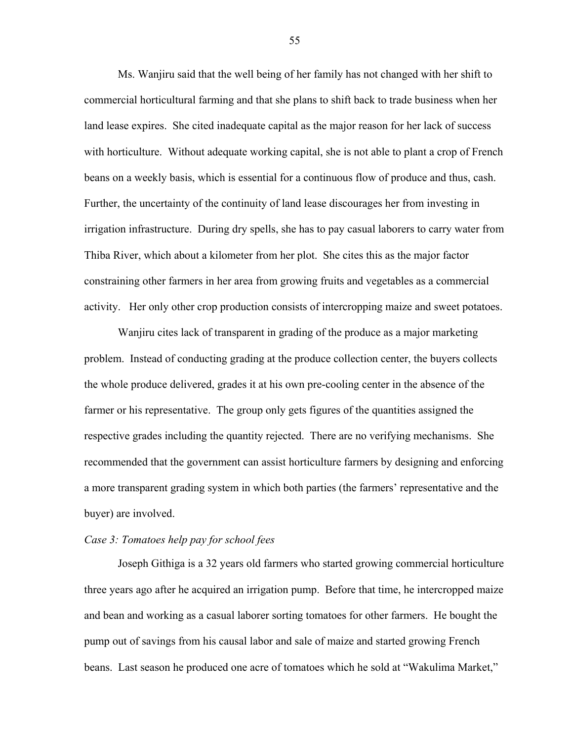Ms. Wanjiru said that the well being of her family has not changed with her shift to commercial horticultural farming and that she plans to shift back to trade business when her land lease expires. She cited inadequate capital as the major reason for her lack of success with horticulture. Without adequate working capital, she is not able to plant a crop of French beans on a weekly basis, which is essential for a continuous flow of produce and thus, cash. Further, the uncertainty of the continuity of land lease discourages her from investing in irrigation infrastructure. During dry spells, she has to pay casual laborers to carry water from Thiba River, which about a kilometer from her plot. She cites this as the major factor constraining other farmers in her area from growing fruits and vegetables as a commercial activity. Her only other crop production consists of intercropping maize and sweet potatoes.

Wanjiru cites lack of transparent in grading of the produce as a major marketing problem. Instead of conducting grading at the produce collection center, the buyers collects the whole produce delivered, grades it at his own pre-cooling center in the absence of the farmer or his representative. The group only gets figures of the quantities assigned the respective grades including the quantity rejected. There are no verifying mechanisms. She recommended that the government can assist horticulture farmers by designing and enforcing a more transparent grading system in which both parties (the farmers' representative and the buyer) are involved.

*Case 3: Tomatoes help pay for school fees*

Joseph Githiga is a 32 years old farmers who started growing commercial horticulture three years ago after he acquired an irrigation pump. Before that time, he intercropped maize and bean and working as a casual laborer sorting tomatoes for other farmers. He bought the pump out of savings from his causal labor and sale of maize and started growing French beans. Last season he produced one acre of tomatoes which he sold at "Wakulima Market,"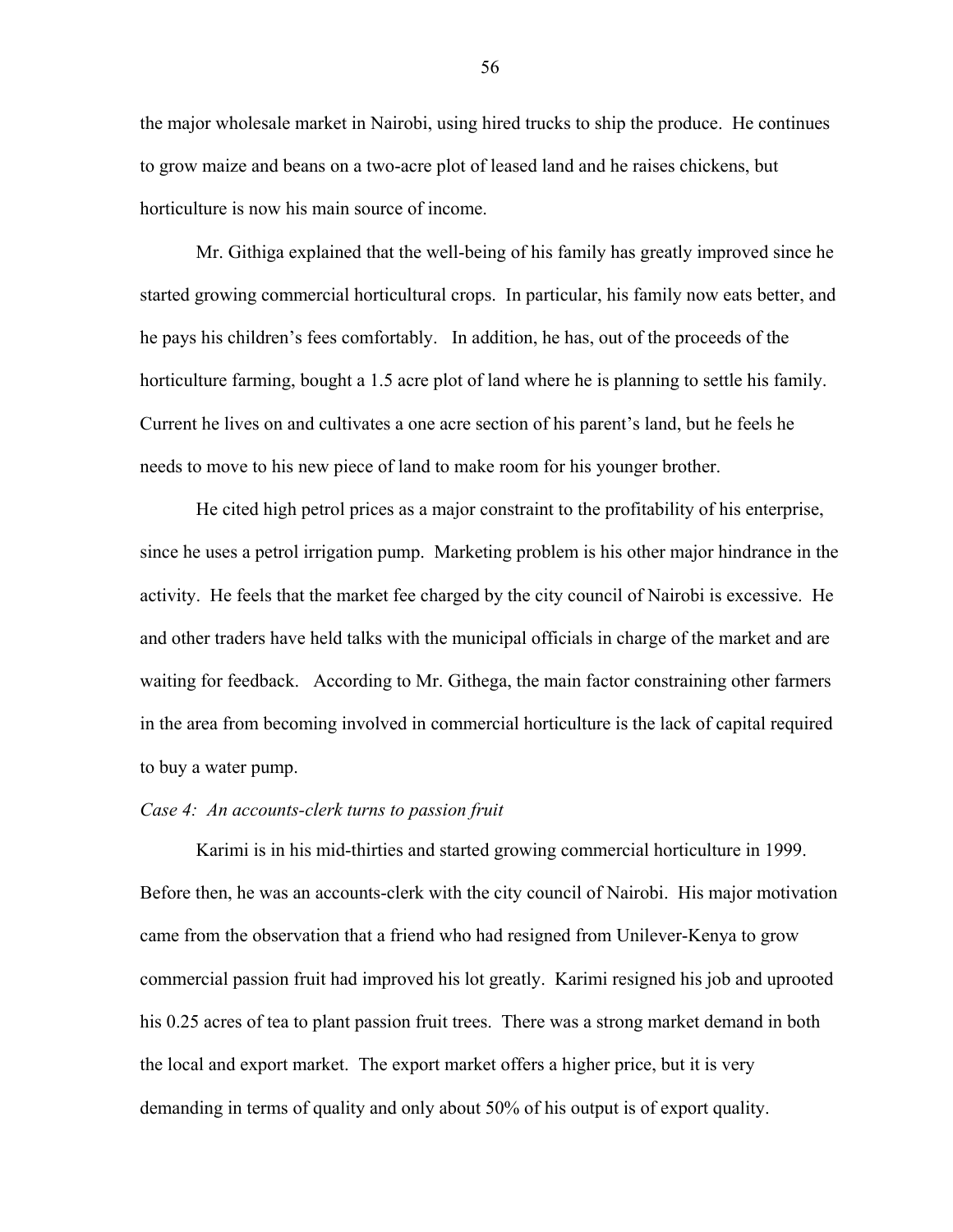the major wholesale market in Nairobi, using hired trucks to ship the produce. He continues to grow maize and beans on a two-acre plot of leased land and he raises chickens, but horticulture is now his main source of income.

Mr. Githiga explained that the well-being of his family has greatly improved since he started growing commercial horticultural crops. In particular, his family now eats better, and he pays his children's fees comfortably. In addition, he has, out of the proceeds of the horticulture farming, bought a 1.5 acre plot of land where he is planning to settle his family. Current he lives on and cultivates a one acre section of his parent's land, but he feels he needs to move to his new piece of land to make room for his younger brother.

He cited high petrol prices as a major constraint to the profitability of his enterprise, since he uses a petrol irrigation pump. Marketing problem is his other major hindrance in the activity. He feels that the market fee charged by the city council of Nairobi is excessive. He and other traders have held talks with the municipal officials in charge of the market and are waiting for feedback. According to Mr. Githega, the main factor constraining other farmers in the area from becoming involved in commercial horticulture is the lack of capital required to buy a water pump.

*Case 4: An accounts-clerk turns to passion fruit*

Karimi is in his mid-thirties and started growing commercial horticulture in 1999. Before then, he was an accounts-clerk with the city council of Nairobi. His major motivation came from the observation that a friend who had resigned from Unilever-Kenya to grow commercial passion fruit had improved his lot greatly. Karimi resigned his job and uprooted his 0.25 acres of tea to plant passion fruit trees. There was a strong market demand in both the local and export market. The export market offers a higher price, but it is very demanding in terms of quality and only about 50% of his output is of export quality.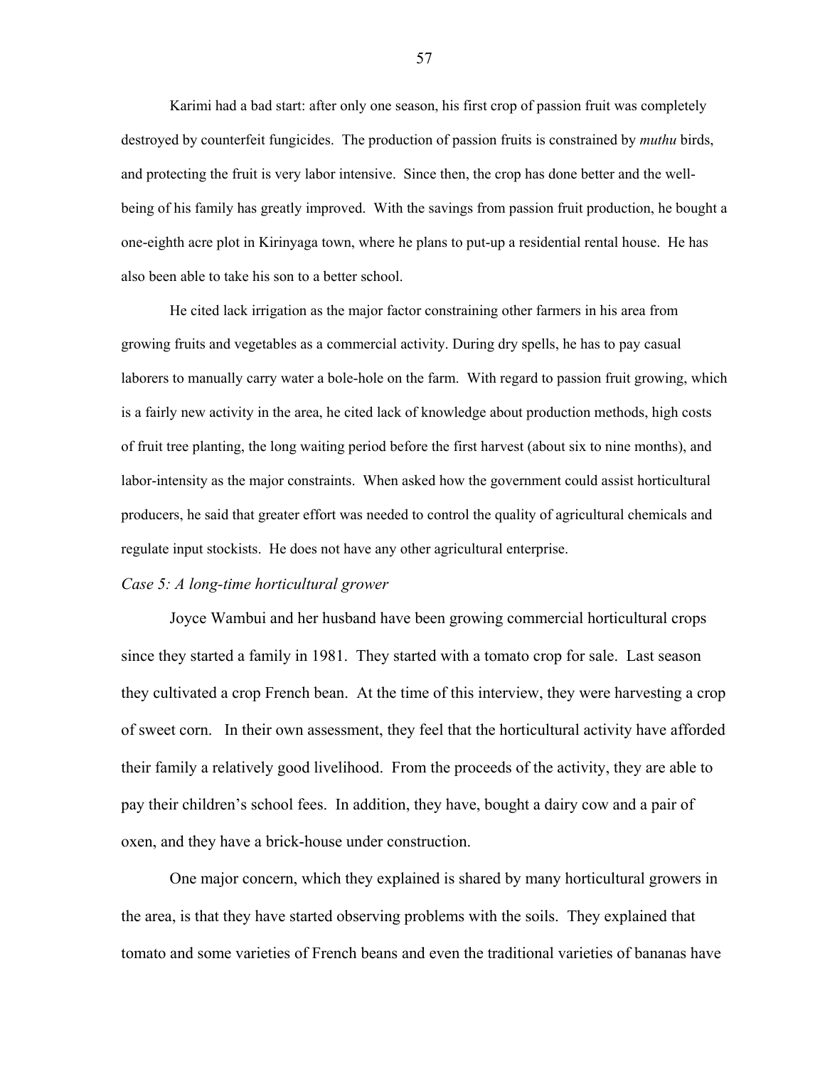Karimi had a bad start: after only one season, his first crop of passion fruit was completely destroyed by counterfeit fungicides. The production of passion fruits is constrained by *muthu* birds, and protecting the fruit is very labor intensive. Since then, the crop has done better and the well-being of his family has greatly improved. With the savings from passion fruit production, he bought a one-eighth acre plot in Kirinyaga town, where he plans to put-up a residential rental house. He has also been able to take his son to a better school.

He cited lack irrigation as the major factor constraining other farmers in his area from growing fruits and vegetables as a commercial activity. During dry spells, he has to pay casual laborers to manually carry water a bole-hole on the farm. With regard to passion fruit growing, which is a fairly new activity in the area, he cited lack of knowledge about production methods, high costs of fruit tree planting, the long waiting period before the first harvest (about six to nine months), and labor-intensity as the major constraints. When asked how the government could assist horticultural producers, he said that greater effort was needed to control the quality of agricultural chemicals and regulate input stockists. He does not have any other agricultural enterprise.

*Case 5: A long-time horticultural grower*

Joyce Wambui and her husband have been growing commercial horticultural crops since they started a family in 1981. They started with a tomato crop for sale. Last season they cultivated a crop French bean. At the time of this interview, they were harvesting a crop of sweet corn. In their own assessment, they feel that the horticultural activity have afforded their family a relatively good livelihood. From the proceeds of the activity, they are able to pay their children's school fees. In addition, they have, bought a dairy cow and a pair of oxen, and they have a brick-house under construction.

One major concern, which they explained is shared by many horticultural growers in the area, is that they have started observing problems with the soils. They explained that tomato and some varieties of French beans and even the traditional varieties of bananas have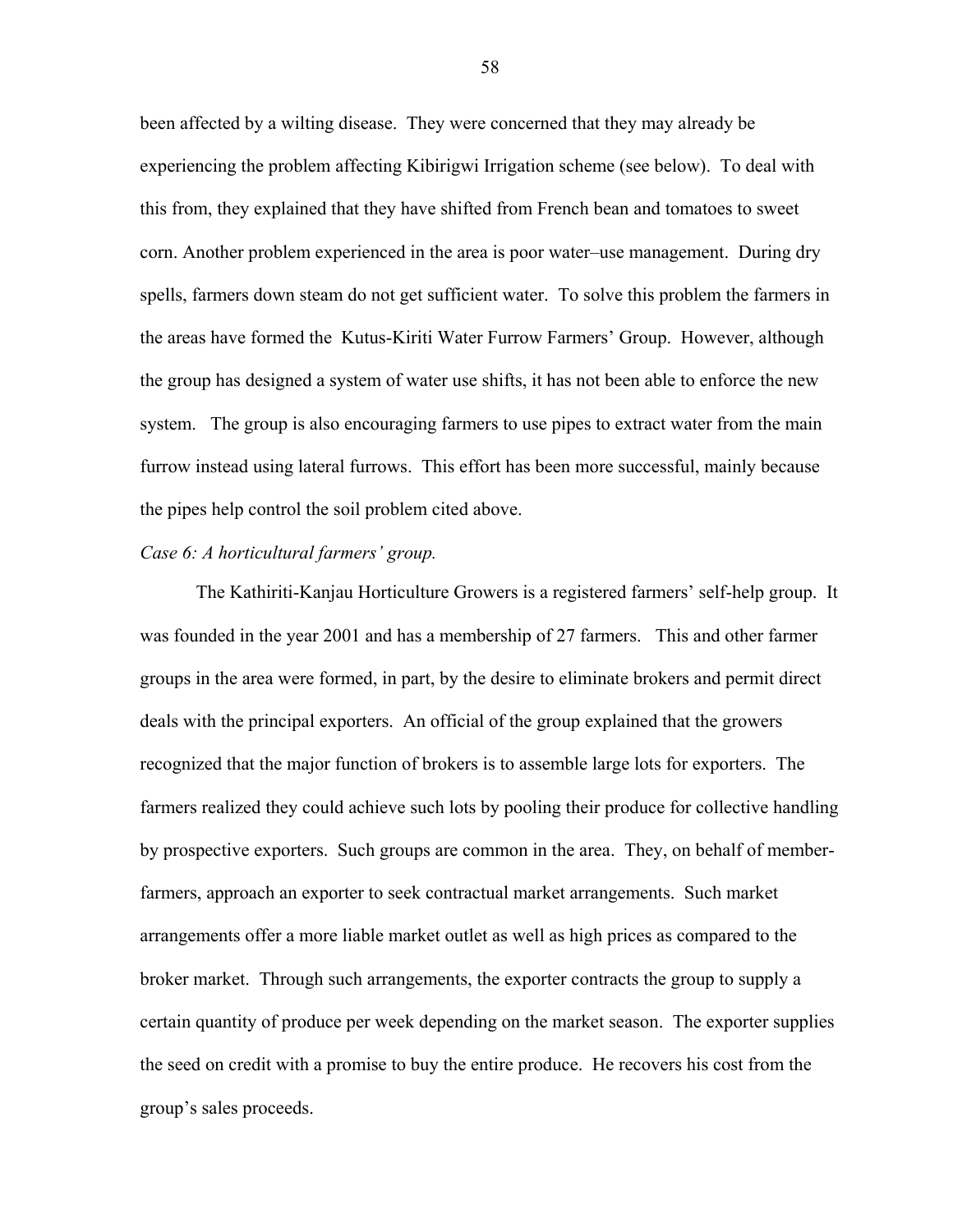been affected by a wilting disease. They were concerned that they may already be experiencing the problem affecting Kibirigwi Irrigation scheme (see below). To deal with this from, they explained that they have shifted from French bean and tomatoes to sweet corn. Another problem experienced in the area is poor water–use management. During dry spells, farmers down steam do not get sufficient water. To solve this problem the farmers in the areas have formed the Kutus-Kiriti Water Furrow Farmers' Group. However, although the group has designed a system of water use shifts, it has not been able to enforce the new system. The group is also encouraging farmers to use pipes to extract water from the main furrow instead using lateral furrows. This effort has been more successful, mainly because the pipes help control the soil problem cited above.

*Case 6: A horticultural farmers' group.*

The Kathiriti-Kanjau Horticulture Growers is a registered farmers' self-help group. It was founded in the year 2001 and has a membership of 27 farmers. This and other farmer groups in the area were formed, in part, by the desire to eliminate brokers and permit direct deals with the principal exporters. An official of the group explained that the growers recognized that the major function of brokers is to assemble large lots for exporters. The farmers realized they could achieve such lots by pooling their produce for collective handling by prospective exporters. Such groups are common in the area. They, on behalf of member-farmers, approach an exporter to seek contractual market arrangements. Such market arrangements offer a more liable market outlet as well as high prices as compared to the broker market. Through such arrangements, the exporter contracts the group to supply a certain quantity of produce per week depending on the market season. The exporter supplies the seed on credit with a promise to buy the entire produce. He recovers his cost from the group's sales proceeds.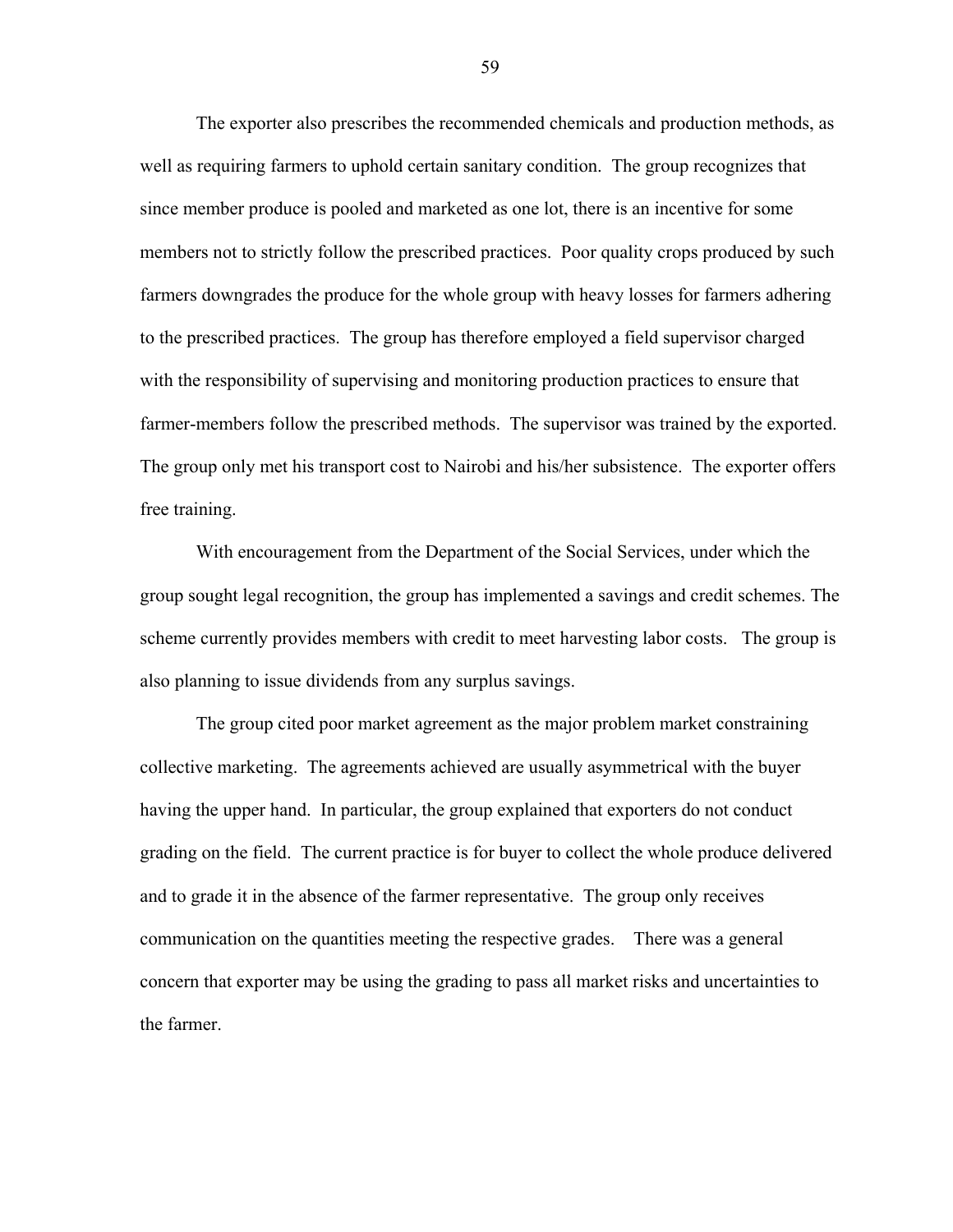The exporter also prescribes the recommended chemicals and production methods, as well as requiring farmers to uphold certain sanitary condition. The group recognizes that since member produce is pooled and marketed as one lot, there is an incentive for some members not to strictly follow the prescribed practices. Poor quality crops produced by such farmers downgrades the produce for the whole group with heavy losses for farmers adhering to the prescribed practices. The group has therefore employed a field supervisor charged with the responsibility of supervising and monitoring production practices to ensure that farmer-members follow the prescribed methods. The supervisor was trained by the exported. The group only met his transport cost to Nairobi and his/her subsistence. The exporter offers free training.

With encouragement from the Department of the Social Services, under which the group sought legal recognition, the group has implemented a savings and credit schemes. The scheme currently provides members with credit to meet harvesting labor costs. The group is also planning to issue dividends from any surplus savings.

The group cited poor market agreement as the major problem market constraining collective marketing. The agreements achieved are usually asymmetrical with the buyer having the upper hand. In particular, the group explained that exporters do not conduct grading on the field. The current practice is for buyer to collect the whole produce delivered and to grade it in the absence of the farmer representative. The group only receives communication on the quantities meeting the respective grades. There was a general concern that exporter may be using the grading to pass all market risks and uncertainties to the farmer.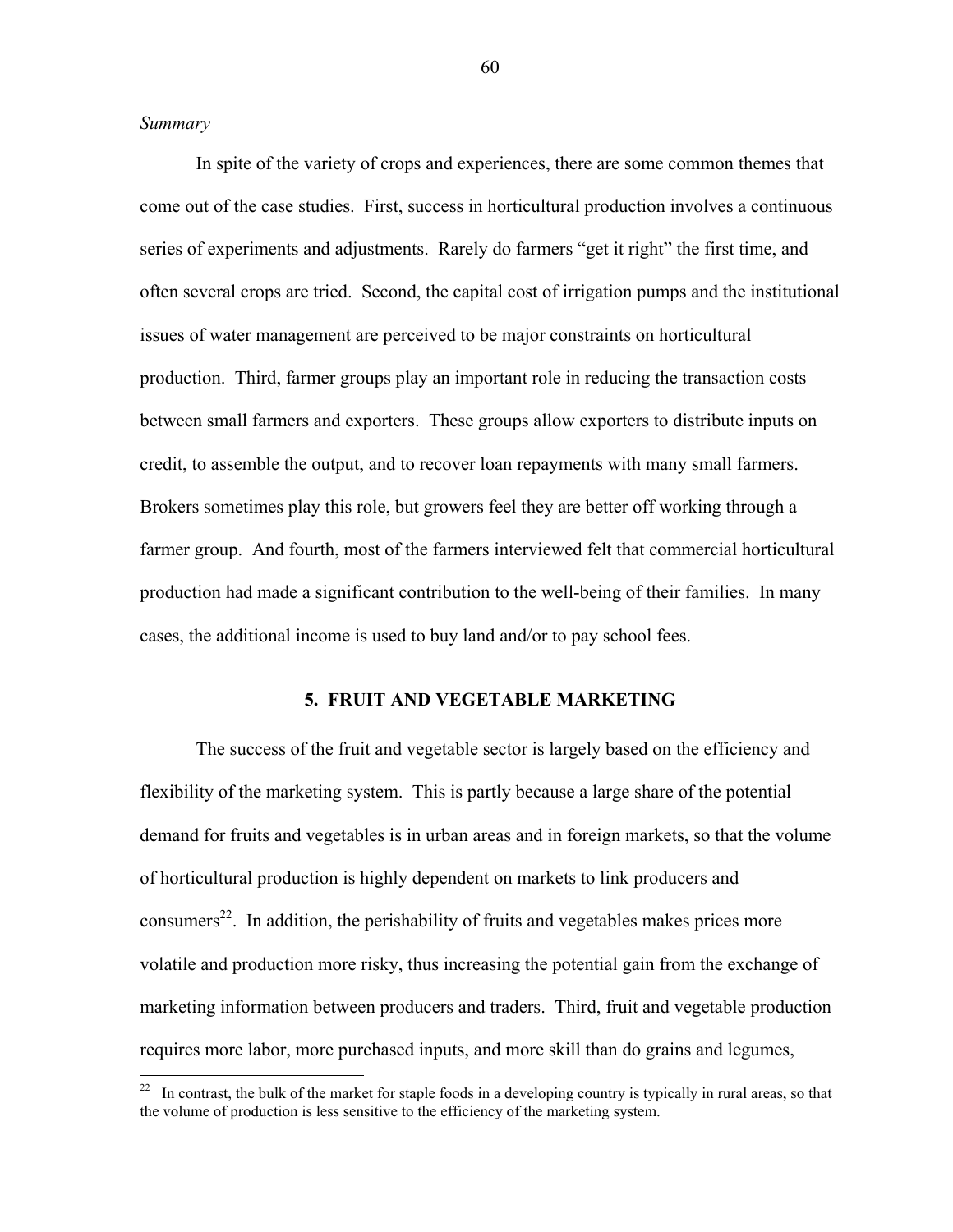*Summary*

In spite of the variety of crops and experiences, there are some common themes that come out of the case studies. First, success in horticultural production involves a continuous series of experiments and adjustments. Rarely do farmers "get it right" the first time, and often several crops are tried. Second, the capital cost of irrigation pumps and the institutional issues of water management are perceived to be major constraints on horticultural production. Third, farmer groups play an important role in reducing the transaction costs between small farmers and exporters. These groups allow exporters to distribute inputs on credit, to assemble the output, and to recover loan repayments with many small farmers. Brokers sometimes play this role, but growers feel they are better off working through a farmer group. And fourth, most of the farmers interviewed felt that commercial horticultural production had made a significant contribution to the well-being of their families. In many cases, the additional income is used to buy land and/or to pay school fees.

## 5. FRUIT AND VEGETABLE MARKETING

The success of the fruit and vegetable sector is largely based on the efficiency and flexibility of the marketing system. This is partly because a large share of the potential demand for fruits and vegetables is in urban areas and in foreign markets, so that the volume of horticultural production is highly dependent on markets to link producers and consumers[22]. In addition, the perishability of fruits and vegetables makes prices more volatile and production more risky, thus increasing the potential gain from the exchange of marketing information between producers and traders. Third, fruit and vegetable production requires more labor, more purchased inputs, and more skill than do grains and legumes,

[22] In contrast, the bulk of the market for staple foods in a developing country is typically in rural areas, so that the volume of production is less sensitive to the efficiency of the marketing system.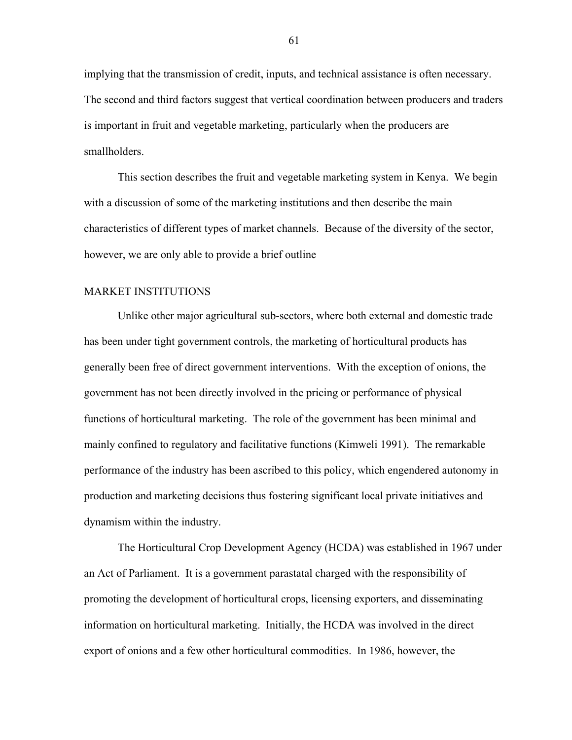implying that the transmission of credit, inputs, and technical assistance is often necessary. The second and third factors suggest that vertical coordination between producers and traders is important in fruit and vegetable marketing, particularly when the producers are smallholders.

This section describes the fruit and vegetable marketing system in Kenya. We begin with a discussion of some of the marketing institutions and then describe the main characteristics of different types of market channels. Because of the diversity of the sector, however, we are only able to provide a brief outline

## MARKET INSTITUTIONS

Unlike other major agricultural sub-sectors, where both external and domestic trade has been under tight government controls, the marketing of horticultural products has generally been free of direct government interventions. With the exception of onions, the government has not been directly involved in the pricing or performance of physical functions of horticultural marketing. The role of the government has been minimal and mainly confined to regulatory and facilitative functions (Kimweli 1991). The remarkable performance of the industry has been ascribed to this policy, which engendered autonomy in production and marketing decisions thus fostering significant local private initiatives and dynamism within the industry.

The Horticultural Crop Development Agency (HCDA) was established in 1967 under an Act of Parliament. It is a government parastatal charged with the responsibility of promoting the development of horticultural crops, licensing exporters, and disseminating information on horticultural marketing. Initially, the HCDA was involved in the direct export of onions and a few other horticultural commodities. In 1986, however, the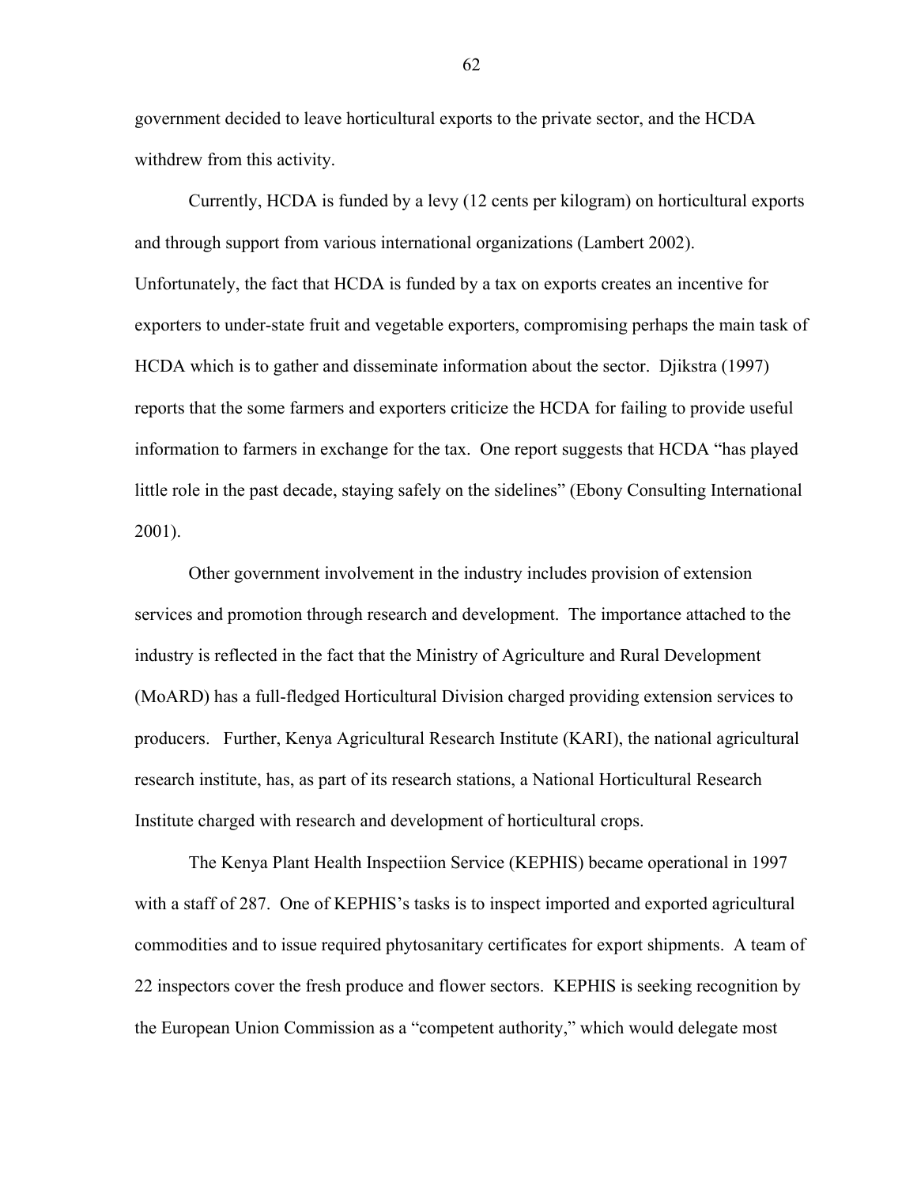government decided to leave horticultural exports to the private sector, and the HCDA withdrew from this activity.

Currently, HCDA is funded by a levy (12 cents per kilogram) on horticultural exports and through support from various international organizations (Lambert 2002). Unfortunately, the fact that HCDA is funded by a tax on exports creates an incentive for exporters to under-state fruit and vegetable exporters, compromising perhaps the main task of HCDA which is to gather and disseminate information about the sector. Djikstra (1997) reports that the some farmers and exporters criticize the HCDA for failing to provide useful information to farmers in exchange for the tax. One report suggests that HCDA "has played little role in the past decade, staying safely on the sidelines" (Ebony Consulting International 2001).

Other government involvement in the industry includes provision of extension services and promotion through research and development. The importance attached to the industry is reflected in the fact that the Ministry of Agriculture and Rural Development (MoARD) has a full-fledged Horticultural Division charged providing extension services to producers. Further, Kenya Agricultural Research Institute (KARI), the national agricultural research institute, has, as part of its research stations, a National Horticultural Research Institute charged with research and development of horticultural crops.

The Kenya Plant Health Inspectiion Service (KEPHIS) became operational in 1997 with a staff of 287. One of KEPHIS's tasks is to inspect imported and exported agricultural commodities and to issue required phytosanitary certificates for export shipments. A team of 22 inspectors cover the fresh produce and flower sectors. KEPHIS is seeking recognition by the European Union Commission as a "competent authority," which would delegate most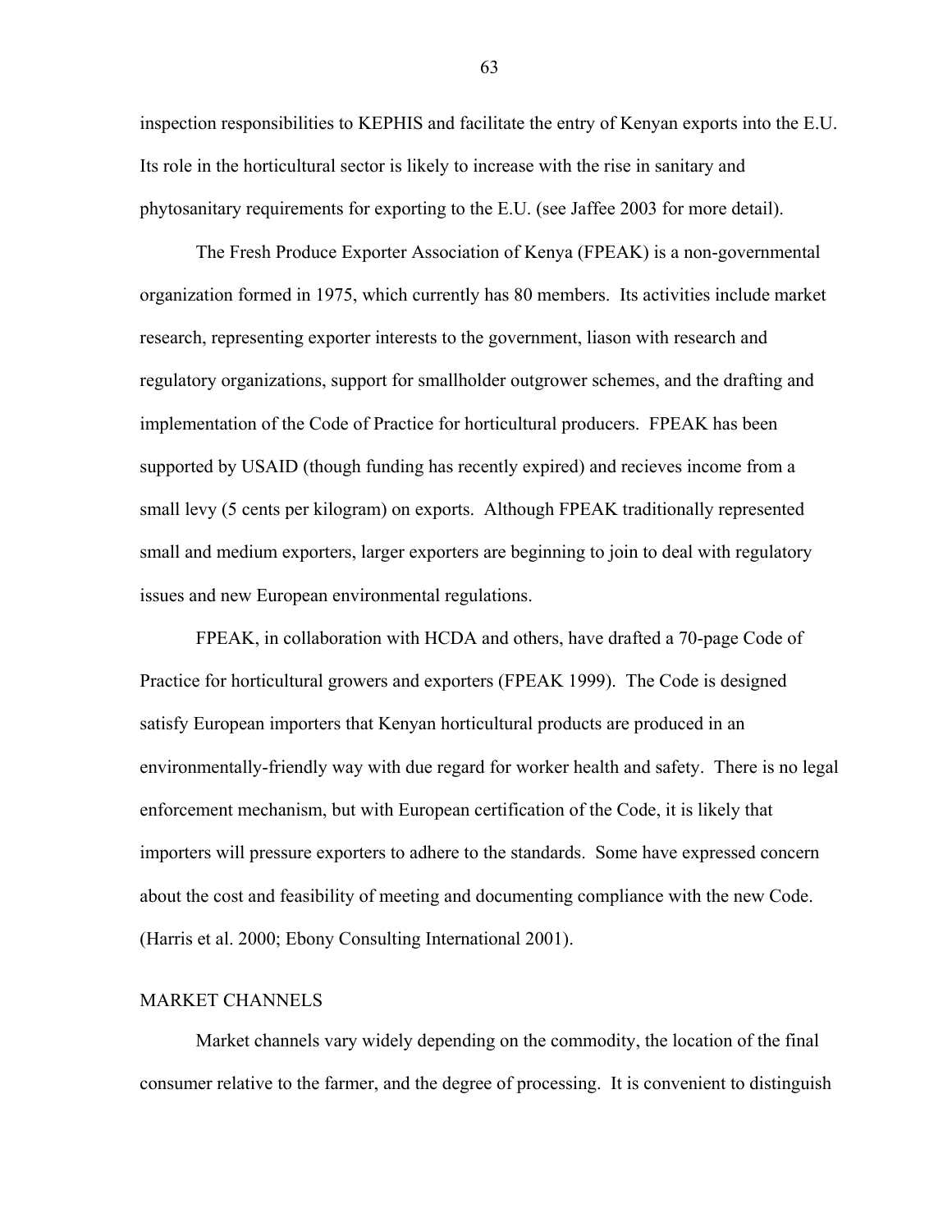inspection responsibilities to KEPHIS and facilitate the entry of Kenyan exports into the E.U. Its role in the horticultural sector is likely to increase with the rise in sanitary and phytosanitary requirements for exporting to the E.U. (see Jaffee 2003 for more detail).

The Fresh Produce Exporter Association of Kenya (FPEAK) is a non-governmental organization formed in 1975, which currently has 80 members. Its activities include market research, representing exporter interests to the government, liason with research and regulatory organizations, support for smallholder outgrower schemes, and the drafting and implementation of the Code of Practice for horticultural producers. FPEAK has been supported by USAID (though funding has recently expired) and recieves income from a small levy (5 cents per kilogram) on exports. Although FPEAK traditionally represented small and medium exporters, larger exporters are beginning to join to deal with regulatory issues and new European environmental regulations.

FPEAK, in collaboration with HCDA and others, have drafted a 70-page Code of Practice for horticultural growers and exporters (FPEAK 1999). The Code is designed satisfy European importers that Kenyan horticultural products are produced in an environmentally-friendly way with due regard for worker health and safety. There is no legal enforcement mechanism, but with European certification of the Code, it is likely that importers will pressure exporters to adhere to the standards. Some have expressed concern about the cost and feasibility of meeting and documenting compliance with the new Code. (Harris et al. 2000; Ebony Consulting International 2001).

## MARKET CHANNELS

Market channels vary widely depending on the commodity, the location of the final consumer relative to the farmer, and the degree of processing. It is convenient to distinguish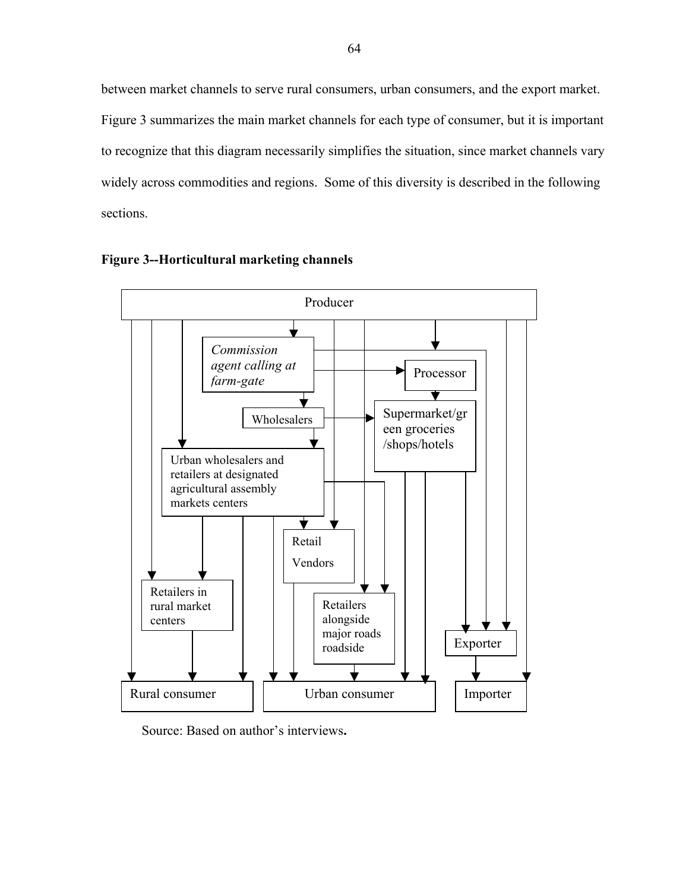between market channels to serve rural consumers, urban consumers, and the export market. Figure 3 summarizes the main market channels for each type of consumer, but it is important to recognize that this diagram necessarily simplifies the situation, since market channels vary widely across commodities and regions. Some of this diversity is described in the following sections.

**Figure 3--Horticultural marketing channels**

Producer

*Commission agent calling at farm-gate*

Processor

Wholesalers

Supermarket/green groceries /shops/hotels

Urban wholesalers and retailers at designated agricultural assembly markets centers

Retail Vendors

Retailers in rural market centers

Retailers alongside major roads roadside

Exporter

Rural consumer

Urban consumer

Importer

Source: Based on author's interviews**.**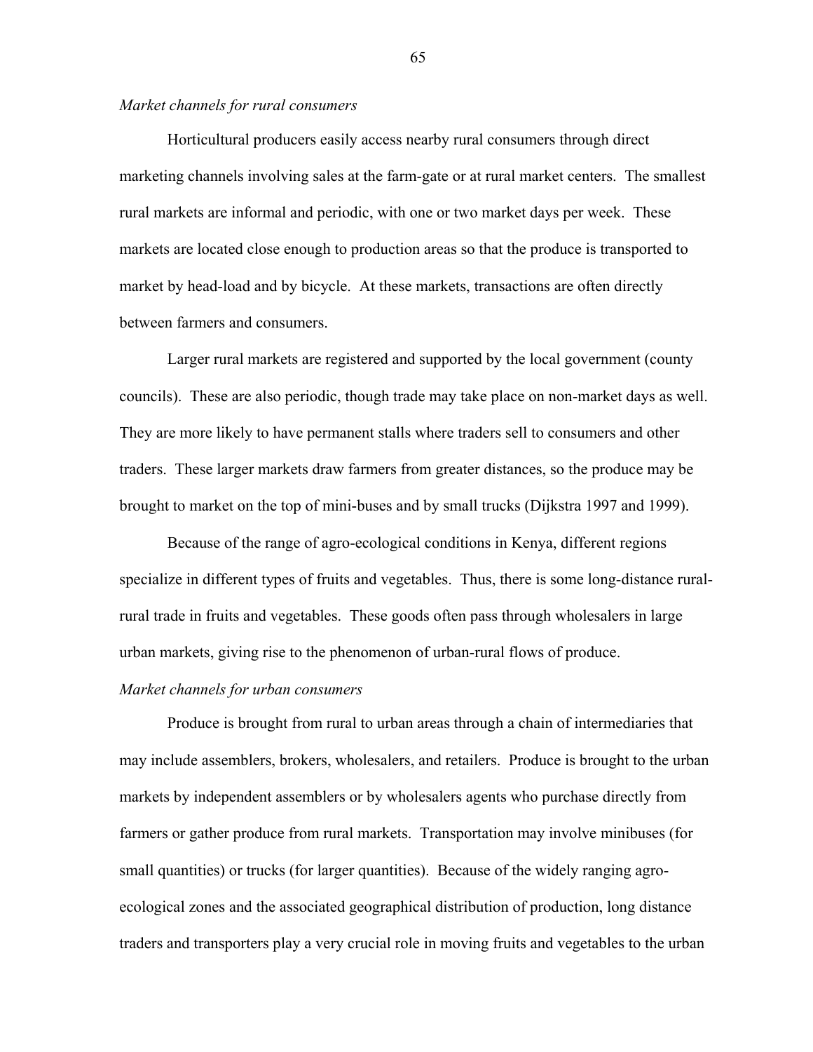*Market channels for rural consumers*

Horticultural producers easily access nearby rural consumers through direct marketing channels involving sales at the farm-gate or at rural market centers. The smallest rural markets are informal and periodic, with one or two market days per week. These markets are located close enough to production areas so that the produce is transported to market by head-load and by bicycle. At these markets, transactions are often directly between farmers and consumers.

Larger rural markets are registered and supported by the local government (county councils). These are also periodic, though trade may take place on non-market days as well. They are more likely to have permanent stalls where traders sell to consumers and other traders. These larger markets draw farmers from greater distances, so the produce may be brought to market on the top of mini-buses and by small trucks (Dijkstra 1997 and 1999).

Because of the range of agro-ecological conditions in Kenya, different regions specialize in different types of fruits and vegetables. Thus, there is some long-distance rural-rural trade in fruits and vegetables. These goods often pass through wholesalers in large urban markets, giving rise to the phenomenon of urban-rural flows of produce.

*Market channels for urban consumers*

Produce is brought from rural to urban areas through a chain of intermediaries that may include assemblers, brokers, wholesalers, and retailers. Produce is brought to the urban markets by independent assemblers or by wholesalers agents who purchase directly from farmers or gather produce from rural markets. Transportation may involve minibuses (for small quantities) or trucks (for larger quantities). Because of the widely ranging agro-ecological zones and the associated geographical distribution of production, long distance traders and transporters play a very crucial role in moving fruits and vegetables to the urban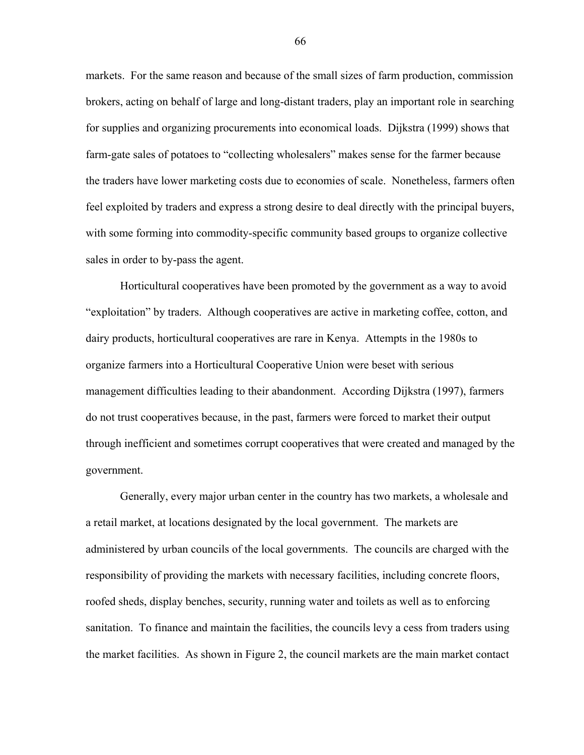markets. For the same reason and because of the small sizes of farm production, commission brokers, acting on behalf of large and long-distant traders, play an important role in searching for supplies and organizing procurements into economical loads. Dijkstra (1999) shows that farm-gate sales of potatoes to "collecting wholesalers" makes sense for the farmer because the traders have lower marketing costs due to economies of scale. Nonetheless, farmers often feel exploited by traders and express a strong desire to deal directly with the principal buyers, with some forming into commodity-specific community based groups to organize collective sales in order to by-pass the agent.

Horticultural cooperatives have been promoted by the government as a way to avoid "exploitation" by traders. Although cooperatives are active in marketing coffee, cotton, and dairy products, horticultural cooperatives are rare in Kenya. Attempts in the 1980s to organize farmers into a Horticultural Cooperative Union were beset with serious management difficulties leading to their abandonment. According Dijkstra (1997), farmers do not trust cooperatives because, in the past, farmers were forced to market their output through inefficient and sometimes corrupt cooperatives that were created and managed by the government.

Generally, every major urban center in the country has two markets, a wholesale and a retail market, at locations designated by the local government. The markets are administered by urban councils of the local governments. The councils are charged with the responsibility of providing the markets with necessary facilities, including concrete floors, roofed sheds, display benches, security, running water and toilets as well as to enforcing sanitation. To finance and maintain the facilities, the councils levy a cess from traders using the market facilities. As shown in Figure 2, the council markets are the main market contact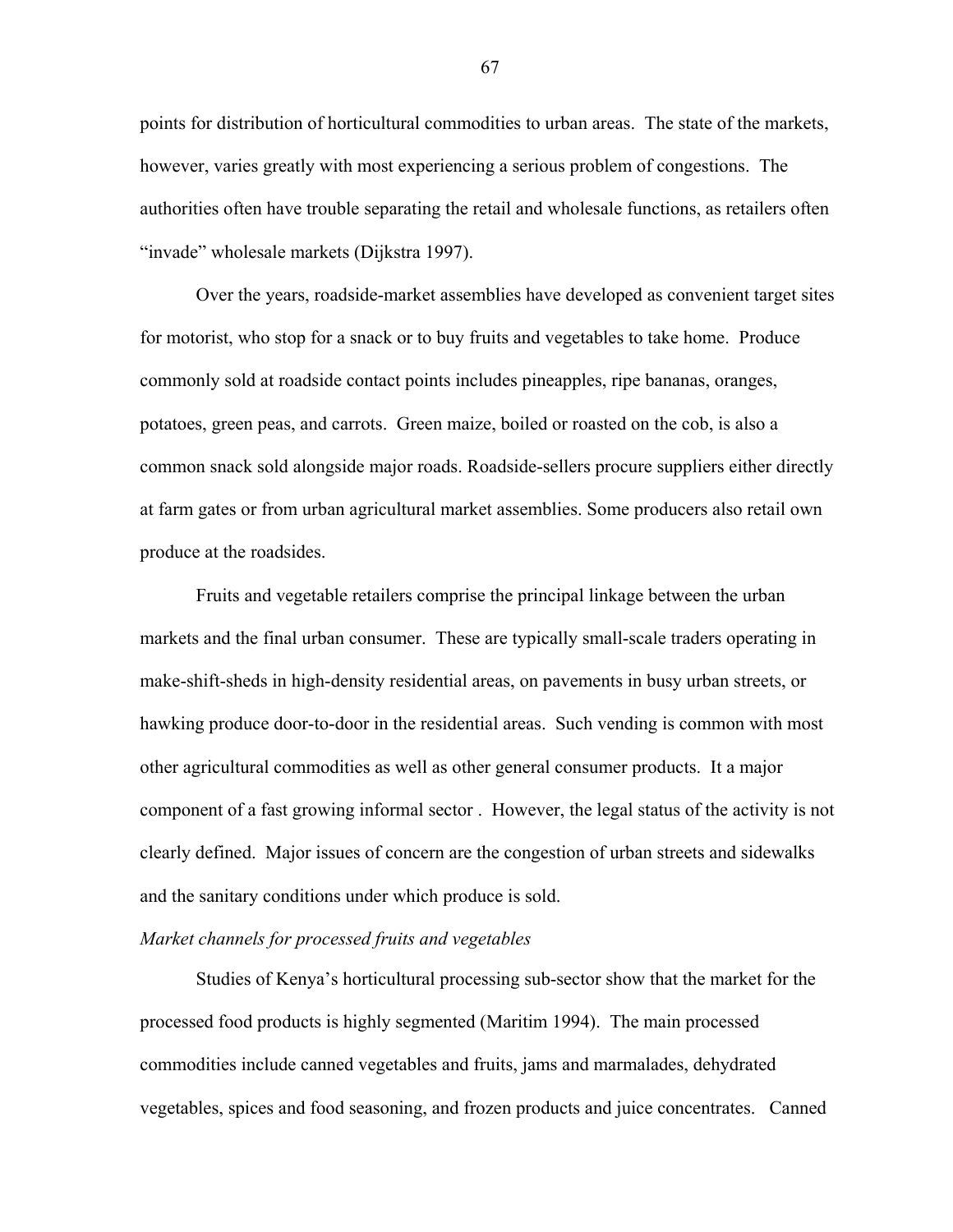points for distribution of horticultural commodities to urban areas. The state of the markets, however, varies greatly with most experiencing a serious problem of congestions. The authorities often have trouble separating the retail and wholesale functions, as retailers often "invade" wholesale markets (Dijkstra 1997).

Over the years, roadside-market assemblies have developed as convenient target sites for motorist, who stop for a snack or to buy fruits and vegetables to take home. Produce commonly sold at roadside contact points includes pineapples, ripe bananas, oranges, potatoes, green peas, and carrots. Green maize, boiled or roasted on the cob, is also a common snack sold alongside major roads. Roadside-sellers procure suppliers either directly at farm gates or from urban agricultural market assemblies. Some producers also retail own produce at the roadsides.

Fruits and vegetable retailers comprise the principal linkage between the urban markets and the final urban consumer. These are typically small-scale traders operating in make-shift-sheds in high-density residential areas, on pavements in busy urban streets, or hawking produce door-to-door in the residential areas. Such vending is common with most other agricultural commodities as well as other general consumer products. It a major component of a fast growing informal sector . However, the legal status of the activity is not clearly defined. Major issues of concern are the congestion of urban streets and sidewalks and the sanitary conditions under which produce is sold.

*Market channels for processed fruits and vegetables*

Studies of Kenya's horticultural processing sub-sector show that the market for the processed food products is highly segmented (Maritim 1994). The main processed commodities include canned vegetables and fruits, jams and marmalades, dehydrated vegetables, spices and food seasoning, and frozen products and juice concentrates. Canned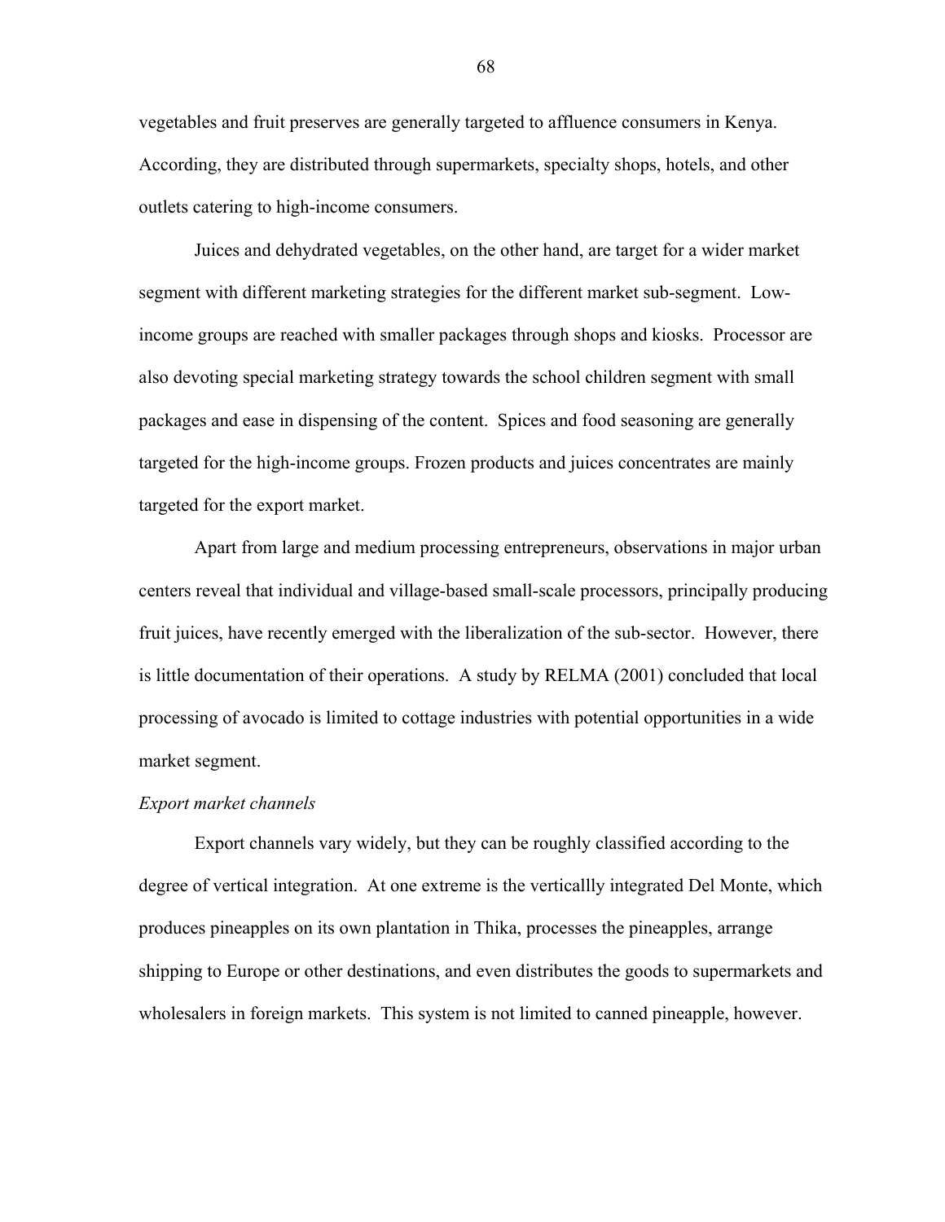vegetables and fruit preserves are generally targeted to affluence consumers in Kenya. According, they are distributed through supermarkets, specialty shops, hotels, and other outlets catering to high-income consumers.

Juices and dehydrated vegetables, on the other hand, are target for a wider market segment with different marketing strategies for the different market sub-segment. Low-income groups are reached with smaller packages through shops and kiosks. Processor are also devoting special marketing strategy towards the school children segment with small packages and ease in dispensing of the content. Spices and food seasoning are generally targeted for the high-income groups. Frozen products and juices concentrates are mainly targeted for the export market.

Apart from large and medium processing entrepreneurs, observations in major urban centers reveal that individual and village-based small-scale processors, principally producing fruit juices, have recently emerged with the liberalization of the sub-sector. However, there is little documentation of their operations. A study by RELMA (2001) concluded that local processing of avocado is limited to cottage industries with potential opportunities in a wide market segment.

*Export market channels*

Export channels vary widely, but they can be roughly classified according to the degree of vertical integration. At one extreme is the verticallly integrated Del Monte, which produces pineapples on its own plantation in Thika, processes the pineapples, arrange shipping to Europe or other destinations, and even distributes the goods to supermarkets and wholesalers in foreign markets. This system is not limited to canned pineapple, however.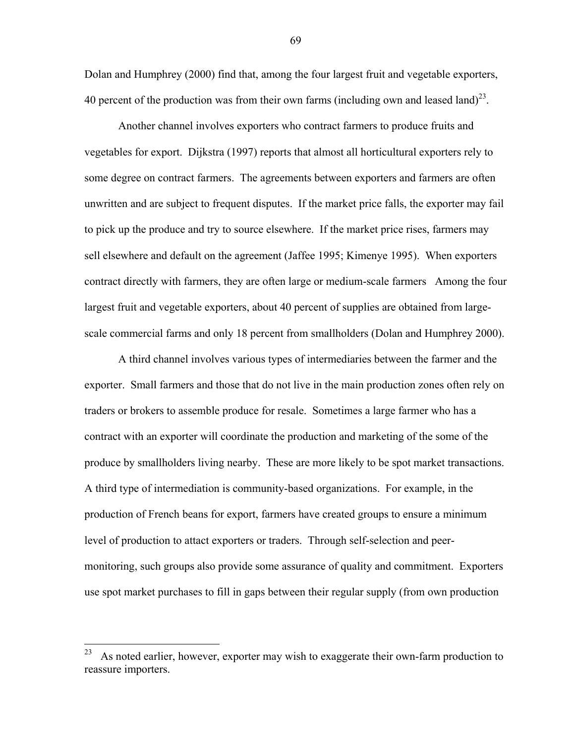Dolan and Humphrey (2000) find that, among the four largest fruit and vegetable exporters, 40 percent of the production was from their own farms (including own and leased land)[23].

Another channel involves exporters who contract farmers to produce fruits and vegetables for export. Dijkstra (1997) reports that almost all horticultural exporters rely to some degree on contract farmers. The agreements between exporters and farmers are often unwritten and are subject to frequent disputes. If the market price falls, the exporter may fail to pick up the produce and try to source elsewhere. If the market price rises, farmers may sell elsewhere and default on the agreement (Jaffee 1995; Kimenye 1995). When exporters contract directly with farmers, they are often large or medium-scale farmers Among the four largest fruit and vegetable exporters, about 40 percent of supplies are obtained from large-scale commercial farms and only 18 percent from smallholders (Dolan and Humphrey 2000).

A third channel involves various types of intermediaries between the farmer and the exporter. Small farmers and those that do not live in the main production zones often rely on traders or brokers to assemble produce for resale. Sometimes a large farmer who has a contract with an exporter will coordinate the production and marketing of the some of the produce by smallholders living nearby. These are more likely to be spot market transactions. A third type of intermediation is community-based organizations. For example, in the production of French beans for export, farmers have created groups to ensure a minimum level of production to attact exporters or traders. Through self-selection and peer-monitoring, such groups also provide some assurance of quality and commitment. Exporters use spot market purchases to fill in gaps between their regular supply (from own production

---

[23] As noted earlier, however, exporter may wish to exaggerate their own-farm production to reassure importers.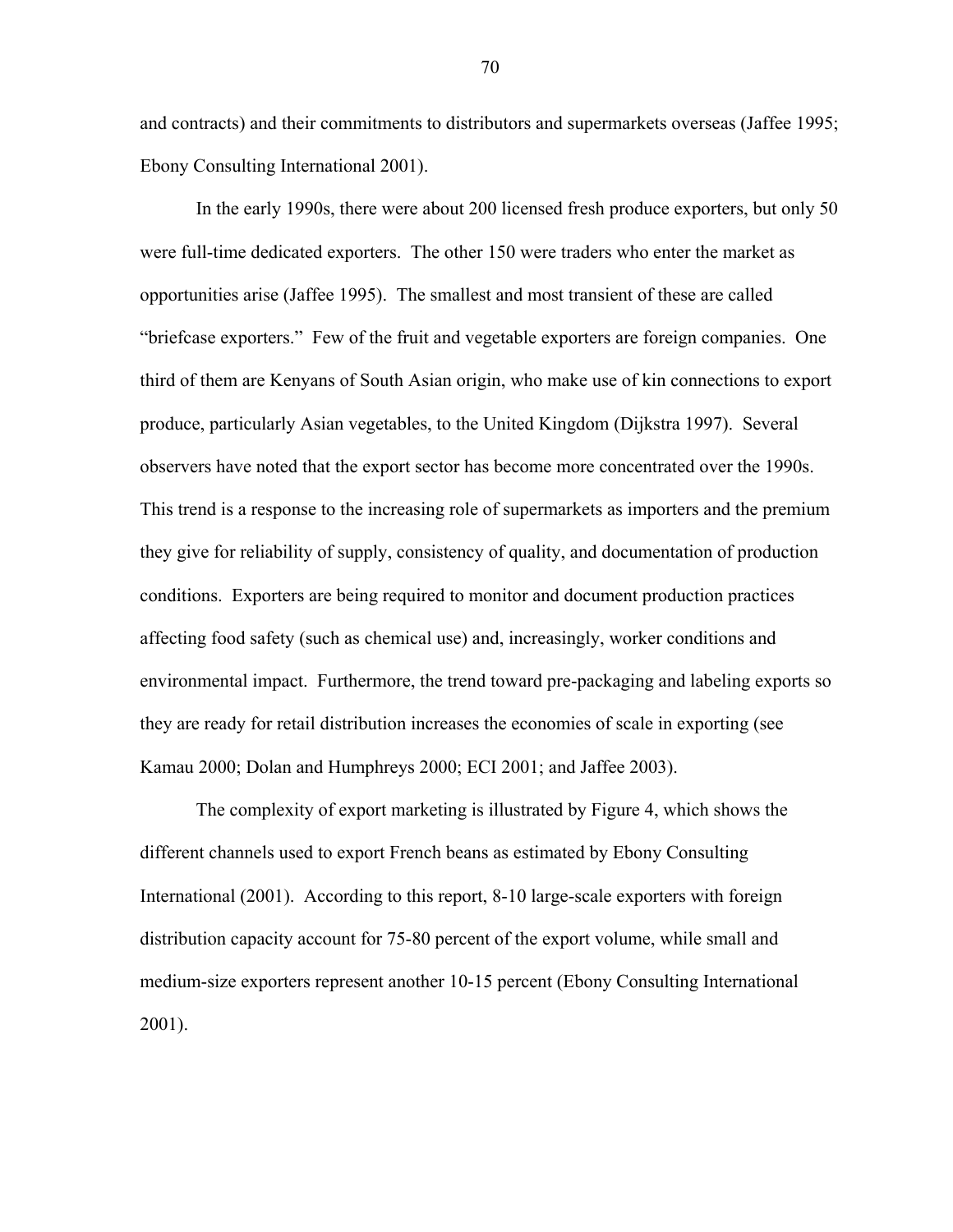and contracts) and their commitments to distributors and supermarkets overseas (Jaffee 1995; Ebony Consulting International 2001).

In the early 1990s, there were about 200 licensed fresh produce exporters, but only 50 were full-time dedicated exporters. The other 150 were traders who enter the market as opportunities arise (Jaffee 1995). The smallest and most transient of these are called "briefcase exporters." Few of the fruit and vegetable exporters are foreign companies. One third of them are Kenyans of South Asian origin, who make use of kin connections to export produce, particularly Asian vegetables, to the United Kingdom (Dijkstra 1997). Several observers have noted that the export sector has become more concentrated over the 1990s. This trend is a response to the increasing role of supermarkets as importers and the premium they give for reliability of supply, consistency of quality, and documentation of production conditions. Exporters are being required to monitor and document production practices affecting food safety (such as chemical use) and, increasingly, worker conditions and environmental impact. Furthermore, the trend toward pre-packaging and labeling exports so they are ready for retail distribution increases the economies of scale in exporting (see Kamau 2000; Dolan and Humphreys 2000; ECI 2001; and Jaffee 2003).

The complexity of export marketing is illustrated by Figure 4, which shows the different channels used to export French beans as estimated by Ebony Consulting International (2001). According to this report, 8-10 large-scale exporters with foreign distribution capacity account for 75-80 percent of the export volume, while small and medium-size exporters represent another 10-15 percent (Ebony Consulting International 2001).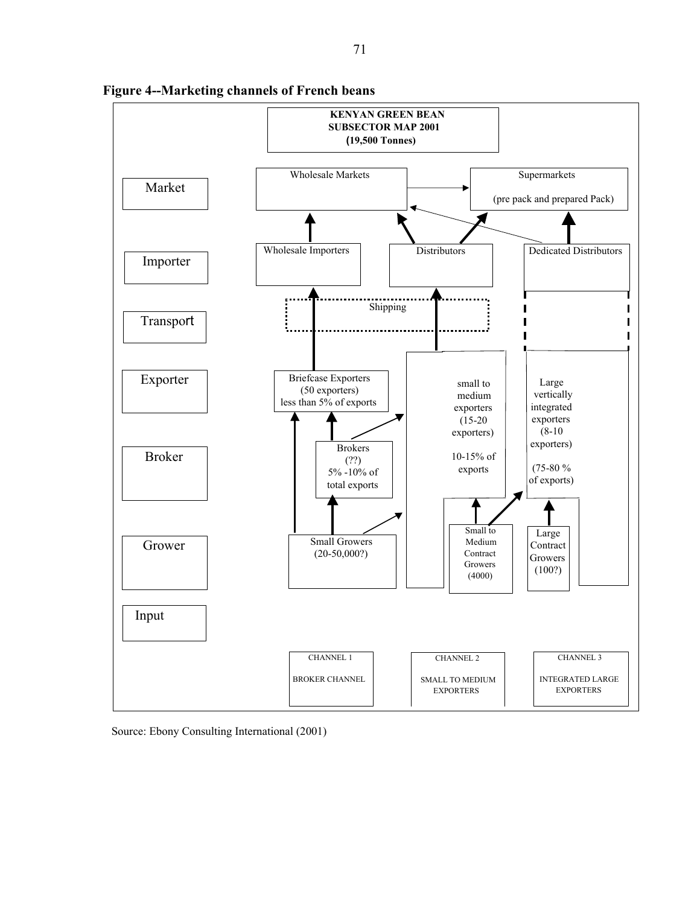**Figure 4--Marketing channels of French beans**

**KENYAN GREEN BEAN SUBSECTOR MAP 2001 (19,500 Tonnes)**

Market

Wholesale Markets

Supermarkets (pre pack and prepared Pack)

Importer

Wholesale Importers

Distributors

Dedicated Distributors

Transport

Shipping

Exporter

Briefcase Exporters (50 exporters) less than 5% of exports

small to medium exporters (15-20 exporters) 10-15% of exports

Large vertically integrated exporters (8-10 exporters) (75-80 % of exports)

Broker

Brokers (??) 5% -10% of total exports

Grower

Small Growers (20-50,000?)

Small to Medium Contract Growers (4000)

Large Contract Growers (100?)

Input

CHANNEL 1 BROKER CHANNEL

CHANNEL 2 SMALL TO MEDIUM EXPORTERS

CHANNEL 3 INTEGRATED LARGE EXPORTERS

Source: Ebony Consulting International (2001)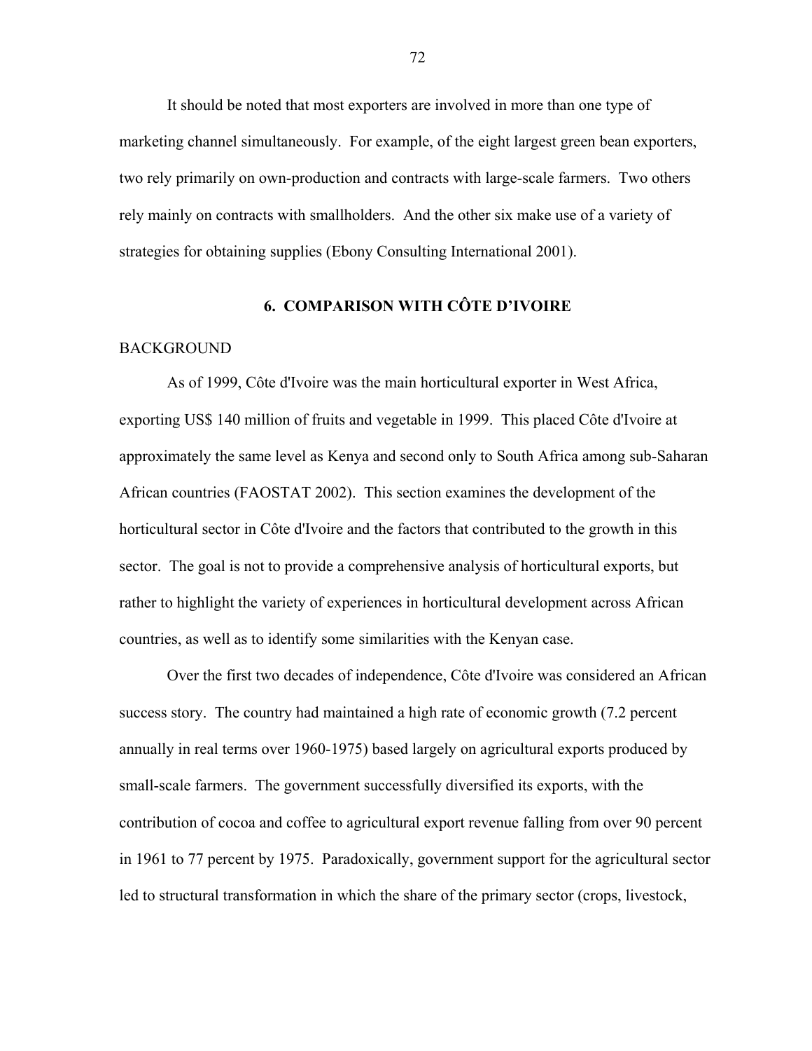It should be noted that most exporters are involved in more than one type of marketing channel simultaneously. For example, of the eight largest green bean exporters, two rely primarily on own-production and contracts with large-scale farmers. Two others rely mainly on contracts with smallholders. And the other six make use of a variety of strategies for obtaining supplies (Ebony Consulting International 2001).

## 6. COMPARISON WITH CÔTE D'IVOIRE

### BACKGROUND

As of 1999, Côte d'Ivoire was the main horticultural exporter in West Africa, exporting US$ 140 million of fruits and vegetable in 1999. This placed Côte d'Ivoire at approximately the same level as Kenya and second only to South Africa among sub-Saharan African countries (FAOSTAT 2002). This section examines the development of the horticultural sector in Côte d'Ivoire and the factors that contributed to the growth in this sector. The goal is not to provide a comprehensive analysis of horticultural exports, but rather to highlight the variety of experiences in horticultural development across African countries, as well as to identify some similarities with the Kenyan case.

Over the first two decades of independence, Côte d'Ivoire was considered an African success story. The country had maintained a high rate of economic growth (7.2 percent annually in real terms over 1960-1975) based largely on agricultural exports produced by small-scale farmers. The government successfully diversified its exports, with the contribution of cocoa and coffee to agricultural export revenue falling from over 90 percent in 1961 to 77 percent by 1975. Paradoxically, government support for the agricultural sector led to structural transformation in which the share of the primary sector (crops, livestock,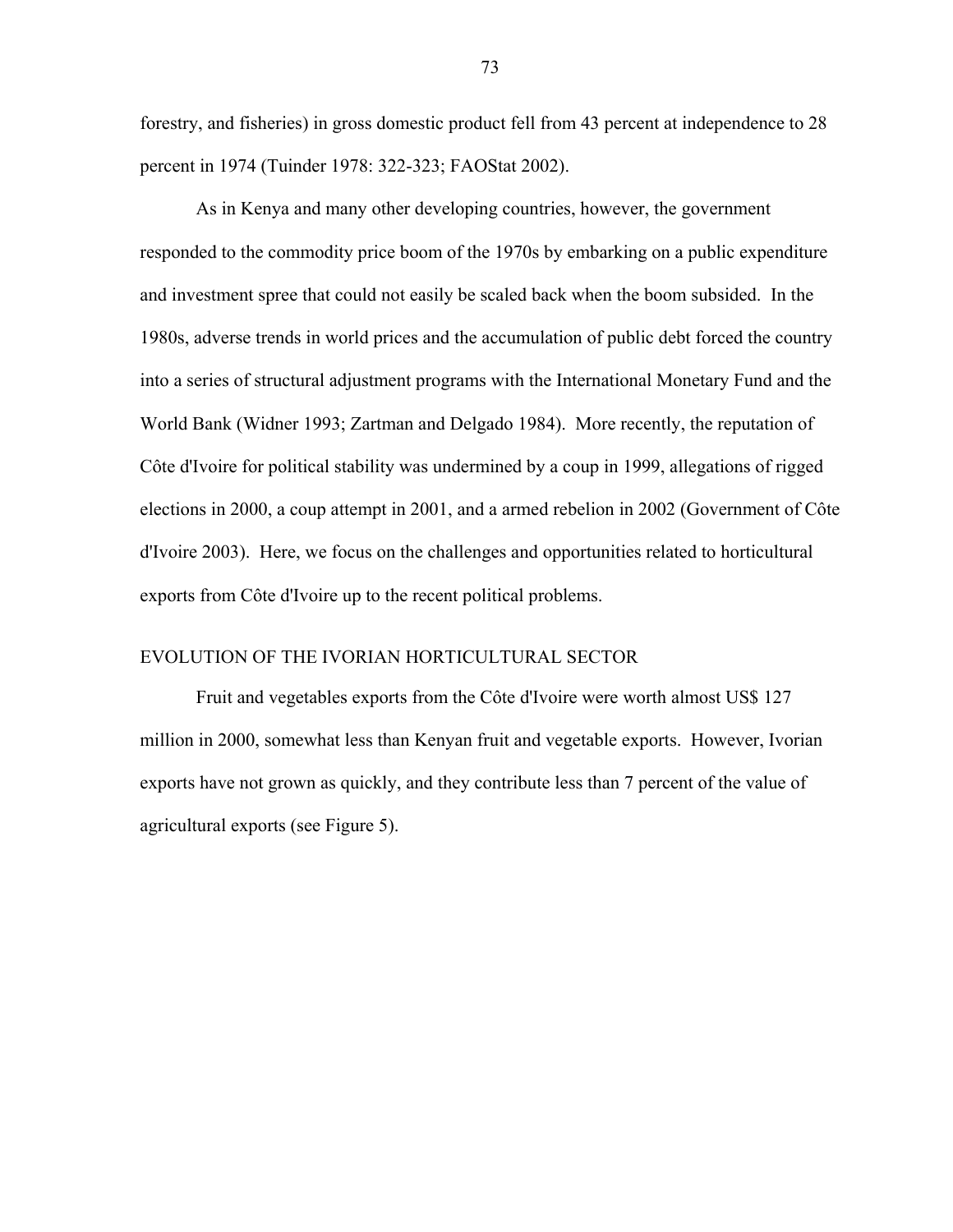forestry, and fisheries) in gross domestic product fell from 43 percent at independence to 28 percent in 1974 (Tuinder 1978: 322-323; FAOStat 2002).

As in Kenya and many other developing countries, however, the government responded to the commodity price boom of the 1970s by embarking on a public expenditure and investment spree that could not easily be scaled back when the boom subsided. In the 1980s, adverse trends in world prices and the accumulation of public debt forced the country into a series of structural adjustment programs with the International Monetary Fund and the World Bank (Widner 1993; Zartman and Delgado 1984). More recently, the reputation of Côte d'Ivoire for political stability was undermined by a coup in 1999, allegations of rigged elections in 2000, a coup attempt in 2001, and a armed rebelion in 2002 (Government of Côte d'Ivoire 2003). Here, we focus on the challenges and opportunities related to horticultural exports from Côte d'Ivoire up to the recent political problems.

## EVOLUTION OF THE IVORIAN HORTICULTURAL SECTOR

Fruit and vegetables exports from the Côte d'Ivoire were worth almost US$ 127 million in 2000, somewhat less than Kenyan fruit and vegetable exports. However, Ivorian exports have not grown as quickly, and they contribute less than 7 percent of the value of agricultural exports (see Figure 5).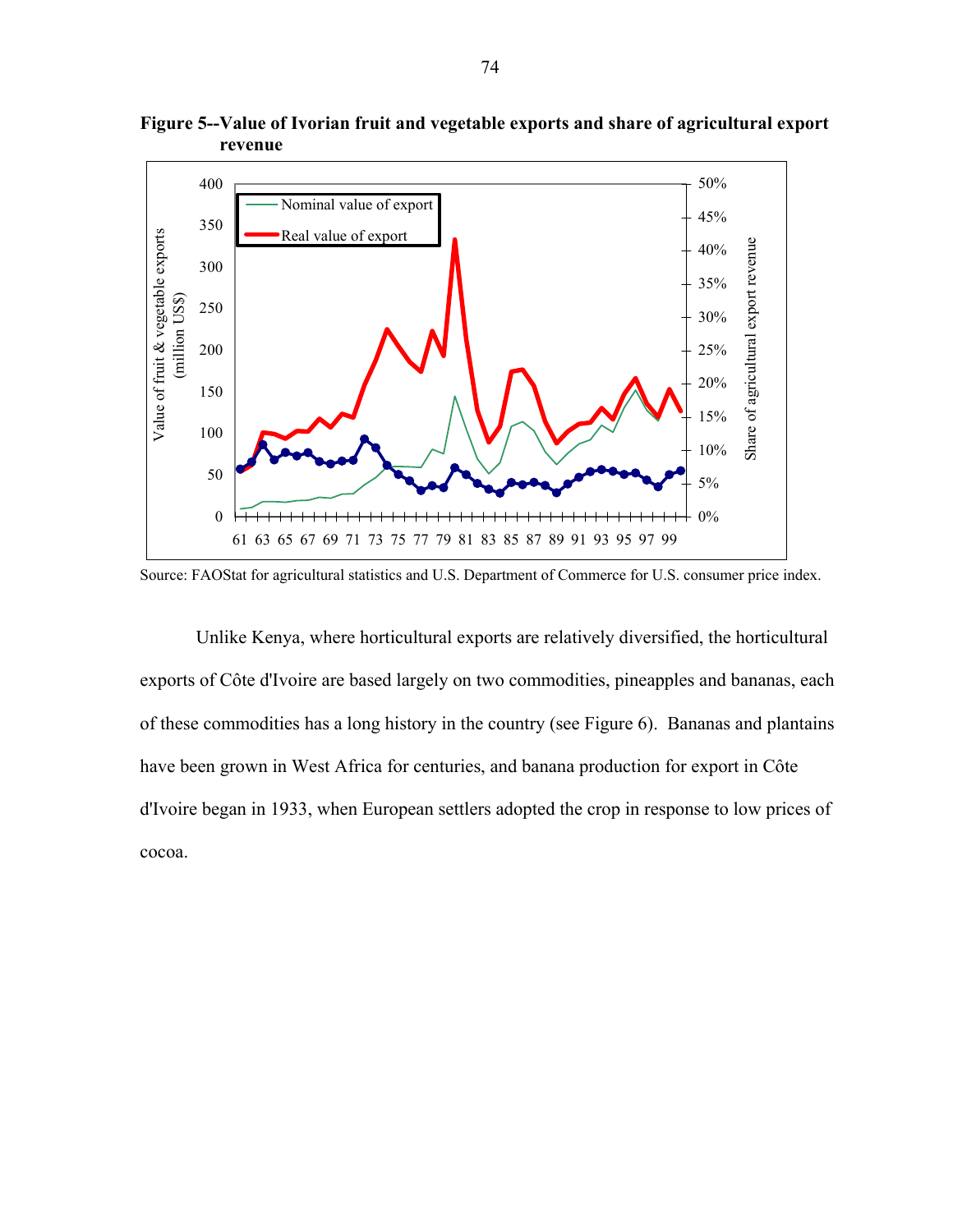**Figure 5--Value of Ivorian fruit and vegetable exports and share of agricultural export revenue**

Source: FAOStat for agricultural statistics and U.S. Department of Commerce for U.S. consumer price index.

Unlike Kenya, where horticultural exports are relatively diversified, the horticultural exports of Côte d'Ivoire are based largely on two commodities, pineapples and bananas, each of these commodities has a long history in the country (see Figure 6). Bananas and plantains have been grown in West Africa for centuries, and banana production for export in Côte d'Ivoire began in 1933, when European settlers adopted the crop in response to low prices of cocoa.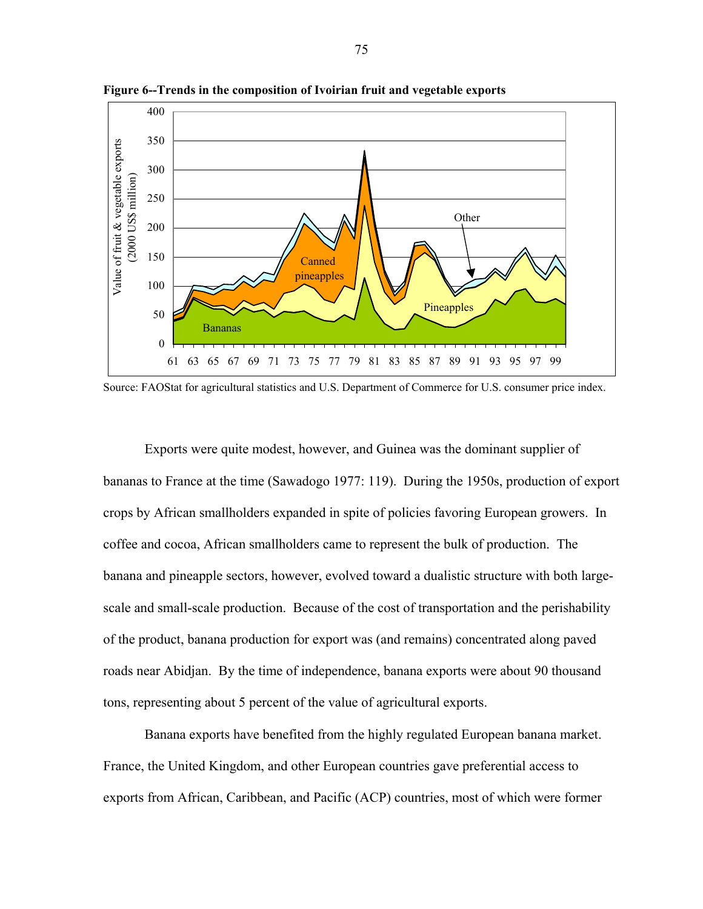**Figure 6--Trends in the composition of Ivoirian fruit and vegetable exports**

Source: FAOStat for agricultural statistics and U.S. Department of Commerce for U.S. consumer price index.

Exports were quite modest, however, and Guinea was the dominant supplier of bananas to France at the time (Sawadogo 1977: 119). During the 1950s, production of export crops by African smallholders expanded in spite of policies favoring European growers. In coffee and cocoa, African smallholders came to represent the bulk of production. The banana and pineapple sectors, however, evolved toward a dualistic structure with both large-scale and small-scale production. Because of the cost of transportation and the perishability of the product, banana production for export was (and remains) concentrated along paved roads near Abidjan. By the time of independence, banana exports were about 90 thousand tons, representing about 5 percent of the value of agricultural exports.

Banana exports have benefited from the highly regulated European banana market. France, the United Kingdom, and other European countries gave preferential access to exports from African, Caribbean, and Pacific (ACP) countries, most of which were former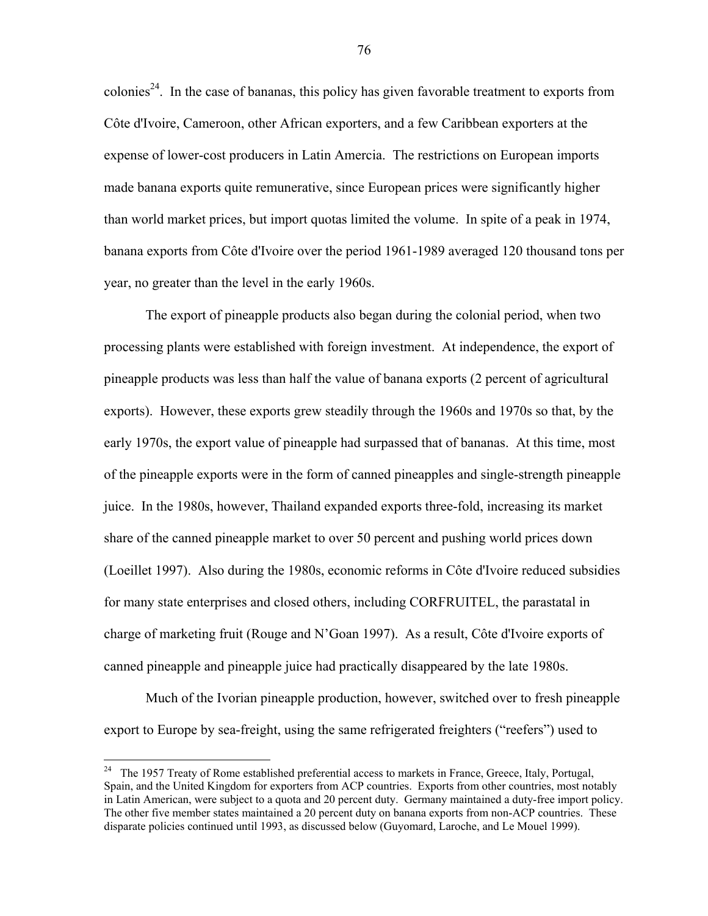colonies[24]. In the case of bananas, this policy has given favorable treatment to exports from Côte d'Ivoire, Cameroon, other African exporters, and a few Caribbean exporters at the expense of lower-cost producers in Latin Amercia. The restrictions on European imports made banana exports quite remunerative, since European prices were significantly higher than world market prices, but import quotas limited the volume. In spite of a peak in 1974, banana exports from Côte d'Ivoire over the period 1961-1989 averaged 120 thousand tons per year, no greater than the level in the early 1960s.

The export of pineapple products also began during the colonial period, when two processing plants were established with foreign investment. At independence, the export of pineapple products was less than half the value of banana exports (2 percent of agricultural exports). However, these exports grew steadily through the 1960s and 1970s so that, by the early 1970s, the export value of pineapple had surpassed that of bananas. At this time, most of the pineapple exports were in the form of canned pineapples and single-strength pineapple juice. In the 1980s, however, Thailand expanded exports three-fold, increasing its market share of the canned pineapple market to over 50 percent and pushing world prices down (Loeillet 1997). Also during the 1980s, economic reforms in Côte d'Ivoire reduced subsidies for many state enterprises and closed others, including CORFRUITEL, the parastatal in charge of marketing fruit (Rouge and N'Goan 1997). As a result, Côte d'Ivoire exports of canned pineapple and pineapple juice had practically disappeared by the late 1980s.

Much of the Ivorian pineapple production, however, switched over to fresh pineapple export to Europe by sea-freight, using the same refrigerated freighters ("reefers") used to

---

[24] The 1957 Treaty of Rome established preferential access to markets in France, Greece, Italy, Portugal, Spain, and the United Kingdom for exporters from ACP countries. Exports from other countries, most notably in Latin American, were subject to a quota and 20 percent duty. Germany maintained a duty-free import policy. The other five member states maintained a 20 percent duty on banana exports from non-ACP countries. These disparate policies continued until 1993, as discussed below (Guyomard, Laroche, and Le Mouel 1999).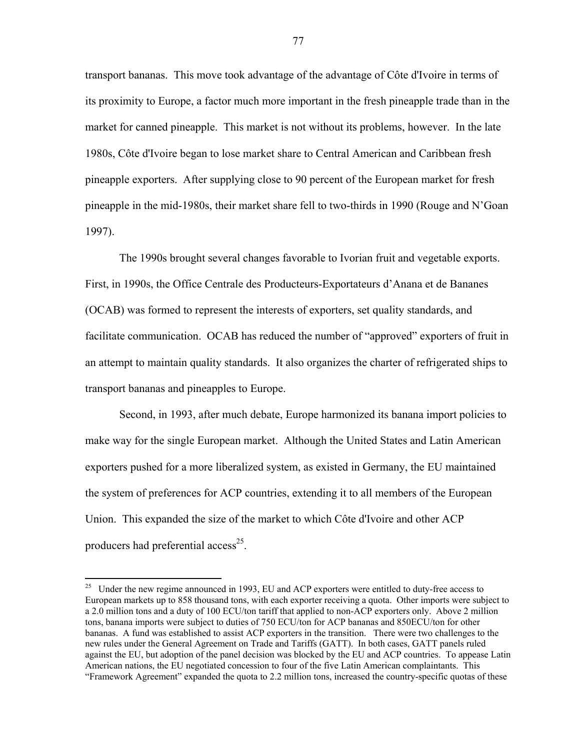transport bananas. This move took advantage of the advantage of Côte d'Ivoire in terms of its proximity to Europe, a factor much more important in the fresh pineapple trade than in the market for canned pineapple. This market is not without its problems, however. In the late 1980s, Côte d'Ivoire began to lose market share to Central American and Caribbean fresh pineapple exporters. After supplying close to 90 percent of the European market for fresh pineapple in the mid-1980s, their market share fell to two-thirds in 1990 (Rouge and N'Goan 1997).

The 1990s brought several changes favorable to Ivorian fruit and vegetable exports. First, in 1990s, the Office Centrale des Producteurs-Exportateurs d'Anana et de Bananes (OCAB) was formed to represent the interests of exporters, set quality standards, and facilitate communication. OCAB has reduced the number of "approved" exporters of fruit in an attempt to maintain quality standards. It also organizes the charter of refrigerated ships to transport bananas and pineapples to Europe.

Second, in 1993, after much debate, Europe harmonized its banana import policies to make way for the single European market. Although the United States and Latin American exporters pushed for a more liberalized system, as existed in Germany, the EU maintained the system of preferences for ACP countries, extending it to all members of the European Union. This expanded the size of the market to which Côte d'Ivoire and other ACP producers had preferential access[25].

---

[25] Under the new regime announced in 1993, EU and ACP exporters were entitled to duty-free access to European markets up to 858 thousand tons, with each exporter receiving a quota. Other imports were subject to a 2.0 million tons and a duty of 100 ECU/ton tariff that applied to non-ACP exporters only. Above 2 million tons, banana imports were subject to duties of 750 ECU/ton for ACP bananas and 850ECU/ton for other bananas. A fund was established to assist ACP exporters in the transition. There were two challenges to the new rules under the General Agreement on Trade and Tariffs (GATT). In both cases, GATT panels ruled against the EU, but adoption of the panel decision was blocked by the EU and ACP countries. To appease Latin American nations, the EU negotiated concession to four of the five Latin American complaintants. This "Framework Agreement" expanded the quota to 2.2 million tons, increased the country-specific quotas of these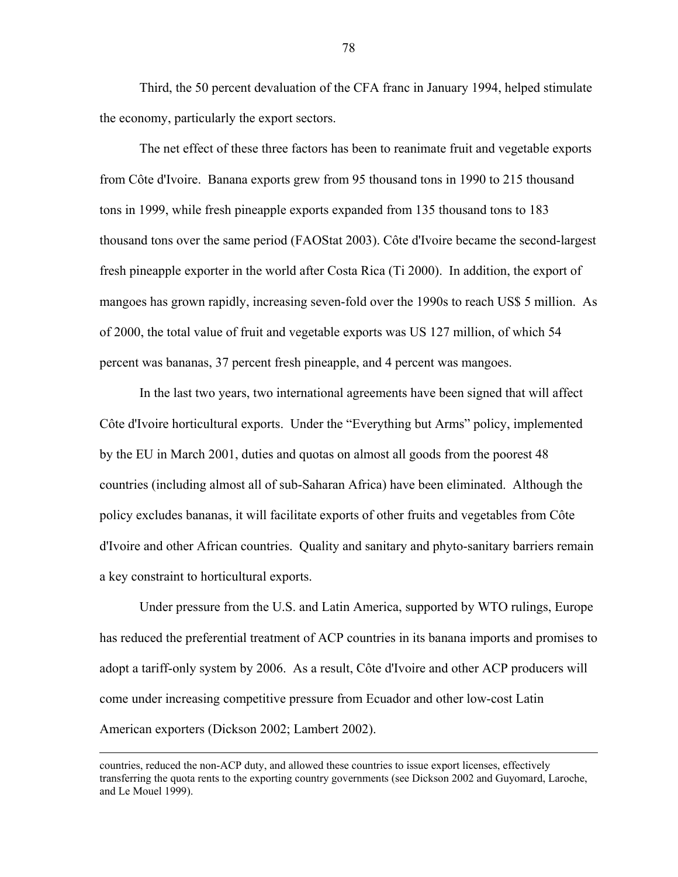Third, the 50 percent devaluation of the CFA franc in January 1994, helped stimulate the economy, particularly the export sectors.

The net effect of these three factors has been to reanimate fruit and vegetable exports from Côte d'Ivoire. Banana exports grew from 95 thousand tons in 1990 to 215 thousand tons in 1999, while fresh pineapple exports expanded from 135 thousand tons to 183 thousand tons over the same period (FAOStat 2003). Côte d'Ivoire became the second-largest fresh pineapple exporter in the world after Costa Rica (Ti 2000). In addition, the export of mangoes has grown rapidly, increasing seven-fold over the 1990s to reach US$ 5 million. As of 2000, the total value of fruit and vegetable exports was US 127 million, of which 54 percent was bananas, 37 percent fresh pineapple, and 4 percent was mangoes.

In the last two years, two international agreements have been signed that will affect Côte d'Ivoire horticultural exports. Under the "Everything but Arms" policy, implemented by the EU in March 2001, duties and quotas on almost all goods from the poorest 48 countries (including almost all of sub-Saharan Africa) have been eliminated. Although the policy excludes bananas, it will facilitate exports of other fruits and vegetables from Côte d'Ivoire and other African countries. Quality and sanitary and phyto-sanitary barriers remain a key constraint to horticultural exports.

Under pressure from the U.S. and Latin America, supported by WTO rulings, Europe has reduced the preferential treatment of ACP countries in its banana imports and promises to adopt a tariff-only system by 2006. As a result, Côte d'Ivoire and other ACP producers will come under increasing competitive pressure from Ecuador and other low-cost Latin American exporters (Dickson 2002; Lambert 2002).

---

countries, reduced the non-ACP duty, and allowed these countries to issue export licenses, effectively transferring the quota rents to the exporting country governments (see Dickson 2002 and Guyomard, Laroche, and Le Mouel 1999).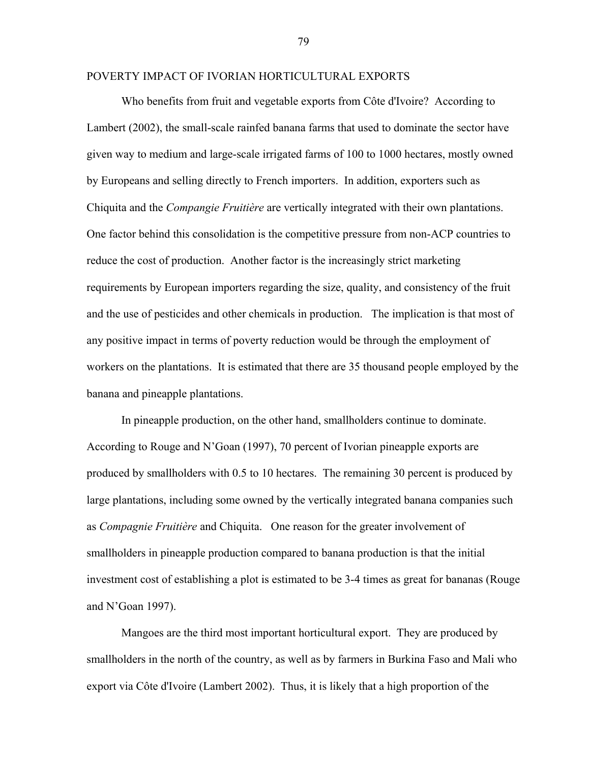## POVERTY IMPACT OF IVORIAN HORTICULTURAL EXPORTS

Who benefits from fruit and vegetable exports from Côte d'Ivoire? According to Lambert (2002), the small-scale rainfed banana farms that used to dominate the sector have given way to medium and large-scale irrigated farms of 100 to 1000 hectares, mostly owned by Europeans and selling directly to French importers. In addition, exporters such as Chiquita and the *Compangie Fruitière* are vertically integrated with their own plantations. One factor behind this consolidation is the competitive pressure from non-ACP countries to reduce the cost of production. Another factor is the increasingly strict marketing requirements by European importers regarding the size, quality, and consistency of the fruit and the use of pesticides and other chemicals in production. The implication is that most of any positive impact in terms of poverty reduction would be through the employment of workers on the plantations. It is estimated that there are 35 thousand people employed by the banana and pineapple plantations.

In pineapple production, on the other hand, smallholders continue to dominate. According to Rouge and N'Goan (1997), 70 percent of Ivorian pineapple exports are produced by smallholders with 0.5 to 10 hectares. The remaining 30 percent is produced by large plantations, including some owned by the vertically integrated banana companies such as *Compagnie Fruitière* and Chiquita. One reason for the greater involvement of smallholders in pineapple production compared to banana production is that the initial investment cost of establishing a plot is estimated to be 3-4 times as great for bananas (Rouge and N'Goan 1997).

Mangoes are the third most important horticultural export. They are produced by smallholders in the north of the country, as well as by farmers in Burkina Faso and Mali who export via Côte d'Ivoire (Lambert 2002). Thus, it is likely that a high proportion of the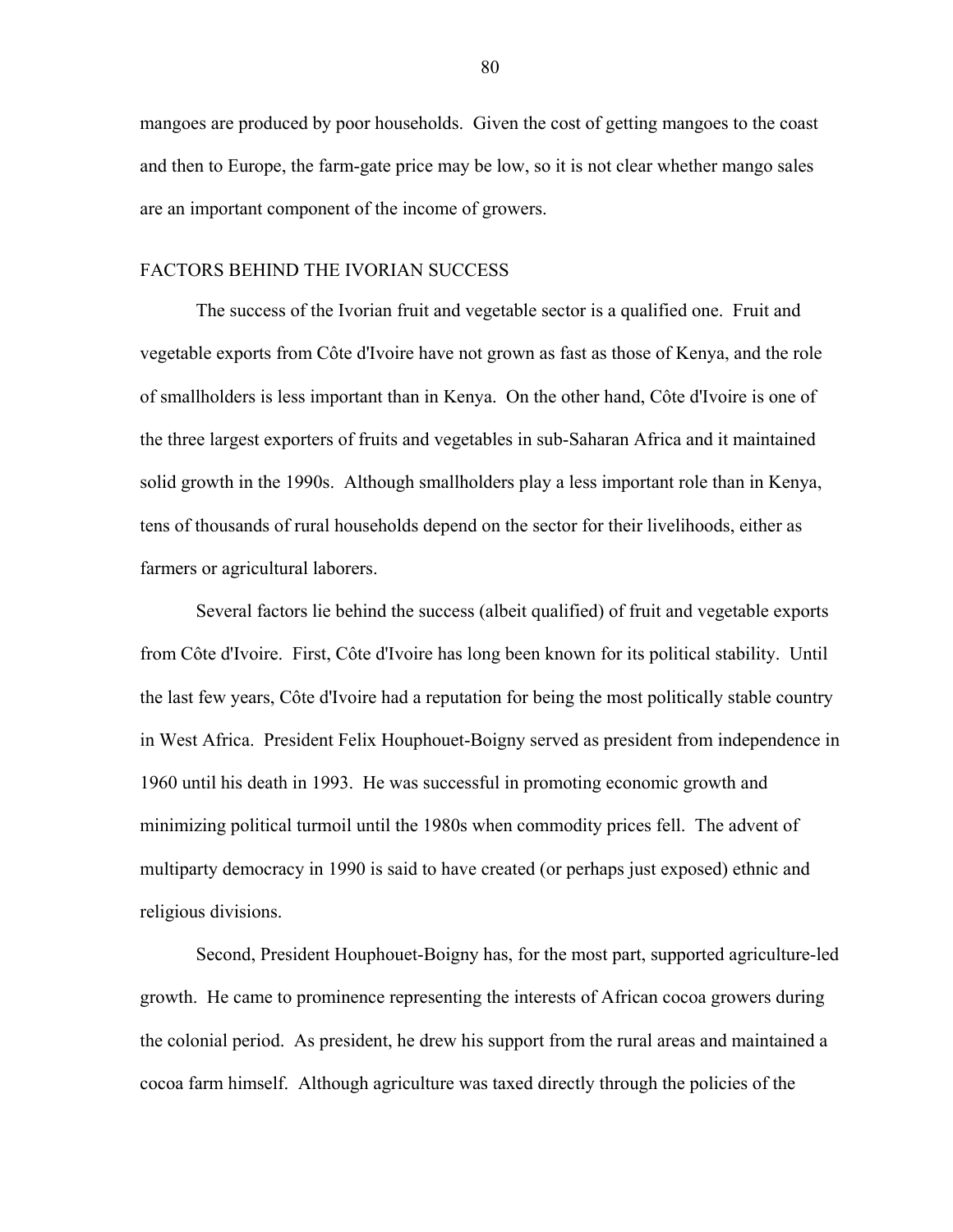mangoes are produced by poor households. Given the cost of getting mangoes to the coast and then to Europe, the farm-gate price may be low, so it is not clear whether mango sales are an important component of the income of growers.

## FACTORS BEHIND THE IVORIAN SUCCESS

The success of the Ivorian fruit and vegetable sector is a qualified one. Fruit and vegetable exports from Côte d'Ivoire have not grown as fast as those of Kenya, and the role of smallholders is less important than in Kenya. On the other hand, Côte d'Ivoire is one of the three largest exporters of fruits and vegetables in sub-Saharan Africa and it maintained solid growth in the 1990s. Although smallholders play a less important role than in Kenya, tens of thousands of rural households depend on the sector for their livelihoods, either as farmers or agricultural laborers.

Several factors lie behind the success (albeit qualified) of fruit and vegetable exports from Côte d'Ivoire. First, Côte d'Ivoire has long been known for its political stability. Until the last few years, Côte d'Ivoire had a reputation for being the most politically stable country in West Africa. President Felix Houphouet-Boigny served as president from independence in 1960 until his death in 1993. He was successful in promoting economic growth and minimizing political turmoil until the 1980s when commodity prices fell. The advent of multiparty democracy in 1990 is said to have created (or perhaps just exposed) ethnic and religious divisions.

Second, President Houphouet-Boigny has, for the most part, supported agriculture-led growth. He came to prominence representing the interests of African cocoa growers during the colonial period. As president, he drew his support from the rural areas and maintained a cocoa farm himself. Although agriculture was taxed directly through the policies of the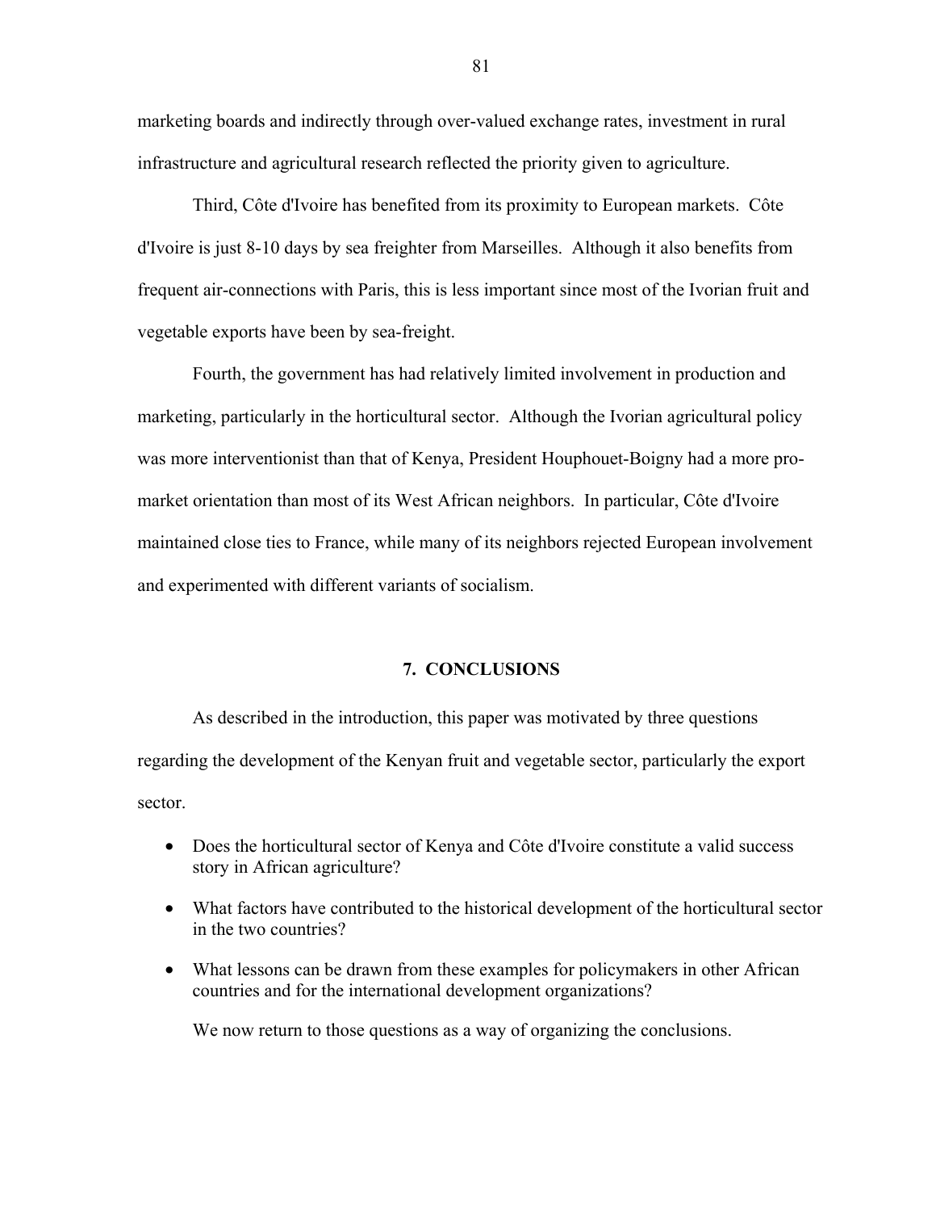marketing boards and indirectly through over-valued exchange rates, investment in rural infrastructure and agricultural research reflected the priority given to agriculture.

Third, Côte d'Ivoire has benefited from its proximity to European markets. Côte d'Ivoire is just 8-10 days by sea freighter from Marseilles. Although it also benefits from frequent air-connections with Paris, this is less important since most of the Ivorian fruit and vegetable exports have been by sea-freight.

Fourth, the government has had relatively limited involvement in production and marketing, particularly in the horticultural sector. Although the Ivorian agricultural policy was more interventionist than that of Kenya, President Houphouet-Boigny had a more pro-market orientation than most of its West African neighbors. In particular, Côte d'Ivoire maintained close ties to France, while many of its neighbors rejected European involvement and experimented with different variants of socialism.

## 7. CONCLUSIONS

As described in the introduction, this paper was motivated by three questions regarding the development of the Kenyan fruit and vegetable sector, particularly the export sector.

- Does the horticultural sector of Kenya and Côte d'Ivoire constitute a valid success story in African agriculture?
- What factors have contributed to the historical development of the horticultural sector in the two countries?
- What lessons can be drawn from these examples for policymakers in other African countries and for the international development organizations?

We now return to those questions as a way of organizing the conclusions.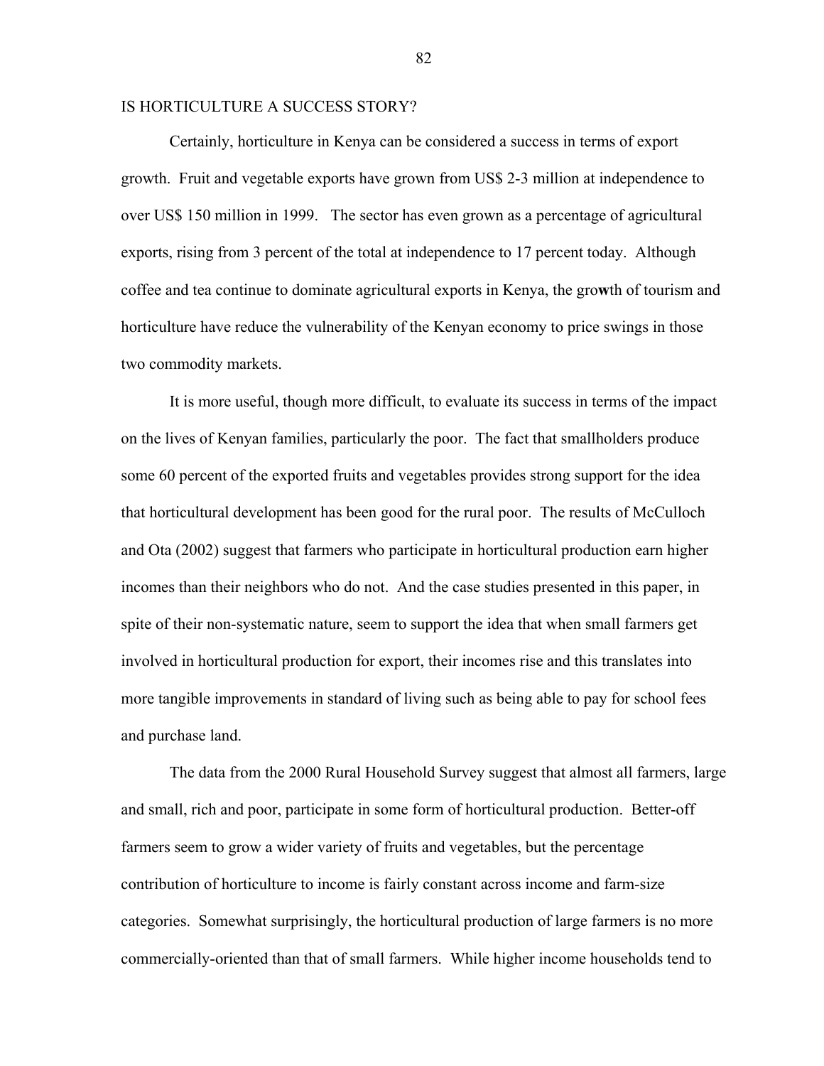## IS HORTICULTURE A SUCCESS STORY?

Certainly, horticulture in Kenya can be considered a success in terms of export growth. Fruit and vegetable exports have grown from US$ 2-3 million at independence to over US$ 150 million in 1999. The sector has even grown as a percentage of agricultural exports, rising from 3 percent of the total at independence to 17 percent today. Although coffee and tea continue to dominate agricultural exports in Kenya, the growth of tourism and horticulture have reduce the vulnerability of the Kenyan economy to price swings in those two commodity markets.

It is more useful, though more difficult, to evaluate its success in terms of the impact on the lives of Kenyan families, particularly the poor. The fact that smallholders produce some 60 percent of the exported fruits and vegetables provides strong support for the idea that horticultural development has been good for the rural poor. The results of McCulloch and Ota (2002) suggest that farmers who participate in horticultural production earn higher incomes than their neighbors who do not. And the case studies presented in this paper, in spite of their non-systematic nature, seem to support the idea that when small farmers get involved in horticultural production for export, their incomes rise and this translates into more tangible improvements in standard of living such as being able to pay for school fees and purchase land.

The data from the 2000 Rural Household Survey suggest that almost all farmers, large and small, rich and poor, participate in some form of horticultural production. Better-off farmers seem to grow a wider variety of fruits and vegetables, but the percentage contribution of horticulture to income is fairly constant across income and farm-size categories. Somewhat surprisingly, the horticultural production of large farmers is no more commercially-oriented than that of small farmers. While higher income households tend to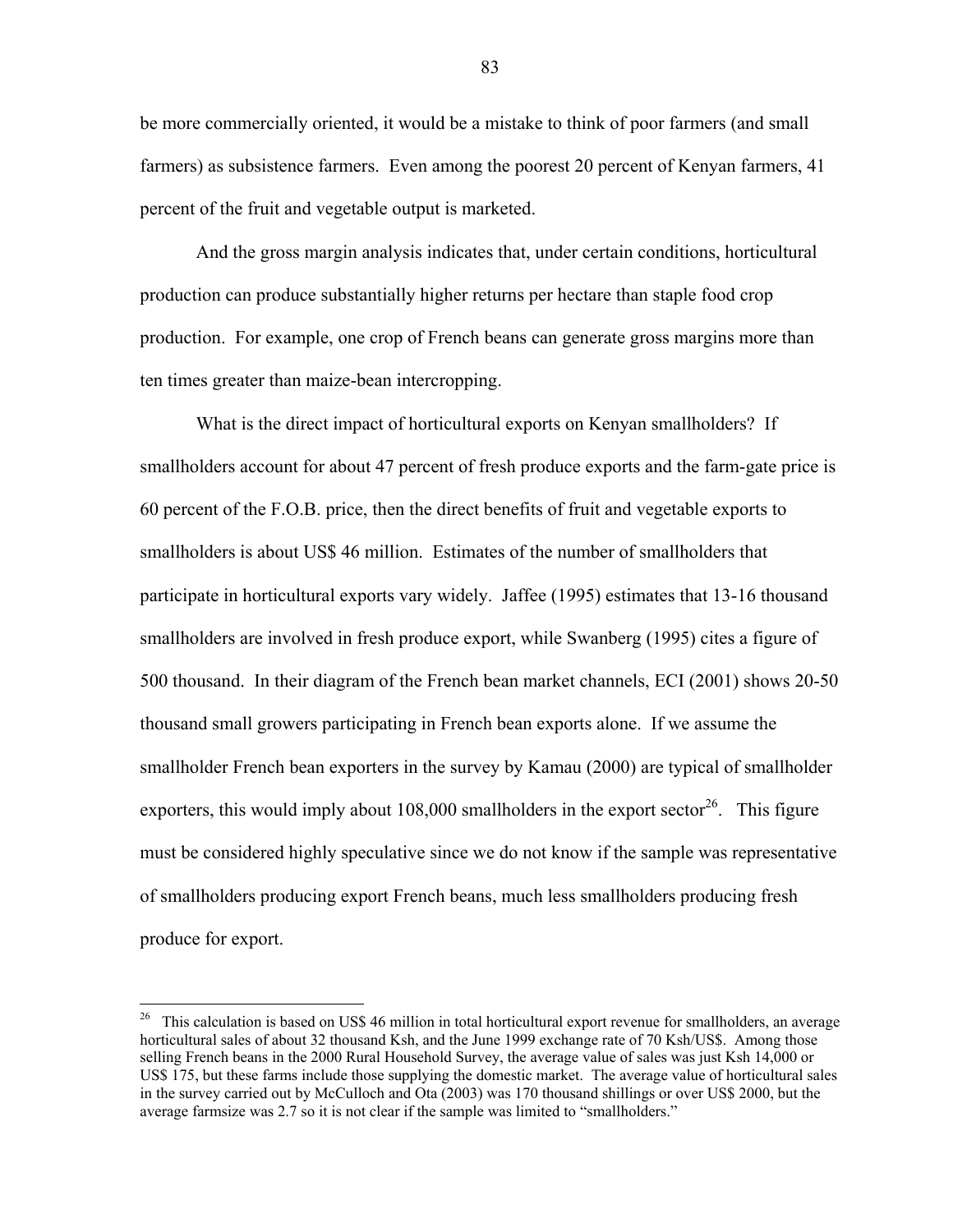be more commercially oriented, it would be a mistake to think of poor farmers (and small farmers) as subsistence farmers. Even among the poorest 20 percent of Kenyan farmers, 41 percent of the fruit and vegetable output is marketed.

And the gross margin analysis indicates that, under certain conditions, horticultural production can produce substantially higher returns per hectare than staple food crop production. For example, one crop of French beans can generate gross margins more than ten times greater than maize-bean intercropping.

What is the direct impact of horticultural exports on Kenyan smallholders? If smallholders account for about 47 percent of fresh produce exports and the farm-gate price is 60 percent of the F.O.B. price, then the direct benefits of fruit and vegetable exports to smallholders is about US$ 46 million. Estimates of the number of smallholders that participate in horticultural exports vary widely. Jaffee (1995) estimates that 13-16 thousand smallholders are involved in fresh produce export, while Swanberg (1995) cites a figure of 500 thousand. In their diagram of the French bean market channels, ECI (2001) shows 20-50 thousand small growers participating in French bean exports alone. If we assume the smallholder French bean exporters in the survey by Kamau (2000) are typical of smallholder exporters, this would imply about 108,000 smallholders in the export sector[26]. This figure must be considered highly speculative since we do not know if the sample was representative of smallholders producing export French beans, much less smallholders producing fresh produce for export.

---

[26] This calculation is based on US$ 46 million in total horticultural export revenue for smallholders, an average horticultural sales of about 32 thousand Ksh, and the June 1999 exchange rate of 70 Ksh/US$. Among those selling French beans in the 2000 Rural Household Survey, the average value of sales was just Ksh 14,000 or US$ 175, but these farms include those supplying the domestic market. The average value of horticultural sales in the survey carried out by McCulloch and Ota (2003) was 170 thousand shillings or over US$ 2000, but the average farmsize was 2.7 so it is not clear if the sample was limited to "smallholders."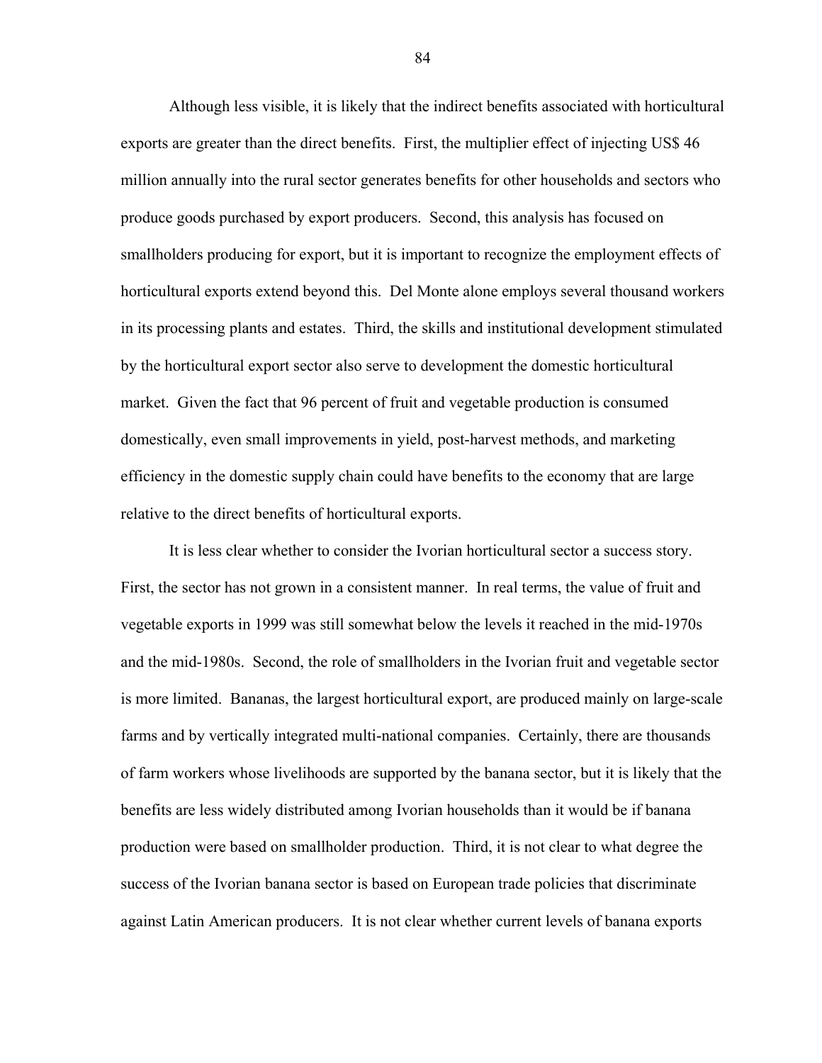Although less visible, it is likely that the indirect benefits associated with horticultural exports are greater than the direct benefits. First, the multiplier effect of injecting US$ 46 million annually into the rural sector generates benefits for other households and sectors who produce goods purchased by export producers. Second, this analysis has focused on smallholders producing for export, but it is important to recognize the employment effects of horticultural exports extend beyond this. Del Monte alone employs several thousand workers in its processing plants and estates. Third, the skills and institutional development stimulated by the horticultural export sector also serve to development the domestic horticultural market. Given the fact that 96 percent of fruit and vegetable production is consumed domestically, even small improvements in yield, post-harvest methods, and marketing efficiency in the domestic supply chain could have benefits to the economy that are large relative to the direct benefits of horticultural exports.

It is less clear whether to consider the Ivorian horticultural sector a success story. First, the sector has not grown in a consistent manner. In real terms, the value of fruit and vegetable exports in 1999 was still somewhat below the levels it reached in the mid-1970s and the mid-1980s. Second, the role of smallholders in the Ivorian fruit and vegetable sector is more limited. Bananas, the largest horticultural export, are produced mainly on large-scale farms and by vertically integrated multi-national companies. Certainly, there are thousands of farm workers whose livelihoods are supported by the banana sector, but it is likely that the benefits are less widely distributed among Ivorian households than it would be if banana production were based on smallholder production. Third, it is not clear to what degree the success of the Ivorian banana sector is based on European trade policies that discriminate against Latin American producers. It is not clear whether current levels of banana exports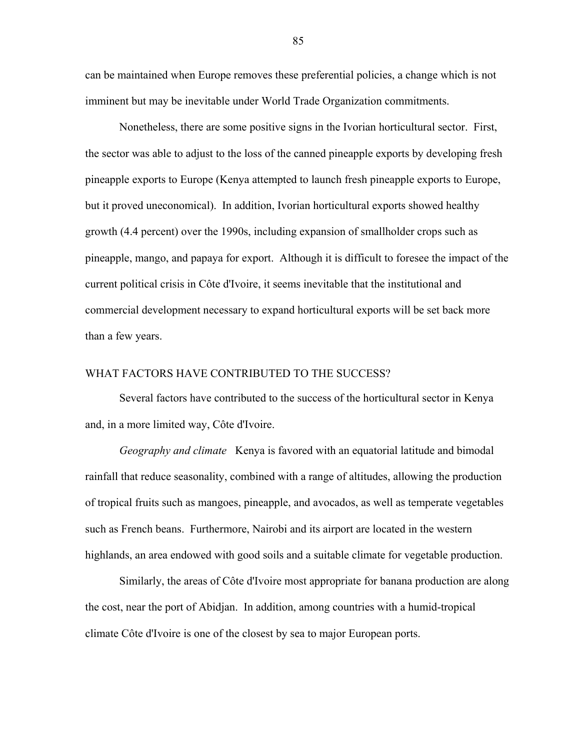can be maintained when Europe removes these preferential policies, a change which is not imminent but may be inevitable under World Trade Organization commitments.

Nonetheless, there are some positive signs in the Ivorian horticultural sector. First, the sector was able to adjust to the loss of the canned pineapple exports by developing fresh pineapple exports to Europe (Kenya attempted to launch fresh pineapple exports to Europe, but it proved uneconomical). In addition, Ivorian horticultural exports showed healthy growth (4.4 percent) over the 1990s, including expansion of smallholder crops such as pineapple, mango, and papaya for export. Although it is difficult to foresee the impact of the current political crisis in Côte d'Ivoire, it seems inevitable that the institutional and commercial development necessary to expand horticultural exports will be set back more than a few years.

## WHAT FACTORS HAVE CONTRIBUTED TO THE SUCCESS?

Several factors have contributed to the success of the horticultural sector in Kenya and, in a more limited way, Côte d'Ivoire.

*Geography and climate* Kenya is favored with an equatorial latitude and bimodal rainfall that reduce seasonality, combined with a range of altitudes, allowing the production of tropical fruits such as mangoes, pineapple, and avocados, as well as temperate vegetables such as French beans. Furthermore, Nairobi and its airport are located in the western highlands, an area endowed with good soils and a suitable climate for vegetable production.

Similarly, the areas of Côte d'Ivoire most appropriate for banana production are along the cost, near the port of Abidjan. In addition, among countries with a humid-tropical climate Côte d'Ivoire is one of the closest by sea to major European ports.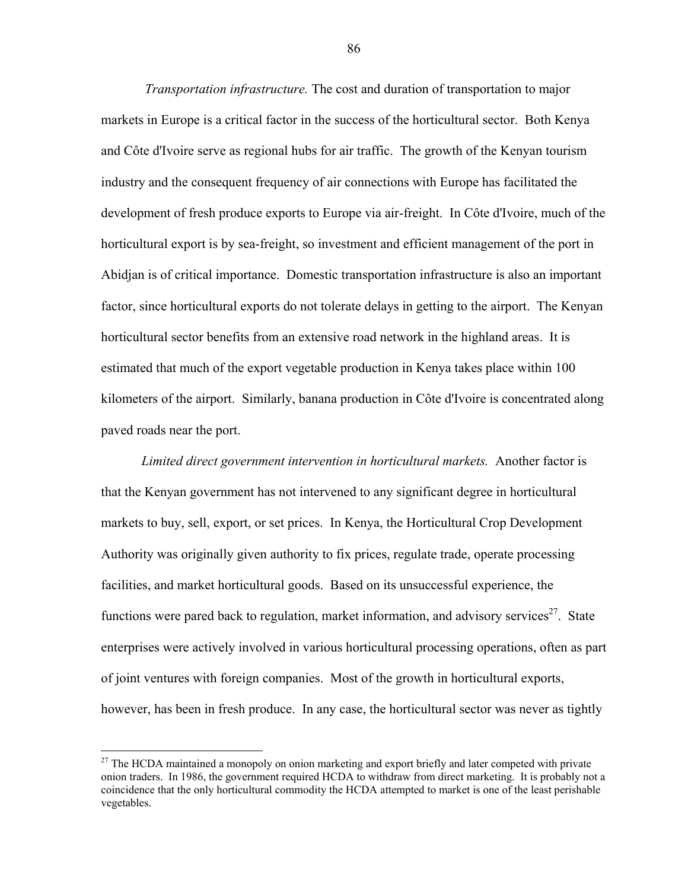*Transportation infrastructure.* The cost and duration of transportation to major markets in Europe is a critical factor in the success of the horticultural sector. Both Kenya and Côte d'Ivoire serve as regional hubs for air traffic. The growth of the Kenyan tourism industry and the consequent frequency of air connections with Europe has facilitated the development of fresh produce exports to Europe via air-freight. In Côte d'Ivoire, much of the horticultural export is by sea-freight, so investment and efficient management of the port in Abidjan is of critical importance. Domestic transportation infrastructure is also an important factor, since horticultural exports do not tolerate delays in getting to the airport. The Kenyan horticultural sector benefits from an extensive road network in the highland areas. It is estimated that much of the export vegetable production in Kenya takes place within 100 kilometers of the airport. Similarly, banana production in Côte d'Ivoire is concentrated along paved roads near the port.

*Limited direct government intervention in horticultural markets.* Another factor is that the Kenyan government has not intervened to any significant degree in horticultural markets to buy, sell, export, or set prices. In Kenya, the Horticultural Crop Development Authority was originally given authority to fix prices, regulate trade, operate processing facilities, and market horticultural goods. Based on its unsuccessful experience, the functions were pared back to regulation, market information, and advisory services[27]. State enterprises were actively involved in various horticultural processing operations, often as part of joint ventures with foreign companies. Most of the growth in horticultural exports, however, has been in fresh produce. In any case, the horticultural sector was never as tightly

---

[27] The HCDA maintained a monopoly on onion marketing and export briefly and later competed with private onion traders. In 1986, the government required HCDA to withdraw from direct marketing. It is probably not a coincidence that the only horticultural commodity the HCDA attempted to market is one of the least perishable vegetables.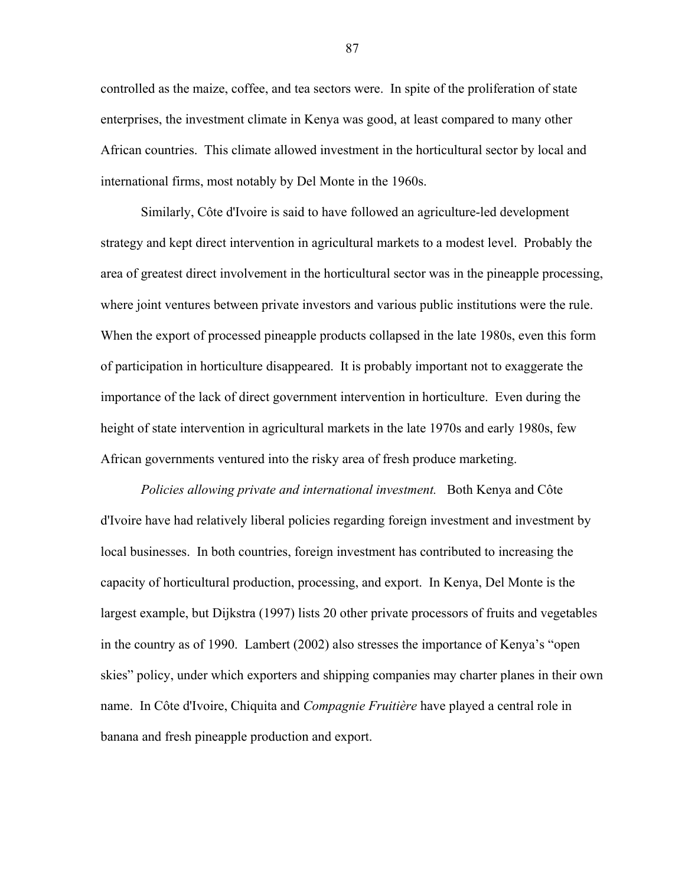controlled as the maize, coffee, and tea sectors were. In spite of the proliferation of state enterprises, the investment climate in Kenya was good, at least compared to many other African countries. This climate allowed investment in the horticultural sector by local and international firms, most notably by Del Monte in the 1960s.

Similarly, Côte d'Ivoire is said to have followed an agriculture-led development strategy and kept direct intervention in agricultural markets to a modest level. Probably the area of greatest direct involvement in the horticultural sector was in the pineapple processing, where joint ventures between private investors and various public institutions were the rule. When the export of processed pineapple products collapsed in the late 1980s, even this form of participation in horticulture disappeared. It is probably important not to exaggerate the importance of the lack of direct government intervention in horticulture. Even during the height of state intervention in agricultural markets in the late 1970s and early 1980s, few African governments ventured into the risky area of fresh produce marketing.

*Policies allowing private and international investment.* Both Kenya and Côte d'Ivoire have had relatively liberal policies regarding foreign investment and investment by local businesses. In both countries, foreign investment has contributed to increasing the capacity of horticultural production, processing, and export. In Kenya, Del Monte is the largest example, but Dijkstra (1997) lists 20 other private processors of fruits and vegetables in the country as of 1990. Lambert (2002) also stresses the importance of Kenya's "open skies" policy, under which exporters and shipping companies may charter planes in their own name. In Côte d'Ivoire, Chiquita and *Compagnie Fruitière* have played a central role in banana and fresh pineapple production and export.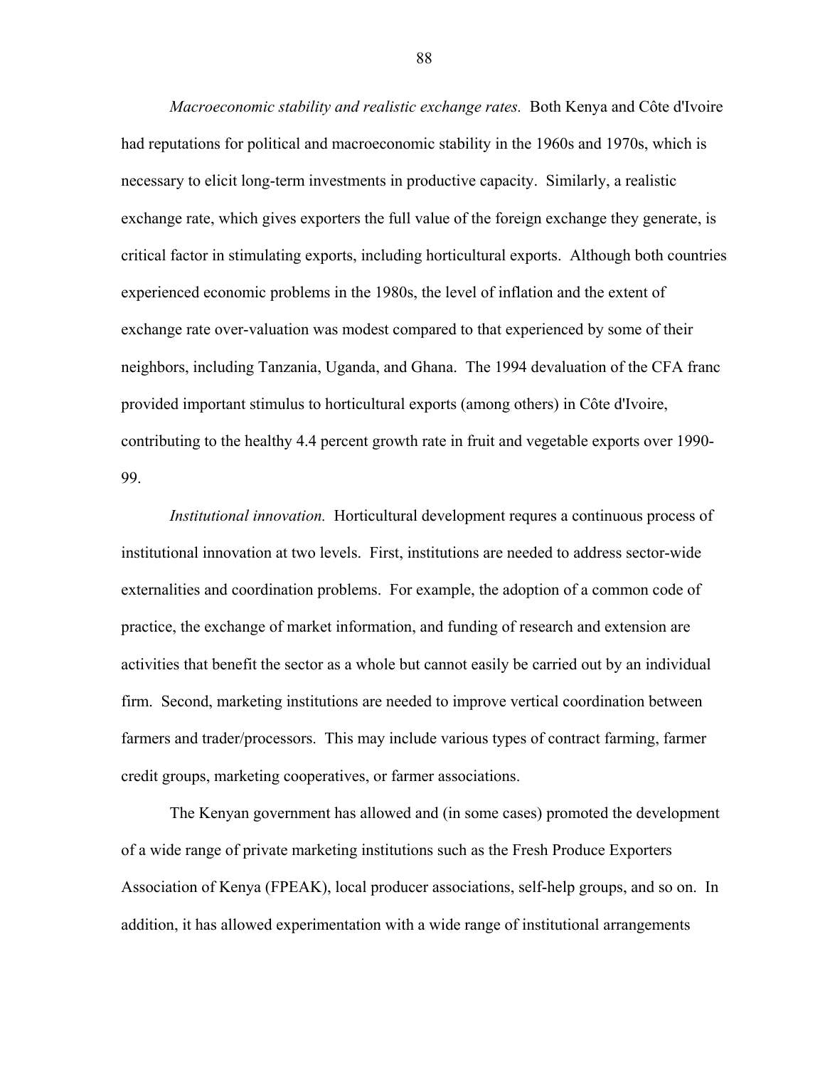*Macroeconomic stability and realistic exchange rates.* Both Kenya and Côte d'Ivoire had reputations for political and macroeconomic stability in the 1960s and 1970s, which is necessary to elicit long-term investments in productive capacity. Similarly, a realistic exchange rate, which gives exporters the full value of the foreign exchange they generate, is critical factor in stimulating exports, including horticultural exports. Although both countries experienced economic problems in the 1980s, the level of inflation and the extent of exchange rate over-valuation was modest compared to that experienced by some of their neighbors, including Tanzania, Uganda, and Ghana. The 1994 devaluation of the CFA franc provided important stimulus to horticultural exports (among others) in Côte d'Ivoire, contributing to the healthy 4.4 percent growth rate in fruit and vegetable exports over 1990-99.

*Institutional innovation.* Horticultural development requres a continuous process of institutional innovation at two levels. First, institutions are needed to address sector-wide externalities and coordination problems. For example, the adoption of a common code of practice, the exchange of market information, and funding of research and extension are activities that benefit the sector as a whole but cannot easily be carried out by an individual firm. Second, marketing institutions are needed to improve vertical coordination between farmers and trader/processors. This may include various types of contract farming, farmer credit groups, marketing cooperatives, or farmer associations.

The Kenyan government has allowed and (in some cases) promoted the development of a wide range of private marketing institutions such as the Fresh Produce Exporters Association of Kenya (FPEAK), local producer associations, self-help groups, and so on. In addition, it has allowed experimentation with a wide range of institutional arrangements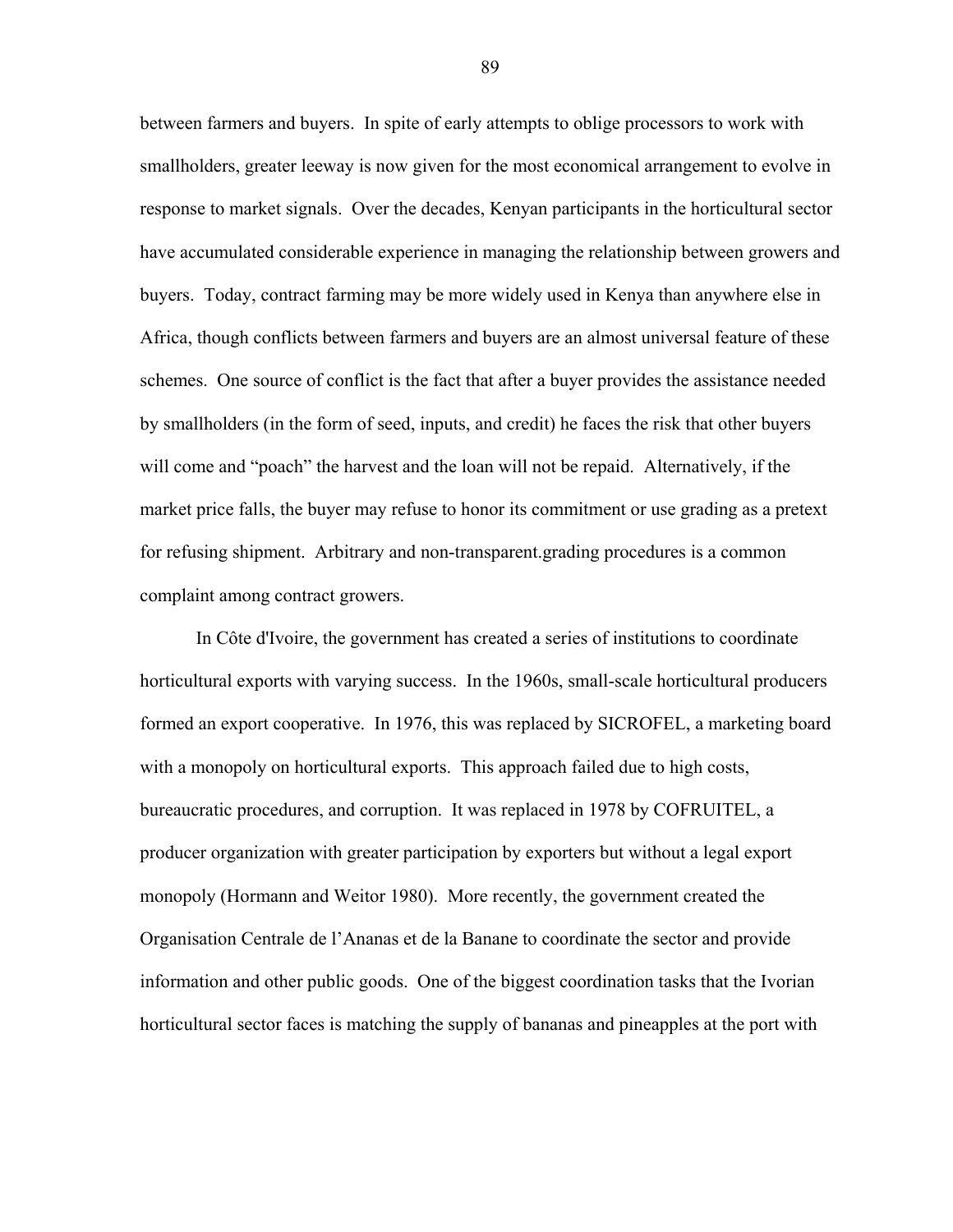between farmers and buyers. In spite of early attempts to oblige processors to work with smallholders, greater leeway is now given for the most economical arrangement to evolve in response to market signals. Over the decades, Kenyan participants in the horticultural sector have accumulated considerable experience in managing the relationship between growers and buyers. Today, contract farming may be more widely used in Kenya than anywhere else in Africa, though conflicts between farmers and buyers are an almost universal feature of these schemes. One source of conflict is the fact that after a buyer provides the assistance needed by smallholders (in the form of seed, inputs, and credit) he faces the risk that other buyers will come and "poach" the harvest and the loan will not be repaid. Alternatively, if the market price falls, the buyer may refuse to honor its commitment or use grading as a pretext for refusing shipment. Arbitrary and non-transparent.grading procedures is a common complaint among contract growers.

In Côte d'Ivoire, the government has created a series of institutions to coordinate horticultural exports with varying success. In the 1960s, small-scale horticultural producers formed an export cooperative. In 1976, this was replaced by SICROFEL, a marketing board with a monopoly on horticultural exports. This approach failed due to high costs, bureaucratic procedures, and corruption. It was replaced in 1978 by COFRUITEL, a producer organization with greater participation by exporters but without a legal export monopoly (Hormann and Weitor 1980). More recently, the government created the Organisation Centrale de l'Ananas et de la Banane to coordinate the sector and provide information and other public goods. One of the biggest coordination tasks that the Ivorian horticultural sector faces is matching the supply of bananas and pineapples at the port with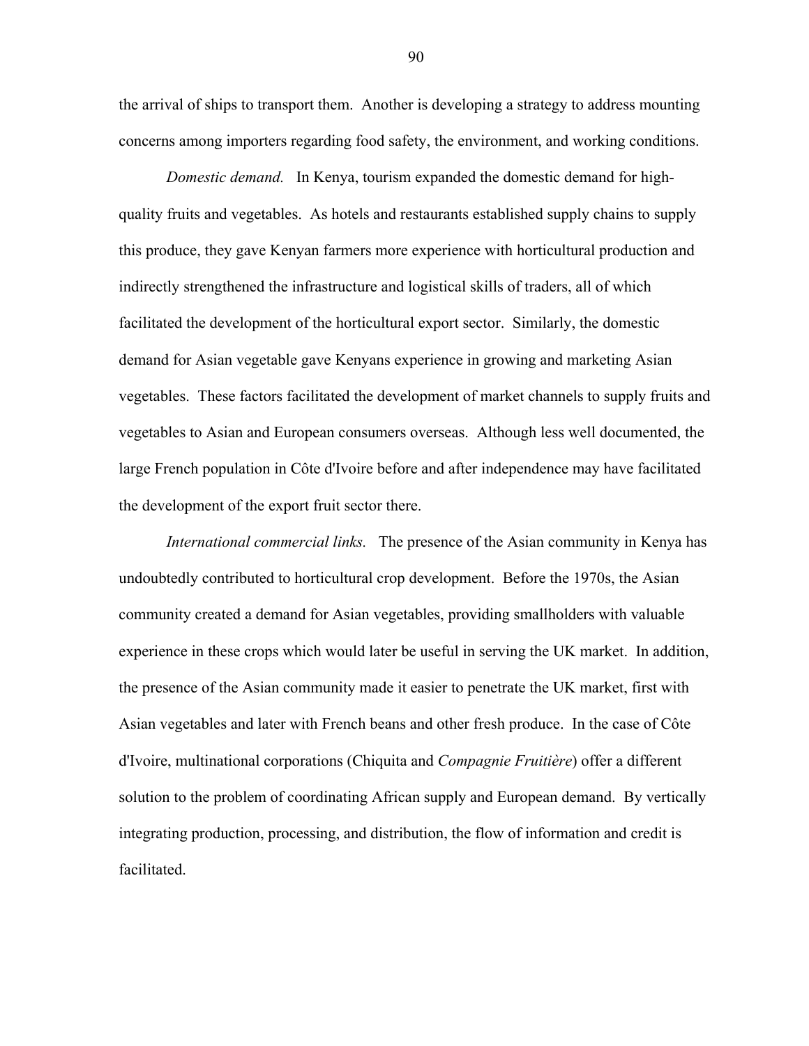the arrival of ships to transport them. Another is developing a strategy to address mounting concerns among importers regarding food safety, the environment, and working conditions.

*Domestic demand.* In Kenya, tourism expanded the domestic demand for high-quality fruits and vegetables. As hotels and restaurants established supply chains to supply this produce, they gave Kenyan farmers more experience with horticultural production and indirectly strengthened the infrastructure and logistical skills of traders, all of which facilitated the development of the horticultural export sector. Similarly, the domestic demand for Asian vegetable gave Kenyans experience in growing and marketing Asian vegetables. These factors facilitated the development of market channels to supply fruits and vegetables to Asian and European consumers overseas. Although less well documented, the large French population in Côte d'Ivoire before and after independence may have facilitated the development of the export fruit sector there.

*International commercial links.* The presence of the Asian community in Kenya has undoubtedly contributed to horticultural crop development. Before the 1970s, the Asian community created a demand for Asian vegetables, providing smallholders with valuable experience in these crops which would later be useful in serving the UK market. In addition, the presence of the Asian community made it easier to penetrate the UK market, first with Asian vegetables and later with French beans and other fresh produce. In the case of Côte d'Ivoire, multinational corporations (Chiquita and *Compagnie Fruitière*) offer a different solution to the problem of coordinating African supply and European demand. By vertically integrating production, processing, and distribution, the flow of information and credit is facilitated.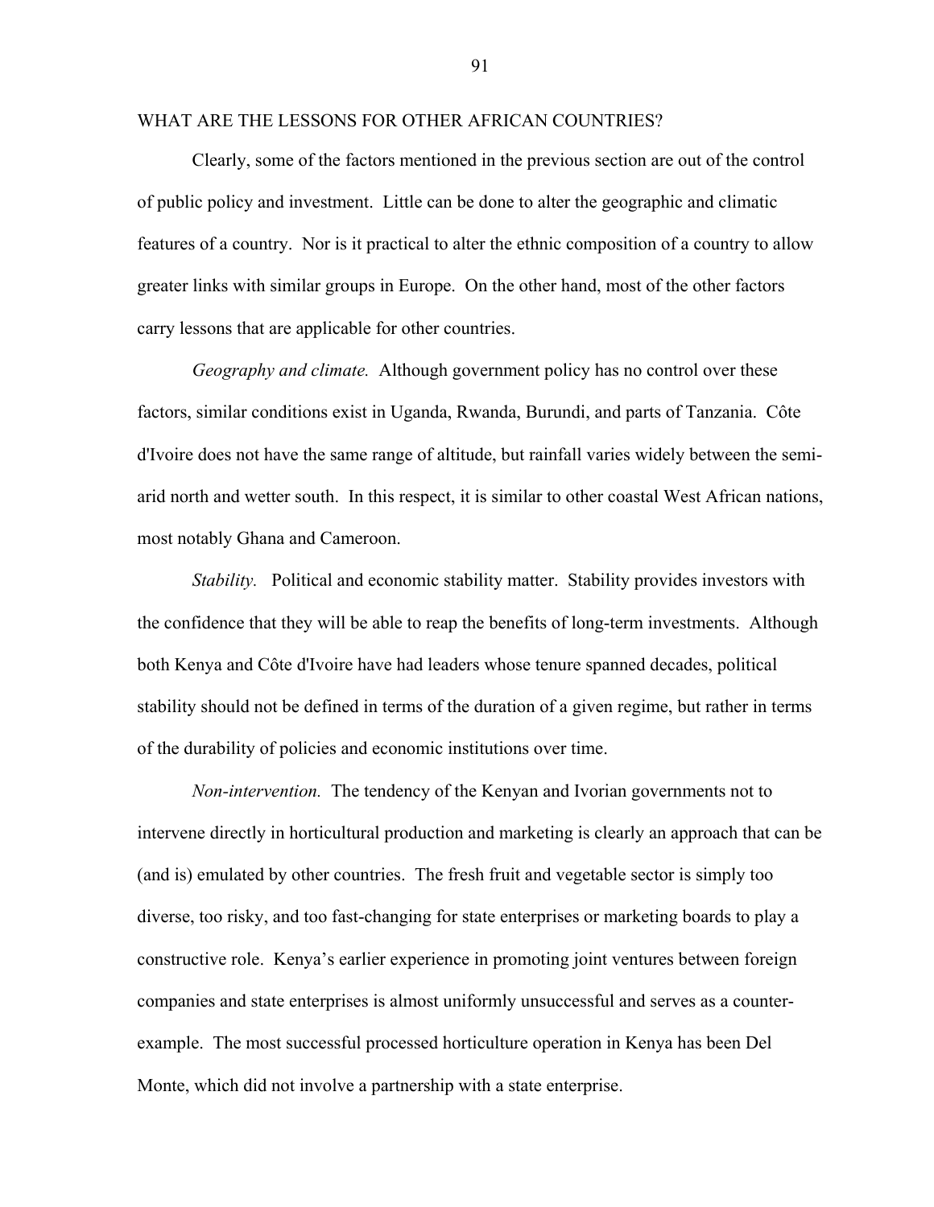## WHAT ARE THE LESSONS FOR OTHER AFRICAN COUNTRIES?

Clearly, some of the factors mentioned in the previous section are out of the control of public policy and investment. Little can be done to alter the geographic and climatic features of a country. Nor is it practical to alter the ethnic composition of a country to allow greater links with similar groups in Europe. On the other hand, most of the other factors carry lessons that are applicable for other countries.

*Geography and climate.* Although government policy has no control over these factors, similar conditions exist in Uganda, Rwanda, Burundi, and parts of Tanzania. Côte d'Ivoire does not have the same range of altitude, but rainfall varies widely between the semi-arid north and wetter south. In this respect, it is similar to other coastal West African nations, most notably Ghana and Cameroon.

*Stability.* Political and economic stability matter. Stability provides investors with the confidence that they will be able to reap the benefits of long-term investments. Although both Kenya and Côte d'Ivoire have had leaders whose tenure spanned decades, political stability should not be defined in terms of the duration of a given regime, but rather in terms of the durability of policies and economic institutions over time.

*Non-intervention.* The tendency of the Kenyan and Ivorian governments not to intervene directly in horticultural production and marketing is clearly an approach that can be (and is) emulated by other countries. The fresh fruit and vegetable sector is simply too diverse, too risky, and too fast-changing for state enterprises or marketing boards to play a constructive role. Kenya's earlier experience in promoting joint ventures between foreign companies and state enterprises is almost uniformly unsuccessful and serves as a counter-example. The most successful processed horticulture operation in Kenya has been Del Monte, which did not involve a partnership with a state enterprise.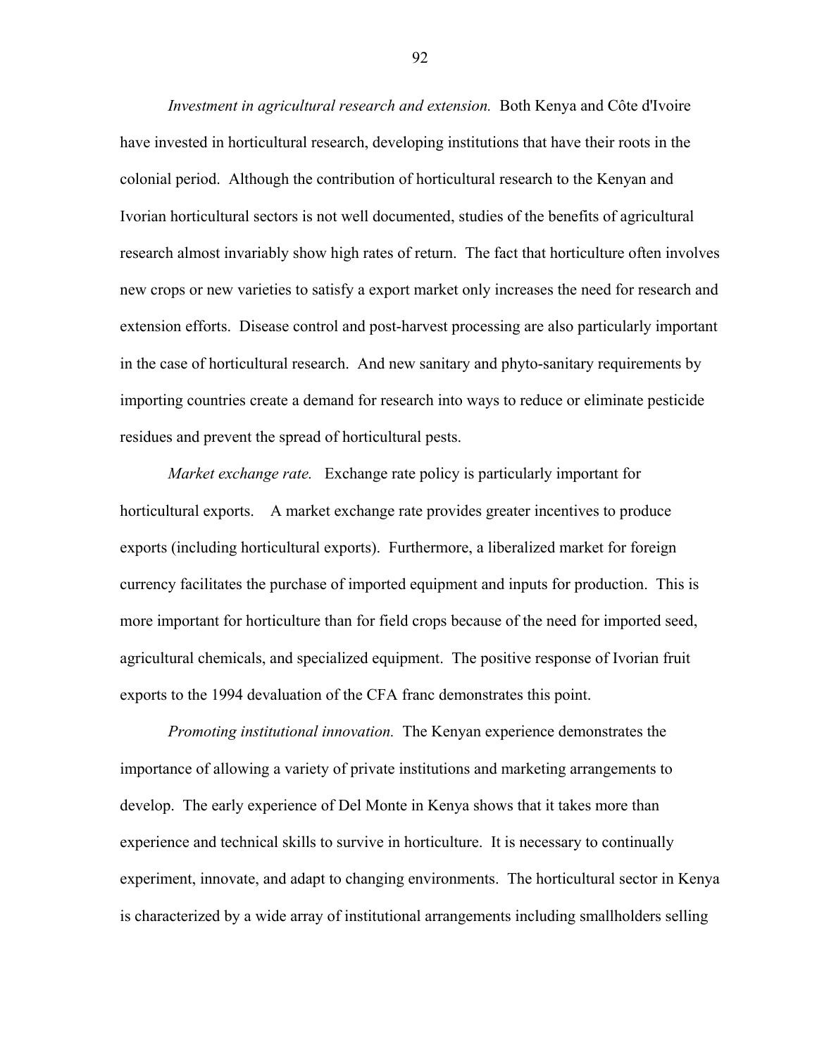*Investment in agricultural research and extension.* Both Kenya and Côte d'Ivoire have invested in horticultural research, developing institutions that have their roots in the colonial period. Although the contribution of horticultural research to the Kenyan and Ivorian horticultural sectors is not well documented, studies of the benefits of agricultural research almost invariably show high rates of return. The fact that horticulture often involves new crops or new varieties to satisfy a export market only increases the need for research and extension efforts. Disease control and post-harvest processing are also particularly important in the case of horticultural research. And new sanitary and phyto-sanitary requirements by importing countries create a demand for research into ways to reduce or eliminate pesticide residues and prevent the spread of horticultural pests.

*Market exchange rate.* Exchange rate policy is particularly important for horticultural exports. A market exchange rate provides greater incentives to produce exports (including horticultural exports). Furthermore, a liberalized market for foreign currency facilitates the purchase of imported equipment and inputs for production. This is more important for horticulture than for field crops because of the need for imported seed, agricultural chemicals, and specialized equipment. The positive response of Ivorian fruit exports to the 1994 devaluation of the CFA franc demonstrates this point.

*Promoting institutional innovation.* The Kenyan experience demonstrates the importance of allowing a variety of private institutions and marketing arrangements to develop. The early experience of Del Monte in Kenya shows that it takes more than experience and technical skills to survive in horticulture. It is necessary to continually experiment, innovate, and adapt to changing environments. The horticultural sector in Kenya is characterized by a wide array of institutional arrangements including smallholders selling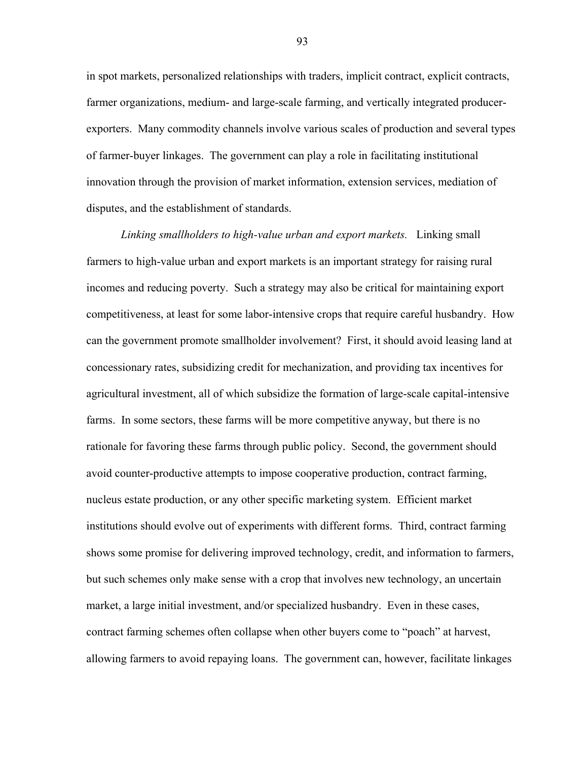in spot markets, personalized relationships with traders, implicit contract, explicit contracts, farmer organizations, medium- and large-scale farming, and vertically integrated producer-exporters. Many commodity channels involve various scales of production and several types of farmer-buyer linkages. The government can play a role in facilitating institutional innovation through the provision of market information, extension services, mediation of disputes, and the establishment of standards.

*Linking smallholders to high-value urban and export markets.* Linking small farmers to high-value urban and export markets is an important strategy for raising rural incomes and reducing poverty. Such a strategy may also be critical for maintaining export competitiveness, at least for some labor-intensive crops that require careful husbandry. How can the government promote smallholder involvement? First, it should avoid leasing land at concessionary rates, subsidizing credit for mechanization, and providing tax incentives for agricultural investment, all of which subsidize the formation of large-scale capital-intensive farms. In some sectors, these farms will be more competitive anyway, but there is no rationale for favoring these farms through public policy. Second, the government should avoid counter-productive attempts to impose cooperative production, contract farming, nucleus estate production, or any other specific marketing system. Efficient market institutions should evolve out of experiments with different forms. Third, contract farming shows some promise for delivering improved technology, credit, and information to farmers, but such schemes only make sense with a crop that involves new technology, an uncertain market, a large initial investment, and/or specialized husbandry. Even in these cases, contract farming schemes often collapse when other buyers come to "poach" at harvest, allowing farmers to avoid repaying loans. The government can, however, facilitate linkages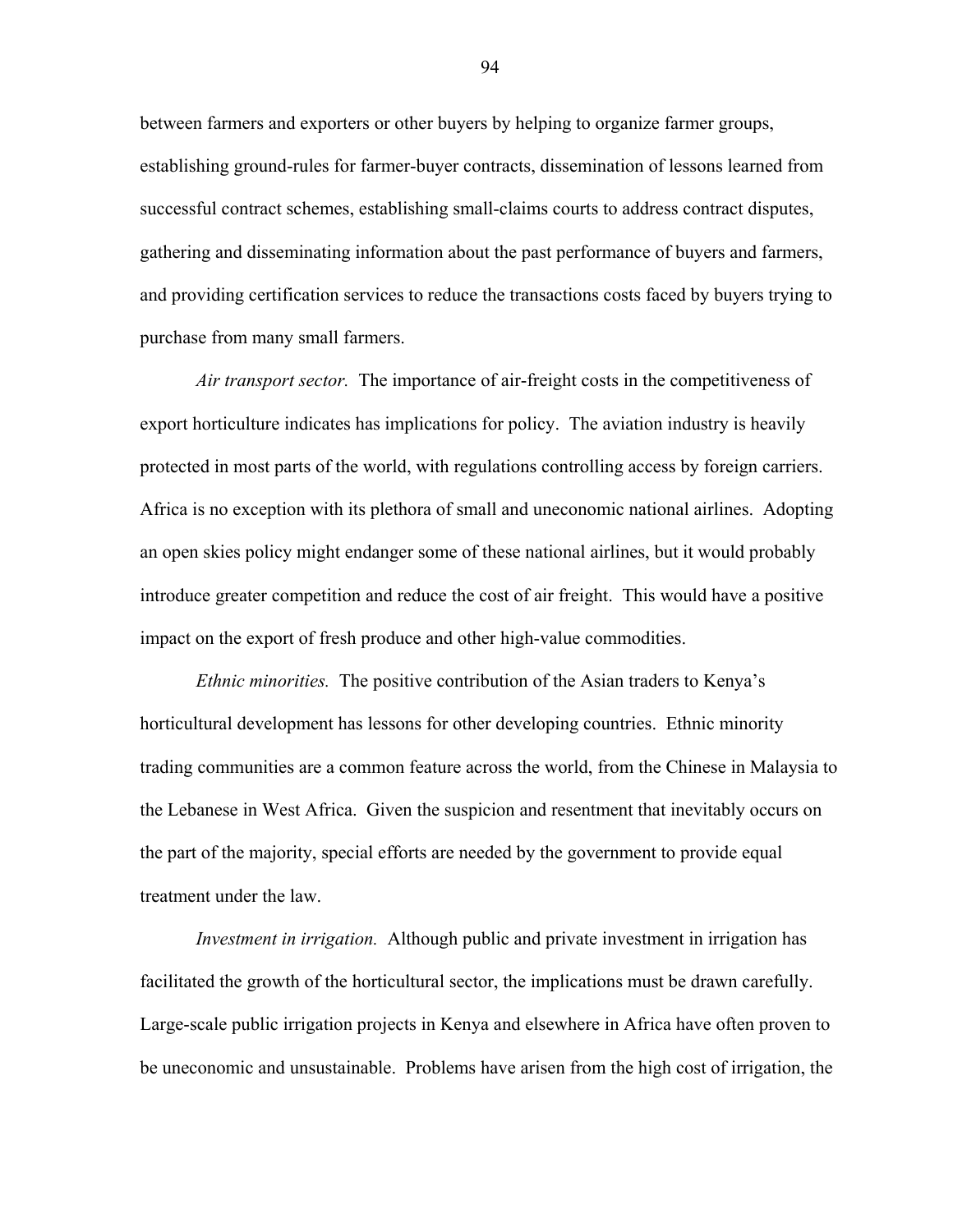between farmers and exporters or other buyers by helping to organize farmer groups, establishing ground-rules for farmer-buyer contracts, dissemination of lessons learned from successful contract schemes, establishing small-claims courts to address contract disputes, gathering and disseminating information about the past performance of buyers and farmers, and providing certification services to reduce the transactions costs faced by buyers trying to purchase from many small farmers.

*Air transport sector.* The importance of air-freight costs in the competitiveness of export horticulture indicates has implications for policy. The aviation industry is heavily protected in most parts of the world, with regulations controlling access by foreign carriers. Africa is no exception with its plethora of small and uneconomic national airlines. Adopting an open skies policy might endanger some of these national airlines, but it would probably introduce greater competition and reduce the cost of air freight. This would have a positive impact on the export of fresh produce and other high-value commodities.

*Ethnic minorities.* The positive contribution of the Asian traders to Kenya's horticultural development has lessons for other developing countries. Ethnic minority trading communities are a common feature across the world, from the Chinese in Malaysia to the Lebanese in West Africa. Given the suspicion and resentment that inevitably occurs on the part of the majority, special efforts are needed by the government to provide equal treatment under the law.

*Investment in irrigation.* Although public and private investment in irrigation has facilitated the growth of the horticultural sector, the implications must be drawn carefully. Large-scale public irrigation projects in Kenya and elsewhere in Africa have often proven to be uneconomic and unsustainable. Problems have arisen from the high cost of irrigation, the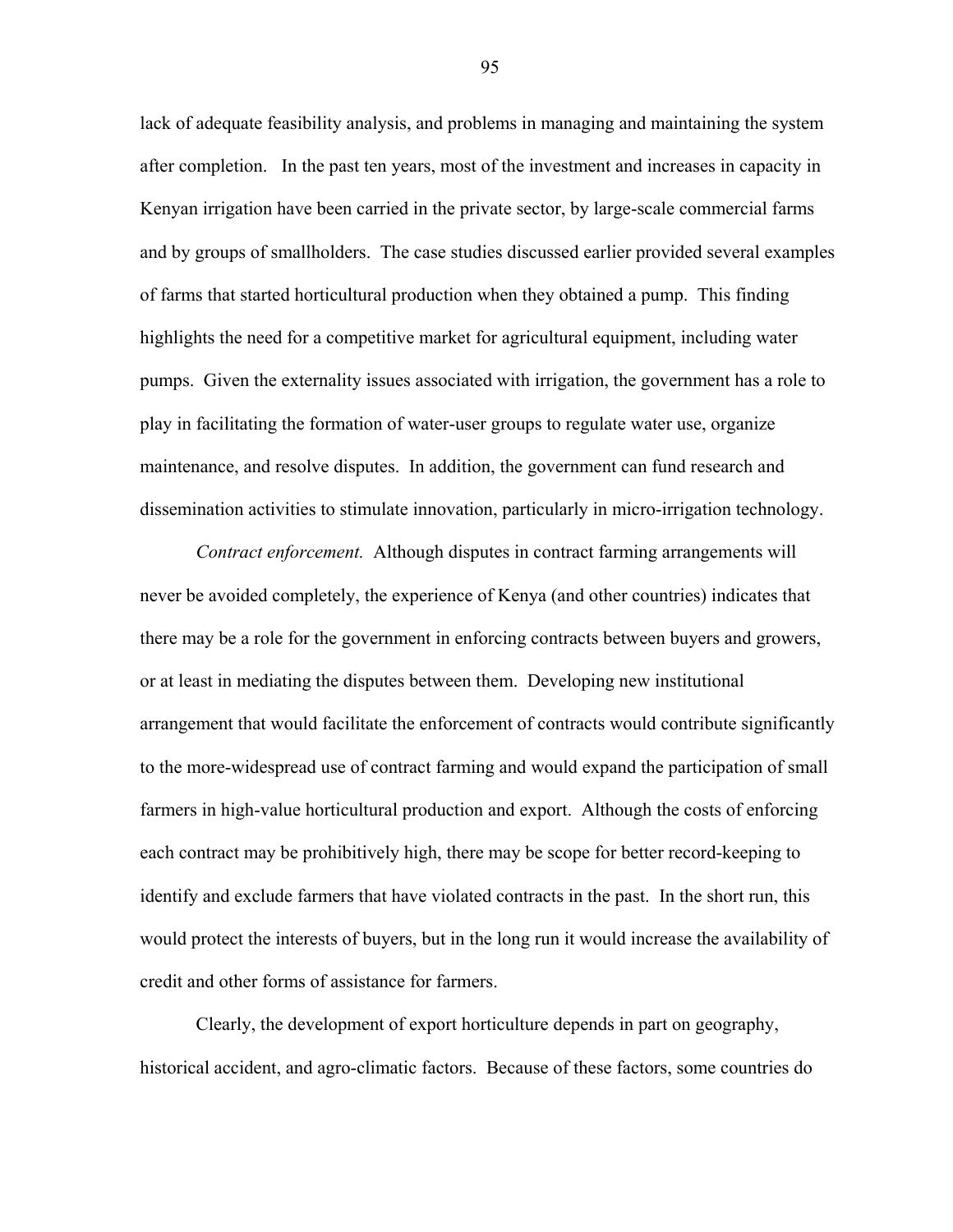lack of adequate feasibility analysis, and problems in managing and maintaining the system after completion. In the past ten years, most of the investment and increases in capacity in Kenyan irrigation have been carried in the private sector, by large-scale commercial farms and by groups of smallholders. The case studies discussed earlier provided several examples of farms that started horticultural production when they obtained a pump. This finding highlights the need for a competitive market for agricultural equipment, including water pumps. Given the externality issues associated with irrigation, the government has a role to play in facilitating the formation of water-user groups to regulate water use, organize maintenance, and resolve disputes. In addition, the government can fund research and dissemination activities to stimulate innovation, particularly in micro-irrigation technology.

*Contract enforcement.* Although disputes in contract farming arrangements will never be avoided completely, the experience of Kenya (and other countries) indicates that there may be a role for the government in enforcing contracts between buyers and growers, or at least in mediating the disputes between them. Developing new institutional arrangement that would facilitate the enforcement of contracts would contribute significantly to the more-widespread use of contract farming and would expand the participation of small farmers in high-value horticultural production and export. Although the costs of enforcing each contract may be prohibitively high, there may be scope for better record-keeping to identify and exclude farmers that have violated contracts in the past. In the short run, this would protect the interests of buyers, but in the long run it would increase the availability of credit and other forms of assistance for farmers.

Clearly, the development of export horticulture depends in part on geography, historical accident, and agro-climatic factors. Because of these factors, some countries do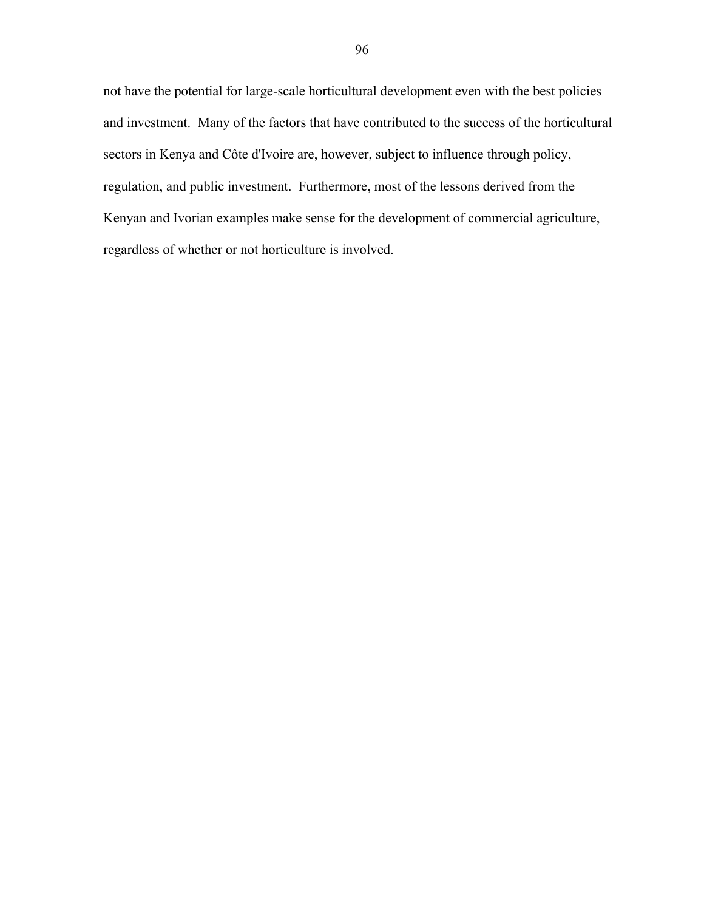not have the potential for large-scale horticultural development even with the best policies and investment. Many of the factors that have contributed to the success of the horticultural sectors in Kenya and Côte d'Ivoire are, however, subject to influence through policy, regulation, and public investment. Furthermore, most of the lessons derived from the Kenyan and Ivorian examples make sense for the development of commercial agriculture, regardless of whether or not horticulture is involved.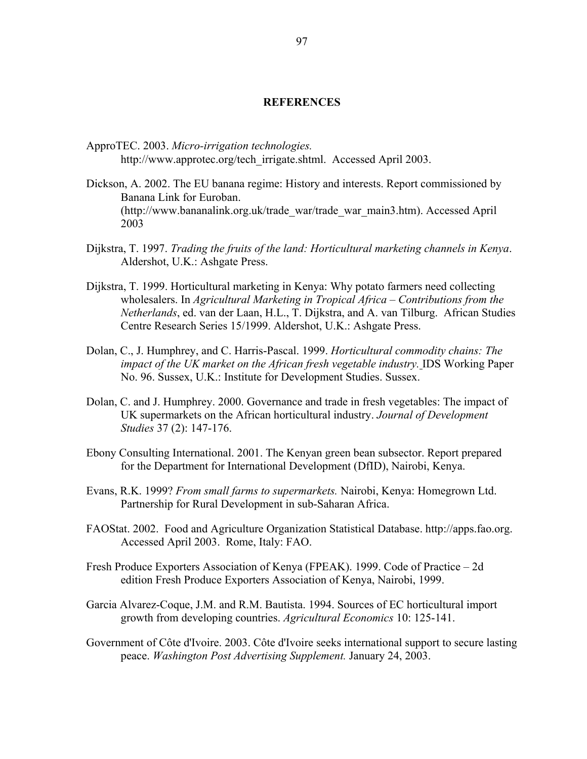# REFERENCES

ApproTEC. 2003. *Micro-irrigation technologies.* http://www.approtec.org/tech_irrigate.shtml. Accessed April 2003.

Dickson, A. 2002. The EU banana regime: History and interests. Report commissioned by Banana Link for Euroban. (http://www.bananalink.org.uk/trade_war/trade_war_main3.htm). Accessed April 2003

Dijkstra, T. 1997. *Trading the fruits of the land: Horticultural marketing channels in Kenya*. Aldershot, U.K.: Ashgate Press.

Dijkstra, T. 1999. Horticultural marketing in Kenya: Why potato farmers need collecting wholesalers. In *Agricultural Marketing in Tropical Africa – Contributions from the Netherlands*, ed. van der Laan, H.L., T. Dijkstra, and A. van Tilburg. African Studies Centre Research Series 15/1999. Aldershot, U.K.: Ashgate Press.

Dolan, C., J. Humphrey, and C. Harris-Pascal. 1999. *Horticultural commodity chains: The impact of the UK market on the African fresh vegetable industry.* IDS Working Paper No. 96. Sussex, U.K.: Institute for Development Studies. Sussex.

Dolan, C. and J. Humphrey. 2000. Governance and trade in fresh vegetables: The impact of UK supermarkets on the African horticultural industry. *Journal of Development Studies* 37 (2): 147-176.

Ebony Consulting International. 2001. The Kenyan green bean subsector. Report prepared for the Department for International Development (DfID), Nairobi, Kenya.

Evans, R.K. 1999? *From small farms to supermarkets.* Nairobi, Kenya: Homegrown Ltd. Partnership for Rural Development in sub-Saharan Africa.

FAOStat. 2002. Food and Agriculture Organization Statistical Database. http://apps.fao.org. Accessed April 2003. Rome, Italy: FAO.

Fresh Produce Exporters Association of Kenya (FPEAK). 1999. Code of Practice – 2d edition Fresh Produce Exporters Association of Kenya, Nairobi, 1999.

Garcia Alvarez-Coque, J.M. and R.M. Bautista. 1994. Sources of EC horticultural import growth from developing countries. *Agricultural Economics* 10: 125-141.

Government of Côte d'Ivoire. 2003. Côte d'Ivoire seeks international support to secure lasting peace. *Washington Post Advertising Supplement.* January 24, 2003.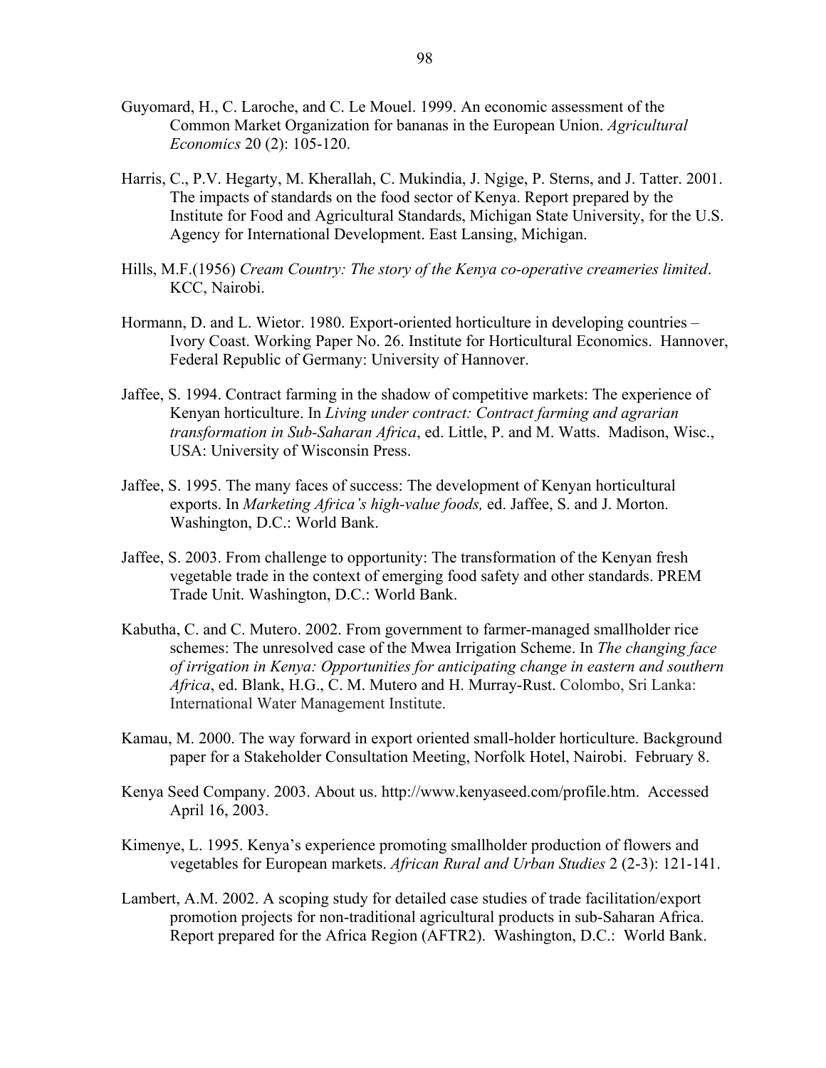Guyomard, H., C. Laroche, and C. Le Mouel. 1999. An economic assessment of the Common Market Organization for bananas in the European Union. *Agricultural Economics* 20 (2): 105-120.

Harris, C., P.V. Hegarty, M. Kherallah, C. Mukindia, J. Ngige, P. Sterns, and J. Tatter. 2001. The impacts of standards on the food sector of Kenya. Report prepared by the Institute for Food and Agricultural Standards, Michigan State University, for the U.S. Agency for International Development. East Lansing, Michigan.

Hills, M.F.(1956) *Cream Country: The story of the Kenya co-operative creameries limited*. KCC, Nairobi.

Hormann, D. and L. Wietor. 1980. Export-oriented horticulture in developing countries – Ivory Coast. Working Paper No. 26. Institute for Horticultural Economics. Hannover, Federal Republic of Germany: University of Hannover.

Jaffee, S. 1994. Contract farming in the shadow of competitive markets: The experience of Kenyan horticulture. In *Living under contract: Contract farming and agrarian transformation in Sub-Saharan Africa*, ed. Little, P. and M. Watts. Madison, Wisc., USA: University of Wisconsin Press.

Jaffee, S. 1995. The many faces of success: The development of Kenyan horticultural exports. In *Marketing Africa's high-value foods,* ed. Jaffee, S. and J. Morton. Washington, D.C.: World Bank.

Jaffee, S. 2003. From challenge to opportunity: The transformation of the Kenyan fresh vegetable trade in the context of emerging food safety and other standards. PREM Trade Unit. Washington, D.C.: World Bank.

Kabutha, C. and C. Mutero. 2002. From government to farmer-managed smallholder rice schemes: The unresolved case of the Mwea Irrigation Scheme. In *The changing face of irrigation in Kenya: Opportunities for anticipating change in eastern and southern Africa*, ed. Blank, H.G., C. M. Mutero and H. Murray-Rust. Colombo, Sri Lanka: International Water Management Institute.

Kamau, M. 2000. The way forward in export oriented small-holder horticulture. Background paper for a Stakeholder Consultation Meeting, Norfolk Hotel, Nairobi. February 8.

Kenya Seed Company. 2003. About us. http://www.kenyaseed.com/profile.htm. Accessed April 16, 2003.

Kimenye, L. 1995. Kenya's experience promoting smallholder production of flowers and vegetables for European markets. *African Rural and Urban Studies* 2 (2-3): 121-141.

Lambert, A.M. 2002. A scoping study for detailed case studies of trade facilitation/export promotion projects for non-traditional agricultural products in sub-Saharan Africa. Report prepared for the Africa Region (AFTR2). Washington, D.C.: World Bank.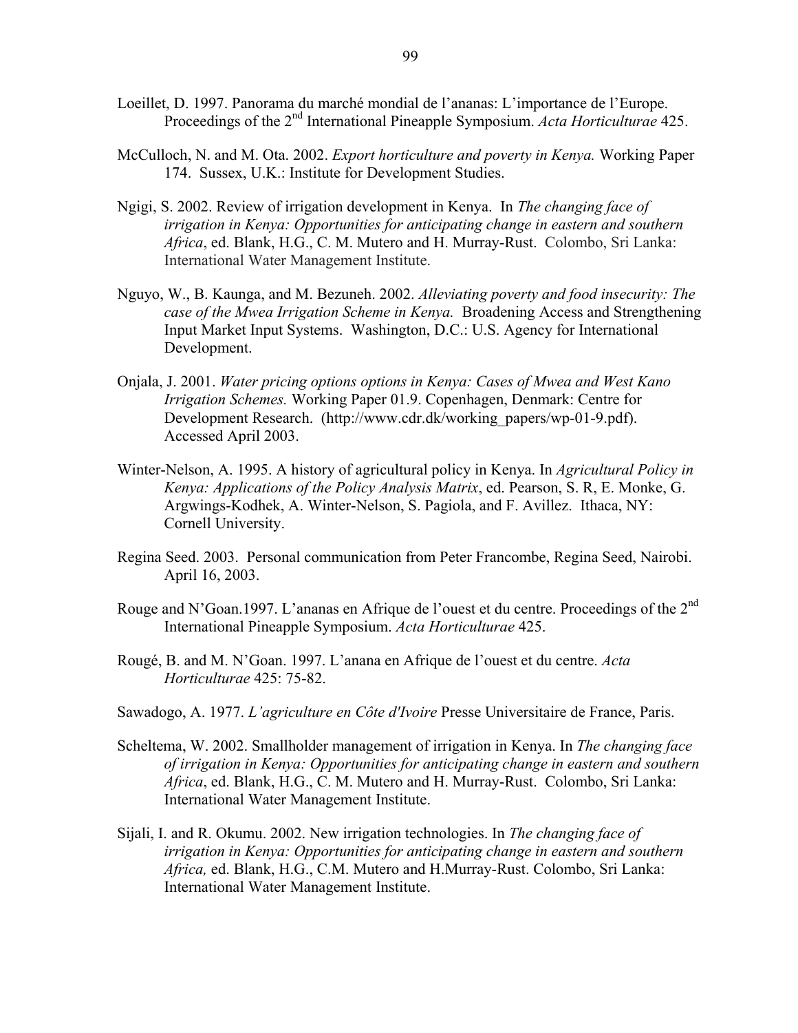Loeillet, D. 1997. Panorama du marché mondial de l'ananas: L'importance de l'Europe. Proceedings of the 2nd International Pineapple Symposium. *Acta Horticulturae* 425.

McCulloch, N. and M. Ota. 2002. *Export horticulture and poverty in Kenya.* Working Paper 174. Sussex, U.K.: Institute for Development Studies.

Ngigi, S. 2002. Review of irrigation development in Kenya. In *The changing face of irrigation in Kenya: Opportunities for anticipating change in eastern and southern Africa*, ed. Blank, H.G., C. M. Mutero and H. Murray-Rust. Colombo, Sri Lanka: International Water Management Institute.

Nguyo, W., B. Kaunga, and M. Bezuneh. 2002. *Alleviating poverty and food insecurity: The case of the Mwea Irrigation Scheme in Kenya.* Broadening Access and Strengthening Input Market Input Systems. Washington, D.C.: U.S. Agency for International Development.

Onjala, J. 2001. *Water pricing options options in Kenya: Cases of Mwea and West Kano Irrigation Schemes.* Working Paper 01.9. Copenhagen, Denmark: Centre for Development Research. (http://www.cdr.dk/working_papers/wp-01-9.pdf). Accessed April 2003.

Winter-Nelson, A. 1995. A history of agricultural policy in Kenya. In *Agricultural Policy in Kenya: Applications of the Policy Analysis Matrix*, ed. Pearson, S. R, E. Monke, G. Argwings-Kodhek, A. Winter-Nelson, S. Pagiola, and F. Avillez. Ithaca, NY: Cornell University.

Regina Seed. 2003. Personal communication from Peter Francombe, Regina Seed, Nairobi. April 16, 2003.

Rouge and N'Goan.1997. L'ananas en Afrique de l'ouest et du centre. Proceedings of the 2nd International Pineapple Symposium. *Acta Horticulturae* 425.

Rougé, B. and M. N'Goan. 1997. L'anana en Afrique de l'ouest et du centre. *Acta Horticulturae* 425: 75-82.

Sawadogo, A. 1977. *L'agriculture en Côte d'Ivoire* Presse Universitaire de France, Paris.

Scheltema, W. 2002. Smallholder management of irrigation in Kenya. In *The changing face of irrigation in Kenya: Opportunities for anticipating change in eastern and southern Africa*, ed. Blank, H.G., C. M. Mutero and H. Murray-Rust. Colombo, Sri Lanka: International Water Management Institute.

Sijali, I. and R. Okumu. 2002. New irrigation technologies. In *The changing face of irrigation in Kenya: Opportunities for anticipating change in eastern and southern Africa,* ed. Blank, H.G., C.M. Mutero and H.Murray-Rust. Colombo, Sri Lanka: International Water Management Institute.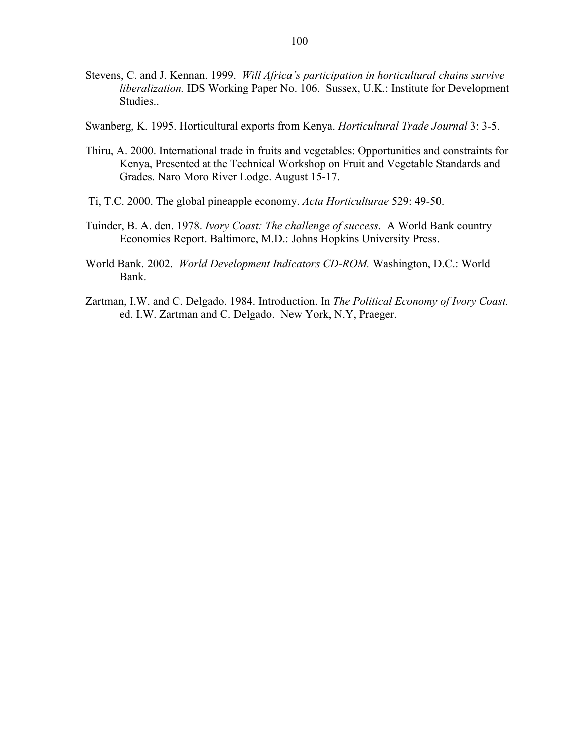Stevens, C. and J. Kennan. 1999. *Will Africa's participation in horticultural chains survive liberalization.* IDS Working Paper No. 106. Sussex, U.K.: Institute for Development Studies..

Swanberg, K. 1995. Horticultural exports from Kenya. *Horticultural Trade Journal* 3: 3-5.

Thiru, A. 2000. International trade in fruits and vegetables: Opportunities and constraints for Kenya, Presented at the Technical Workshop on Fruit and Vegetable Standards and Grades. Naro Moro River Lodge. August 15-17.

Ti, T.C. 2000. The global pineapple economy. *Acta Horticulturae* 529: 49-50.

Tuinder, B. A. den. 1978. *Ivory Coast: The challenge of success*. A World Bank country Economics Report. Baltimore, M.D.: Johns Hopkins University Press.

World Bank. 2002. *World Development Indicators CD-ROM.* Washington, D.C.: World Bank.

Zartman, I.W. and C. Delgado. 1984. Introduction. In *The Political Economy of Ivory Coast.* ed. I.W. Zartman and C. Delgado. New York, N.Y, Praeger.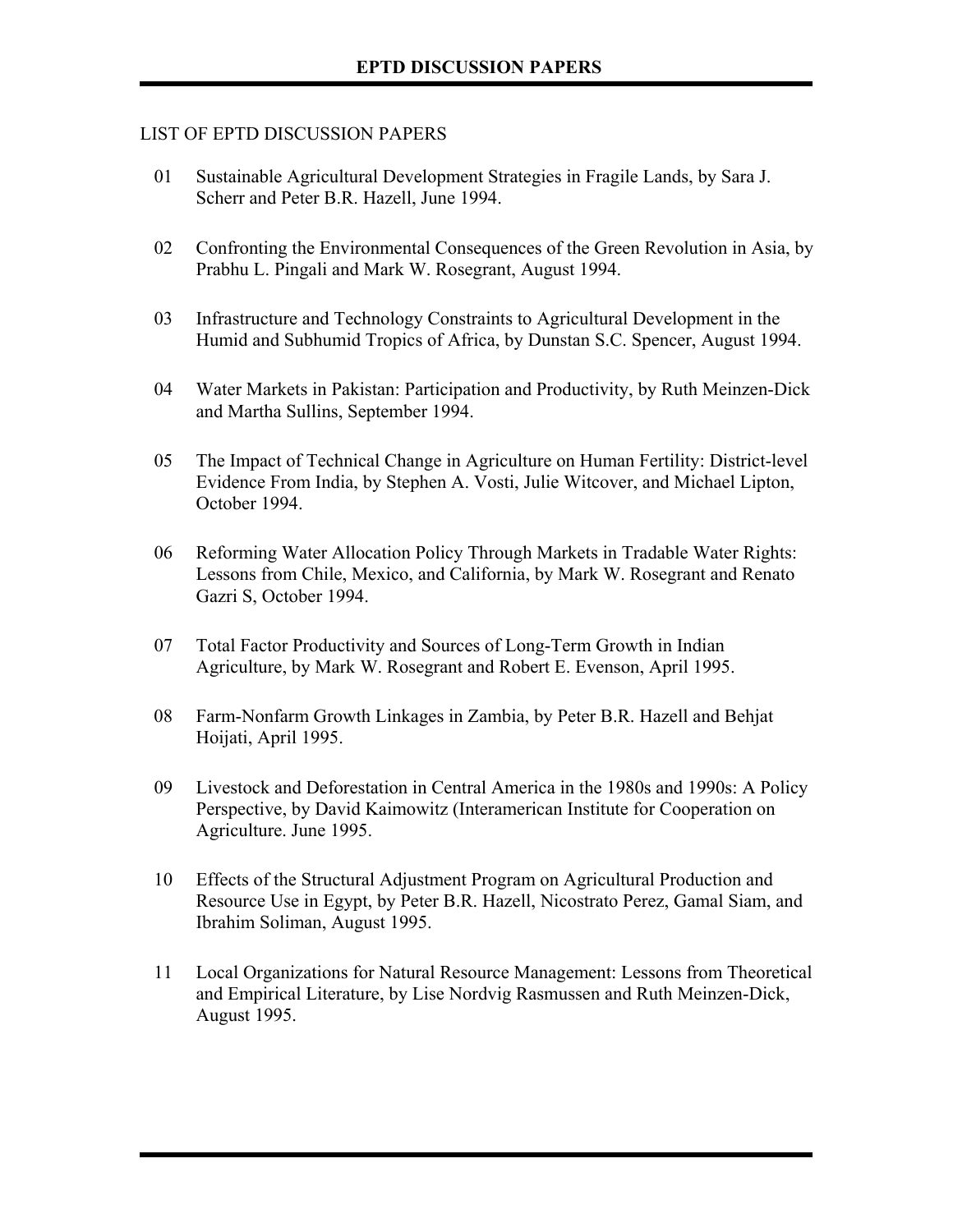# EPTD DISCUSSION PAPERS

LIST OF EPTD DISCUSSION PAPERS

01 Sustainable Agricultural Development Strategies in Fragile Lands, by Sara J. Scherr and Peter B.R. Hazell, June 1994.

02 Confronting the Environmental Consequences of the Green Revolution in Asia, by Prabhu L. Pingali and Mark W. Rosegrant, August 1994.

03 Infrastructure and Technology Constraints to Agricultural Development in the Humid and Subhumid Tropics of Africa, by Dunstan S.C. Spencer, August 1994.

04 Water Markets in Pakistan: Participation and Productivity, by Ruth Meinzen-Dick and Martha Sullins, September 1994.

05 The Impact of Technical Change in Agriculture on Human Fertility: District-level Evidence From India, by Stephen A. Vosti, Julie Witcover, and Michael Lipton, October 1994.

06 Reforming Water Allocation Policy Through Markets in Tradable Water Rights: Lessons from Chile, Mexico, and California, by Mark W. Rosegrant and Renato Gazri S, October 1994.

07 Total Factor Productivity and Sources of Long-Term Growth in Indian Agriculture, by Mark W. Rosegrant and Robert E. Evenson, April 1995.

08 Farm-Nonfarm Growth Linkages in Zambia, by Peter B.R. Hazell and Behjat Hoijati, April 1995.

09 Livestock and Deforestation in Central America in the 1980s and 1990s: A Policy Perspective, by David Kaimowitz (Interamerican Institute for Cooperation on Agriculture. June 1995.

10 Effects of the Structural Adjustment Program on Agricultural Production and Resource Use in Egypt, by Peter B.R. Hazell, Nicostrato Perez, Gamal Siam, and Ibrahim Soliman, August 1995.

11 Local Organizations for Natural Resource Management: Lessons from Theoretical and Empirical Literature, by Lise Nordvig Rasmussen and Ruth Meinzen-Dick, August 1995.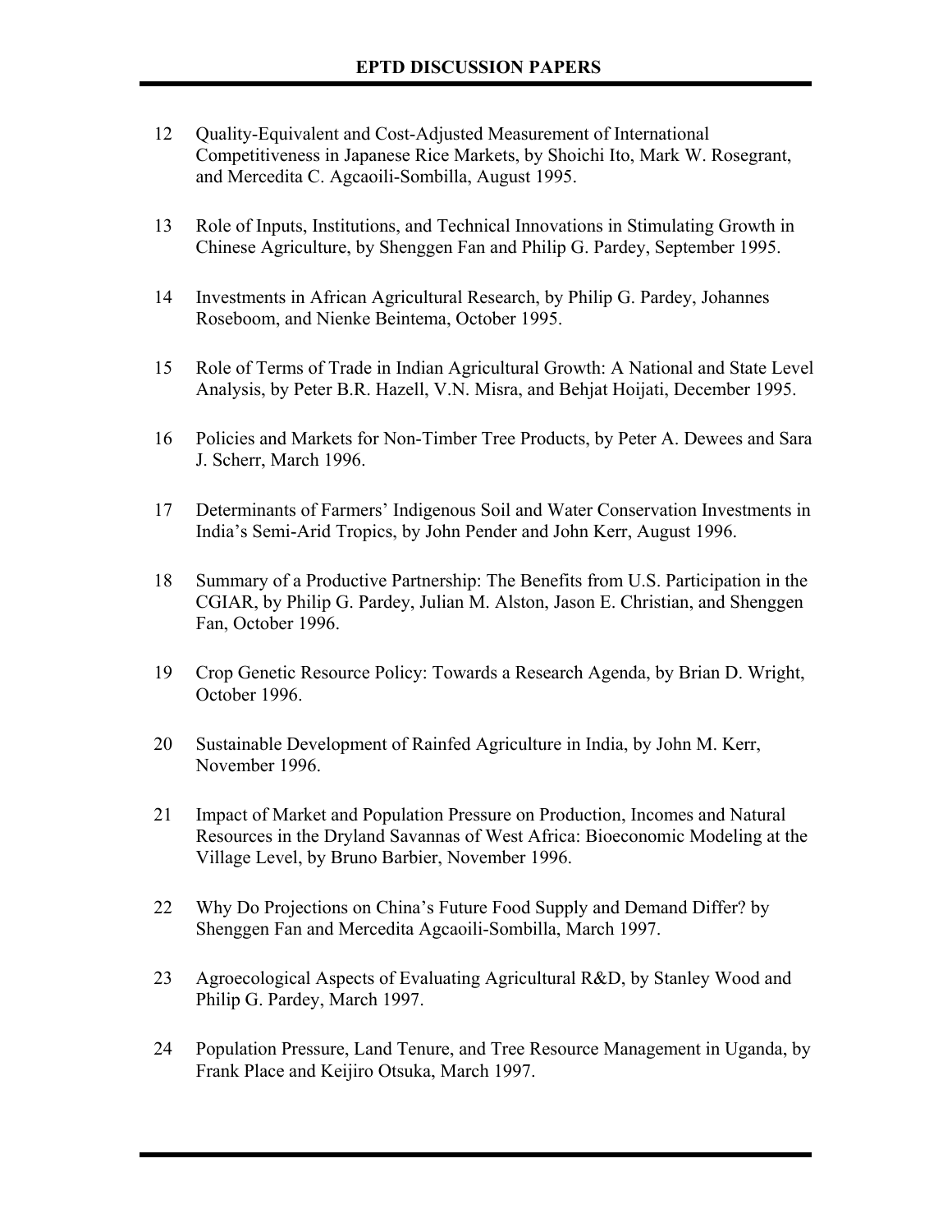# EPTD DISCUSSION PAPERS

12 Quality-Equivalent and Cost-Adjusted Measurement of International Competitiveness in Japanese Rice Markets, by Shoichi Ito, Mark W. Rosegrant, and Mercedita C. Agcaoili-Sombilla, August 1995.

13 Role of Inputs, Institutions, and Technical Innovations in Stimulating Growth in Chinese Agriculture, by Shenggen Fan and Philip G. Pardey, September 1995.

14 Investments in African Agricultural Research, by Philip G. Pardey, Johannes Roseboom, and Nienke Beintema, October 1995.

15 Role of Terms of Trade in Indian Agricultural Growth: A National and State Level Analysis, by Peter B.R. Hazell, V.N. Misra, and Behjat Hoijati, December 1995.

16 Policies and Markets for Non-Timber Tree Products, by Peter A. Dewees and Sara J. Scherr, March 1996.

17 Determinants of Farmers' Indigenous Soil and Water Conservation Investments in India's Semi-Arid Tropics, by John Pender and John Kerr, August 1996.

18 Summary of a Productive Partnership: The Benefits from U.S. Participation in the CGIAR, by Philip G. Pardey, Julian M. Alston, Jason E. Christian, and Shenggen Fan, October 1996.

19 Crop Genetic Resource Policy: Towards a Research Agenda, by Brian D. Wright, October 1996.

20 Sustainable Development of Rainfed Agriculture in India, by John M. Kerr, November 1996.

21 Impact of Market and Population Pressure on Production, Incomes and Natural Resources in the Dryland Savannas of West Africa: Bioeconomic Modeling at the Village Level, by Bruno Barbier, November 1996.

22 Why Do Projections on China's Future Food Supply and Demand Differ? by Shenggen Fan and Mercedita Agcaoili-Sombilla, March 1997.

23 Agroecological Aspects of Evaluating Agricultural R&D, by Stanley Wood and Philip G. Pardey, March 1997.

24 Population Pressure, Land Tenure, and Tree Resource Management in Uganda, by Frank Place and Keijiro Otsuka, March 1997.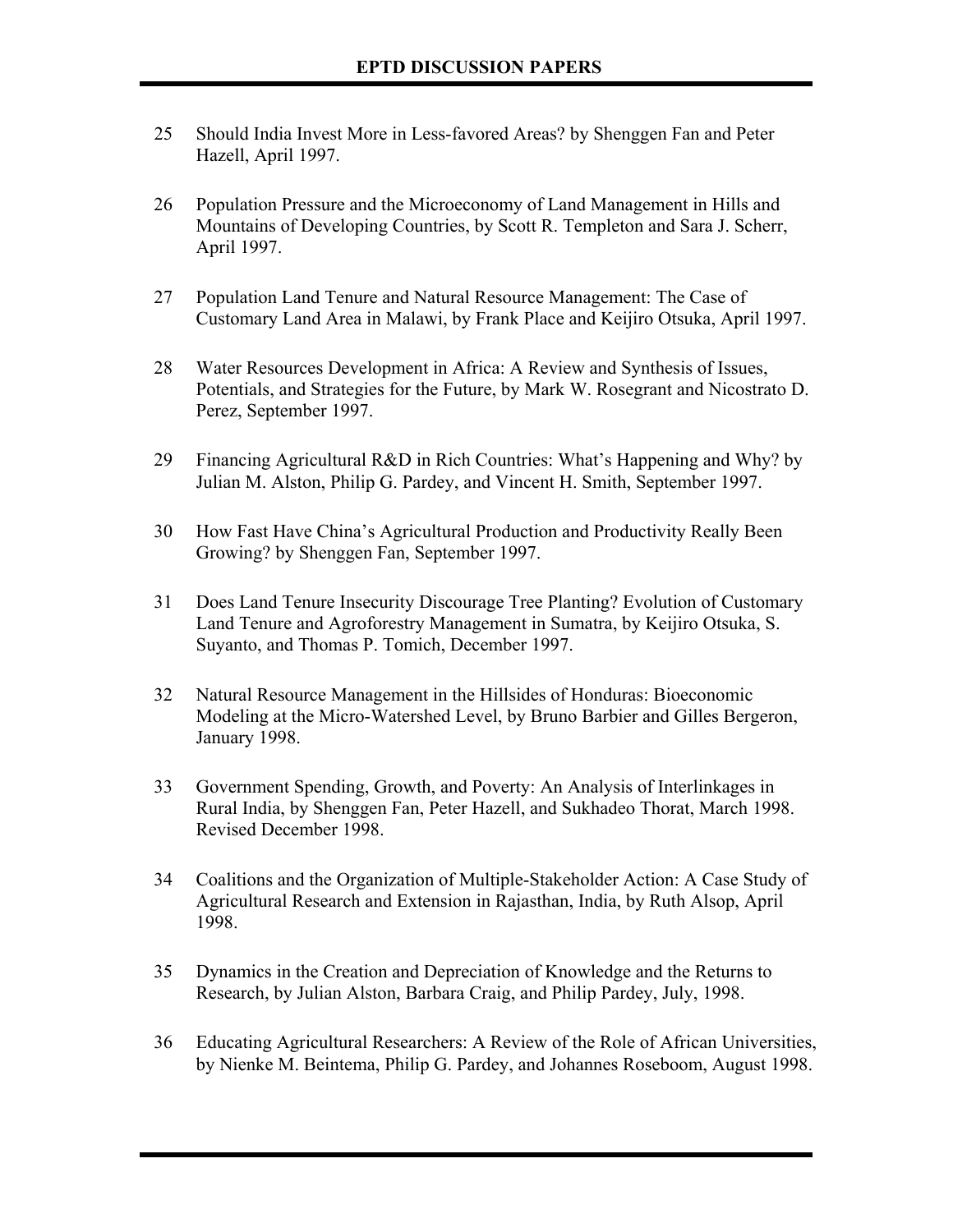## EPTD DISCUSSION PAPERS

25 Should India Invest More in Less-favored Areas? by Shenggen Fan and Peter Hazell, April 1997.

26 Population Pressure and the Microeconomy of Land Management in Hills and Mountains of Developing Countries, by Scott R. Templeton and Sara J. Scherr, April 1997.

27 Population Land Tenure and Natural Resource Management: The Case of Customary Land Area in Malawi, by Frank Place and Keijiro Otsuka, April 1997.

28 Water Resources Development in Africa: A Review and Synthesis of Issues, Potentials, and Strategies for the Future, by Mark W. Rosegrant and Nicostrato D. Perez, September 1997.

29 Financing Agricultural R&D in Rich Countries: What's Happening and Why? by Julian M. Alston, Philip G. Pardey, and Vincent H. Smith, September 1997.

30 How Fast Have China's Agricultural Production and Productivity Really Been Growing? by Shenggen Fan, September 1997.

31 Does Land Tenure Insecurity Discourage Tree Planting? Evolution of Customary Land Tenure and Agroforestry Management in Sumatra, by Keijiro Otsuka, S. Suyanto, and Thomas P. Tomich, December 1997.

32 Natural Resource Management in the Hillsides of Honduras: Bioeconomic Modeling at the Micro-Watershed Level, by Bruno Barbier and Gilles Bergeron, January 1998.

33 Government Spending, Growth, and Poverty: An Analysis of Interlinkages in Rural India, by Shenggen Fan, Peter Hazell, and Sukhadeo Thorat, March 1998. Revised December 1998.

34 Coalitions and the Organization of Multiple-Stakeholder Action: A Case Study of Agricultural Research and Extension in Rajasthan, India, by Ruth Alsop, April 1998.

35 Dynamics in the Creation and Depreciation of Knowledge and the Returns to Research, by Julian Alston, Barbara Craig, and Philip Pardey, July, 1998.

36 Educating Agricultural Researchers: A Review of the Role of African Universities, by Nienke M. Beintema, Philip G. Pardey, and Johannes Roseboom, August 1998.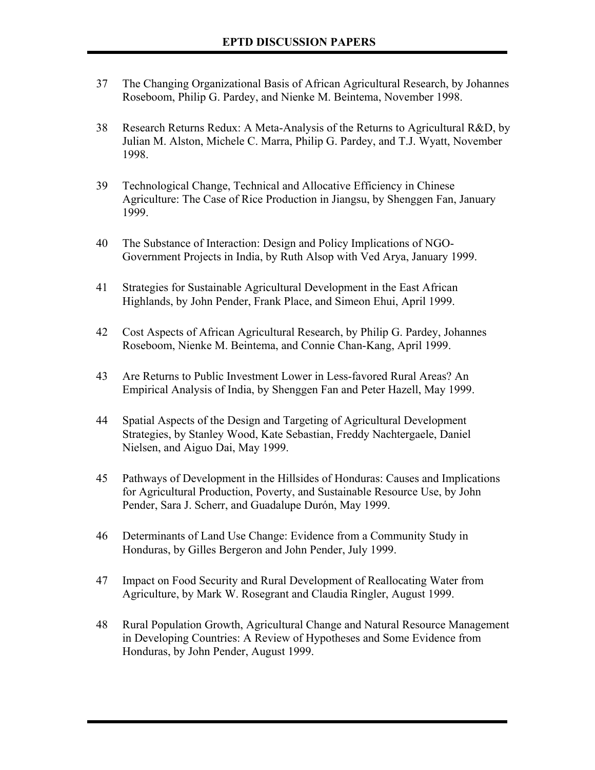## EPTD DISCUSSION PAPERS

37 The Changing Organizational Basis of African Agricultural Research, by Johannes Roseboom, Philip G. Pardey, and Nienke M. Beintema, November 1998.

38 Research Returns Redux: A Meta-Analysis of the Returns to Agricultural R&D, by Julian M. Alston, Michele C. Marra, Philip G. Pardey, and T.J. Wyatt, November 1998.

39 Technological Change, Technical and Allocative Efficiency in Chinese Agriculture: The Case of Rice Production in Jiangsu, by Shenggen Fan, January 1999.

40 The Substance of Interaction: Design and Policy Implications of NGO-Government Projects in India, by Ruth Alsop with Ved Arya, January 1999.

41 Strategies for Sustainable Agricultural Development in the East African Highlands, by John Pender, Frank Place, and Simeon Ehui, April 1999.

42 Cost Aspects of African Agricultural Research, by Philip G. Pardey, Johannes Roseboom, Nienke M. Beintema, and Connie Chan-Kang, April 1999.

43 Are Returns to Public Investment Lower in Less-favored Rural Areas? An Empirical Analysis of India, by Shenggen Fan and Peter Hazell, May 1999.

44 Spatial Aspects of the Design and Targeting of Agricultural Development Strategies, by Stanley Wood, Kate Sebastian, Freddy Nachtergaele, Daniel Nielsen, and Aiguo Dai, May 1999.

45 Pathways of Development in the Hillsides of Honduras: Causes and Implications for Agricultural Production, Poverty, and Sustainable Resource Use, by John Pender, Sara J. Scherr, and Guadalupe Durón, May 1999.

46 Determinants of Land Use Change: Evidence from a Community Study in Honduras, by Gilles Bergeron and John Pender, July 1999.

47 Impact on Food Security and Rural Development of Reallocating Water from Agriculture, by Mark W. Rosegrant and Claudia Ringler, August 1999.

48 Rural Population Growth, Agricultural Change and Natural Resource Management in Developing Countries: A Review of Hypotheses and Some Evidence from Honduras, by John Pender, August 1999.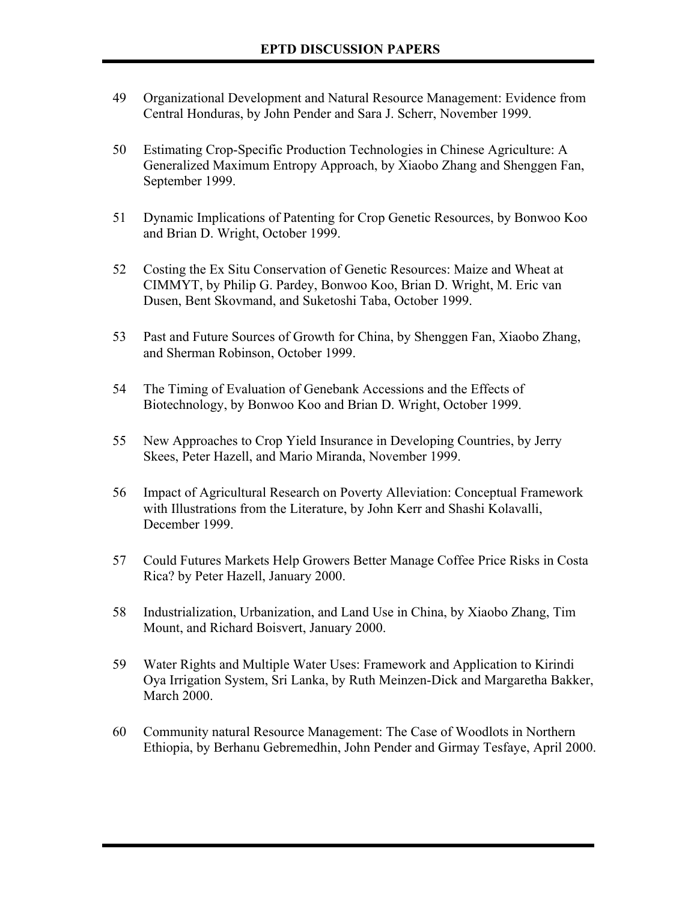# EPTD DISCUSSION PAPERS

49 Organizational Development and Natural Resource Management: Evidence from Central Honduras, by John Pender and Sara J. Scherr, November 1999.

50 Estimating Crop-Specific Production Technologies in Chinese Agriculture: A Generalized Maximum Entropy Approach, by Xiaobo Zhang and Shenggen Fan, September 1999.

51 Dynamic Implications of Patenting for Crop Genetic Resources, by Bonwoo Koo and Brian D. Wright, October 1999.

52 Costing the Ex Situ Conservation of Genetic Resources: Maize and Wheat at CIMMYT, by Philip G. Pardey, Bonwoo Koo, Brian D. Wright, M. Eric van Dusen, Bent Skovmand, and Suketoshi Taba, October 1999.

53 Past and Future Sources of Growth for China, by Shenggen Fan, Xiaobo Zhang, and Sherman Robinson, October 1999.

54 The Timing of Evaluation of Genebank Accessions and the Effects of Biotechnology, by Bonwoo Koo and Brian D. Wright, October 1999.

55 New Approaches to Crop Yield Insurance in Developing Countries, by Jerry Skees, Peter Hazell, and Mario Miranda, November 1999.

56 Impact of Agricultural Research on Poverty Alleviation: Conceptual Framework with Illustrations from the Literature, by John Kerr and Shashi Kolavalli, December 1999.

57 Could Futures Markets Help Growers Better Manage Coffee Price Risks in Costa Rica? by Peter Hazell, January 2000.

58 Industrialization, Urbanization, and Land Use in China, by Xiaobo Zhang, Tim Mount, and Richard Boisvert, January 2000.

59 Water Rights and Multiple Water Uses: Framework and Application to Kirindi Oya Irrigation System, Sri Lanka, by Ruth Meinzen-Dick and Margaretha Bakker, March 2000.

60 Community natural Resource Management: The Case of Woodlots in Northern Ethiopia, by Berhanu Gebremedhin, John Pender and Girmay Tesfaye, April 2000.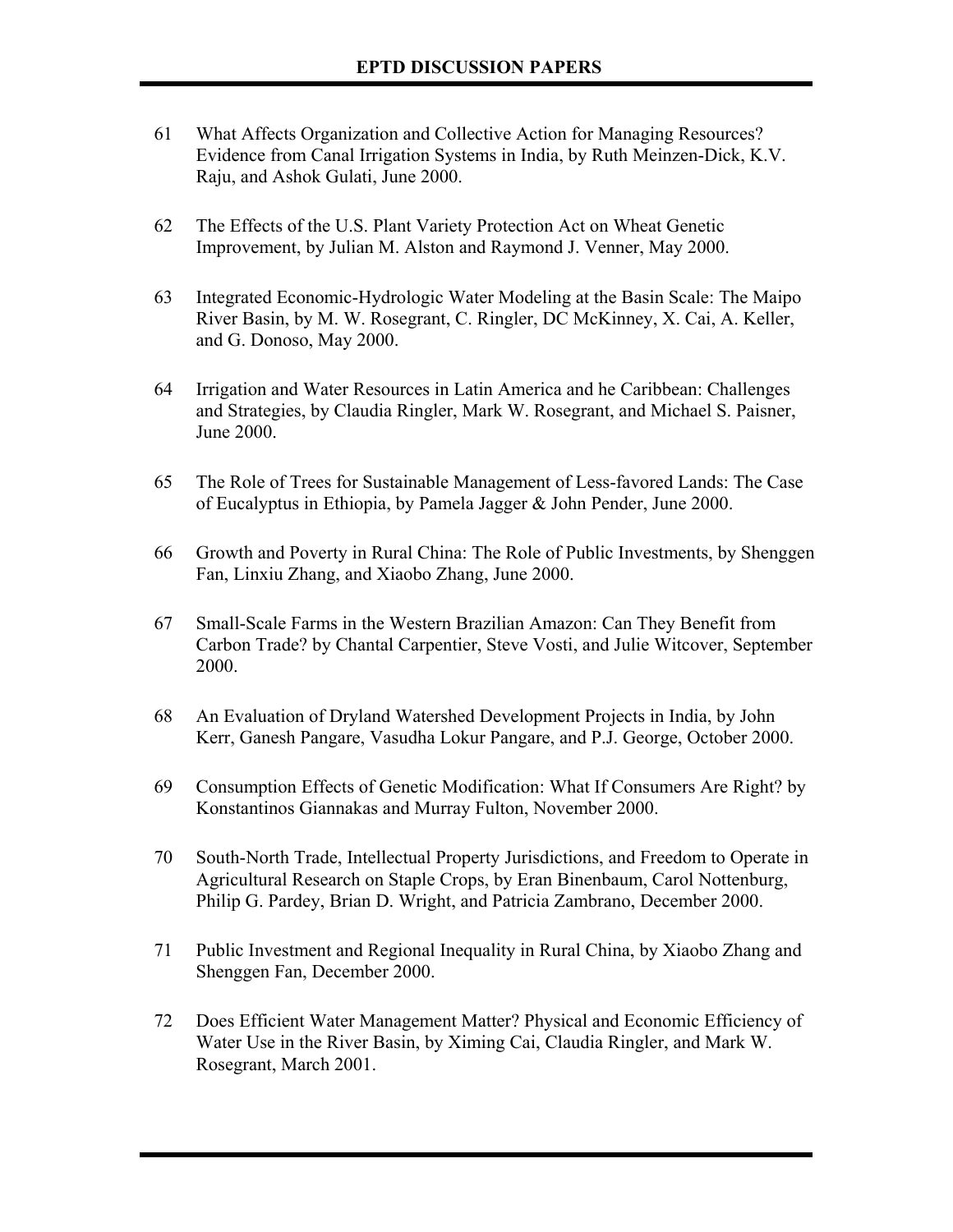# EPTD DISCUSSION PAPERS

61 What Affects Organization and Collective Action for Managing Resources? Evidence from Canal Irrigation Systems in India, by Ruth Meinzen-Dick, K.V. Raju, and Ashok Gulati, June 2000.

62 The Effects of the U.S. Plant Variety Protection Act on Wheat Genetic Improvement, by Julian M. Alston and Raymond J. Venner, May 2000.

63 Integrated Economic-Hydrologic Water Modeling at the Basin Scale: The Maipo River Basin, by M. W. Rosegrant, C. Ringler, DC McKinney, X. Cai, A. Keller, and G. Donoso, May 2000.

64 Irrigation and Water Resources in Latin America and he Caribbean: Challenges and Strategies, by Claudia Ringler, Mark W. Rosegrant, and Michael S. Paisner, June 2000.

65 The Role of Trees for Sustainable Management of Less-favored Lands: The Case of Eucalyptus in Ethiopia, by Pamela Jagger & John Pender, June 2000.

66 Growth and Poverty in Rural China: The Role of Public Investments, by Shenggen Fan, Linxiu Zhang, and Xiaobo Zhang, June 2000.

67 Small-Scale Farms in the Western Brazilian Amazon: Can They Benefit from Carbon Trade? by Chantal Carpentier, Steve Vosti, and Julie Witcover, September 2000.

68 An Evaluation of Dryland Watershed Development Projects in India, by John Kerr, Ganesh Pangare, Vasudha Lokur Pangare, and P.J. George, October 2000.

69 Consumption Effects of Genetic Modification: What If Consumers Are Right? by Konstantinos Giannakas and Murray Fulton, November 2000.

70 South-North Trade, Intellectual Property Jurisdictions, and Freedom to Operate in Agricultural Research on Staple Crops, by Eran Binenbaum, Carol Nottenburg, Philip G. Pardey, Brian D. Wright, and Patricia Zambrano, December 2000.

71 Public Investment and Regional Inequality in Rural China, by Xiaobo Zhang and Shenggen Fan, December 2000.

72 Does Efficient Water Management Matter? Physical and Economic Efficiency of Water Use in the River Basin, by Ximing Cai, Claudia Ringler, and Mark W. Rosegrant, March 2001.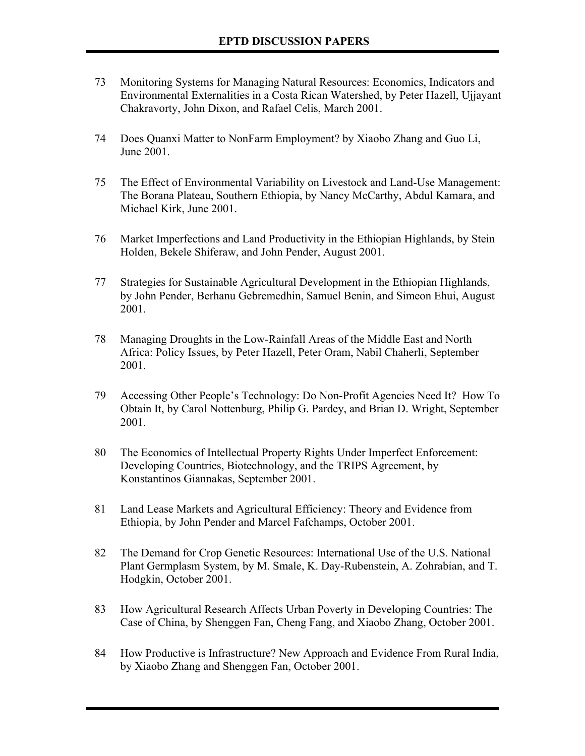# EPTD DISCUSSION PAPERS

73 Monitoring Systems for Managing Natural Resources: Economics, Indicators and Environmental Externalities in a Costa Rican Watershed, by Peter Hazell, Ujjayant Chakravorty, John Dixon, and Rafael Celis, March 2001.

74 Does Quanxi Matter to NonFarm Employment? by Xiaobo Zhang and Guo Li, June 2001.

75 The Effect of Environmental Variability on Livestock and Land-Use Management: The Borana Plateau, Southern Ethiopia, by Nancy McCarthy, Abdul Kamara, and Michael Kirk, June 2001.

76 Market Imperfections and Land Productivity in the Ethiopian Highlands, by Stein Holden, Bekele Shiferaw, and John Pender, August 2001.

77 Strategies for Sustainable Agricultural Development in the Ethiopian Highlands, by John Pender, Berhanu Gebremedhin, Samuel Benin, and Simeon Ehui, August 2001.

78 Managing Droughts in the Low-Rainfall Areas of the Middle East and North Africa: Policy Issues, by Peter Hazell, Peter Oram, Nabil Chaherli, September 2001.

79 Accessing Other People's Technology: Do Non-Profit Agencies Need It? How To Obtain It, by Carol Nottenburg, Philip G. Pardey, and Brian D. Wright, September 2001.

80 The Economics of Intellectual Property Rights Under Imperfect Enforcement: Developing Countries, Biotechnology, and the TRIPS Agreement, by Konstantinos Giannakas, September 2001.

81 Land Lease Markets and Agricultural Efficiency: Theory and Evidence from Ethiopia, by John Pender and Marcel Fafchamps, October 2001.

82 The Demand for Crop Genetic Resources: International Use of the U.S. National Plant Germplasm System, by M. Smale, K. Day-Rubenstein, A. Zohrabian, and T. Hodgkin, October 2001.

83 How Agricultural Research Affects Urban Poverty in Developing Countries: The Case of China, by Shenggen Fan, Cheng Fang, and Xiaobo Zhang, October 2001.

84 How Productive is Infrastructure? New Approach and Evidence From Rural India, by Xiaobo Zhang and Shenggen Fan, October 2001.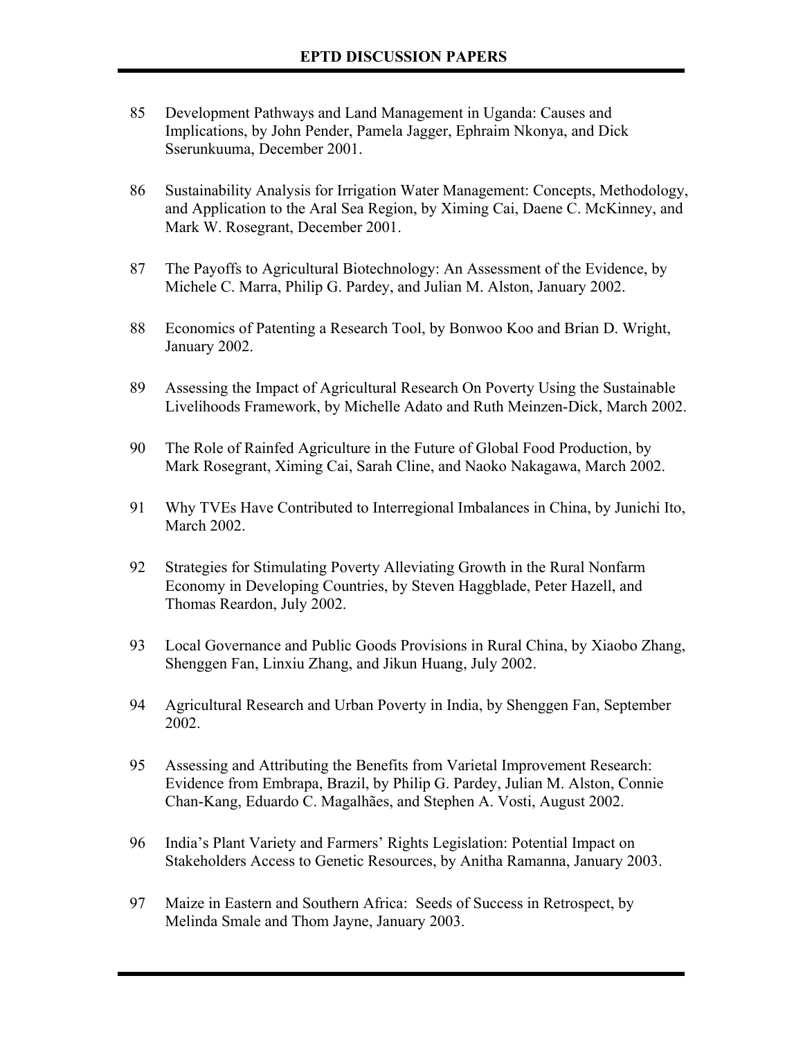# EPTD DISCUSSION PAPERS

85 Development Pathways and Land Management in Uganda: Causes and Implications, by John Pender, Pamela Jagger, Ephraim Nkonya, and Dick Sserunkuuma, December 2001.

86 Sustainability Analysis for Irrigation Water Management: Concepts, Methodology, and Application to the Aral Sea Region, by Ximing Cai, Daene C. McKinney, and Mark W. Rosegrant, December 2001.

87 The Payoffs to Agricultural Biotechnology: An Assessment of the Evidence, by Michele C. Marra, Philip G. Pardey, and Julian M. Alston, January 2002.

88 Economics of Patenting a Research Tool, by Bonwoo Koo and Brian D. Wright, January 2002.

89 Assessing the Impact of Agricultural Research On Poverty Using the Sustainable Livelihoods Framework, by Michelle Adato and Ruth Meinzen-Dick, March 2002.

90 The Role of Rainfed Agriculture in the Future of Global Food Production, by Mark Rosegrant, Ximing Cai, Sarah Cline, and Naoko Nakagawa, March 2002.

91 Why TVEs Have Contributed to Interregional Imbalances in China, by Junichi Ito, March 2002.

92 Strategies for Stimulating Poverty Alleviating Growth in the Rural Nonfarm Economy in Developing Countries, by Steven Haggblade, Peter Hazell, and Thomas Reardon, July 2002.

93 Local Governance and Public Goods Provisions in Rural China, by Xiaobo Zhang, Shenggen Fan, Linxiu Zhang, and Jikun Huang, July 2002.

94 Agricultural Research and Urban Poverty in India, by Shenggen Fan, September 2002.

95 Assessing and Attributing the Benefits from Varietal Improvement Research: Evidence from Embrapa, Brazil, by Philip G. Pardey, Julian M. Alston, Connie Chan-Kang, Eduardo C. Magalhães, and Stephen A. Vosti, August 2002.

96 India's Plant Variety and Farmers' Rights Legislation: Potential Impact on Stakeholders Access to Genetic Resources, by Anitha Ramanna, January 2003.

97 Maize in Eastern and Southern Africa: Seeds of Success in Retrospect, by Melinda Smale and Thom Jayne, January 2003.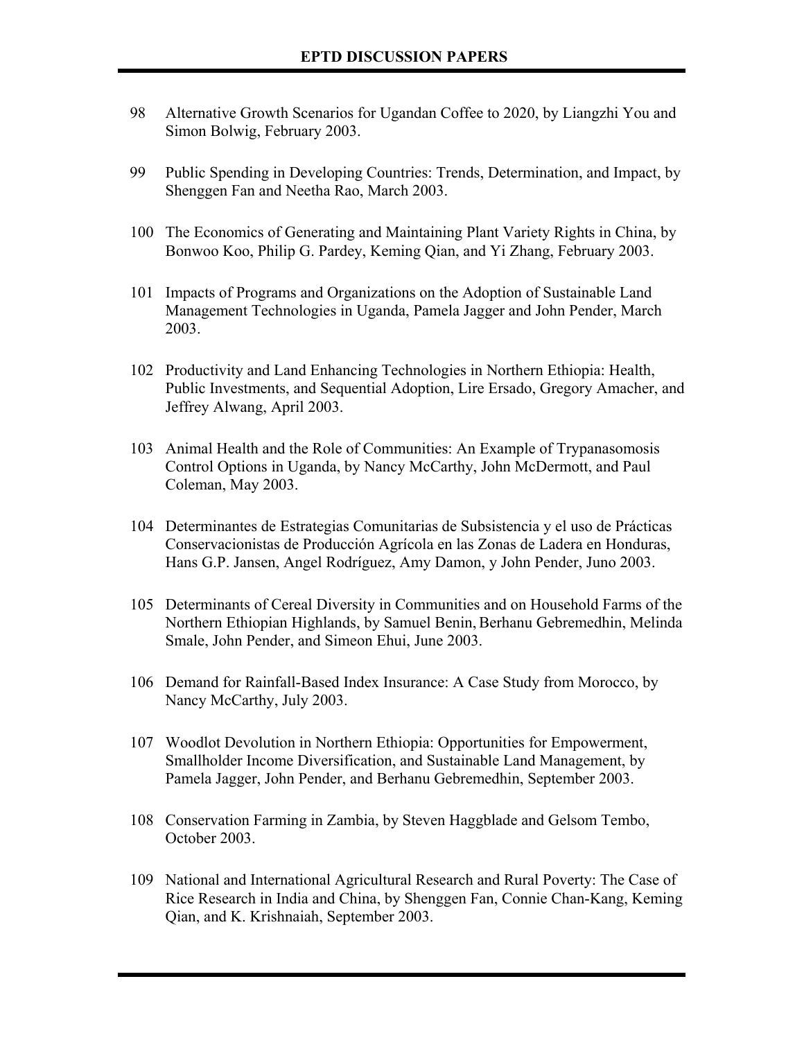# EPTD DISCUSSION PAPERS

98 Alternative Growth Scenarios for Ugandan Coffee to 2020, by Liangzhi You and Simon Bolwig, February 2003.

99 Public Spending in Developing Countries: Trends, Determination, and Impact, by Shenggen Fan and Neetha Rao, March 2003.

100 The Economics of Generating and Maintaining Plant Variety Rights in China, by Bonwoo Koo, Philip G. Pardey, Keming Qian, and Yi Zhang, February 2003.

101 Impacts of Programs and Organizations on the Adoption of Sustainable Land Management Technologies in Uganda, Pamela Jagger and John Pender, March 2003.

102 Productivity and Land Enhancing Technologies in Northern Ethiopia: Health, Public Investments, and Sequential Adoption, Lire Ersado, Gregory Amacher, and Jeffrey Alwang, April 2003.

103 Animal Health and the Role of Communities: An Example of Trypanasomosis Control Options in Uganda, by Nancy McCarthy, John McDermott, and Paul Coleman, May 2003.

104 Determinantes de Estrategias Comunitarias de Subsistencia y el uso de Prácticas Conservacionistas de Producción Agrícola en las Zonas de Ladera en Honduras, Hans G.P. Jansen, Angel Rodríguez, Amy Damon, y John Pender, Juno 2003.

105 Determinants of Cereal Diversity in Communities and on Household Farms of the Northern Ethiopian Highlands, by Samuel Benin, Berhanu Gebremedhin, Melinda Smale, John Pender, and Simeon Ehui, June 2003.

106 Demand for Rainfall-Based Index Insurance: A Case Study from Morocco, by Nancy McCarthy, July 2003.

107 Woodlot Devolution in Northern Ethiopia: Opportunities for Empowerment, Smallholder Income Diversification, and Sustainable Land Management, by Pamela Jagger, John Pender, and Berhanu Gebremedhin, September 2003.

108 Conservation Farming in Zambia, by Steven Haggblade and Gelsom Tembo, October 2003.

109 National and International Agricultural Research and Rural Poverty: The Case of Rice Research in India and China, by Shenggen Fan, Connie Chan-Kang, Keming Qian, and K. Krishnaiah, September 2003.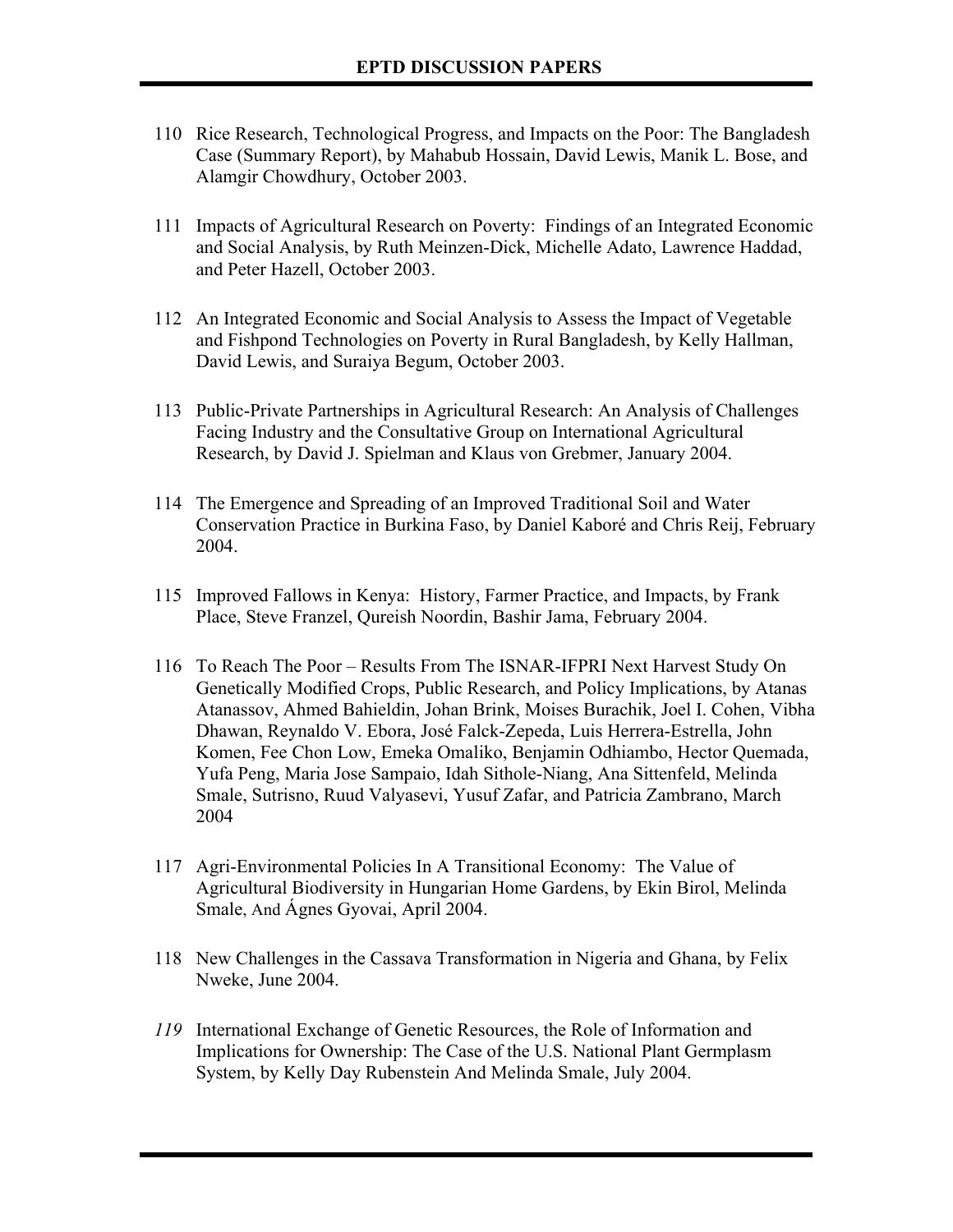## EPTD DISCUSSION PAPERS

110 Rice Research, Technological Progress, and Impacts on the Poor: The Bangladesh Case (Summary Report), by Mahabub Hossain, David Lewis, Manik L. Bose, and Alamgir Chowdhury, October 2003.

111 Impacts of Agricultural Research on Poverty: Findings of an Integrated Economic and Social Analysis, by Ruth Meinzen-Dick, Michelle Adato, Lawrence Haddad, and Peter Hazell, October 2003.

112 An Integrated Economic and Social Analysis to Assess the Impact of Vegetable and Fishpond Technologies on Poverty in Rural Bangladesh, by Kelly Hallman, David Lewis, and Suraiya Begum, October 2003.

113 Public-Private Partnerships in Agricultural Research: An Analysis of Challenges Facing Industry and the Consultative Group on International Agricultural Research, by David J. Spielman and Klaus von Grebmer, January 2004.

114 The Emergence and Spreading of an Improved Traditional Soil and Water Conservation Practice in Burkina Faso, by Daniel Kaboré and Chris Reij, February 2004.

115 Improved Fallows in Kenya: History, Farmer Practice, and Impacts, by Frank Place, Steve Franzel, Qureish Noordin, Bashir Jama, February 2004.

116 To Reach The Poor – Results From The ISNAR-IFPRI Next Harvest Study On Genetically Modified Crops, Public Research, and Policy Implications, by Atanas Atanassov, Ahmed Bahieldin, Johan Brink, Moises Burachik, Joel I. Cohen, Vibha Dhawan, Reynaldo V. Ebora, José Falck-Zepeda, Luis Herrera-Estrella, John Komen, Fee Chon Low, Emeka Omaliko, Benjamin Odhiambo, Hector Quemada, Yufa Peng, Maria Jose Sampaio, Idah Sithole-Niang, Ana Sittenfeld, Melinda Smale, Sutrisno, Ruud Valyasevi, Yusuf Zafar, and Patricia Zambrano, March 2004

117 Agri-Environmental Policies In A Transitional Economy: The Value of Agricultural Biodiversity in Hungarian Home Gardens, by Ekin Birol, Melinda Smale, And Ágnes Gyovai, April 2004.

118 New Challenges in the Cassava Transformation in Nigeria and Ghana, by Felix Nweke, June 2004.

*119* International Exchange of Genetic Resources, the Role of Information and Implications for Ownership: The Case of the U.S. National Plant Germplasm System, by Kelly Day Rubenstein And Melinda Smale, July 2004.